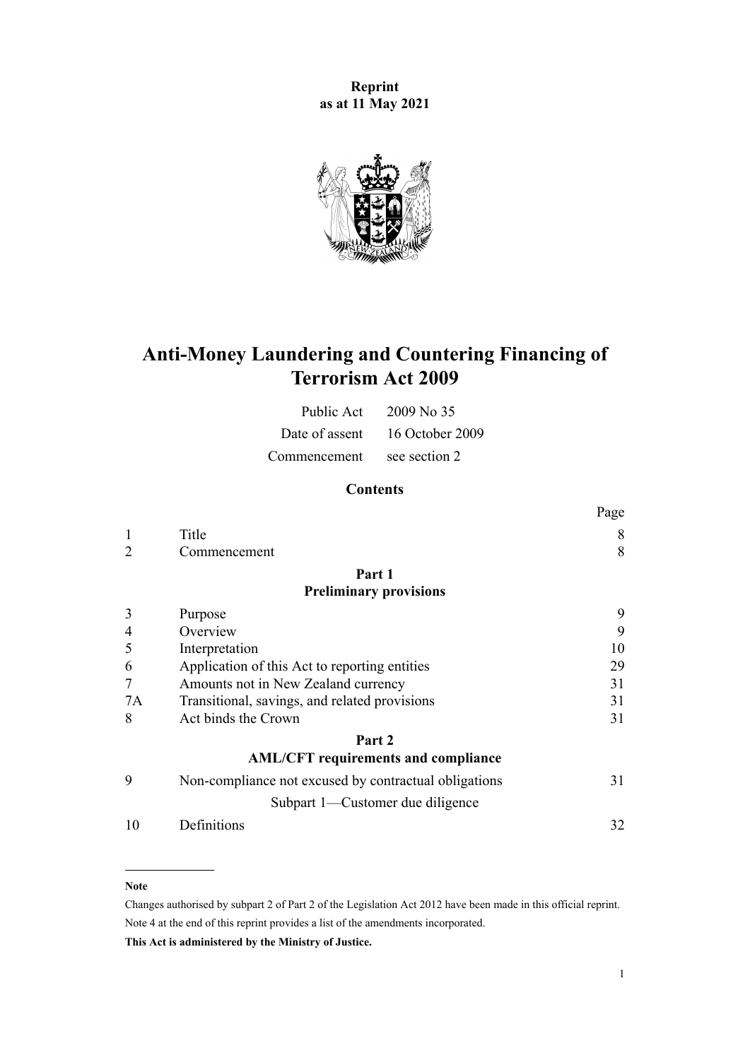**Reprint**
**as at 11 May 2021**

# Anti-Money Laundering and Countering Financing of Terrorism Act 2009

| | |
|---|---|
| Public Act | 2009 No 35 |
| Date of assent | 16 October 2009 |
| Commencement | see section 2 |

## Contents

| | | Page |
|---|---|---|
| 1 | Title | 8 |
| 2 | Commencement | 8 |
| | **Part 1** **Preliminary provisions** | |
| 3 | Purpose | 9 |
| 4 | Overview | 9 |
| 5 | Interpretation | 10 |
| 6 | Application of this Act to reporting entities | 29 |
| 7 | Amounts not in New Zealand currency | 31 |
| 7A | Transitional, savings, and related provisions | 31 |
| 8 | Act binds the Crown | 31 |
| | **Part 2** **AML/CFT requirements and compliance** | |
| 9 | Non-compliance not excused by contractual obligations | 31 |
| | Subpart 1—Customer due diligence | |
| 10 | Definitions | 32 |

**Note**

Changes authorised by subpart 2 of Part 2 of the Legislation Act 2012 have been made in this official reprint.
Note 4 at the end of this reprint provides a list of the amendments incorporated.

**This Act is administered by the Ministry of Justice.**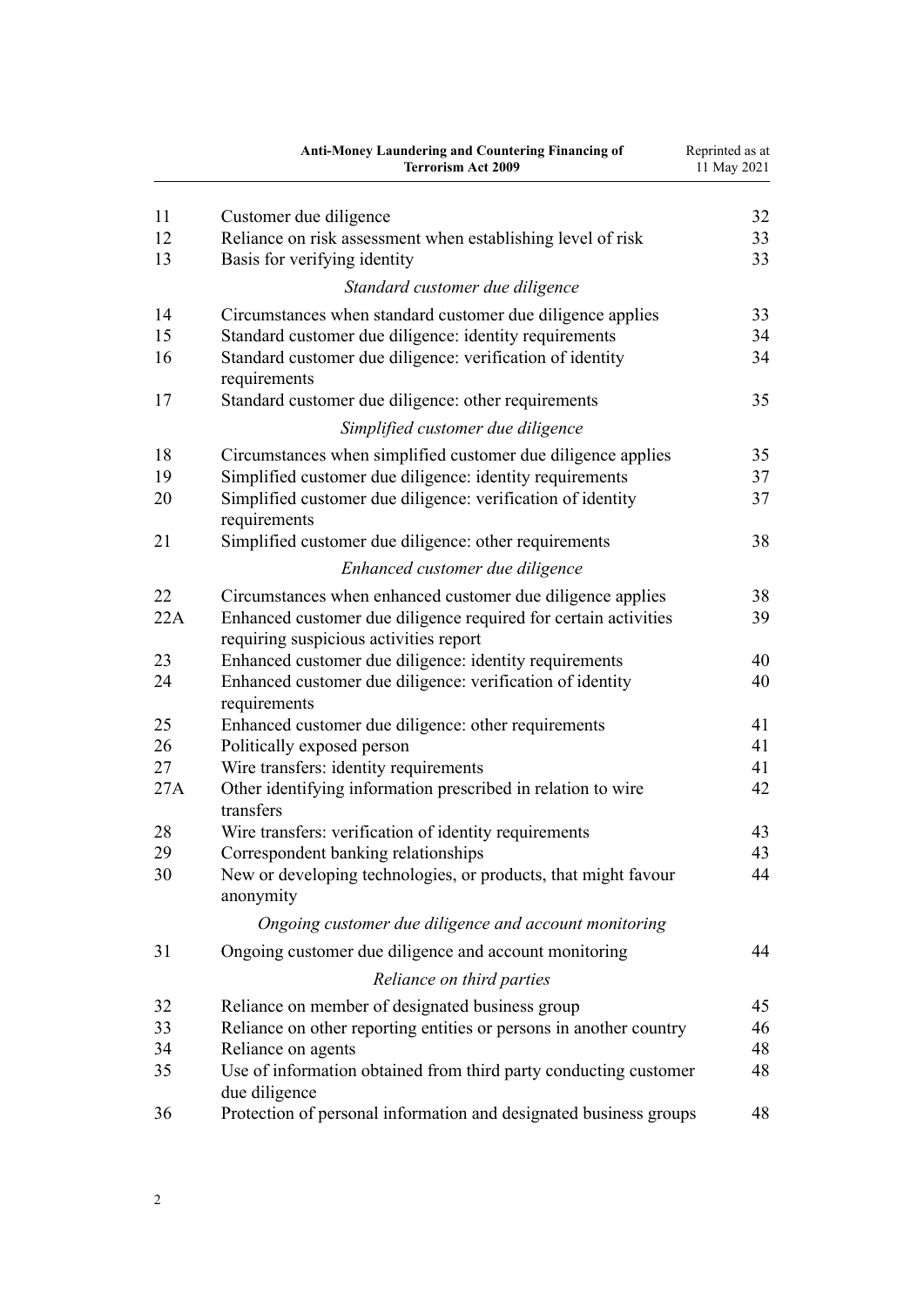| | | |
|---|---|---|
| 11 | Customer due diligence | 32 |
| 12 | Reliance on risk assessment when establishing level of risk | 33 |
| 13 | Basis for verifying identity | 33 |
| | *Standard customer due diligence* | |
| 14 | Circumstances when standard customer due diligence applies | 33 |
| 15 | Standard customer due diligence: identity requirements | 34 |
| 16 | Standard customer due diligence: verification of identity requirements | 34 |
| 17 | Standard customer due diligence: other requirements | 35 |
| | *Simplified customer due diligence* | |
| 18 | Circumstances when simplified customer due diligence applies | 35 |
| 19 | Simplified customer due diligence: identity requirements | 37 |
| 20 | Simplified customer due diligence: verification of identity requirements | 37 |
| 21 | Simplified customer due diligence: other requirements | 38 |
| | *Enhanced customer due diligence* | |
| 22 | Circumstances when enhanced customer due diligence applies | 38 |
| 22A | Enhanced customer due diligence required for certain activities requiring suspicious activities report | 39 |
| 23 | Enhanced customer due diligence: identity requirements | 40 |
| 24 | Enhanced customer due diligence: verification of identity requirements | 40 |
| 25 | Enhanced customer due diligence: other requirements | 41 |
| 26 | Politically exposed person | 41 |
| 27 | Wire transfers: identity requirements | 41 |
| 27A | Other identifying information prescribed in relation to wire transfers | 42 |
| 28 | Wire transfers: verification of identity requirements | 43 |
| 29 | Correspondent banking relationships | 43 |
| 30 | New or developing technologies, or products, that might favour anonymity | 44 |
| | *Ongoing customer due diligence and account monitoring* | |
| 31 | Ongoing customer due diligence and account monitoring | 44 |
| | *Reliance on third parties* | |
| 32 | Reliance on member of designated business group | 45 |
| 33 | Reliance on other reporting entities or persons in another country | 46 |
| 34 | Reliance on agents | 48 |
| 35 | Use of information obtained from third party conducting customer due diligence | 48 |
| 36 | Protection of personal information and designated business groups | 48 |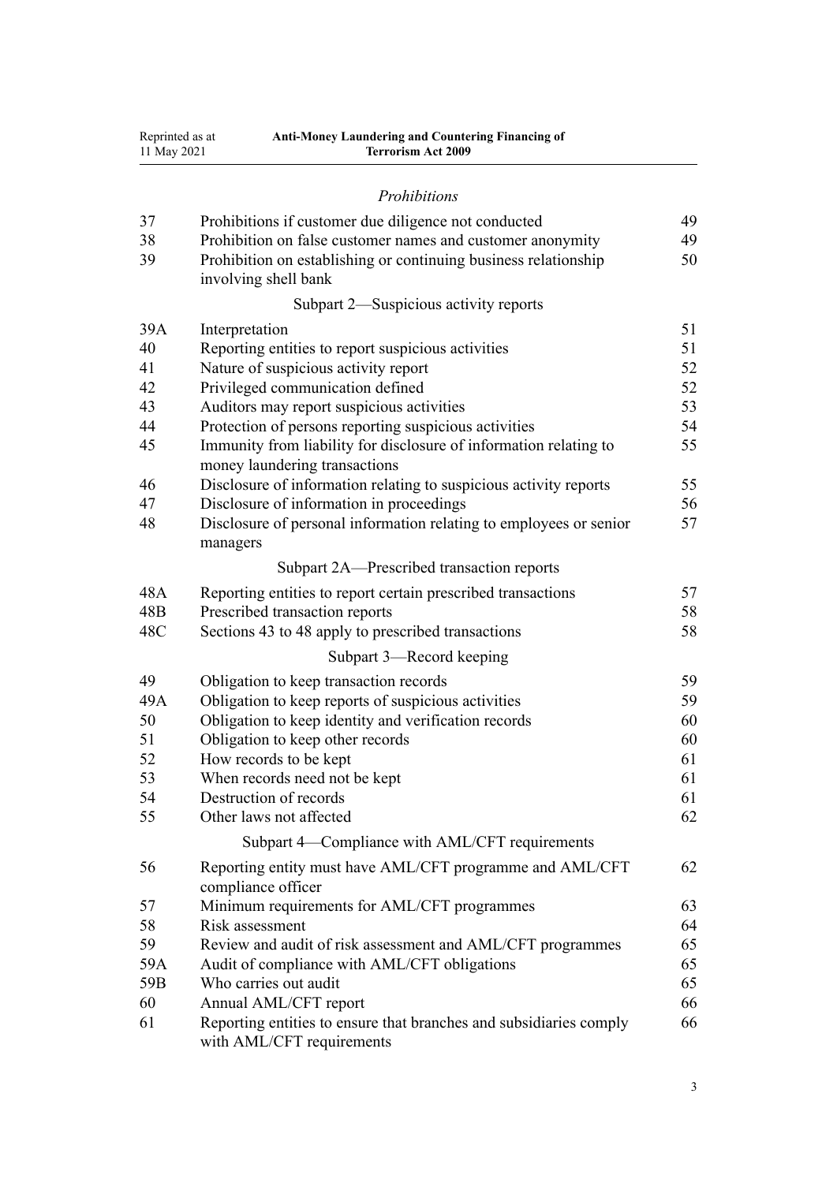*Prohibitions*

| | | |
|---|---|---|
| 37 | Prohibitions if customer due diligence not conducted | 49 |
| 38 | Prohibition on false customer names and customer anonymity | 49 |
| 39 | Prohibition on establishing or continuing business relationship involving shell bank | 50 |

Subpart 2—Suspicious activity reports

| | | |
|---|---|---|
| 39A | Interpretation | 51 |
| 40 | Reporting entities to report suspicious activities | 51 |
| 41 | Nature of suspicious activity report | 52 |
| 42 | Privileged communication defined | 52 |
| 43 | Auditors may report suspicious activities | 53 |
| 44 | Protection of persons reporting suspicious activities | 54 |
| 45 | Immunity from liability for disclosure of information relating to money laundering transactions | 55 |
| 46 | Disclosure of information relating to suspicious activity reports | 55 |
| 47 | Disclosure of information in proceedings | 56 |
| 48 | Disclosure of personal information relating to employees or senior managers | 57 |

Subpart 2A—Prescribed transaction reports

| | | |
|---|---|---|
| 48A | Reporting entities to report certain prescribed transactions | 57 |
| 48B | Prescribed transaction reports | 58 |
| 48C | Sections 43 to 48 apply to prescribed transactions | 58 |

Subpart 3—Record keeping

| | | |
|---|---|---|
| 49 | Obligation to keep transaction records | 59 |
| 49A | Obligation to keep reports of suspicious activities | 59 |
| 50 | Obligation to keep identity and verification records | 60 |
| 51 | Obligation to keep other records | 60 |
| 52 | How records to be kept | 61 |
| 53 | When records need not be kept | 61 |
| 54 | Destruction of records | 61 |
| 55 | Other laws not affected | 62 |

Subpart 4—Compliance with AML/CFT requirements

| | | |
|---|---|---|
| 56 | Reporting entity must have AML/CFT programme and AML/CFT compliance officer | 62 |
| 57 | Minimum requirements for AML/CFT programmes | 63 |
| 58 | Risk assessment | 64 |
| 59 | Review and audit of risk assessment and AML/CFT programmes | 65 |
| 59A | Audit of compliance with AML/CFT obligations | 65 |
| 59B | Who carries out audit | 65 |
| 60 | Annual AML/CFT report | 66 |
| 61 | Reporting entities to ensure that branches and subsidiaries comply with AML/CFT requirements | 66 |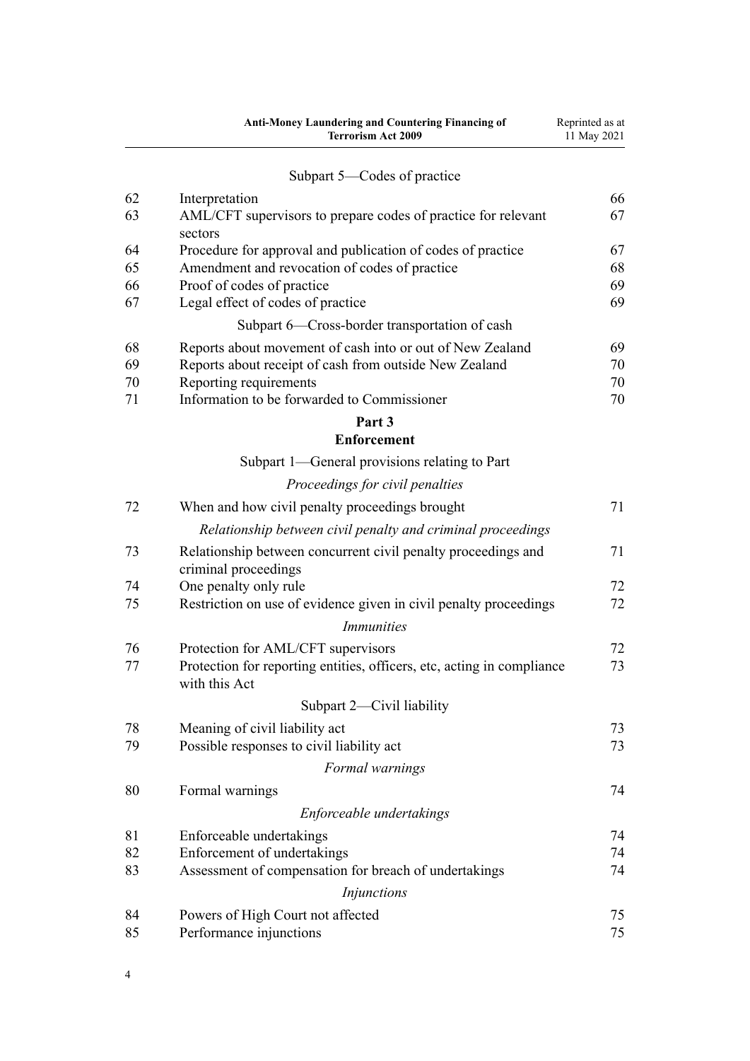Subpart 5—Codes of practice

| | | |
|---|---|---|
| 62 | Interpretation | 66 |
| 63 | AML/CFT supervisors to prepare codes of practice for relevant sectors | 67 |
| 64 | Procedure for approval and publication of codes of practice | 67 |
| 65 | Amendment and revocation of codes of practice | 68 |
| 66 | Proof of codes of practice | 69 |
| 67 | Legal effect of codes of practice | 69 |

Subpart 6—Cross-border transportation of cash

| | | |
|---|---|---|
| 68 | Reports about movement of cash into or out of New Zealand | 69 |
| 69 | Reports about receipt of cash from outside New Zealand | 70 |
| 70 | Reporting requirements | 70 |
| 71 | Information to be forwarded to Commissioner | 70 |

**Part 3**
**Enforcement**

Subpart 1—General provisions relating to Part

*Proceedings for civil penalties*

| | | |
|---|---|---|
| 72 | When and how civil penalty proceedings brought | 71 |

*Relationship between civil penalty and criminal proceedings*

| | | |
|---|---|---|
| 73 | Relationship between concurrent civil penalty proceedings and criminal proceedings | 71 |
| 74 | One penalty only rule | 72 |
| 75 | Restriction on use of evidence given in civil penalty proceedings | 72 |

*Immunities*

| | | |
|---|---|---|
| 76 | Protection for AML/CFT supervisors | 72 |
| 77 | Protection for reporting entities, officers, etc, acting in compliance with this Act | 73 |

Subpart 2—Civil liability

| | | |
|---|---|---|
| 78 | Meaning of civil liability act | 73 |
| 79 | Possible responses to civil liability act | 73 |

*Formal warnings*

| | | |
|---|---|---|
| 80 | Formal warnings | 74 |

*Enforceable undertakings*

| | | |
|---|---|---|
| 81 | Enforceable undertakings | 74 |
| 82 | Enforcement of undertakings | 74 |
| 83 | Assessment of compensation for breach of undertakings | 74 |

*Injunctions*

| | | |
|---|---|---|
| 84 | Powers of High Court not affected | 75 |
| 85 | Performance injunctions | 75 |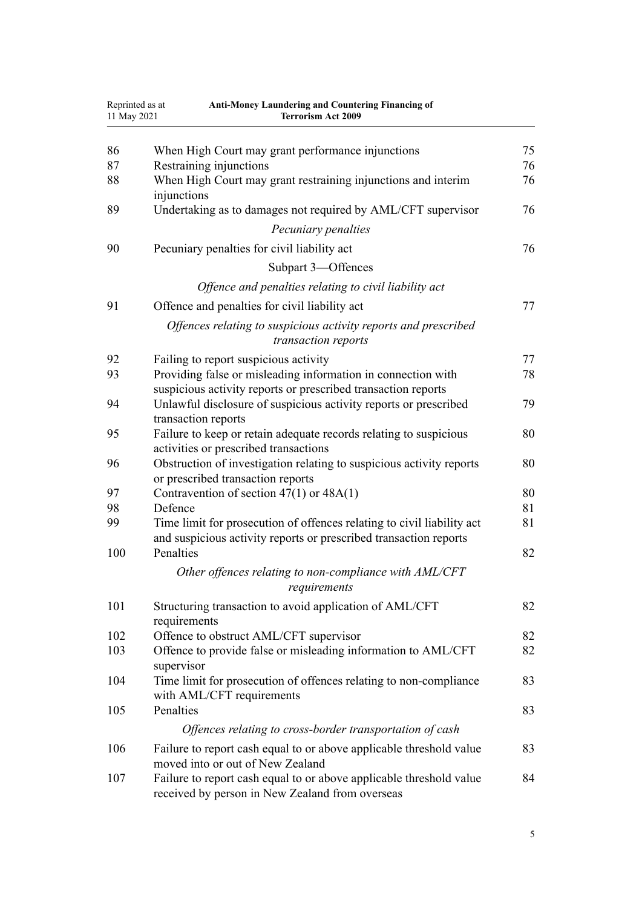| | | |
|---|---|---|
| 86 | When High Court may grant performance injunctions | 75 |
| 87 | Restraining injunctions | 76 |
| 88 | When High Court may grant restraining injunctions and interim injunctions | 76 |
| 89 | Undertaking as to damages not required by AML/CFT supervisor | 76 |
| | *Pecuniary penalties* | |
| 90 | Pecuniary penalties for civil liability act | 76 |
| | Subpart 3—Offences | |
| | *Offence and penalties relating to civil liability act* | |
| 91 | Offence and penalties for civil liability act | 77 |
| | *Offences relating to suspicious activity reports and prescribed transaction reports* | |
| 92 | Failing to report suspicious activity | 77 |
| 93 | Providing false or misleading information in connection with suspicious activity reports or prescribed transaction reports | 78 |
| 94 | Unlawful disclosure of suspicious activity reports or prescribed transaction reports | 79 |
| 95 | Failure to keep or retain adequate records relating to suspicious activities or prescribed transactions | 80 |
| 96 | Obstruction of investigation relating to suspicious activity reports or prescribed transaction reports | 80 |
| 97 | Contravention of section 47(1) or 48A(1) | 80 |
| 98 | Defence | 81 |
| 99 | Time limit for prosecution of offences relating to civil liability act and suspicious activity reports or prescribed transaction reports | 81 |
| 100 | Penalties | 82 |
| | *Other offences relating to non-compliance with AML/CFT requirements* | |
| 101 | Structuring transaction to avoid application of AML/CFT requirements | 82 |
| 102 | Offence to obstruct AML/CFT supervisor | 82 |
| 103 | Offence to provide false or misleading information to AML/CFT supervisor | 82 |
| 104 | Time limit for prosecution of offences relating to non-compliance with AML/CFT requirements | 83 |
| 105 | Penalties | 83 |
| | *Offences relating to cross-border transportation of cash* | |
| 106 | Failure to report cash equal to or above applicable threshold value moved into or out of New Zealand | 83 |
| 107 | Failure to report cash equal to or above applicable threshold value received by person in New Zealand from overseas | 84 |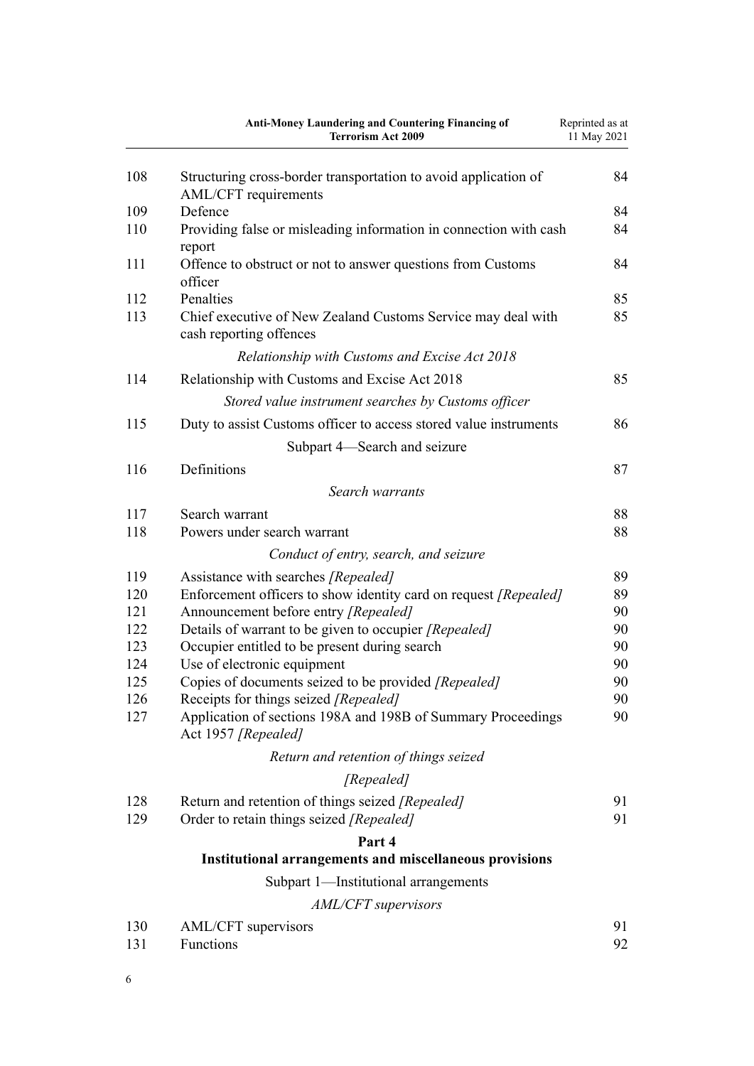| | | |
|---|---|---|
| 108 | Structuring cross-border transportation to avoid application of AML/CFT requirements | 84 |
| 109 | Defence | 84 |
| 110 | Providing false or misleading information in connection with cash report | 84 |
| 111 | Offence to obstruct or not to answer questions from Customs officer | 84 |
| 112 | Penalties | 85 |
| 113 | Chief executive of New Zealand Customs Service may deal with cash reporting offences | 85 |
| | *Relationship with Customs and Excise Act 2018* | |
| 114 | Relationship with Customs and Excise Act 2018 | 85 |
| | *Stored value instrument searches by Customs officer* | |
| 115 | Duty to assist Customs officer to access stored value instruments | 86 |
| | Subpart 4—Search and seizure | |
| 116 | Definitions | 87 |
| | *Search warrants* | |
| 117 | Search warrant | 88 |
| 118 | Powers under search warrant | 88 |
| | *Conduct of entry, search, and seizure* | |
| 119 | Assistance with searches *[Repealed]* | 89 |
| 120 | Enforcement officers to show identity card on request *[Repealed]* | 89 |
| 121 | Announcement before entry *[Repealed]* | 90 |
| 122 | Details of warrant to be given to occupier *[Repealed]* | 90 |
| 123 | Occupier entitled to be present during search | 90 |
| 124 | Use of electronic equipment | 90 |
| 125 | Copies of documents seized to be provided *[Repealed]* | 90 |
| 126 | Receipts for things seized *[Repealed]* | 90 |
| 127 | Application of sections 198A and 198B of Summary Proceedings Act 1957 *[Repealed]* | 90 |
| | *Return and retention of things seized* | |
| | *[Repealed]* | |
| 128 | Return and retention of things seized *[Repealed]* | 91 |
| 129 | Order to retain things seized *[Repealed]* | 91 |
| | **Part 4** | |
| | **Institutional arrangements and miscellaneous provisions** | |
| | Subpart 1—Institutional arrangements | |
| | *AML/CFT supervisors* | |
| 130 | AML/CFT supervisors | 91 |
| 131 | Functions | 92 |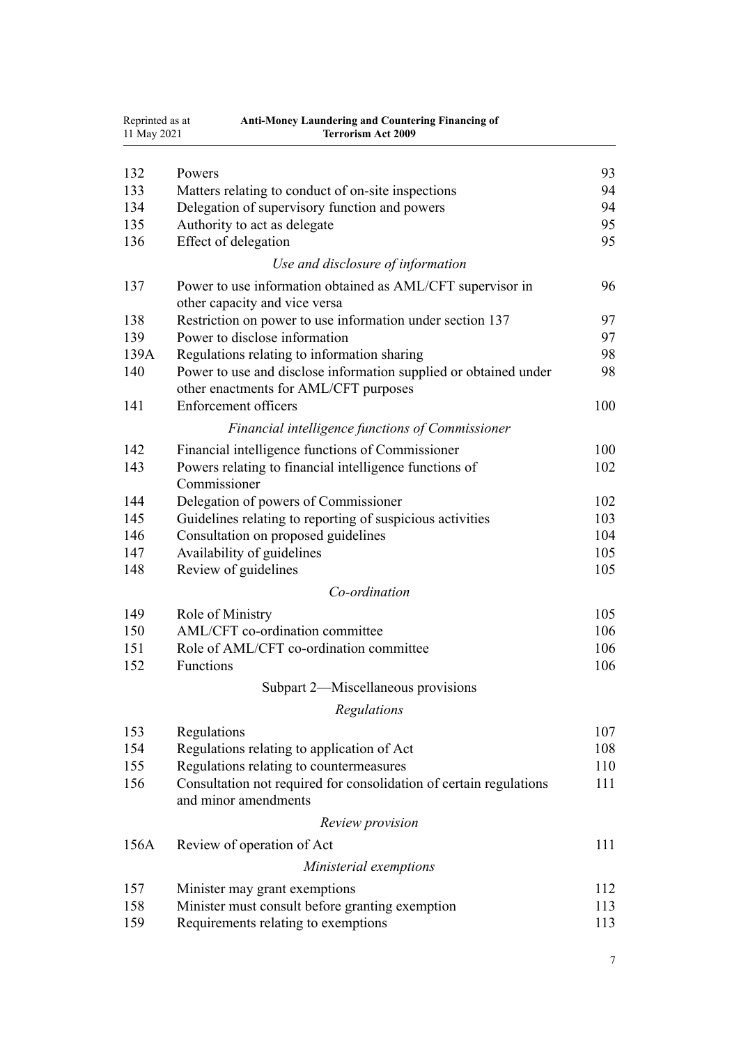| | | |
|---|---|---|
| 132 | Powers | 93 |
| 133 | Matters relating to conduct of on-site inspections | 94 |
| 134 | Delegation of supervisory function and powers | 94 |
| 135 | Authority to act as delegate | 95 |
| 136 | Effect of delegation | 95 |
| | *Use and disclosure of information* | |
| 137 | Power to use information obtained as AML/CFT supervisor in other capacity and vice versa | 96 |
| 138 | Restriction on power to use information under section 137 | 97 |
| 139 | Power to disclose information | 97 |
| 139A | Regulations relating to information sharing | 98 |
| 140 | Power to use and disclose information supplied or obtained under other enactments for AML/CFT purposes | 98 |
| 141 | Enforcement officers | 100 |
| | *Financial intelligence functions of Commissioner* | |
| 142 | Financial intelligence functions of Commissioner | 100 |
| 143 | Powers relating to financial intelligence functions of Commissioner | 102 |
| 144 | Delegation of powers of Commissioner | 102 |
| 145 | Guidelines relating to reporting of suspicious activities | 103 |
| 146 | Consultation on proposed guidelines | 104 |
| 147 | Availability of guidelines | 105 |
| 148 | Review of guidelines | 105 |
| | *Co-ordination* | |
| 149 | Role of Ministry | 105 |
| 150 | AML/CFT co-ordination committee | 106 |
| 151 | Role of AML/CFT co-ordination committee | 106 |
| 152 | Functions | 106 |
| | Subpart 2—Miscellaneous provisions | |
| | *Regulations* | |
| 153 | Regulations | 107 |
| 154 | Regulations relating to application of Act | 108 |
| 155 | Regulations relating to countermeasures | 110 |
| 156 | Consultation not required for consolidation of certain regulations and minor amendments | 111 |
| | *Review provision* | |
| 156A | Review of operation of Act | 111 |
| | *Ministerial exemptions* | |
| 157 | Minister may grant exemptions | 112 |
| 158 | Minister must consult before granting exemption | 113 |
| 159 | Requirements relating to exemptions | 113 |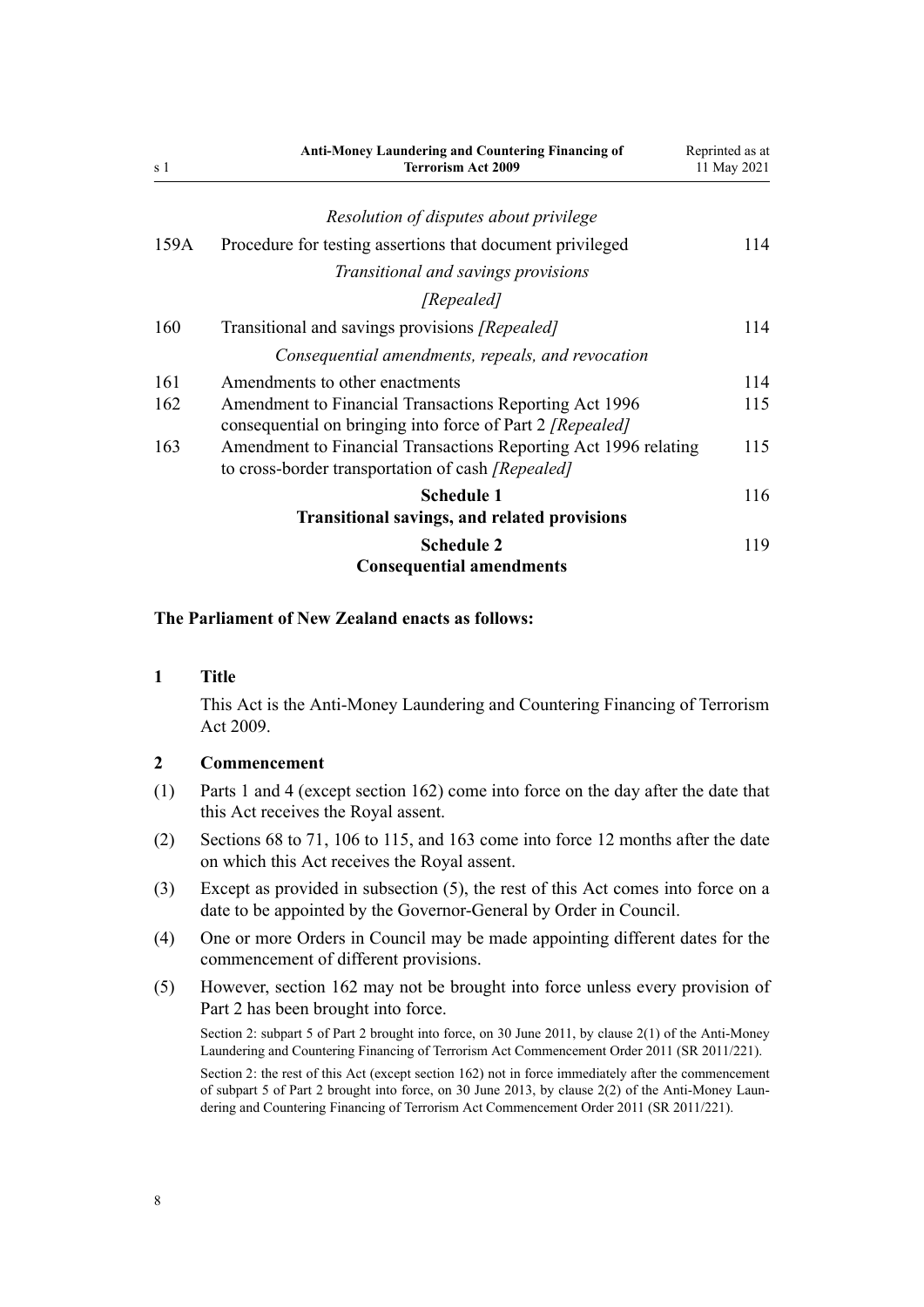*Resolution of disputes about privilege*

| | | |
|---|---|---|
| 159A | Procedure for testing assertions that document privileged | 114 |
| | *Transitional and savings provisions* | |
| | *[Repealed]* | |
| 160 | Transitional and savings provisions *[Repealed]* | 114 |
| | *Consequential amendments, repeals, and revocation* | |
| 161 | Amendments to other enactments | 114 |
| 162 | Amendment to Financial Transactions Reporting Act 1996 consequential on bringing into force of Part 2 *[Repealed]* | 115 |
| 163 | Amendment to Financial Transactions Reporting Act 1996 relating to cross-border transportation of cash *[Repealed]* | 115 |
| | **Schedule 1** **Transitional savings, and related provisions** | 116 |
| | **Schedule 2** **Consequential amendments** | 119 |

**The Parliament of New Zealand enacts as follows:**

### 1 Title

This Act is the Anti-Money Laundering and Countering Financing of Terrorism Act 2009.

### 2 Commencement

(1) Parts 1 and 4 (except section 162) come into force on the day after the date that this Act receives the Royal assent.

(2) Sections 68 to 71, 106 to 115, and 163 come into force 12 months after the date on which this Act receives the Royal assent.

(3) Except as provided in subsection (5), the rest of this Act comes into force on a date to be appointed by the Governor-General by Order in Council.

(4) One or more Orders in Council may be made appointing different dates for the commencement of different provisions.

(5) However, section 162 may not be brought into force unless every provision of Part 2 has been brought into force.

Section 2: subpart 5 of Part 2 brought into force, on 30 June 2011, by clause 2(1) of the Anti-Money Laundering and Countering Financing of Terrorism Act Commencement Order 2011 (SR 2011/221).

Section 2: the rest of this Act (except section 162) not in force immediately after the commencement of subpart 5 of Part 2 brought into force, on 30 June 2013, by clause 2(2) of the Anti-Money Laundering and Countering Financing of Terrorism Act Commencement Order 2011 (SR 2011/221).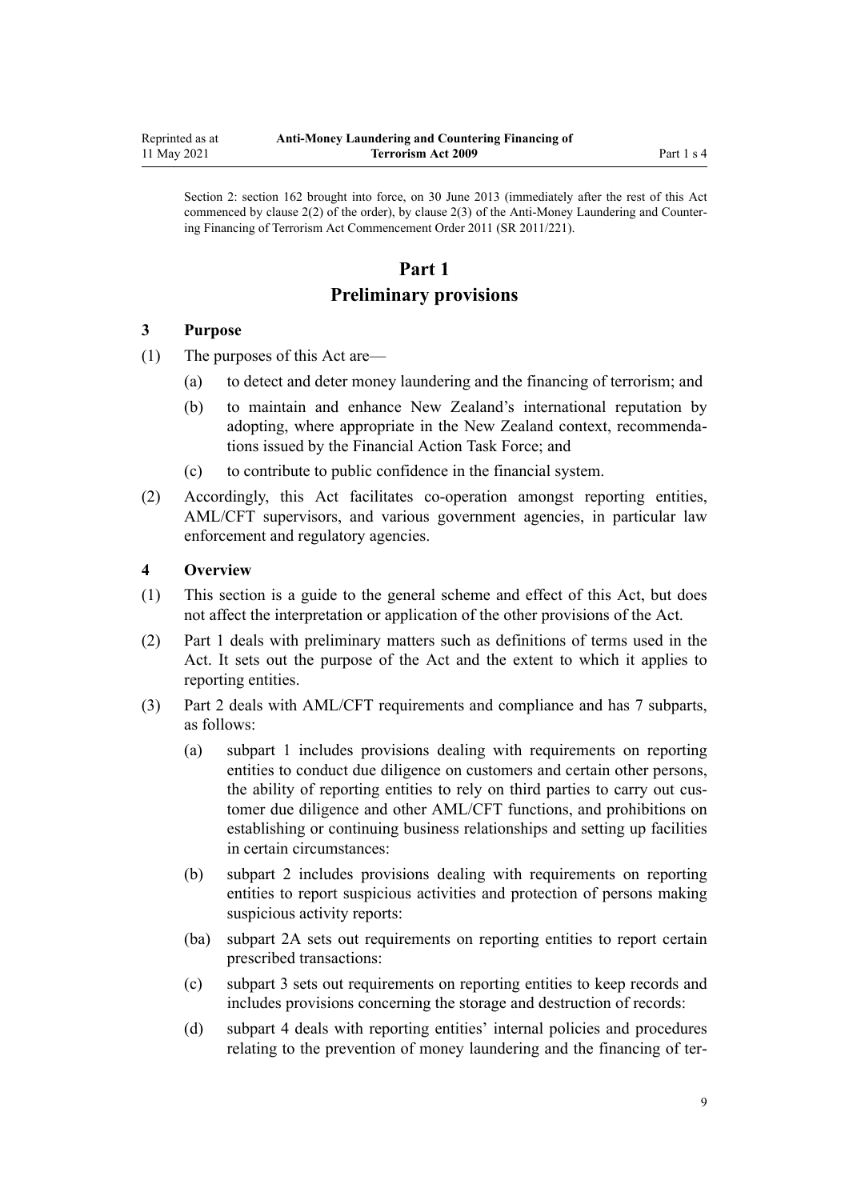Section 2: section 162 brought into force, on 30 June 2013 (immediately after the rest of this Act commenced by clause 2(2) of the order), by clause 2(3) of the Anti-Money Laundering and Countering Financing of Terrorism Act Commencement Order 2011 (SR 2011/221).

# Part 1
# Preliminary provisions

### 3 Purpose

(1) The purposes of this Act are—

   (a) to detect and deter money laundering and the financing of terrorism; and

   (b) to maintain and enhance New Zealand's international reputation by adopting, where appropriate in the New Zealand context, recommendations issued by the Financial Action Task Force; and

   (c) to contribute to public confidence in the financial system.

(2) Accordingly, this Act facilitates co-operation amongst reporting entities, AML/CFT supervisors, and various government agencies, in particular law enforcement and regulatory agencies.

### 4 Overview

(1) This section is a guide to the general scheme and effect of this Act, but does not affect the interpretation or application of the other provisions of the Act.

(2) Part 1 deals with preliminary matters such as definitions of terms used in the Act. It sets out the purpose of the Act and the extent to which it applies to reporting entities.

(3) Part 2 deals with AML/CFT requirements and compliance and has 7 subparts, as follows:

   (a) subpart 1 includes provisions dealing with requirements on reporting entities to conduct due diligence on customers and certain other persons, the ability of reporting entities to rely on third parties to carry out customer due diligence and other AML/CFT functions, and prohibitions on establishing or continuing business relationships and setting up facilities in certain circumstances:

   (b) subpart 2 includes provisions dealing with requirements on reporting entities to report suspicious activities and protection of persons making suspicious activity reports:

   (ba) subpart 2A sets out requirements on reporting entities to report certain prescribed transactions:

   (c) subpart 3 sets out requirements on reporting entities to keep records and includes provisions concerning the storage and destruction of records:

   (d) subpart 4 deals with reporting entities' internal policies and procedures relating to the prevention of money laundering and the financing of ter-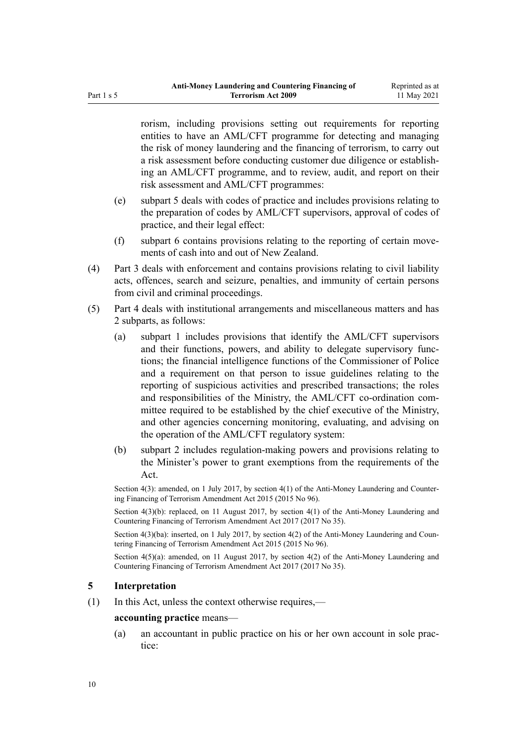rorism, including provisions setting out requirements for reporting entities to have an AML/CFT programme for detecting and managing the risk of money laundering and the financing of terrorism, to carry out a risk assessment before conducting customer due diligence or establishing an AML/CFT programme, and to review, audit, and report on their risk assessment and AML/CFT programmes:

(e) subpart 5 deals with codes of practice and includes provisions relating to the preparation of codes by AML/CFT supervisors, approval of codes of practice, and their legal effect:

(f) subpart 6 contains provisions relating to the reporting of certain movements of cash into and out of New Zealand.

(4) Part 3 deals with enforcement and contains provisions relating to civil liability acts, offences, search and seizure, penalties, and immunity of certain persons from civil and criminal proceedings.

(5) Part 4 deals with institutional arrangements and miscellaneous matters and has 2 subparts, as follows:

(a) subpart 1 includes provisions that identify the AML/CFT supervisors and their functions, powers, and ability to delegate supervisory functions; the financial intelligence functions of the Commissioner of Police and a requirement on that person to issue guidelines relating to the reporting of suspicious activities and prescribed transactions; the roles and responsibilities of the Ministry, the AML/CFT co-ordination committee required to be established by the chief executive of the Ministry, and other agencies concerning monitoring, evaluating, and advising on the operation of the AML/CFT regulatory system:

(b) subpart 2 includes regulation-making powers and provisions relating to the Minister's power to grant exemptions from the requirements of the Act.

Section 4(3): amended, on 1 July 2017, by section 4(1) of the Anti-Money Laundering and Countering Financing of Terrorism Amendment Act 2015 (2015 No 96).

Section 4(3)(b): replaced, on 11 August 2017, by section 4(1) of the Anti-Money Laundering and Countering Financing of Terrorism Amendment Act 2017 (2017 No 35).

Section 4(3)(ba): inserted, on 1 July 2017, by section 4(2) of the Anti-Money Laundering and Countering Financing of Terrorism Amendment Act 2015 (2015 No 96).

Section 4(5)(a): amended, on 11 August 2017, by section 4(2) of the Anti-Money Laundering and Countering Financing of Terrorism Amendment Act 2017 (2017 No 35).

### 5 Interpretation

(1) In this Act, unless the context otherwise requires,—

**accounting practice** means—

(a) an accountant in public practice on his or her own account in sole practice: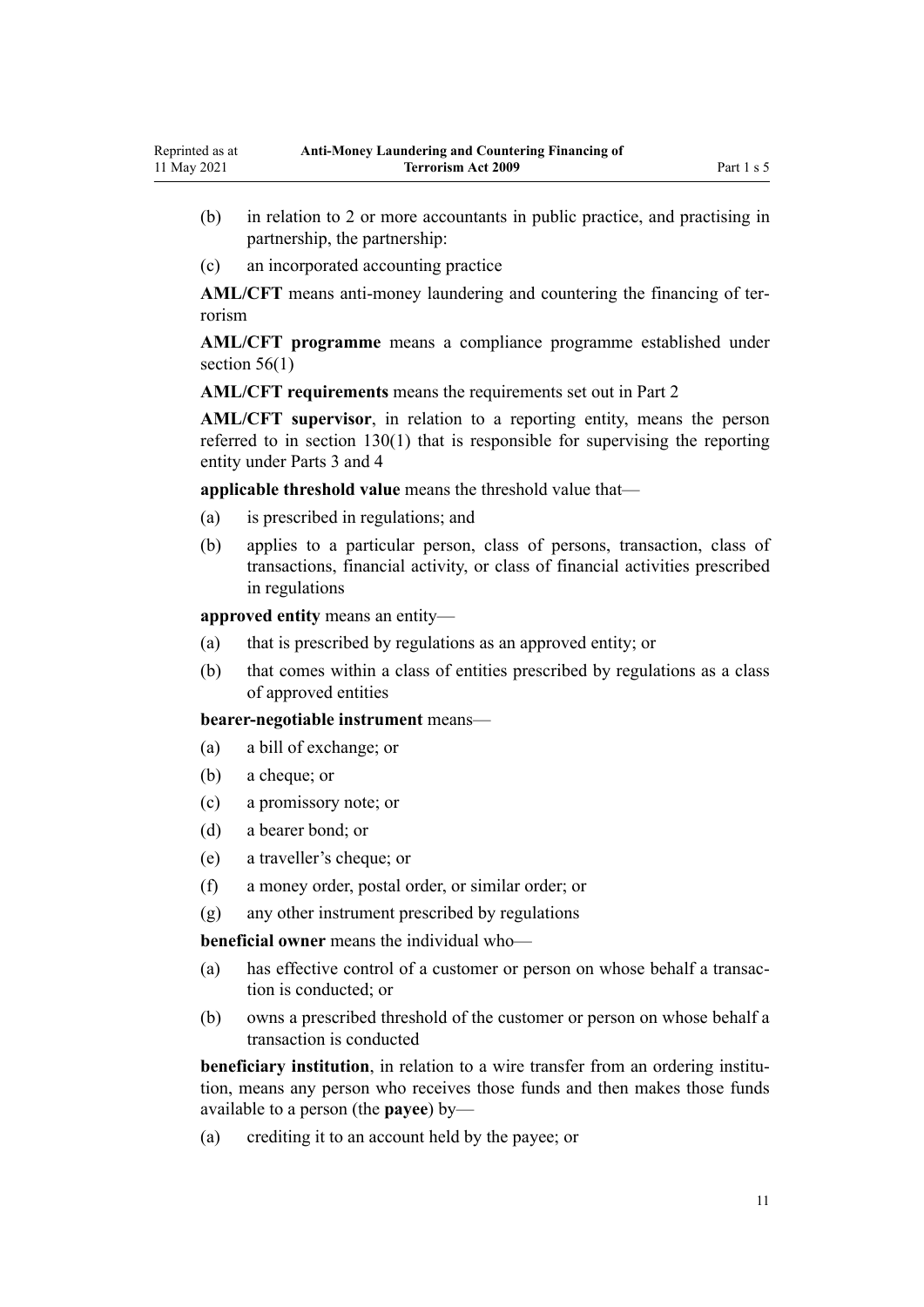(b) in relation to 2 or more accountants in public practice, and practising in partnership, the partnership:

(c) an incorporated accounting practice

**AML/CFT** means anti-money laundering and countering the financing of terrorism

**AML/CFT programme** means a compliance programme established under section 56(1)

**AML/CFT requirements** means the requirements set out in Part 2

**AML/CFT supervisor**, in relation to a reporting entity, means the person referred to in section 130(1) that is responsible for supervising the reporting entity under Parts 3 and 4

**applicable threshold value** means the threshold value that—

(a) is prescribed in regulations; and

(b) applies to a particular person, class of persons, transaction, class of transactions, financial activity, or class of financial activities prescribed in regulations

**approved entity** means an entity—

(a) that is prescribed by regulations as an approved entity; or

(b) that comes within a class of entities prescribed by regulations as a class of approved entities

**bearer-negotiable instrument** means—

(a) a bill of exchange; or

(b) a cheque; or

(c) a promissory note; or

(d) a bearer bond; or

(e) a traveller's cheque; or

(f) a money order, postal order, or similar order; or

(g) any other instrument prescribed by regulations

**beneficial owner** means the individual who—

(a) has effective control of a customer or person on whose behalf a transaction is conducted; or

(b) owns a prescribed threshold of the customer or person on whose behalf a transaction is conducted

**beneficiary institution**, in relation to a wire transfer from an ordering institution, means any person who receives those funds and then makes those funds available to a person (the **payee**) by—

(a) crediting it to an account held by the payee; or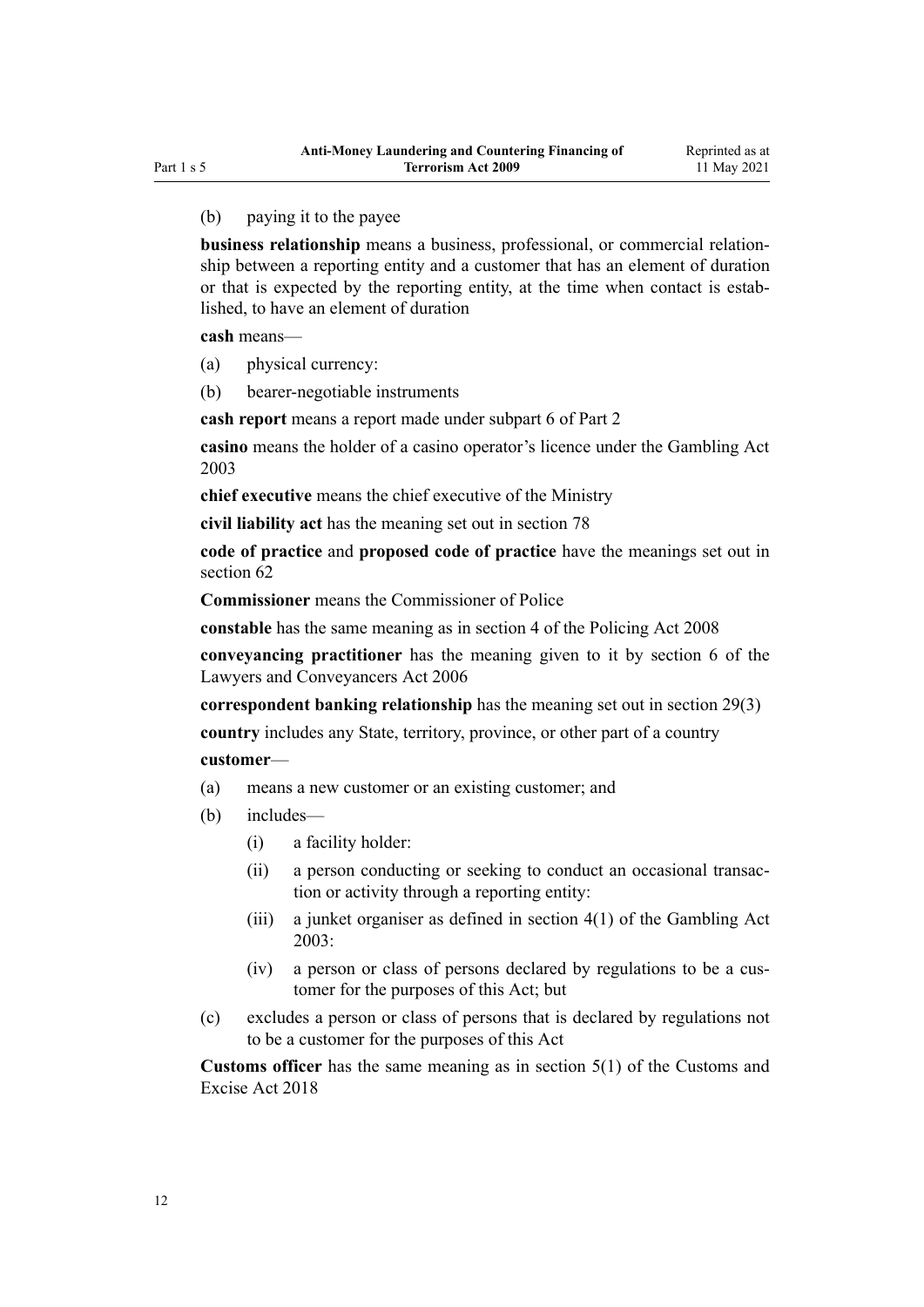(b) paying it to the payee

**business relationship** means a business, professional, or commercial relationship between a reporting entity and a customer that has an element of duration or that is expected by the reporting entity, at the time when contact is established, to have an element of duration

**cash** means—

(a) physical currency:

(b) bearer-negotiable instruments

**cash report** means a report made under subpart 6 of Part 2

**casino** means the holder of a casino operator's licence under the Gambling Act 2003

**chief executive** means the chief executive of the Ministry

**civil liability act** has the meaning set out in section 78

**code of practice** and **proposed code of practice** have the meanings set out in section 62

**Commissioner** means the Commissioner of Police

**constable** has the same meaning as in section 4 of the Policing Act 2008

**conveyancing practitioner** has the meaning given to it by section 6 of the Lawyers and Conveyancers Act 2006

**correspondent banking relationship** has the meaning set out in section 29(3)

**country** includes any State, territory, province, or other part of a country

**customer**—

(a) means a new customer or an existing customer; and

(b) includes—

  (i) a facility holder:

  (ii) a person conducting or seeking to conduct an occasional transaction or activity through a reporting entity:

  (iii) a junket organiser as defined in section 4(1) of the Gambling Act 2003:

  (iv) a person or class of persons declared by regulations to be a customer for the purposes of this Act; but

(c) excludes a person or class of persons that is declared by regulations not to be a customer for the purposes of this Act

**Customs officer** has the same meaning as in section 5(1) of the Customs and Excise Act 2018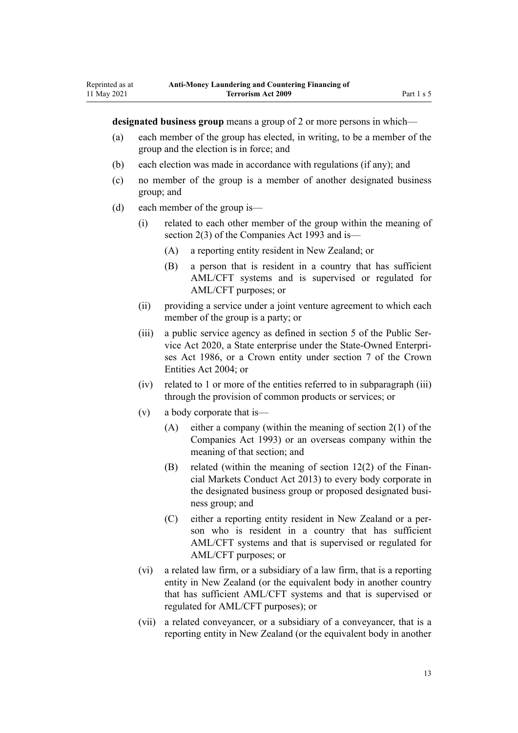**designated business group** means a group of 2 or more persons in which—

(a) each member of the group has elected, in writing, to be a member of the group and the election is in force; and

(b) each election was made in accordance with regulations (if any); and

(c) no member of the group is a member of another designated business group; and

(d) each member of the group is—

  (i) related to each other member of the group within the meaning of section 2(3) of the Companies Act 1993 and is—

    (A) a reporting entity resident in New Zealand; or

    (B) a person that is resident in a country that has sufficient AML/CFT systems and is supervised or regulated for AML/CFT purposes; or

  (ii) providing a service under a joint venture agreement to which each member of the group is a party; or

  (iii) a public service agency as defined in section 5 of the Public Service Act 2020, a State enterprise under the State-Owned Enterprises Act 1986, or a Crown entity under section 7 of the Crown Entities Act 2004; or

  (iv) related to 1 or more of the entities referred to in subparagraph (iii) through the provision of common products or services; or

  (v) a body corporate that is—

    (A) either a company (within the meaning of section 2(1) of the Companies Act 1993) or an overseas company within the meaning of that section; and

    (B) related (within the meaning of section 12(2) of the Financial Markets Conduct Act 2013) to every body corporate in the designated business group or proposed designated business group; and

    (C) either a reporting entity resident in New Zealand or a person who is resident in a country that has sufficient AML/CFT systems and that is supervised or regulated for AML/CFT purposes; or

  (vi) a related law firm, or a subsidiary of a law firm, that is a reporting entity in New Zealand (or the equivalent body in another country that has sufficient AML/CFT systems and that is supervised or regulated for AML/CFT purposes); or

  (vii) a related conveyancer, or a subsidiary of a conveyancer, that is a reporting entity in New Zealand (or the equivalent body in another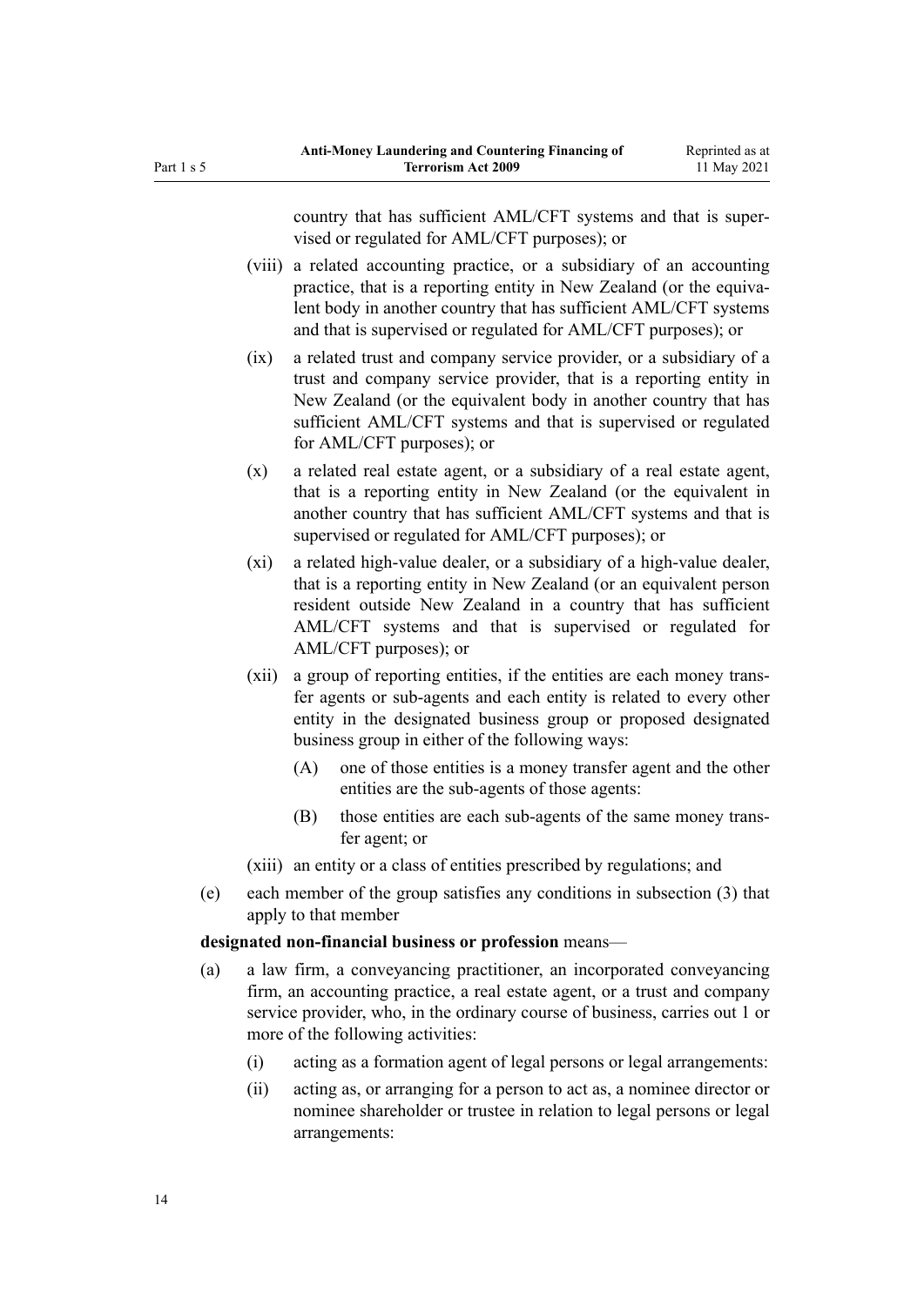country that has sufficient AML/CFT systems and that is supervised or regulated for AML/CFT purposes); or

- (viii) a related accounting practice, or a subsidiary of an accounting practice, that is a reporting entity in New Zealand (or the equivalent body in another country that has sufficient AML/CFT systems and that is supervised or regulated for AML/CFT purposes); or
- (ix) a related trust and company service provider, or a subsidiary of a trust and company service provider, that is a reporting entity in New Zealand (or the equivalent body in another country that has sufficient AML/CFT systems and that is supervised or regulated for AML/CFT purposes); or
- (x) a related real estate agent, or a subsidiary of a real estate agent, that is a reporting entity in New Zealand (or the equivalent in another country that has sufficient AML/CFT systems and that is supervised or regulated for AML/CFT purposes); or
- (xi) a related high-value dealer, or a subsidiary of a high-value dealer, that is a reporting entity in New Zealand (or an equivalent person resident outside New Zealand in a country that has sufficient AML/CFT systems and that is supervised or regulated for AML/CFT purposes); or
- (xii) a group of reporting entities, if the entities are each money transfer agents or sub-agents and each entity is related to every other entity in the designated business group or proposed designated business group in either of the following ways:
  - (A) one of those entities is a money transfer agent and the other entities are the sub-agents of those agents:
  - (B) those entities are each sub-agents of the same money transfer agent; or
- (xiii) an entity or a class of entities prescribed by regulations; and

(e) each member of the group satisfies any conditions in subsection (3) that apply to that member

**designated non-financial business or profession** means—

(a) a law firm, a conveyancing practitioner, an incorporated conveyancing firm, an accounting practice, a real estate agent, or a trust and company service provider, who, in the ordinary course of business, carries out 1 or more of the following activities:

- (i) acting as a formation agent of legal persons or legal arrangements:
- (ii) acting as, or arranging for a person to act as, a nominee director or nominee shareholder or trustee in relation to legal persons or legal arrangements: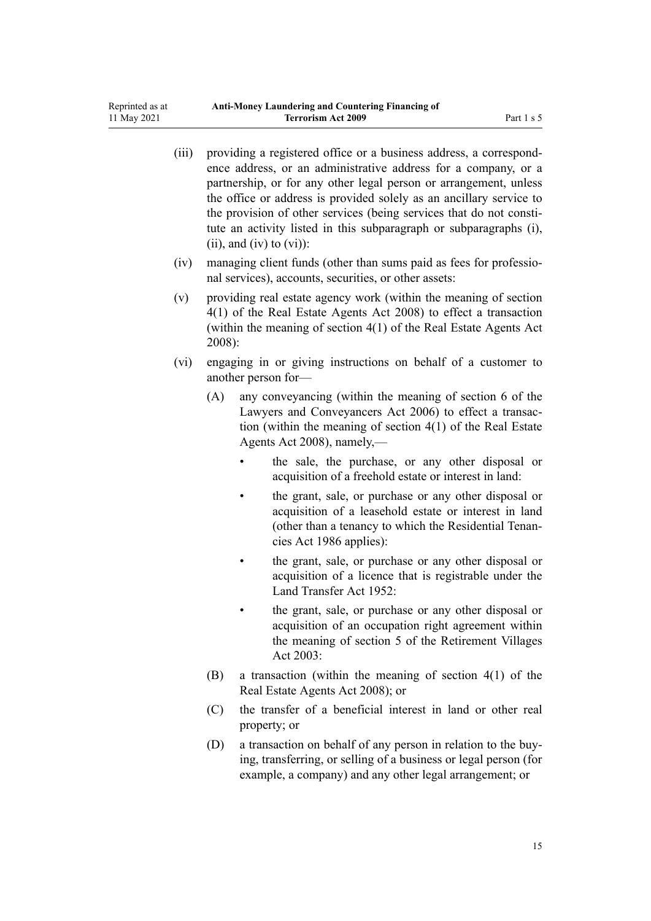(iii) providing a registered office or a business address, a correspondence address, or an administrative address for a company, or a partnership, or for any other legal person or arrangement, unless the office or address is provided solely as an ancillary service to the provision of other services (being services that do not constitute an activity listed in this subparagraph or subparagraphs (i), (ii), and (iv) to (vi)):

(iv) managing client funds (other than sums paid as fees for professional services), accounts, securities, or other assets:

(v) providing real estate agency work (within the meaning of section 4(1) of the Real Estate Agents Act 2008) to effect a transaction (within the meaning of section 4(1) of the Real Estate Agents Act 2008):

(vi) engaging in or giving instructions on behalf of a customer to another person for—

(A) any conveyancing (within the meaning of section 6 of the Lawyers and Conveyancers Act 2006) to effect a transaction (within the meaning of section 4(1) of the Real Estate Agents Act 2008), namely,—

- the sale, the purchase, or any other disposal or acquisition of a freehold estate or interest in land:
- the grant, sale, or purchase or any other disposal or acquisition of a leasehold estate or interest in land (other than a tenancy to which the Residential Tenancies Act 1986 applies):
- the grant, sale, or purchase or any other disposal or acquisition of a licence that is registrable under the Land Transfer Act 1952:
- the grant, sale, or purchase or any other disposal or acquisition of an occupation right agreement within the meaning of section 5 of the Retirement Villages Act 2003:

(B) a transaction (within the meaning of section 4(1) of the Real Estate Agents Act 2008); or

(C) the transfer of a beneficial interest in land or other real property; or

(D) a transaction on behalf of any person in relation to the buying, transferring, or selling of a business or legal person (for example, a company) and any other legal arrangement; or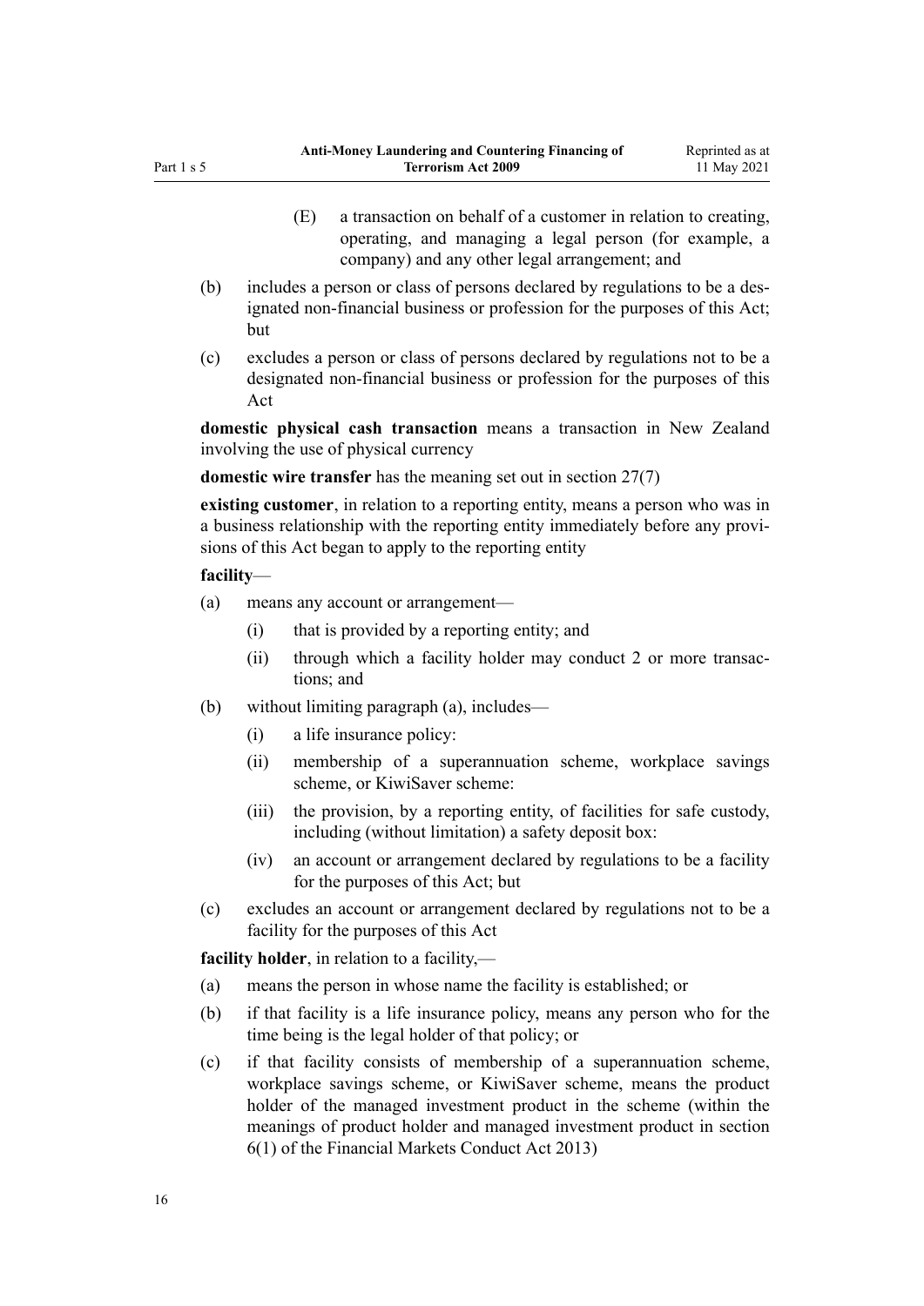(E) a transaction on behalf of a customer in relation to creating, operating, and managing a legal person (for example, a company) and any other legal arrangement; and

(b) includes a person or class of persons declared by regulations to be a designated non-financial business or profession for the purposes of this Act; but

(c) excludes a person or class of persons declared by regulations not to be a designated non-financial business or profession for the purposes of this Act

**domestic physical cash transaction** means a transaction in New Zealand involving the use of physical currency

**domestic wire transfer** has the meaning set out in section 27(7)

**existing customer**, in relation to a reporting entity, means a person who was in a business relationship with the reporting entity immediately before any provisions of this Act began to apply to the reporting entity

**facility**—

(a) means any account or arrangement—

(i) that is provided by a reporting entity; and

(ii) through which a facility holder may conduct 2 or more transactions; and

(b) without limiting paragraph (a), includes—

(i) a life insurance policy:

(ii) membership of a superannuation scheme, workplace savings scheme, or KiwiSaver scheme:

(iii) the provision, by a reporting entity, of facilities for safe custody, including (without limitation) a safety deposit box:

(iv) an account or arrangement declared by regulations to be a facility for the purposes of this Act; but

(c) excludes an account or arrangement declared by regulations not to be a facility for the purposes of this Act

**facility holder**, in relation to a facility,—

(a) means the person in whose name the facility is established; or

(b) if that facility is a life insurance policy, means any person who for the time being is the legal holder of that policy; or

(c) if that facility consists of membership of a superannuation scheme, workplace savings scheme, or KiwiSaver scheme, means the product holder of the managed investment product in the scheme (within the meanings of product holder and managed investment product in section 6(1) of the Financial Markets Conduct Act 2013)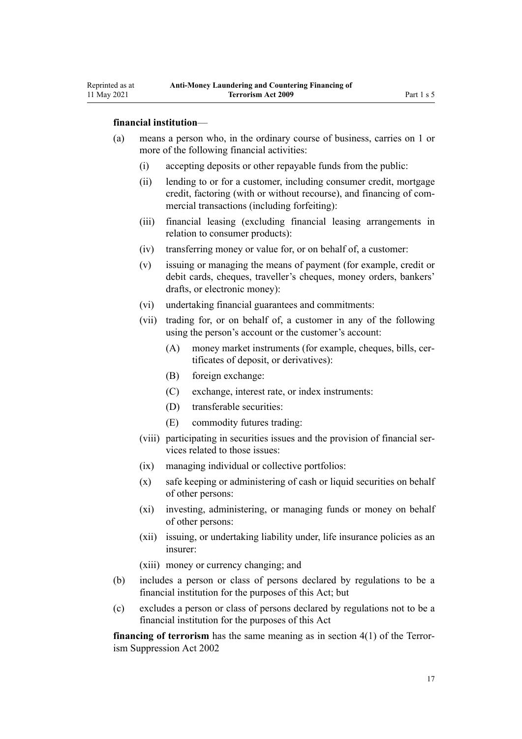**financial institution**—

(a) means a person who, in the ordinary course of business, carries on 1 or more of the following financial activities:

  (i) accepting deposits or other repayable funds from the public:

  (ii) lending to or for a customer, including consumer credit, mortgage credit, factoring (with or without recourse), and financing of commercial transactions (including forfeiting):

  (iii) financial leasing (excluding financial leasing arrangements in relation to consumer products):

  (iv) transferring money or value for, or on behalf of, a customer:

  (v) issuing or managing the means of payment (for example, credit or debit cards, cheques, traveller's cheques, money orders, bankers' drafts, or electronic money):

  (vi) undertaking financial guarantees and commitments:

  (vii) trading for, or on behalf of, a customer in any of the following using the person's account or the customer's account:

    (A) money market instruments (for example, cheques, bills, certificates of deposit, or derivatives):

    (B) foreign exchange:

    (C) exchange, interest rate, or index instruments:

    (D) transferable securities:

    (E) commodity futures trading:

  (viii) participating in securities issues and the provision of financial services related to those issues:

  (ix) managing individual or collective portfolios:

  (x) safe keeping or administering of cash or liquid securities on behalf of other persons:

  (xi) investing, administering, or managing funds or money on behalf of other persons:

  (xii) issuing, or undertaking liability under, life insurance policies as an insurer:

  (xiii) money or currency changing; and

(b) includes a person or class of persons declared by regulations to be a financial institution for the purposes of this Act; but

(c) excludes a person or class of persons declared by regulations not to be a financial institution for the purposes of this Act

**financing of terrorism** has the same meaning as in section 4(1) of the Terrorism Suppression Act 2002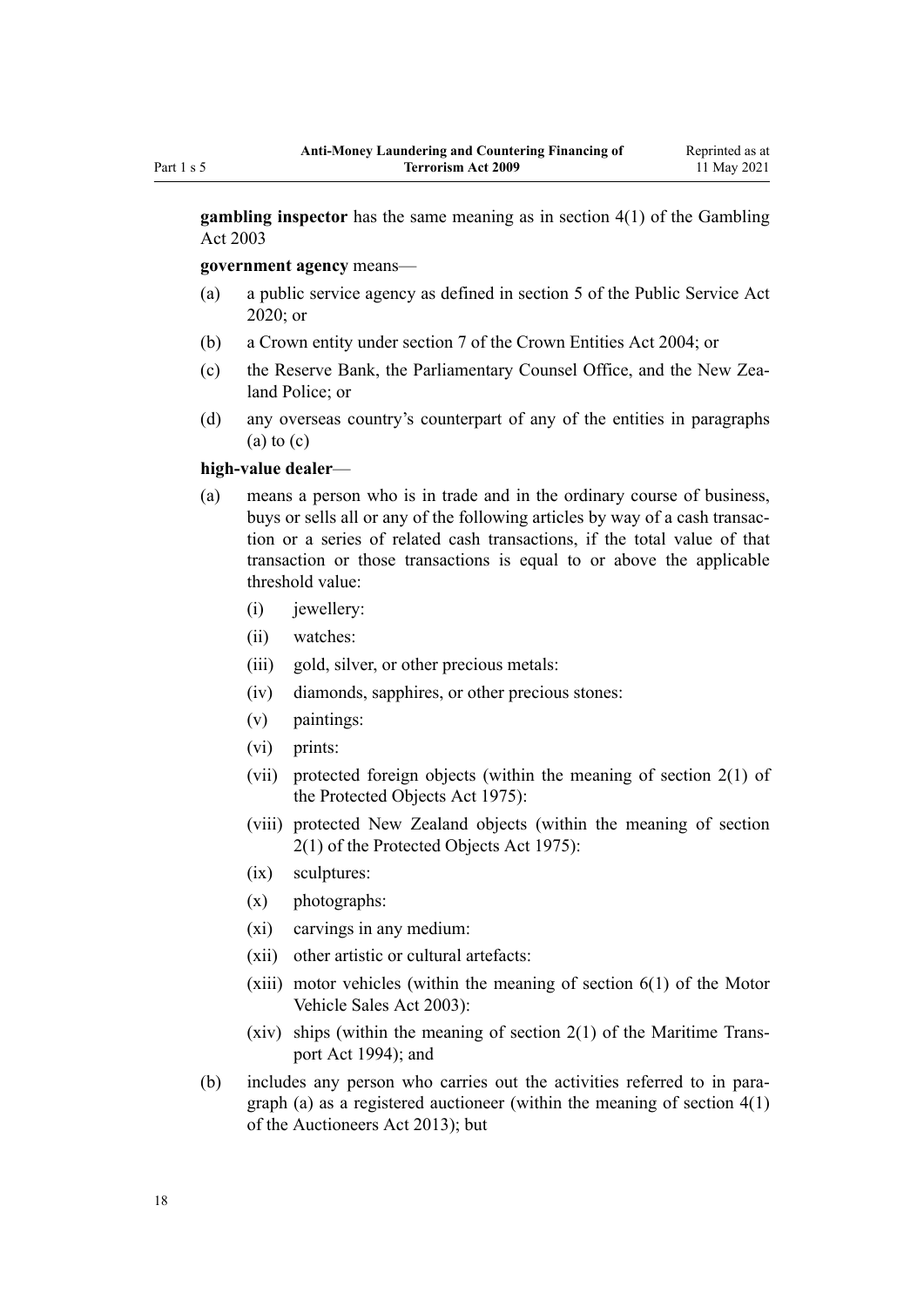**gambling inspector** has the same meaning as in section 4(1) of the Gambling Act 2003

**government agency** means—

(a) a public service agency as defined in section 5 of the Public Service Act 2020; or

(b) a Crown entity under section 7 of the Crown Entities Act 2004; or

(c) the Reserve Bank, the Parliamentary Counsel Office, and the New Zealand Police; or

(d) any overseas country's counterpart of any of the entities in paragraphs (a) to (c)

**high-value dealer**—

(a) means a person who is in trade and in the ordinary course of business, buys or sells all or any of the following articles by way of a cash transaction or a series of related cash transactions, if the total value of that transaction or those transactions is equal to or above the applicable threshold value:

 (i) jewellery:

 (ii) watches:

 (iii) gold, silver, or other precious metals:

 (iv) diamonds, sapphires, or other precious stones:

 (v) paintings:

 (vi) prints:

 (vii) protected foreign objects (within the meaning of section 2(1) of the Protected Objects Act 1975):

 (viii) protected New Zealand objects (within the meaning of section 2(1) of the Protected Objects Act 1975):

 (ix) sculptures:

 (x) photographs:

 (xi) carvings in any medium:

 (xii) other artistic or cultural artefacts:

 (xiii) motor vehicles (within the meaning of section 6(1) of the Motor Vehicle Sales Act 2003):

 (xiv) ships (within the meaning of section 2(1) of the Maritime Transport Act 1994); and

(b) includes any person who carries out the activities referred to in paragraph (a) as a registered auctioneer (within the meaning of section 4(1) of the Auctioneers Act 2013); but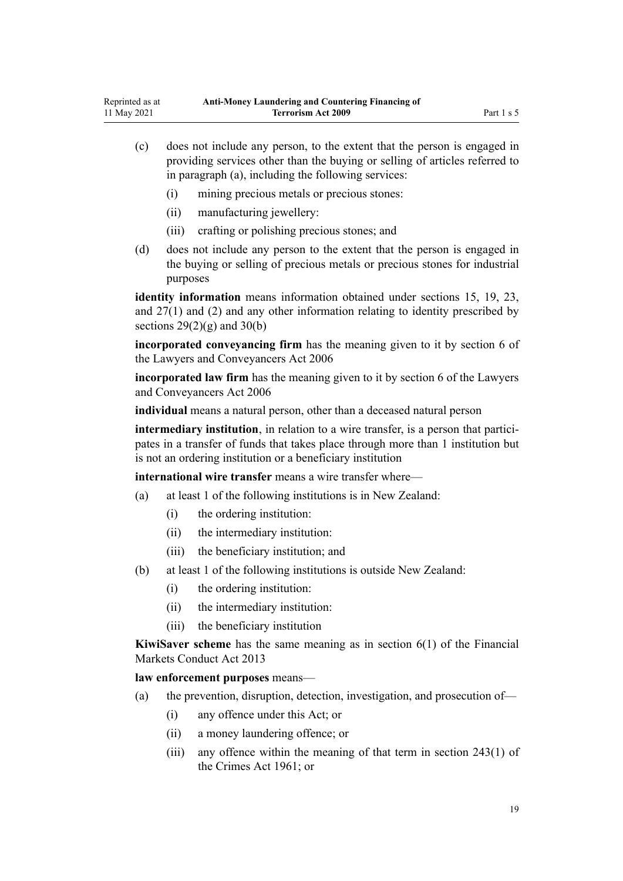(c) does not include any person, to the extent that the person is engaged in providing services other than the buying or selling of articles referred to in paragraph (a), including the following services:

  (i) mining precious metals or precious stones:

  (ii) manufacturing jewellery:

  (iii) crafting or polishing precious stones; and

(d) does not include any person to the extent that the person is engaged in the buying or selling of precious metals or precious stones for industrial purposes

**identity information** means information obtained under sections 15, 19, 23, and 27(1) and (2) and any other information relating to identity prescribed by sections 29(2)(g) and 30(b)

**incorporated conveyancing firm** has the meaning given to it by section 6 of the Lawyers and Conveyancers Act 2006

**incorporated law firm** has the meaning given to it by section 6 of the Lawyers and Conveyancers Act 2006

**individual** means a natural person, other than a deceased natural person

**intermediary institution**, in relation to a wire transfer, is a person that participates in a transfer of funds that takes place through more than 1 institution but is not an ordering institution or a beneficiary institution

**international wire transfer** means a wire transfer where—

(a) at least 1 of the following institutions is in New Zealand:

  (i) the ordering institution:

  (ii) the intermediary institution:

  (iii) the beneficiary institution; and

(b) at least 1 of the following institutions is outside New Zealand:

  (i) the ordering institution:

  (ii) the intermediary institution:

  (iii) the beneficiary institution

**KiwiSaver scheme** has the same meaning as in section 6(1) of the Financial Markets Conduct Act 2013

**law enforcement purposes** means—

(a) the prevention, disruption, detection, investigation, and prosecution of—

  (i) any offence under this Act; or

  (ii) a money laundering offence; or

  (iii) any offence within the meaning of that term in section 243(1) of the Crimes Act 1961; or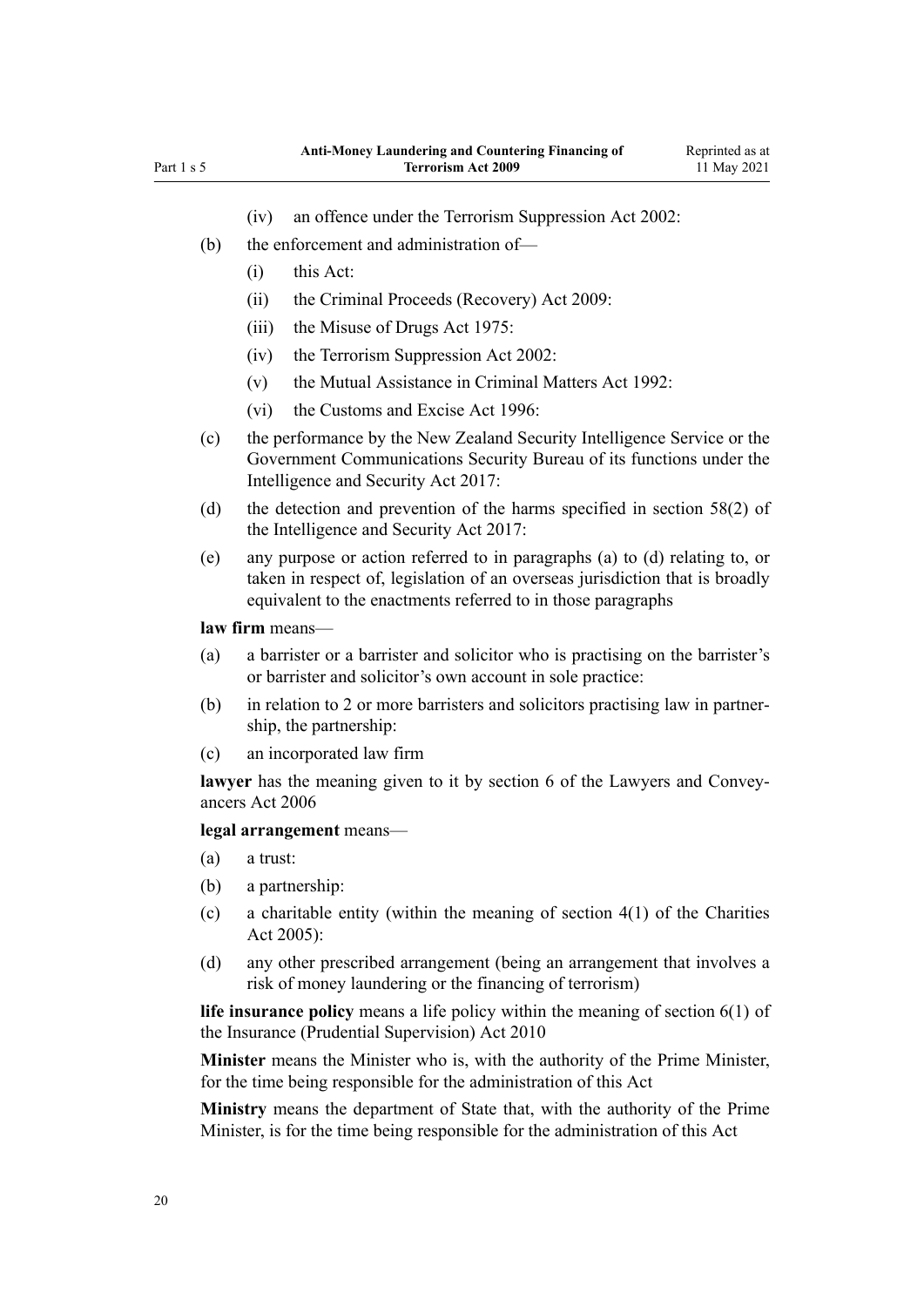- (iv) an offence under the Terrorism Suppression Act 2002:
- (b) the enforcement and administration of—
  - (i) this Act:
  - (ii) the Criminal Proceeds (Recovery) Act 2009:
  - (iii) the Misuse of Drugs Act 1975:
  - (iv) the Terrorism Suppression Act 2002:
  - (v) the Mutual Assistance in Criminal Matters Act 1992:
  - (vi) the Customs and Excise Act 1996:
- (c) the performance by the New Zealand Security Intelligence Service or the Government Communications Security Bureau of its functions under the Intelligence and Security Act 2017:
- (d) the detection and prevention of the harms specified in section 58(2) of the Intelligence and Security Act 2017:
- (e) any purpose or action referred to in paragraphs (a) to (d) relating to, or taken in respect of, legislation of an overseas jurisdiction that is broadly equivalent to the enactments referred to in those paragraphs

**law firm** means—

- (a) a barrister or a barrister and solicitor who is practising on the barrister's or barrister and solicitor's own account in sole practice:
- (b) in relation to 2 or more barristers and solicitors practising law in partnership, the partnership:
- (c) an incorporated law firm

**lawyer** has the meaning given to it by section 6 of the Lawyers and Conveyancers Act 2006

**legal arrangement** means—

- (a) a trust:
- (b) a partnership:
- (c) a charitable entity (within the meaning of section 4(1) of the Charities Act 2005):
- (d) any other prescribed arrangement (being an arrangement that involves a risk of money laundering or the financing of terrorism)

**life insurance policy** means a life policy within the meaning of section 6(1) of the Insurance (Prudential Supervision) Act 2010

**Minister** means the Minister who is, with the authority of the Prime Minister, for the time being responsible for the administration of this Act

**Ministry** means the department of State that, with the authority of the Prime Minister, is for the time being responsible for the administration of this Act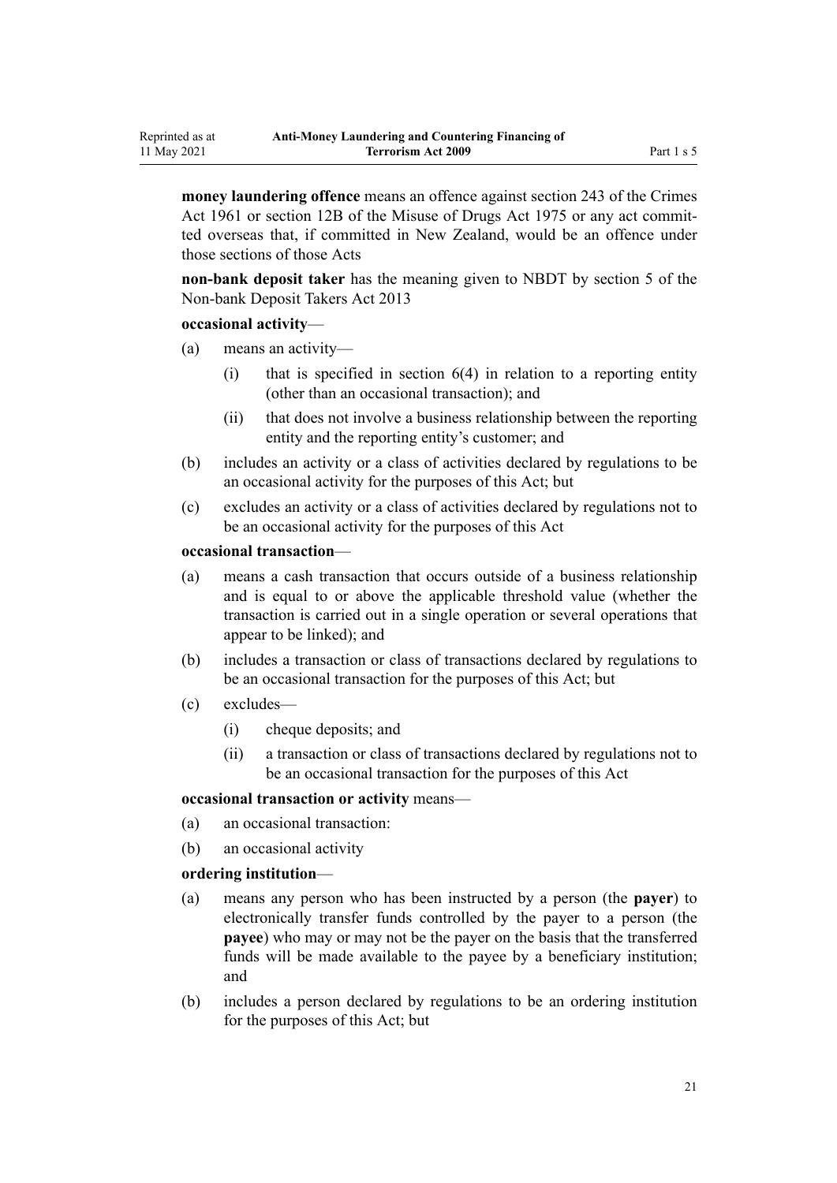**money laundering offence** means an offence against section 243 of the Crimes Act 1961 or section 12B of the Misuse of Drugs Act 1975 or any act committed overseas that, if committed in New Zealand, would be an offence under those sections of those Acts

**non-bank deposit taker** has the meaning given to NBDT by section 5 of the Non-bank Deposit Takers Act 2013

**occasional activity**—

- (a) means an activity—
  - (i) that is specified in section 6(4) in relation to a reporting entity (other than an occasional transaction); and
  - (ii) that does not involve a business relationship between the reporting entity and the reporting entity's customer; and
- (b) includes an activity or a class of activities declared by regulations to be an occasional activity for the purposes of this Act; but
- (c) excludes an activity or a class of activities declared by regulations not to be an occasional activity for the purposes of this Act

**occasional transaction**—

- (a) means a cash transaction that occurs outside of a business relationship and is equal to or above the applicable threshold value (whether the transaction is carried out in a single operation or several operations that appear to be linked); and
- (b) includes a transaction or class of transactions declared by regulations to be an occasional transaction for the purposes of this Act; but
- (c) excludes—
  - (i) cheque deposits; and
  - (ii) a transaction or class of transactions declared by regulations not to be an occasional transaction for the purposes of this Act

**occasional transaction or activity** means—

- (a) an occasional transaction:
- (b) an occasional activity

**ordering institution**—

- (a) means any person who has been instructed by a person (the **payer**) to electronically transfer funds controlled by the payer to a person (the **payee**) who may or may not be the payer on the basis that the transferred funds will be made available to the payee by a beneficiary institution; and
- (b) includes a person declared by regulations to be an ordering institution for the purposes of this Act; but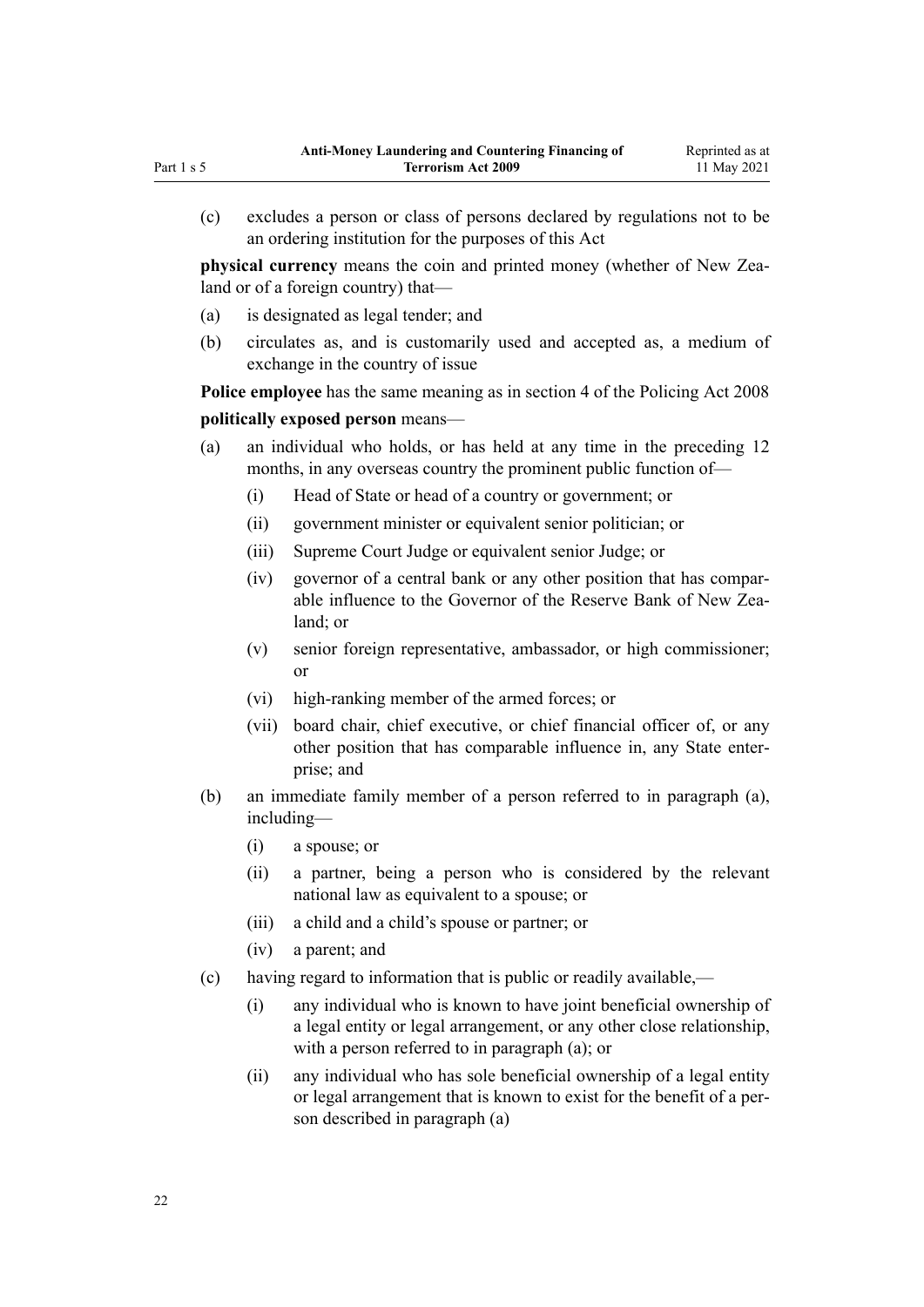(c) excludes a person or class of persons declared by regulations not to be an ordering institution for the purposes of this Act

**physical currency** means the coin and printed money (whether of New Zealand or of a foreign country) that—

(a) is designated as legal tender; and

(b) circulates as, and is customarily used and accepted as, a medium of exchange in the country of issue

**Police employee** has the same meaning as in section 4 of the Policing Act 2008

**politically exposed person** means—

(a) an individual who holds, or has held at any time in the preceding 12 months, in any overseas country the prominent public function of—

  (i) Head of State or head of a country or government; or

  (ii) government minister or equivalent senior politician; or

  (iii) Supreme Court Judge or equivalent senior Judge; or

  (iv) governor of a central bank or any other position that has comparable influence to the Governor of the Reserve Bank of New Zealand; or

  (v) senior foreign representative, ambassador, or high commissioner; or

  (vi) high-ranking member of the armed forces; or

  (vii) board chair, chief executive, or chief financial officer of, or any other position that has comparable influence in, any State enterprise; and

(b) an immediate family member of a person referred to in paragraph (a), including—

  (i) a spouse; or

  (ii) a partner, being a person who is considered by the relevant national law as equivalent to a spouse; or

  (iii) a child and a child's spouse or partner; or

  (iv) a parent; and

(c) having regard to information that is public or readily available,—

  (i) any individual who is known to have joint beneficial ownership of a legal entity or legal arrangement, or any other close relationship, with a person referred to in paragraph (a); or

  (ii) any individual who has sole beneficial ownership of a legal entity or legal arrangement that is known to exist for the benefit of a person described in paragraph (a)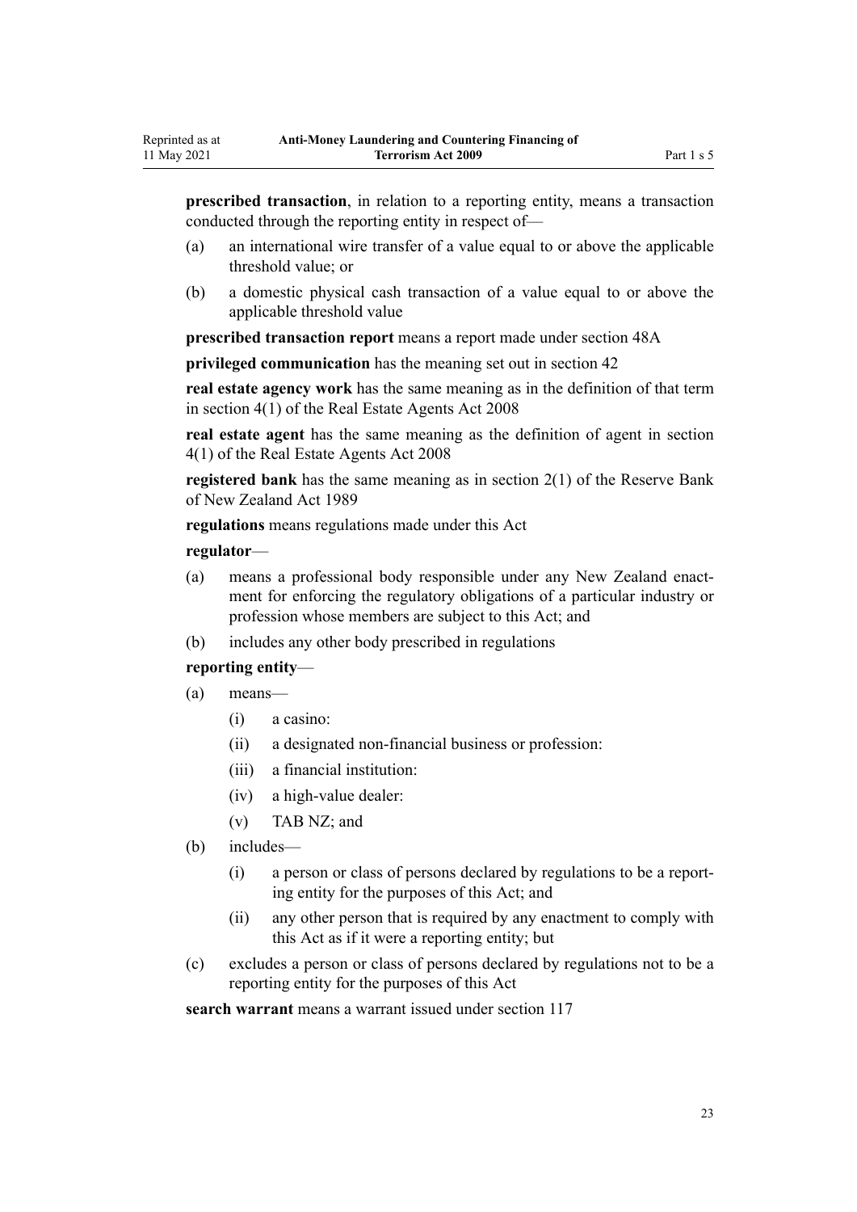**prescribed transaction**, in relation to a reporting entity, means a transaction conducted through the reporting entity in respect of—

- (a) an international wire transfer of a value equal to or above the applicable threshold value; or
- (b) a domestic physical cash transaction of a value equal to or above the applicable threshold value

**prescribed transaction report** means a report made under section 48A

**privileged communication** has the meaning set out in section 42

**real estate agency work** has the same meaning as in the definition of that term in section 4(1) of the Real Estate Agents Act 2008

**real estate agent** has the same meaning as the definition of agent in section 4(1) of the Real Estate Agents Act 2008

**registered bank** has the same meaning as in section 2(1) of the Reserve Bank of New Zealand Act 1989

**regulations** means regulations made under this Act

**regulator**—

- (a) means a professional body responsible under any New Zealand enactment for enforcing the regulatory obligations of a particular industry or profession whose members are subject to this Act; and
- (b) includes any other body prescribed in regulations

**reporting entity**—

- (a) means—
  - (i) a casino:
  - (ii) a designated non-financial business or profession:
  - (iii) a financial institution:
  - (iv) a high-value dealer:
  - (v) TAB NZ; and
- (b) includes—
  - (i) a person or class of persons declared by regulations to be a reporting entity for the purposes of this Act; and
  - (ii) any other person that is required by any enactment to comply with this Act as if it were a reporting entity; but
- (c) excludes a person or class of persons declared by regulations not to be a reporting entity for the purposes of this Act

**search warrant** means a warrant issued under section 117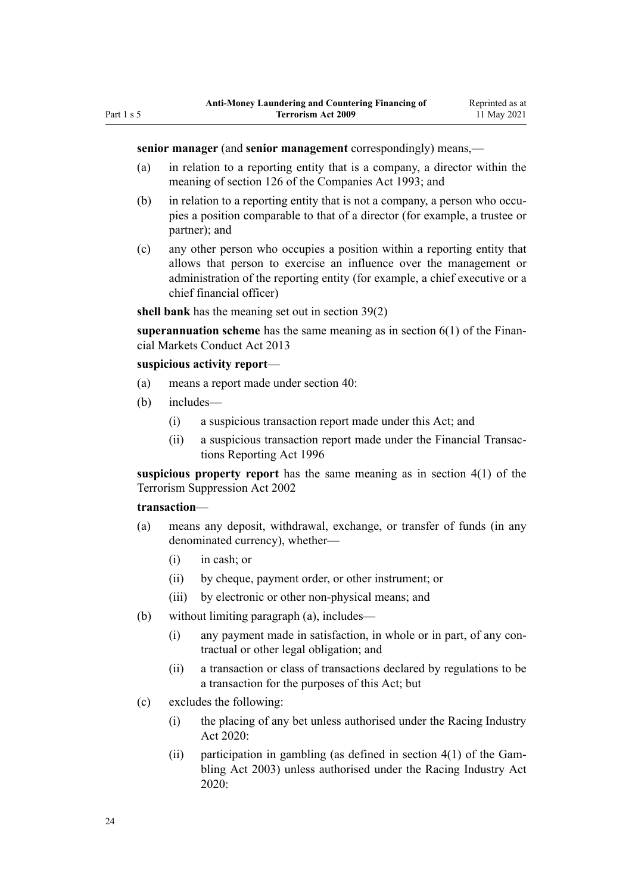**senior manager** (and **senior management** correspondingly) means,—

(a) in relation to a reporting entity that is a company, a director within the meaning of section 126 of the Companies Act 1993; and

(b) in relation to a reporting entity that is not a company, a person who occupies a position comparable to that of a director (for example, a trustee or partner); and

(c) any other person who occupies a position within a reporting entity that allows that person to exercise an influence over the management or administration of the reporting entity (for example, a chief executive or a chief financial officer)

**shell bank** has the meaning set out in section 39(2)

**superannuation scheme** has the same meaning as in section 6(1) of the Financial Markets Conduct Act 2013

**suspicious activity report**—

(a) means a report made under section 40:

(b) includes—

 (i) a suspicious transaction report made under this Act; and

 (ii) a suspicious transaction report made under the Financial Transactions Reporting Act 1996

**suspicious property report** has the same meaning as in section 4(1) of the Terrorism Suppression Act 2002

**transaction**—

(a) means any deposit, withdrawal, exchange, or transfer of funds (in any denominated currency), whether—

 (i) in cash; or

 (ii) by cheque, payment order, or other instrument; or

 (iii) by electronic or other non-physical means; and

(b) without limiting paragraph (a), includes—

 (i) any payment made in satisfaction, in whole or in part, of any contractual or other legal obligation; and

 (ii) a transaction or class of transactions declared by regulations to be a transaction for the purposes of this Act; but

(c) excludes the following:

 (i) the placing of any bet unless authorised under the Racing Industry Act 2020:

 (ii) participation in gambling (as defined in section 4(1) of the Gambling Act 2003) unless authorised under the Racing Industry Act 2020: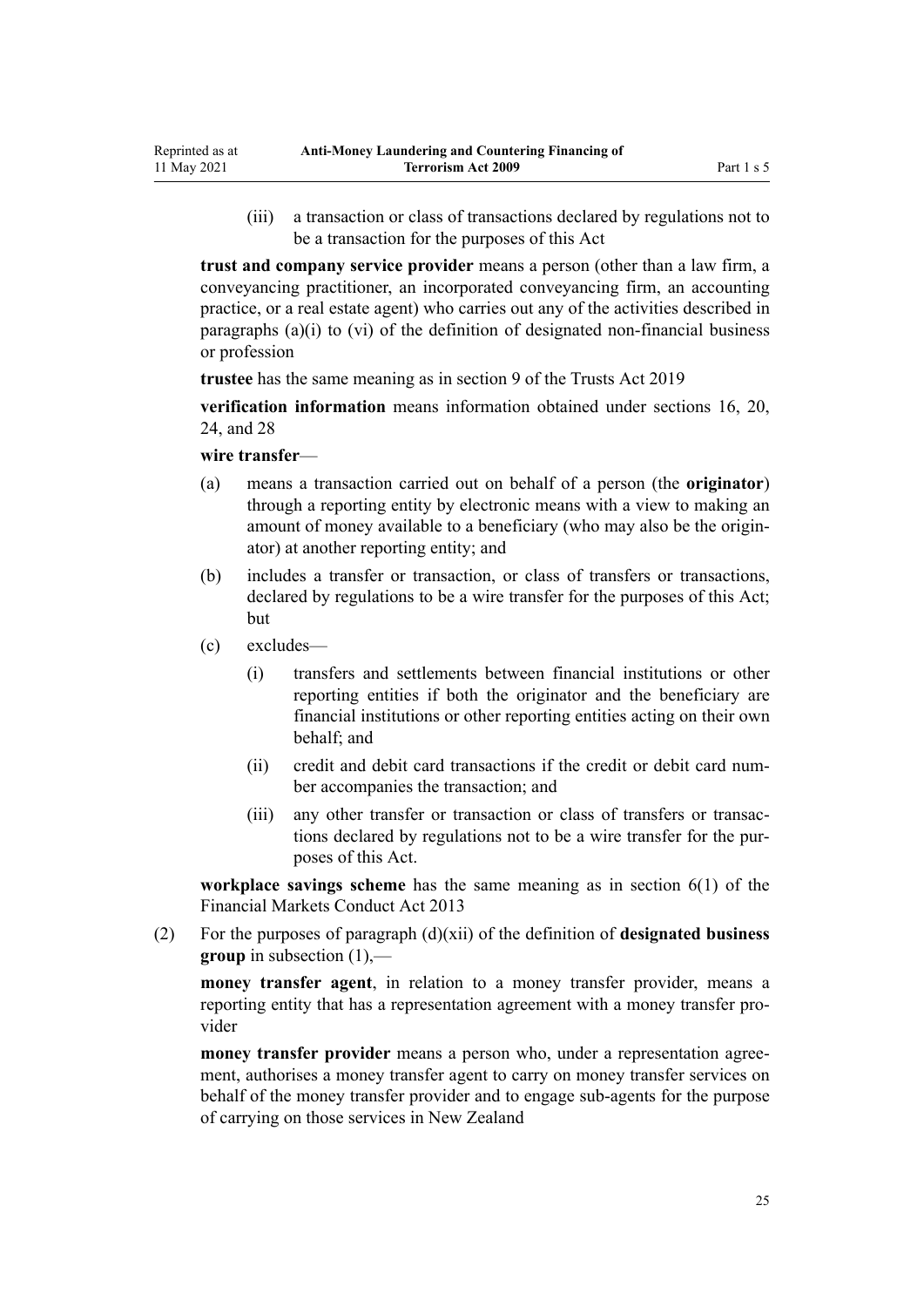(iii) a transaction or class of transactions declared by regulations not to be a transaction for the purposes of this Act

**trust and company service provider** means a person (other than a law firm, a conveyancing practitioner, an incorporated conveyancing firm, an accounting practice, or a real estate agent) who carries out any of the activities described in paragraphs (a)(i) to (vi) of the definition of designated non-financial business or profession

**trustee** has the same meaning as in section 9 of the Trusts Act 2019

**verification information** means information obtained under sections 16, 20, 24, and 28

**wire transfer**—

- (a) means a transaction carried out on behalf of a person (the **originator**) through a reporting entity by electronic means with a view to making an amount of money available to a beneficiary (who may also be the originator) at another reporting entity; and
- (b) includes a transfer or transaction, or class of transfers or transactions, declared by regulations to be a wire transfer for the purposes of this Act; but
- (c) excludes—
  - (i) transfers and settlements between financial institutions or other reporting entities if both the originator and the beneficiary are financial institutions or other reporting entities acting on their own behalf; and
  - (ii) credit and debit card transactions if the credit or debit card number accompanies the transaction; and
  - (iii) any other transfer or transaction or class of transfers or transactions declared by regulations not to be a wire transfer for the purposes of this Act.

**workplace savings scheme** has the same meaning as in section 6(1) of the Financial Markets Conduct Act 2013

(2) For the purposes of paragraph (d)(xii) of the definition of **designated business group** in subsection (1),—

**money transfer agent**, in relation to a money transfer provider, means a reporting entity that has a representation agreement with a money transfer provider

**money transfer provider** means a person who, under a representation agreement, authorises a money transfer agent to carry on money transfer services on behalf of the money transfer provider and to engage sub-agents for the purpose of carrying on those services in New Zealand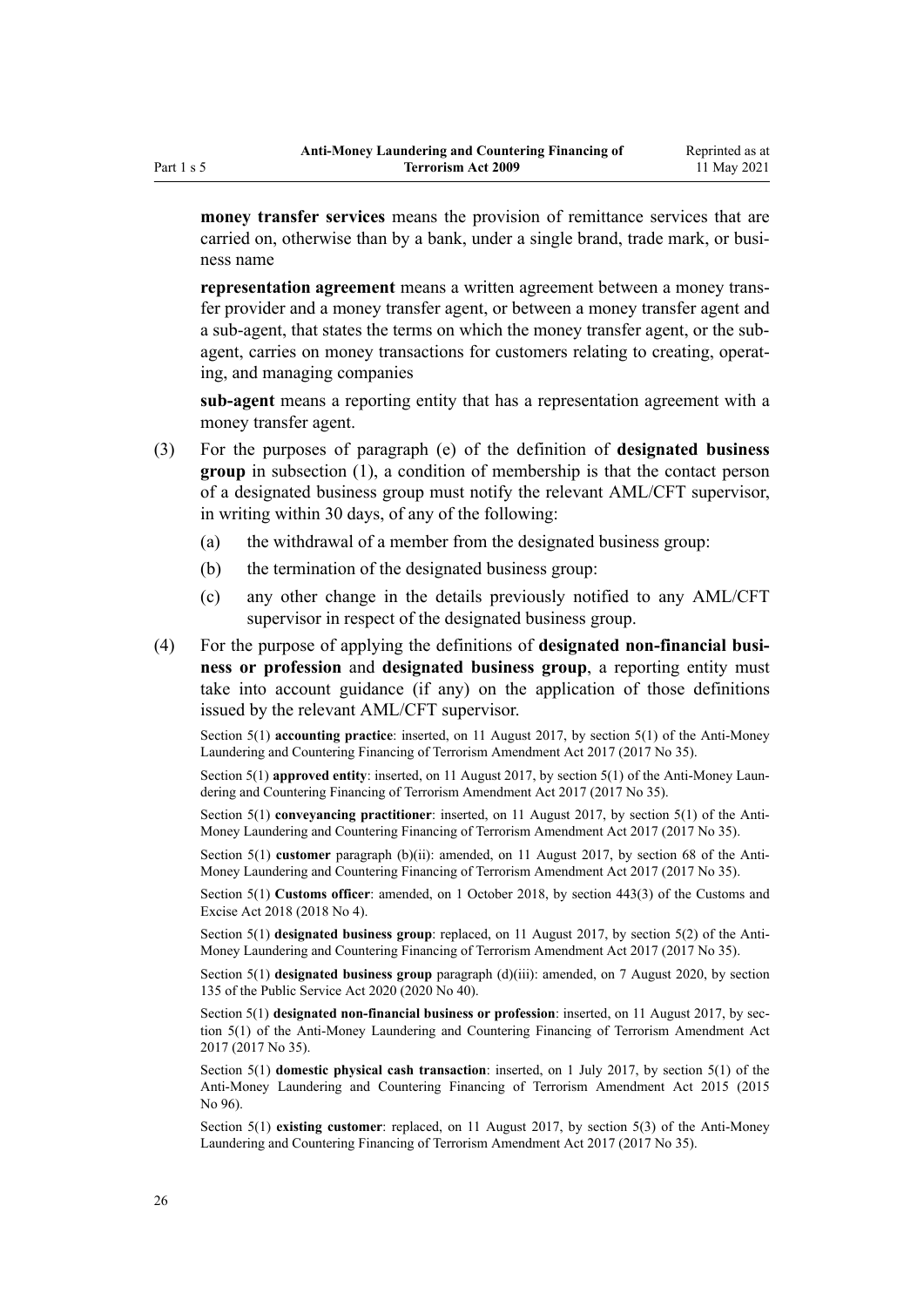**money transfer services** means the provision of remittance services that are carried on, otherwise than by a bank, under a single brand, trade mark, or business name

**representation agreement** means a written agreement between a money transfer provider and a money transfer agent, or between a money transfer agent and a sub-agent, that states the terms on which the money transfer agent, or the sub-agent, carries on money transactions for customers relating to creating, operating, and managing companies

**sub-agent** means a reporting entity that has a representation agreement with a money transfer agent.

(3) For the purposes of paragraph (e) of the definition of **designated business group** in subsection (1), a condition of membership is that the contact person of a designated business group must notify the relevant AML/CFT supervisor, in writing within 30 days, of any of the following:

- (a) the withdrawal of a member from the designated business group:
- (b) the termination of the designated business group:
- (c) any other change in the details previously notified to any AML/CFT supervisor in respect of the designated business group.

(4) For the purpose of applying the definitions of **designated non-financial business or profession** and **designated business group**, a reporting entity must take into account guidance (if any) on the application of those definitions issued by the relevant AML/CFT supervisor.

Section 5(1) **accounting practice**: inserted, on 11 August 2017, by section 5(1) of the Anti-Money Laundering and Countering Financing of Terrorism Amendment Act 2017 (2017 No 35).

Section 5(1) **approved entity**: inserted, on 11 August 2017, by section 5(1) of the Anti-Money Laundering and Countering Financing of Terrorism Amendment Act 2017 (2017 No 35).

Section 5(1) **conveyancing practitioner**: inserted, on 11 August 2017, by section 5(1) of the Anti-Money Laundering and Countering Financing of Terrorism Amendment Act 2017 (2017 No 35).

Section 5(1) **customer** paragraph (b)(ii): amended, on 11 August 2017, by section 68 of the Anti-Money Laundering and Countering Financing of Terrorism Amendment Act 2017 (2017 No 35).

Section 5(1) **Customs officer**: amended, on 1 October 2018, by section 443(3) of the Customs and Excise Act 2018 (2018 No 4).

Section 5(1) **designated business group**: replaced, on 11 August 2017, by section 5(2) of the Anti-Money Laundering and Countering Financing of Terrorism Amendment Act 2017 (2017 No 35).

Section 5(1) **designated business group** paragraph (d)(iii): amended, on 7 August 2020, by section 135 of the Public Service Act 2020 (2020 No 40).

Section 5(1) **designated non-financial business or profession**: inserted, on 11 August 2017, by section 5(1) of the Anti-Money Laundering and Countering Financing of Terrorism Amendment Act 2017 (2017 No 35).

Section 5(1) **domestic physical cash transaction**: inserted, on 1 July 2017, by section 5(1) of the Anti-Money Laundering and Countering Financing of Terrorism Amendment Act 2015 (2015 No 96).

Section 5(1) **existing customer**: replaced, on 11 August 2017, by section 5(3) of the Anti-Money Laundering and Countering Financing of Terrorism Amendment Act 2017 (2017 No 35).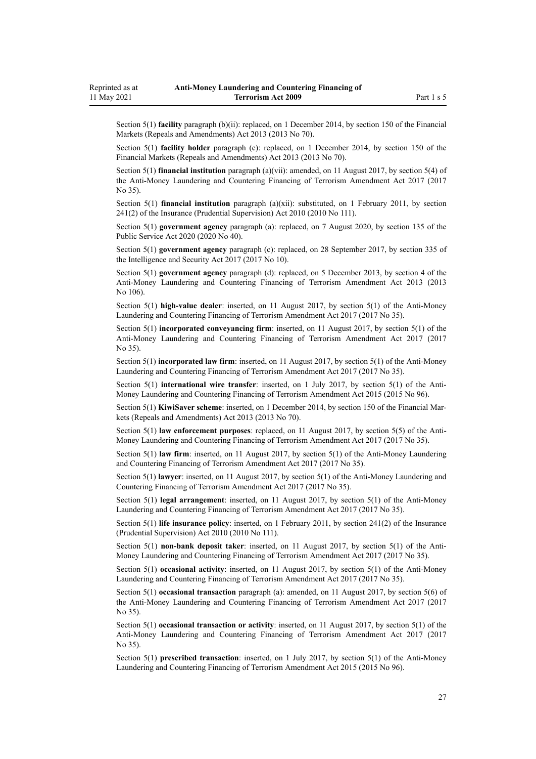Section 5(1) **facility** paragraph (b)(ii): replaced, on 1 December 2014, by section 150 of the Financial Markets (Repeals and Amendments) Act 2013 (2013 No 70).

Section 5(1) **facility holder** paragraph (c): replaced, on 1 December 2014, by section 150 of the Financial Markets (Repeals and Amendments) Act 2013 (2013 No 70).

Section 5(1) **financial institution** paragraph (a)(vii): amended, on 11 August 2017, by section 5(4) of the Anti-Money Laundering and Countering Financing of Terrorism Amendment Act 2017 (2017 No 35).

Section 5(1) **financial institution** paragraph (a)(xii): substituted, on 1 February 2011, by section 241(2) of the Insurance (Prudential Supervision) Act 2010 (2010 No 111).

Section 5(1) **government agency** paragraph (a): replaced, on 7 August 2020, by section 135 of the Public Service Act 2020 (2020 No 40).

Section 5(1) **government agency** paragraph (c): replaced, on 28 September 2017, by section 335 of the Intelligence and Security Act 2017 (2017 No 10).

Section 5(1) **government agency** paragraph (d): replaced, on 5 December 2013, by section 4 of the Anti-Money Laundering and Countering Financing of Terrorism Amendment Act 2013 (2013 No 106).

Section 5(1) **high-value dealer**: inserted, on 11 August 2017, by section 5(1) of the Anti-Money Laundering and Countering Financing of Terrorism Amendment Act 2017 (2017 No 35).

Section 5(1) **incorporated conveyancing firm**: inserted, on 11 August 2017, by section 5(1) of the Anti-Money Laundering and Countering Financing of Terrorism Amendment Act 2017 (2017 No 35).

Section 5(1) **incorporated law firm**: inserted, on 11 August 2017, by section 5(1) of the Anti-Money Laundering and Countering Financing of Terrorism Amendment Act 2017 (2017 No 35).

Section 5(1) **international wire transfer**: inserted, on 1 July 2017, by section 5(1) of the Anti-Money Laundering and Countering Financing of Terrorism Amendment Act 2015 (2015 No 96).

Section 5(1) **KiwiSaver scheme**: inserted, on 1 December 2014, by section 150 of the Financial Markets (Repeals and Amendments) Act 2013 (2013 No 70).

Section 5(1) **law enforcement purposes**: replaced, on 11 August 2017, by section 5(5) of the Anti-Money Laundering and Countering Financing of Terrorism Amendment Act 2017 (2017 No 35).

Section 5(1) **law firm**: inserted, on 11 August 2017, by section 5(1) of the Anti-Money Laundering and Countering Financing of Terrorism Amendment Act 2017 (2017 No 35).

Section 5(1) **lawyer**: inserted, on 11 August 2017, by section 5(1) of the Anti-Money Laundering and Countering Financing of Terrorism Amendment Act 2017 (2017 No 35).

Section 5(1) **legal arrangement**: inserted, on 11 August 2017, by section 5(1) of the Anti-Money Laundering and Countering Financing of Terrorism Amendment Act 2017 (2017 No 35).

Section 5(1) **life insurance policy**: inserted, on 1 February 2011, by section 241(2) of the Insurance (Prudential Supervision) Act 2010 (2010 No 111).

Section 5(1) **non-bank deposit taker**: inserted, on 11 August 2017, by section 5(1) of the Anti-Money Laundering and Countering Financing of Terrorism Amendment Act 2017 (2017 No 35).

Section 5(1) **occasional activity**: inserted, on 11 August 2017, by section 5(1) of the Anti-Money Laundering and Countering Financing of Terrorism Amendment Act 2017 (2017 No 35).

Section 5(1) **occasional transaction** paragraph (a): amended, on 11 August 2017, by section 5(6) of the Anti-Money Laundering and Countering Financing of Terrorism Amendment Act 2017 (2017 No 35).

Section 5(1) **occasional transaction or activity**: inserted, on 11 August 2017, by section 5(1) of the Anti-Money Laundering and Countering Financing of Terrorism Amendment Act 2017 (2017 No 35).

Section 5(1) **prescribed transaction**: inserted, on 1 July 2017, by section 5(1) of the Anti-Money Laundering and Countering Financing of Terrorism Amendment Act 2015 (2015 No 96).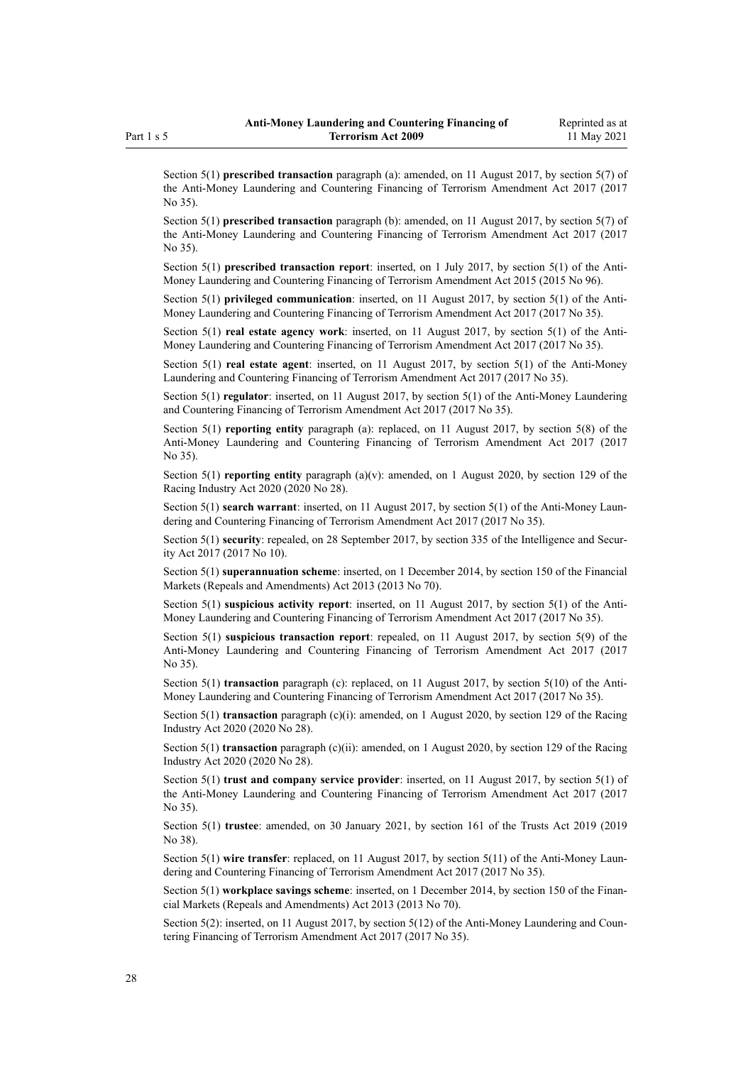Section 5(1) **prescribed transaction** paragraph (a): amended, on 11 August 2017, by section 5(7) of the Anti-Money Laundering and Countering Financing of Terrorism Amendment Act 2017 (2017 No 35).

Section 5(1) **prescribed transaction** paragraph (b): amended, on 11 August 2017, by section 5(7) of the Anti-Money Laundering and Countering Financing of Terrorism Amendment Act 2017 (2017 No 35).

Section 5(1) **prescribed transaction report**: inserted, on 1 July 2017, by section 5(1) of the Anti-Money Laundering and Countering Financing of Terrorism Amendment Act 2015 (2015 No 96).

Section 5(1) **privileged communication**: inserted, on 11 August 2017, by section 5(1) of the Anti-Money Laundering and Countering Financing of Terrorism Amendment Act 2017 (2017 No 35).

Section 5(1) **real estate agency work**: inserted, on 11 August 2017, by section 5(1) of the Anti-Money Laundering and Countering Financing of Terrorism Amendment Act 2017 (2017 No 35).

Section 5(1) **real estate agent**: inserted, on 11 August 2017, by section 5(1) of the Anti-Money Laundering and Countering Financing of Terrorism Amendment Act 2017 (2017 No 35).

Section 5(1) **regulator**: inserted, on 11 August 2017, by section 5(1) of the Anti-Money Laundering and Countering Financing of Terrorism Amendment Act 2017 (2017 No 35).

Section 5(1) **reporting entity** paragraph (a): replaced, on 11 August 2017, by section 5(8) of the Anti-Money Laundering and Countering Financing of Terrorism Amendment Act 2017 (2017 No 35).

Section 5(1) **reporting entity** paragraph (a)(v): amended, on 1 August 2020, by section 129 of the Racing Industry Act 2020 (2020 No 28).

Section 5(1) **search warrant**: inserted, on 11 August 2017, by section 5(1) of the Anti-Money Laundering and Countering Financing of Terrorism Amendment Act 2017 (2017 No 35).

Section 5(1) **security**: repealed, on 28 September 2017, by section 335 of the Intelligence and Security Act 2017 (2017 No 10).

Section 5(1) **superannuation scheme**: inserted, on 1 December 2014, by section 150 of the Financial Markets (Repeals and Amendments) Act 2013 (2013 No 70).

Section 5(1) **suspicious activity report**: inserted, on 11 August 2017, by section 5(1) of the Anti-Money Laundering and Countering Financing of Terrorism Amendment Act 2017 (2017 No 35).

Section 5(1) **suspicious transaction report**: repealed, on 11 August 2017, by section 5(9) of the Anti-Money Laundering and Countering Financing of Terrorism Amendment Act 2017 (2017 No 35).

Section 5(1) **transaction** paragraph (c): replaced, on 11 August 2017, by section 5(10) of the Anti-Money Laundering and Countering Financing of Terrorism Amendment Act 2017 (2017 No 35).

Section 5(1) **transaction** paragraph (c)(i): amended, on 1 August 2020, by section 129 of the Racing Industry Act 2020 (2020 No 28).

Section 5(1) **transaction** paragraph (c)(ii): amended, on 1 August 2020, by section 129 of the Racing Industry Act 2020 (2020 No 28).

Section 5(1) **trust and company service provider**: inserted, on 11 August 2017, by section 5(1) of the Anti-Money Laundering and Countering Financing of Terrorism Amendment Act 2017 (2017 No 35).

Section 5(1) **trustee**: amended, on 30 January 2021, by section 161 of the Trusts Act 2019 (2019 No 38).

Section 5(1) **wire transfer**: replaced, on 11 August 2017, by section 5(11) of the Anti-Money Laundering and Countering Financing of Terrorism Amendment Act 2017 (2017 No 35).

Section 5(1) **workplace savings scheme**: inserted, on 1 December 2014, by section 150 of the Financial Markets (Repeals and Amendments) Act 2013 (2013 No 70).

Section 5(2): inserted, on 11 August 2017, by section 5(12) of the Anti-Money Laundering and Countering Financing of Terrorism Amendment Act 2017 (2017 No 35).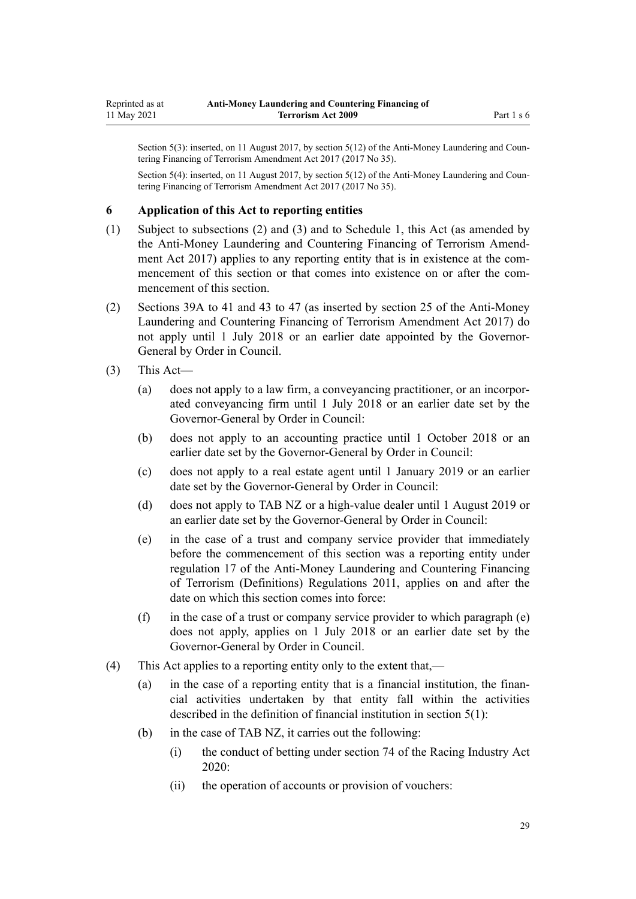Section 5(3): inserted, on 11 August 2017, by section 5(12) of the Anti-Money Laundering and Countering Financing of Terrorism Amendment Act 2017 (2017 No 35).

Section 5(4): inserted, on 11 August 2017, by section 5(12) of the Anti-Money Laundering and Countering Financing of Terrorism Amendment Act 2017 (2017 No 35).

### 6 Application of this Act to reporting entities

(1) Subject to subsections (2) and (3) and to Schedule 1, this Act (as amended by the Anti-Money Laundering and Countering Financing of Terrorism Amendment Act 2017) applies to any reporting entity that is in existence at the commencement of this section or that comes into existence on or after the commencement of this section.

(2) Sections 39A to 41 and 43 to 47 (as inserted by section 25 of the Anti-Money Laundering and Countering Financing of Terrorism Amendment Act 2017) do not apply until 1 July 2018 or an earlier date appointed by the Governor-General by Order in Council.

(3) This Act—

- (a) does not apply to a law firm, a conveyancing practitioner, or an incorporated conveyancing firm until 1 July 2018 or an earlier date set by the Governor-General by Order in Council:
- (b) does not apply to an accounting practice until 1 October 2018 or an earlier date set by the Governor-General by Order in Council:
- (c) does not apply to a real estate agent until 1 January 2019 or an earlier date set by the Governor-General by Order in Council:
- (d) does not apply to TAB NZ or a high-value dealer until 1 August 2019 or an earlier date set by the Governor-General by Order in Council:
- (e) in the case of a trust and company service provider that immediately before the commencement of this section was a reporting entity under regulation 17 of the Anti-Money Laundering and Countering Financing of Terrorism (Definitions) Regulations 2011, applies on and after the date on which this section comes into force:
- (f) in the case of a trust or company service provider to which paragraph (e) does not apply, applies on 1 July 2018 or an earlier date set by the Governor-General by Order in Council.

(4) This Act applies to a reporting entity only to the extent that,—

- (a) in the case of a reporting entity that is a financial institution, the financial activities undertaken by that entity fall within the activities described in the definition of financial institution in section 5(1):
- (b) in the case of TAB NZ, it carries out the following:
  - (i) the conduct of betting under section 74 of the Racing Industry Act 2020:
  - (ii) the operation of accounts or provision of vouchers: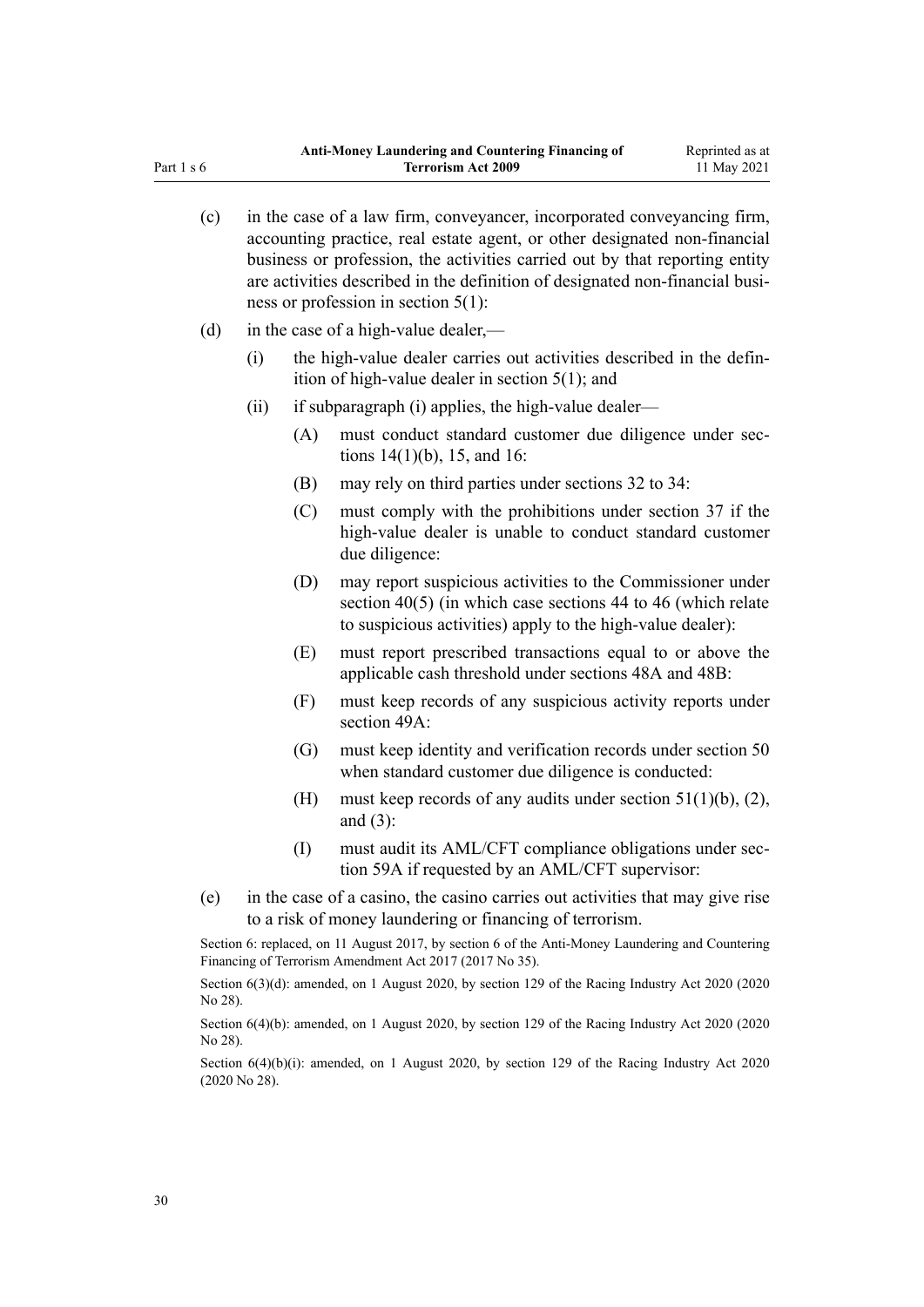(c) in the case of a law firm, conveyancer, incorporated conveyancing firm, accounting practice, real estate agent, or other designated non-financial business or profession, the activities carried out by that reporting entity are activities described in the definition of designated non-financial business or profession in section 5(1):

(d) in the case of a high-value dealer,—

  (i) the high-value dealer carries out activities described in the definition of high-value dealer in section 5(1); and

  (ii) if subparagraph (i) applies, the high-value dealer—

    (A) must conduct standard customer due diligence under sections 14(1)(b), 15, and 16:

    (B) may rely on third parties under sections 32 to 34:

    (C) must comply with the prohibitions under section 37 if the high-value dealer is unable to conduct standard customer due diligence:

    (D) may report suspicious activities to the Commissioner under section 40(5) (in which case sections 44 to 46 (which relate to suspicious activities) apply to the high-value dealer):

    (E) must report prescribed transactions equal to or above the applicable cash threshold under sections 48A and 48B:

    (F) must keep records of any suspicious activity reports under section 49A:

    (G) must keep identity and verification records under section 50 when standard customer due diligence is conducted:

    (H) must keep records of any audits under section 51(1)(b), (2), and (3):

    (I) must audit its AML/CFT compliance obligations under section 59A if requested by an AML/CFT supervisor:

(e) in the case of a casino, the casino carries out activities that may give rise to a risk of money laundering or financing of terrorism.

Section 6: replaced, on 11 August 2017, by section 6 of the Anti-Money Laundering and Countering Financing of Terrorism Amendment Act 2017 (2017 No 35).

Section 6(3)(d): amended, on 1 August 2020, by section 129 of the Racing Industry Act 2020 (2020 No 28).

Section 6(4)(b): amended, on 1 August 2020, by section 129 of the Racing Industry Act 2020 (2020 No 28).

Section 6(4)(b)(i): amended, on 1 August 2020, by section 129 of the Racing Industry Act 2020 (2020 No 28).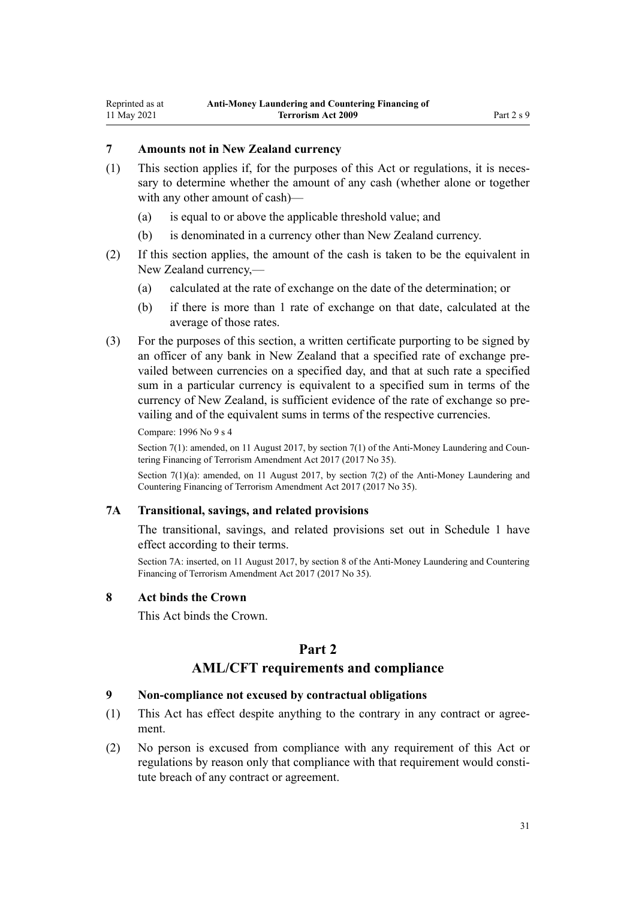### 7 Amounts not in New Zealand currency

(1) This section applies if, for the purposes of this Act or regulations, it is necessary to determine whether the amount of any cash (whether alone or together with any other amount of cash)—

   (a) is equal to or above the applicable threshold value; and

   (b) is denominated in a currency other than New Zealand currency.

(2) If this section applies, the amount of the cash is taken to be the equivalent in New Zealand currency,—

   (a) calculated at the rate of exchange on the date of the determination; or

   (b) if there is more than 1 rate of exchange on that date, calculated at the average of those rates.

(3) For the purposes of this section, a written certificate purporting to be signed by an officer of any bank in New Zealand that a specified rate of exchange prevailed between currencies on a specified day, and that at such rate a specified sum in a particular currency is equivalent to a specified sum in terms of the currency of New Zealand, is sufficient evidence of the rate of exchange so prevailing and of the equivalent sums in terms of the respective currencies.

Compare: 1996 No 9 s 4

Section 7(1): amended, on 11 August 2017, by section 7(1) of the Anti-Money Laundering and Countering Financing of Terrorism Amendment Act 2017 (2017 No 35).

Section 7(1)(a): amended, on 11 August 2017, by section 7(2) of the Anti-Money Laundering and Countering Financing of Terrorism Amendment Act 2017 (2017 No 35).

### 7A Transitional, savings, and related provisions

The transitional, savings, and related provisions set out in Schedule 1 have effect according to their terms.

Section 7A: inserted, on 11 August 2017, by section 8 of the Anti-Money Laundering and Countering Financing of Terrorism Amendment Act 2017 (2017 No 35).

### 8 Act binds the Crown

This Act binds the Crown.

## Part 2
## AML/CFT requirements and compliance

### 9 Non-compliance not excused by contractual obligations

(1) This Act has effect despite anything to the contrary in any contract or agreement.

(2) No person is excused from compliance with any requirement of this Act or regulations by reason only that compliance with that requirement would constitute breach of any contract or agreement.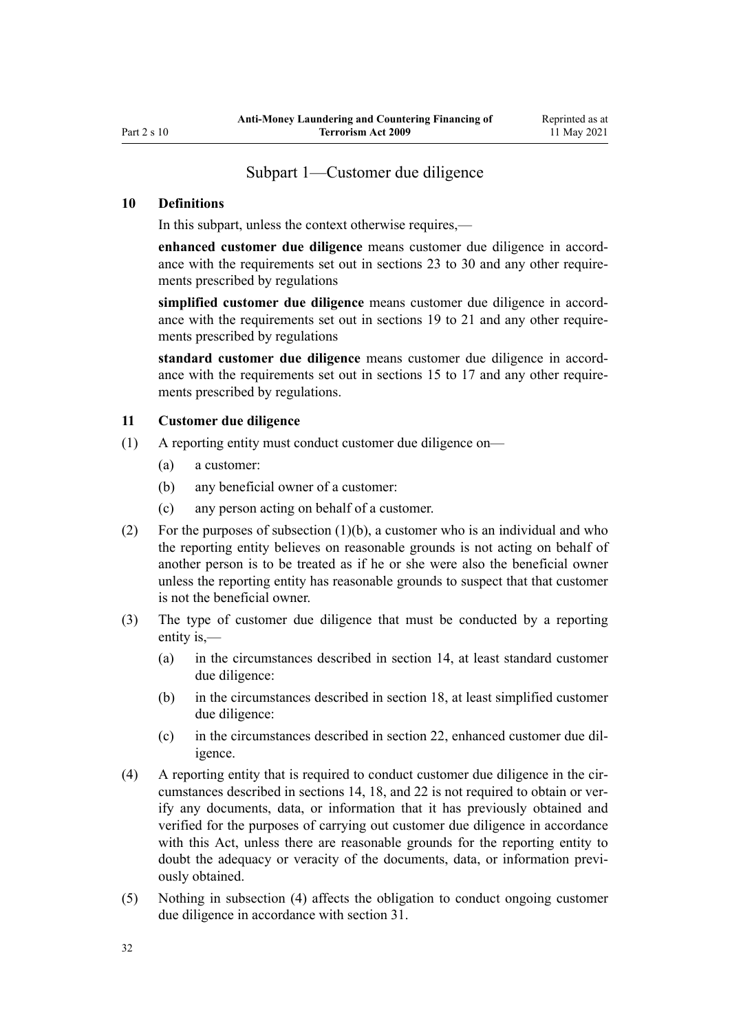## Subpart 1—Customer due diligence

### 10 Definitions

In this subpart, unless the context otherwise requires,—

**enhanced customer due diligence** means customer due diligence in accordance with the requirements set out in sections 23 to 30 and any other requirements prescribed by regulations

**simplified customer due diligence** means customer due diligence in accordance with the requirements set out in sections 19 to 21 and any other requirements prescribed by regulations

**standard customer due diligence** means customer due diligence in accordance with the requirements set out in sections 15 to 17 and any other requirements prescribed by regulations.

### 11 Customer due diligence

(1) A reporting entity must conduct customer due diligence on—

- (a) a customer:
- (b) any beneficial owner of a customer:
- (c) any person acting on behalf of a customer.

(2) For the purposes of subsection (1)(b), a customer who is an individual and who the reporting entity believes on reasonable grounds is not acting on behalf of another person is to be treated as if he or she were also the beneficial owner unless the reporting entity has reasonable grounds to suspect that that customer is not the beneficial owner.

(3) The type of customer due diligence that must be conducted by a reporting entity is,—

- (a) in the circumstances described in section 14, at least standard customer due diligence:
- (b) in the circumstances described in section 18, at least simplified customer due diligence:
- (c) in the circumstances described in section 22, enhanced customer due diligence.

(4) A reporting entity that is required to conduct customer due diligence in the circumstances described in sections 14, 18, and 22 is not required to obtain or verify any documents, data, or information that it has previously obtained and verified for the purposes of carrying out customer due diligence in accordance with this Act, unless there are reasonable grounds for the reporting entity to doubt the adequacy or veracity of the documents, data, or information previously obtained.

(5) Nothing in subsection (4) affects the obligation to conduct ongoing customer due diligence in accordance with section 31.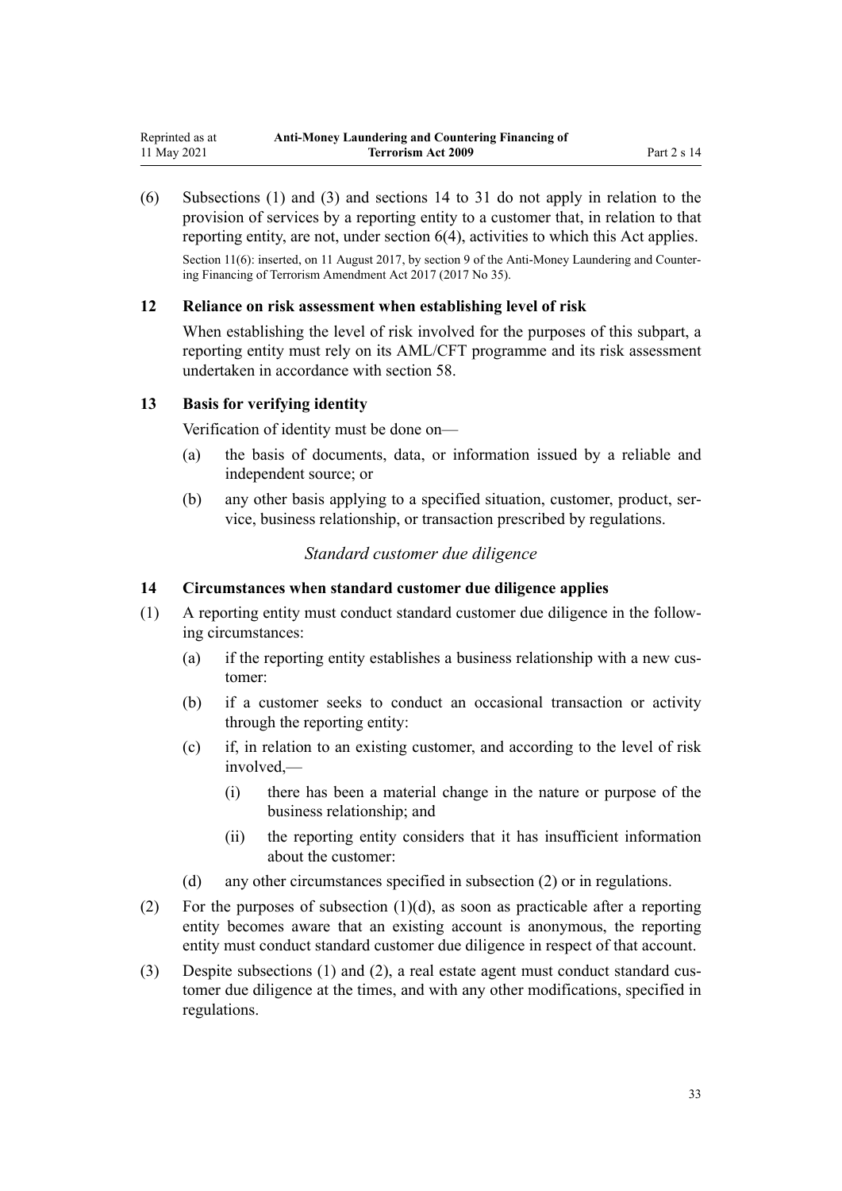(6) Subsections (1) and (3) and sections 14 to 31 do not apply in relation to the provision of services by a reporting entity to a customer that, in relation to that reporting entity, are not, under section 6(4), activities to which this Act applies.

Section 11(6): inserted, on 11 August 2017, by section 9 of the Anti-Money Laundering and Countering Financing of Terrorism Amendment Act 2017 (2017 No 35).

### 12 Reliance on risk assessment when establishing level of risk

When establishing the level of risk involved for the purposes of this subpart, a reporting entity must rely on its AML/CFT programme and its risk assessment undertaken in accordance with section 58.

### 13 Basis for verifying identity

Verification of identity must be done on—

(a) the basis of documents, data, or information issued by a reliable and independent source; or

(b) any other basis applying to a specified situation, customer, product, service, business relationship, or transaction prescribed by regulations.

*Standard customer due diligence*

### 14 Circumstances when standard customer due diligence applies

(1) A reporting entity must conduct standard customer due diligence in the following circumstances:

(a) if the reporting entity establishes a business relationship with a new customer:

(b) if a customer seeks to conduct an occasional transaction or activity through the reporting entity:

(c) if, in relation to an existing customer, and according to the level of risk involved,—

(i) there has been a material change in the nature or purpose of the business relationship; and

(ii) the reporting entity considers that it has insufficient information about the customer:

(d) any other circumstances specified in subsection (2) or in regulations.

(2) For the purposes of subsection (1)(d), as soon as practicable after a reporting entity becomes aware that an existing account is anonymous, the reporting entity must conduct standard customer due diligence in respect of that account.

(3) Despite subsections (1) and (2), a real estate agent must conduct standard customer due diligence at the times, and with any other modifications, specified in regulations.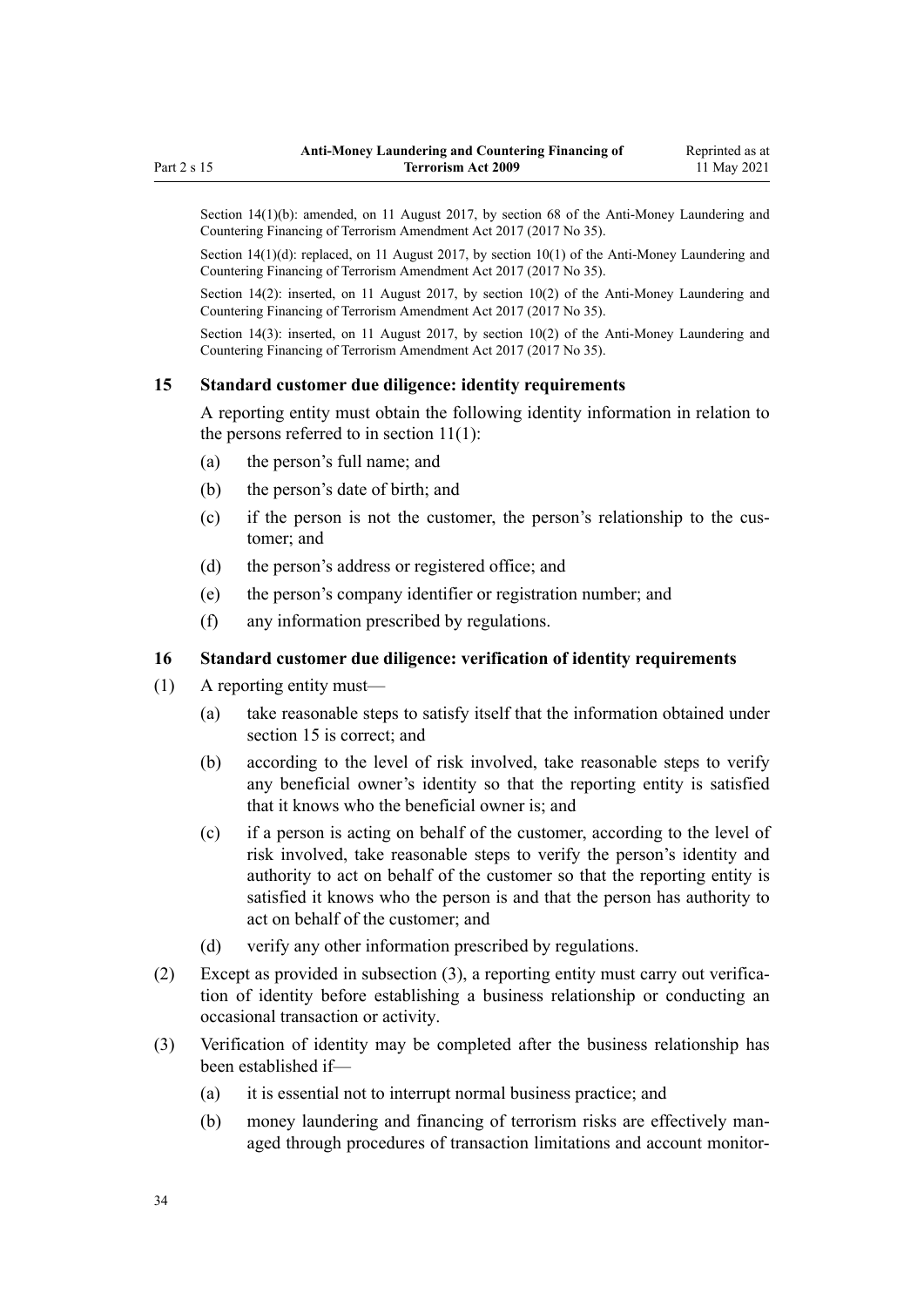Section 14(1)(b): amended, on 11 August 2017, by section 68 of the Anti-Money Laundering and Countering Financing of Terrorism Amendment Act 2017 (2017 No 35).

Section 14(1)(d): replaced, on 11 August 2017, by section 10(1) of the Anti-Money Laundering and Countering Financing of Terrorism Amendment Act 2017 (2017 No 35).

Section 14(2): inserted, on 11 August 2017, by section 10(2) of the Anti-Money Laundering and Countering Financing of Terrorism Amendment Act 2017 (2017 No 35).

Section 14(3): inserted, on 11 August 2017, by section 10(2) of the Anti-Money Laundering and Countering Financing of Terrorism Amendment Act 2017 (2017 No 35).

### 15 Standard customer due diligence: identity requirements

A reporting entity must obtain the following identity information in relation to the persons referred to in section 11(1):

(a) the person's full name; and

(b) the person's date of birth; and

(c) if the person is not the customer, the person's relationship to the customer; and

(d) the person's address or registered office; and

(e) the person's company identifier or registration number; and

(f) any information prescribed by regulations.

### 16 Standard customer due diligence: verification of identity requirements

(1) A reporting entity must—

(a) take reasonable steps to satisfy itself that the information obtained under section 15 is correct; and

(b) according to the level of risk involved, take reasonable steps to verify any beneficial owner's identity so that the reporting entity is satisfied that it knows who the beneficial owner is; and

(c) if a person is acting on behalf of the customer, according to the level of risk involved, take reasonable steps to verify the person's identity and authority to act on behalf of the customer so that the reporting entity is satisfied it knows who the person is and that the person has authority to act on behalf of the customer; and

(d) verify any other information prescribed by regulations.

(2) Except as provided in subsection (3), a reporting entity must carry out verification of identity before establishing a business relationship or conducting an occasional transaction or activity.

(3) Verification of identity may be completed after the business relationship has been established if—

(a) it is essential not to interrupt normal business practice; and

(b) money laundering and financing of terrorism risks are effectively managed through procedures of transaction limitations and account monitor-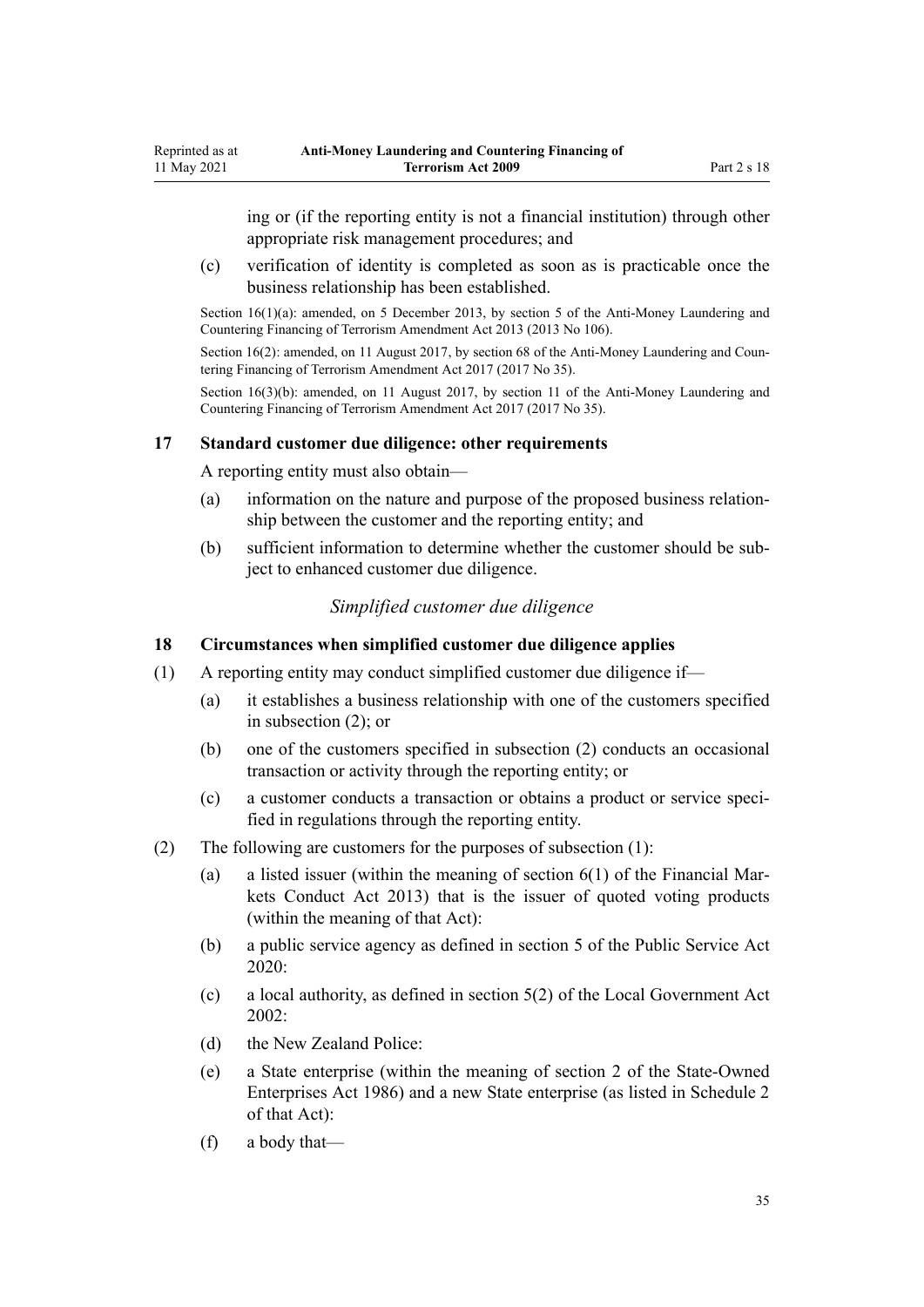ing or (if the reporting entity is not a financial institution) through other appropriate risk management procedures; and

(c) verification of identity is completed as soon as is practicable once the business relationship has been established.

Section 16(1)(a): amended, on 5 December 2013, by section 5 of the Anti-Money Laundering and Countering Financing of Terrorism Amendment Act 2013 (2013 No 106).

Section 16(2): amended, on 11 August 2017, by section 68 of the Anti-Money Laundering and Countering Financing of Terrorism Amendment Act 2017 (2017 No 35).

Section 16(3)(b): amended, on 11 August 2017, by section 11 of the Anti-Money Laundering and Countering Financing of Terrorism Amendment Act 2017 (2017 No 35).

### 17 Standard customer due diligence: other requirements

A reporting entity must also obtain—

(a) information on the nature and purpose of the proposed business relationship between the customer and the reporting entity; and

(b) sufficient information to determine whether the customer should be subject to enhanced customer due diligence.

*Simplified customer due diligence*

### 18 Circumstances when simplified customer due diligence applies

(1) A reporting entity may conduct simplified customer due diligence if—

(a) it establishes a business relationship with one of the customers specified in subsection (2); or

(b) one of the customers specified in subsection (2) conducts an occasional transaction or activity through the reporting entity; or

(c) a customer conducts a transaction or obtains a product or service specified in regulations through the reporting entity.

(2) The following are customers for the purposes of subsection (1):

(a) a listed issuer (within the meaning of section 6(1) of the Financial Markets Conduct Act 2013) that is the issuer of quoted voting products (within the meaning of that Act):

(b) a public service agency as defined in section 5 of the Public Service Act 2020:

(c) a local authority, as defined in section 5(2) of the Local Government Act 2002:

(d) the New Zealand Police:

(e) a State enterprise (within the meaning of section 2 of the State-Owned Enterprises Act 1986) and a new State enterprise (as listed in Schedule 2 of that Act):

(f) a body that—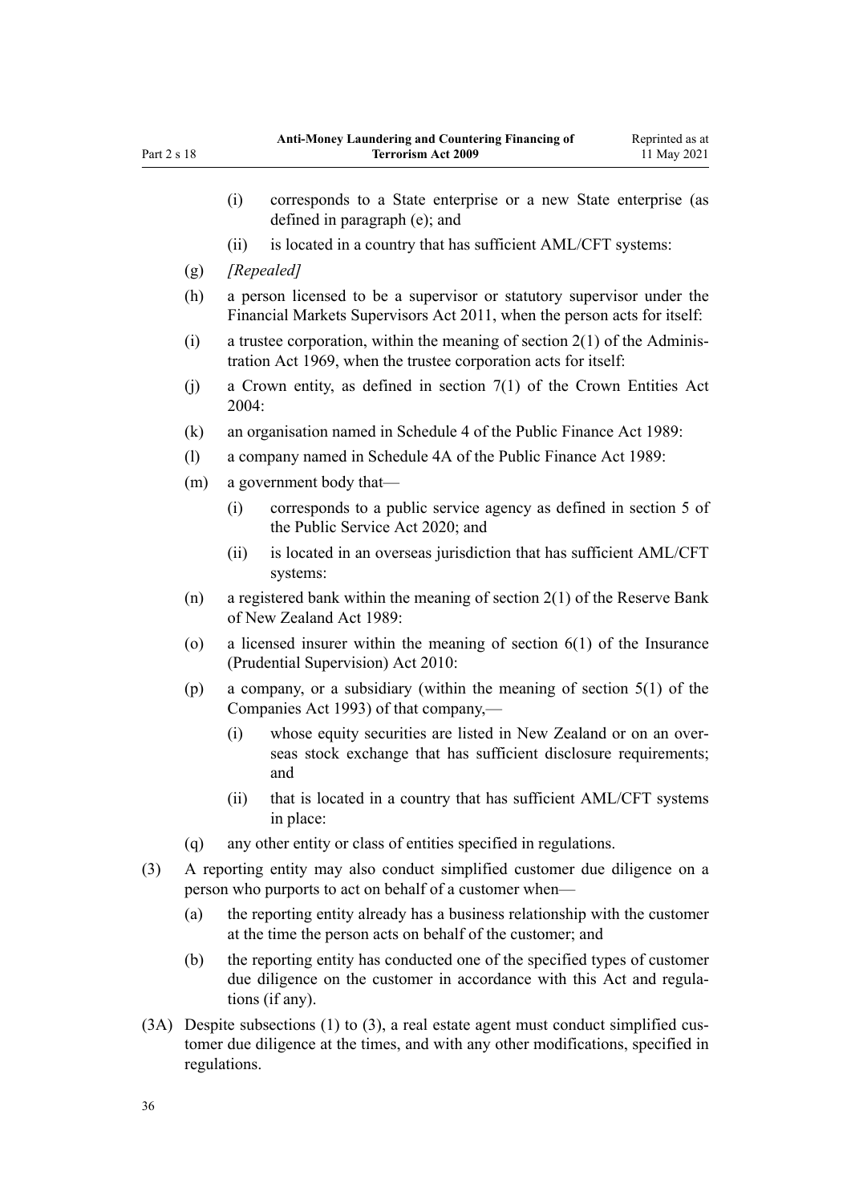- (i) corresponds to a State enterprise or a new State enterprise (as defined in paragraph (e); and
  - (ii) is located in a country that has sufficient AML/CFT systems:
- (g) *[Repealed]*
- (h) a person licensed to be a supervisor or statutory supervisor under the Financial Markets Supervisors Act 2011, when the person acts for itself:
- (i) a trustee corporation, within the meaning of section 2(1) of the Administration Act 1969, when the trustee corporation acts for itself:
- (j) a Crown entity, as defined in section 7(1) of the Crown Entities Act 2004:
- (k) an organisation named in Schedule 4 of the Public Finance Act 1989:
- (l) a company named in Schedule 4A of the Public Finance Act 1989:
- (m) a government body that—
  - (i) corresponds to a public service agency as defined in section 5 of the Public Service Act 2020; and
  - (ii) is located in an overseas jurisdiction that has sufficient AML/CFT systems:
- (n) a registered bank within the meaning of section 2(1) of the Reserve Bank of New Zealand Act 1989:
- (o) a licensed insurer within the meaning of section 6(1) of the Insurance (Prudential Supervision) Act 2010:
- (p) a company, or a subsidiary (within the meaning of section 5(1) of the Companies Act 1993) of that company,—
  - (i) whose equity securities are listed in New Zealand or on an overseas stock exchange that has sufficient disclosure requirements; and
  - (ii) that is located in a country that has sufficient AML/CFT systems in place:
- (q) any other entity or class of entities specified in regulations.

(3) A reporting entity may also conduct simplified customer due diligence on a person who purports to act on behalf of a customer when—

- (a) the reporting entity already has a business relationship with the customer at the time the person acts on behalf of the customer; and
- (b) the reporting entity has conducted one of the specified types of customer due diligence on the customer in accordance with this Act and regulations (if any).

(3A) Despite subsections (1) to (3), a real estate agent must conduct simplified customer due diligence at the times, and with any other modifications, specified in regulations.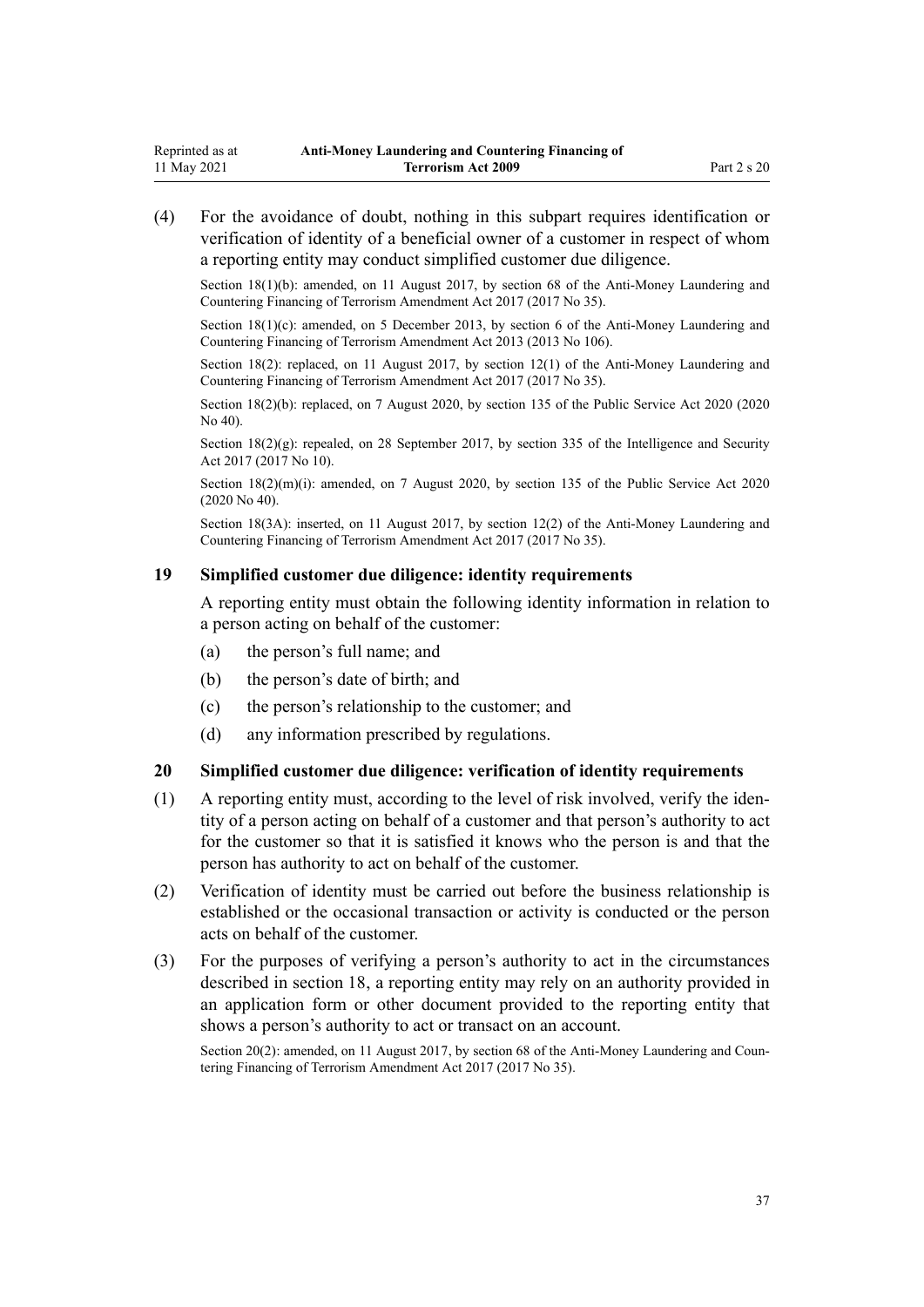(4) For the avoidance of doubt, nothing in this subpart requires identification or verification of identity of a beneficial owner of a customer in respect of whom a reporting entity may conduct simplified customer due diligence.

Section 18(1)(b): amended, on 11 August 2017, by section 68 of the Anti-Money Laundering and Countering Financing of Terrorism Amendment Act 2017 (2017 No 35).

Section 18(1)(c): amended, on 5 December 2013, by section 6 of the Anti-Money Laundering and Countering Financing of Terrorism Amendment Act 2013 (2013 No 106).

Section 18(2): replaced, on 11 August 2017, by section 12(1) of the Anti-Money Laundering and Countering Financing of Terrorism Amendment Act 2017 (2017 No 35).

Section 18(2)(b): replaced, on 7 August 2020, by section 135 of the Public Service Act 2020 (2020 No 40).

Section 18(2)(g): repealed, on 28 September 2017, by section 335 of the Intelligence and Security Act 2017 (2017 No 10).

Section 18(2)(m)(i): amended, on 7 August 2020, by section 135 of the Public Service Act 2020 (2020 No 40).

Section 18(3A): inserted, on 11 August 2017, by section 12(2) of the Anti-Money Laundering and Countering Financing of Terrorism Amendment Act 2017 (2017 No 35).

### 19 Simplified customer due diligence: identity requirements

A reporting entity must obtain the following identity information in relation to a person acting on behalf of the customer:

(a) the person's full name; and

(b) the person's date of birth; and

(c) the person's relationship to the customer; and

(d) any information prescribed by regulations.

### 20 Simplified customer due diligence: verification of identity requirements

(1) A reporting entity must, according to the level of risk involved, verify the identity of a person acting on behalf of a customer and that person's authority to act for the customer so that it is satisfied it knows who the person is and that the person has authority to act on behalf of the customer.

(2) Verification of identity must be carried out before the business relationship is established or the occasional transaction or activity is conducted or the person acts on behalf of the customer.

(3) For the purposes of verifying a person's authority to act in the circumstances described in section 18, a reporting entity may rely on an authority provided in an application form or other document provided to the reporting entity that shows a person's authority to act or transact on an account.

Section 20(2): amended, on 11 August 2017, by section 68 of the Anti-Money Laundering and Countering Financing of Terrorism Amendment Act 2017 (2017 No 35).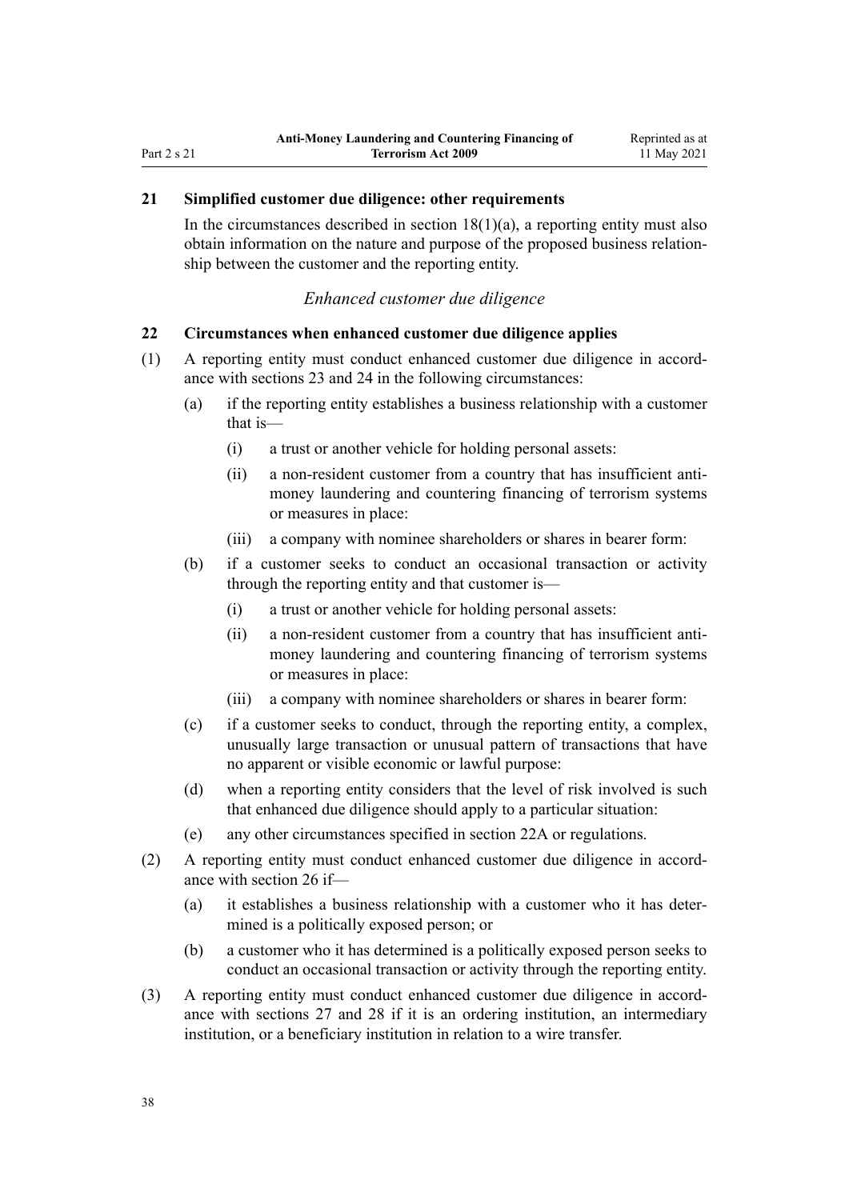### 21 Simplified customer due diligence: other requirements

In the circumstances described in section 18(1)(a), a reporting entity must also obtain information on the nature and purpose of the proposed business relationship between the customer and the reporting entity.

*Enhanced customer due diligence*

### 22 Circumstances when enhanced customer due diligence applies

(1) A reporting entity must conduct enhanced customer due diligence in accordance with sections 23 and 24 in the following circumstances:

- (a) if the reporting entity establishes a business relationship with a customer that is—
  - (i) a trust or another vehicle for holding personal assets:
  - (ii) a non-resident customer from a country that has insufficient anti-money laundering and countering financing of terrorism systems or measures in place:
  - (iii) a company with nominee shareholders or shares in bearer form:
- (b) if a customer seeks to conduct an occasional transaction or activity through the reporting entity and that customer is—
  - (i) a trust or another vehicle for holding personal assets:
  - (ii) a non-resident customer from a country that has insufficient anti-money laundering and countering financing of terrorism systems or measures in place:
  - (iii) a company with nominee shareholders or shares in bearer form:
- (c) if a customer seeks to conduct, through the reporting entity, a complex, unusually large transaction or unusual pattern of transactions that have no apparent or visible economic or lawful purpose:
- (d) when a reporting entity considers that the level of risk involved is such that enhanced due diligence should apply to a particular situation:
- (e) any other circumstances specified in section 22A or regulations.

(2) A reporting entity must conduct enhanced customer due diligence in accordance with section 26 if—

- (a) it establishes a business relationship with a customer who it has determined is a politically exposed person; or
- (b) a customer who it has determined is a politically exposed person seeks to conduct an occasional transaction or activity through the reporting entity.

(3) A reporting entity must conduct enhanced customer due diligence in accordance with sections 27 and 28 if it is an ordering institution, an intermediary institution, or a beneficiary institution in relation to a wire transfer.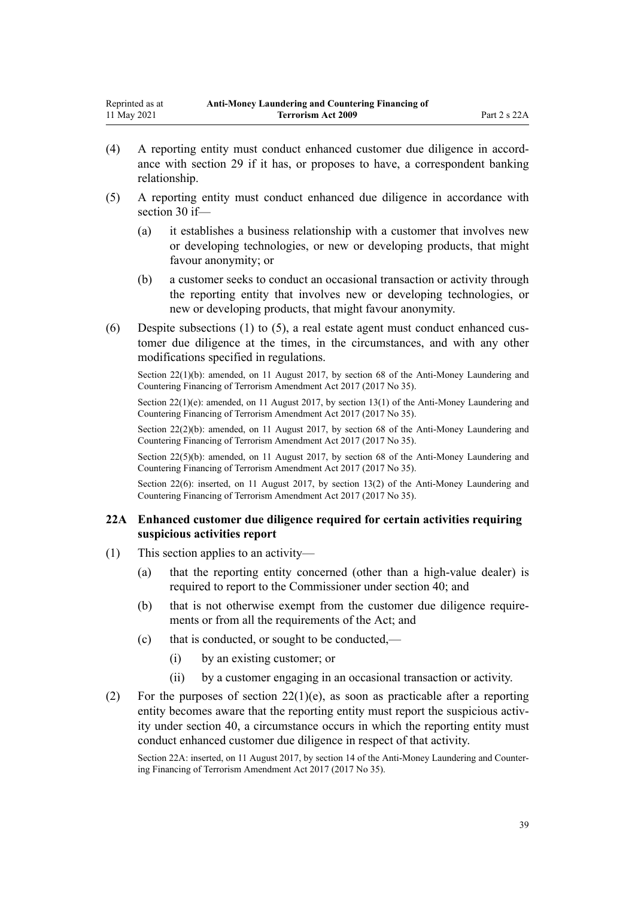(4) A reporting entity must conduct enhanced customer due diligence in accordance with section 29 if it has, or proposes to have, a correspondent banking relationship.

(5) A reporting entity must conduct enhanced due diligence in accordance with section 30 if—

(a) it establishes a business relationship with a customer that involves new or developing technologies, or new or developing products, that might favour anonymity; or

(b) a customer seeks to conduct an occasional transaction or activity through the reporting entity that involves new or developing technologies, or new or developing products, that might favour anonymity.

(6) Despite subsections (1) to (5), a real estate agent must conduct enhanced customer due diligence at the times, in the circumstances, and with any other modifications specified in regulations.

Section 22(1)(b): amended, on 11 August 2017, by section 68 of the Anti-Money Laundering and Countering Financing of Terrorism Amendment Act 2017 (2017 No 35).

Section 22(1)(e): amended, on 11 August 2017, by section 13(1) of the Anti-Money Laundering and Countering Financing of Terrorism Amendment Act 2017 (2017 No 35).

Section 22(2)(b): amended, on 11 August 2017, by section 68 of the Anti-Money Laundering and Countering Financing of Terrorism Amendment Act 2017 (2017 No 35).

Section 22(5)(b): amended, on 11 August 2017, by section 68 of the Anti-Money Laundering and Countering Financing of Terrorism Amendment Act 2017 (2017 No 35).

Section 22(6): inserted, on 11 August 2017, by section 13(2) of the Anti-Money Laundering and Countering Financing of Terrorism Amendment Act 2017 (2017 No 35).

### 22A Enhanced customer due diligence required for certain activities requiring suspicious activities report

(1) This section applies to an activity—

(a) that the reporting entity concerned (other than a high-value dealer) is required to report to the Commissioner under section 40; and

(b) that is not otherwise exempt from the customer due diligence requirements or from all the requirements of the Act; and

(c) that is conducted, or sought to be conducted,—

(i) by an existing customer; or

(ii) by a customer engaging in an occasional transaction or activity.

(2) For the purposes of section 22(1)(e), as soon as practicable after a reporting entity becomes aware that the reporting entity must report the suspicious activity under section 40, a circumstance occurs in which the reporting entity must conduct enhanced customer due diligence in respect of that activity.

Section 22A: inserted, on 11 August 2017, by section 14 of the Anti-Money Laundering and Countering Financing of Terrorism Amendment Act 2017 (2017 No 35).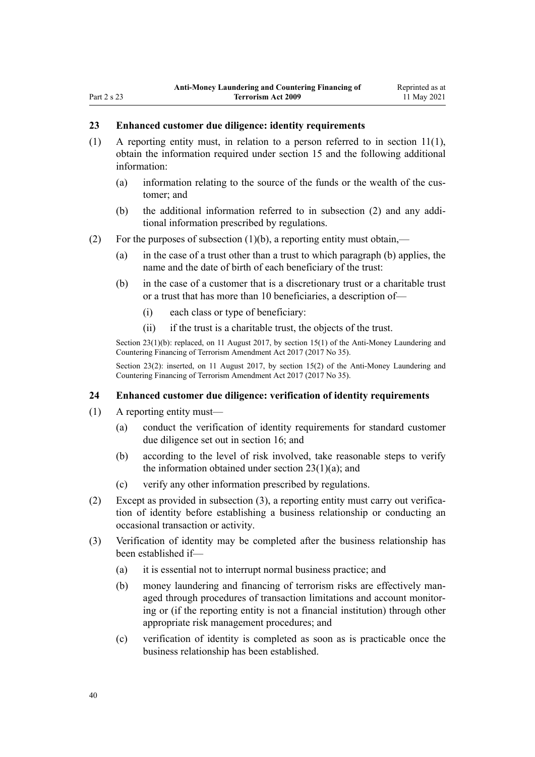### 23 Enhanced customer due diligence: identity requirements

(1) A reporting entity must, in relation to a person referred to in section 11(1), obtain the information required under section 15 and the following additional information:

- (a) information relating to the source of the funds or the wealth of the customer; and
- (b) the additional information referred to in subsection (2) and any additional information prescribed by regulations.

(2) For the purposes of subsection (1)(b), a reporting entity must obtain,—

- (a) in the case of a trust other than a trust to which paragraph (b) applies, the name and the date of birth of each beneficiary of the trust:
- (b) in the case of a customer that is a discretionary trust or a charitable trust or a trust that has more than 10 beneficiaries, a description of—
  - (i) each class or type of beneficiary:
  - (ii) if the trust is a charitable trust, the objects of the trust.

Section 23(1)(b): replaced, on 11 August 2017, by section 15(1) of the Anti-Money Laundering and Countering Financing of Terrorism Amendment Act 2017 (2017 No 35).

Section 23(2): inserted, on 11 August 2017, by section 15(2) of the Anti-Money Laundering and Countering Financing of Terrorism Amendment Act 2017 (2017 No 35).

### 24 Enhanced customer due diligence: verification of identity requirements

(1) A reporting entity must—

- (a) conduct the verification of identity requirements for standard customer due diligence set out in section 16; and
- (b) according to the level of risk involved, take reasonable steps to verify the information obtained under section 23(1)(a); and
- (c) verify any other information prescribed by regulations.

(2) Except as provided in subsection (3), a reporting entity must carry out verification of identity before establishing a business relationship or conducting an occasional transaction or activity.

(3) Verification of identity may be completed after the business relationship has been established if—

- (a) it is essential not to interrupt normal business practice; and
- (b) money laundering and financing of terrorism risks are effectively managed through procedures of transaction limitations and account monitoring or (if the reporting entity is not a financial institution) through other appropriate risk management procedures; and
- (c) verification of identity is completed as soon as is practicable once the business relationship has been established.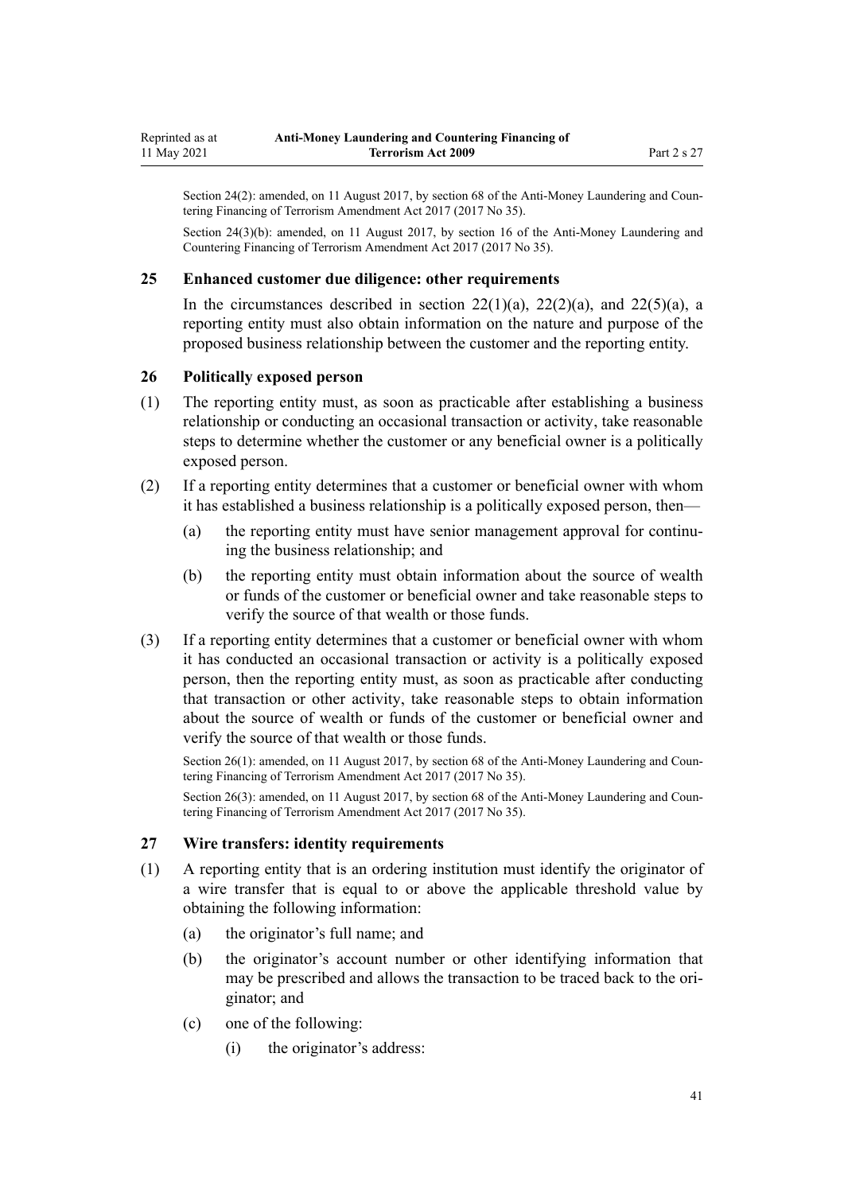Section 24(2): amended, on 11 August 2017, by section 68 of the Anti-Money Laundering and Countering Financing of Terrorism Amendment Act 2017 (2017 No 35).

Section 24(3)(b): amended, on 11 August 2017, by section 16 of the Anti-Money Laundering and Countering Financing of Terrorism Amendment Act 2017 (2017 No 35).

### 25 Enhanced customer due diligence: other requirements

In the circumstances described in section 22(1)(a), 22(2)(a), and 22(5)(a), a reporting entity must also obtain information on the nature and purpose of the proposed business relationship between the customer and the reporting entity.

### 26 Politically exposed person

(1) The reporting entity must, as soon as practicable after establishing a business relationship or conducting an occasional transaction or activity, take reasonable steps to determine whether the customer or any beneficial owner is a politically exposed person.

(2) If a reporting entity determines that a customer or beneficial owner with whom it has established a business relationship is a politically exposed person, then—

- (a) the reporting entity must have senior management approval for continuing the business relationship; and
- (b) the reporting entity must obtain information about the source of wealth or funds of the customer or beneficial owner and take reasonable steps to verify the source of that wealth or those funds.

(3) If a reporting entity determines that a customer or beneficial owner with whom it has conducted an occasional transaction or activity is a politically exposed person, then the reporting entity must, as soon as practicable after conducting that transaction or other activity, take reasonable steps to obtain information about the source of wealth or funds of the customer or beneficial owner and verify the source of that wealth or those funds.

Section 26(1): amended, on 11 August 2017, by section 68 of the Anti-Money Laundering and Countering Financing of Terrorism Amendment Act 2017 (2017 No 35).

Section 26(3): amended, on 11 August 2017, by section 68 of the Anti-Money Laundering and Countering Financing of Terrorism Amendment Act 2017 (2017 No 35).

### 27 Wire transfers: identity requirements

(1) A reporting entity that is an ordering institution must identify the originator of a wire transfer that is equal to or above the applicable threshold value by obtaining the following information:

- (a) the originator's full name; and
- (b) the originator's account number or other identifying information that may be prescribed and allows the transaction to be traced back to the originator; and
- (c) one of the following:
  - (i) the originator's address: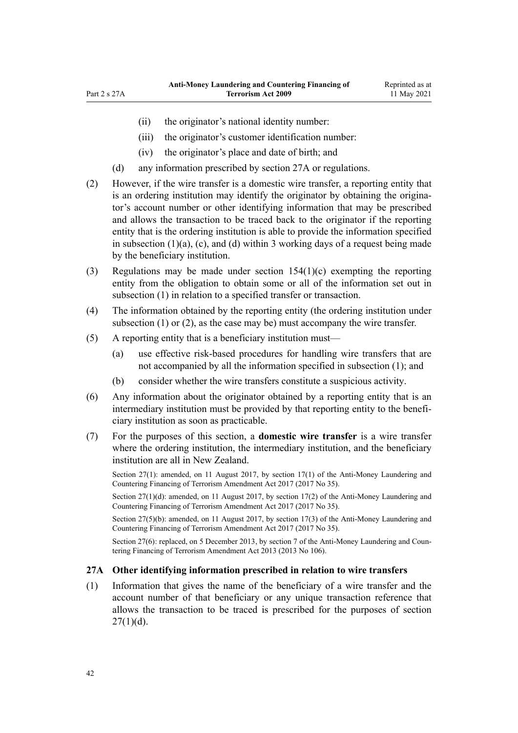(ii) the originator's national identity number:

(iii) the originator's customer identification number:

(iv) the originator's place and date of birth; and

(d) any information prescribed by section 27A or regulations.

(2) However, if the wire transfer is a domestic wire transfer, a reporting entity that is an ordering institution may identify the originator by obtaining the originator's account number or other identifying information that may be prescribed and allows the transaction to be traced back to the originator if the reporting entity that is the ordering institution is able to provide the information specified in subsection (1)(a), (c), and (d) within 3 working days of a request being made by the beneficiary institution.

(3) Regulations may be made under section 154(1)(c) exempting the reporting entity from the obligation to obtain some or all of the information set out in subsection (1) in relation to a specified transfer or transaction.

(4) The information obtained by the reporting entity (the ordering institution under subsection (1) or (2), as the case may be) must accompany the wire transfer.

(5) A reporting entity that is a beneficiary institution must—

(a) use effective risk-based procedures for handling wire transfers that are not accompanied by all the information specified in subsection (1); and

(b) consider whether the wire transfers constitute a suspicious activity.

(6) Any information about the originator obtained by a reporting entity that is an intermediary institution must be provided by that reporting entity to the beneficiary institution as soon as practicable.

(7) For the purposes of this section, a **domestic wire transfer** is a wire transfer where the ordering institution, the intermediary institution, and the beneficiary institution are all in New Zealand.

Section 27(1): amended, on 11 August 2017, by section 17(1) of the Anti-Money Laundering and Countering Financing of Terrorism Amendment Act 2017 (2017 No 35).

Section 27(1)(d): amended, on 11 August 2017, by section 17(2) of the Anti-Money Laundering and Countering Financing of Terrorism Amendment Act 2017 (2017 No 35).

Section 27(5)(b): amended, on 11 August 2017, by section 17(3) of the Anti-Money Laundering and Countering Financing of Terrorism Amendment Act 2017 (2017 No 35).

Section 27(6): replaced, on 5 December 2013, by section 7 of the Anti-Money Laundering and Countering Financing of Terrorism Amendment Act 2013 (2013 No 106).

### 27A Other identifying information prescribed in relation to wire transfers

(1) Information that gives the name of the beneficiary of a wire transfer and the account number of that beneficiary or any unique transaction reference that allows the transaction to be traced is prescribed for the purposes of section 27(1)(d).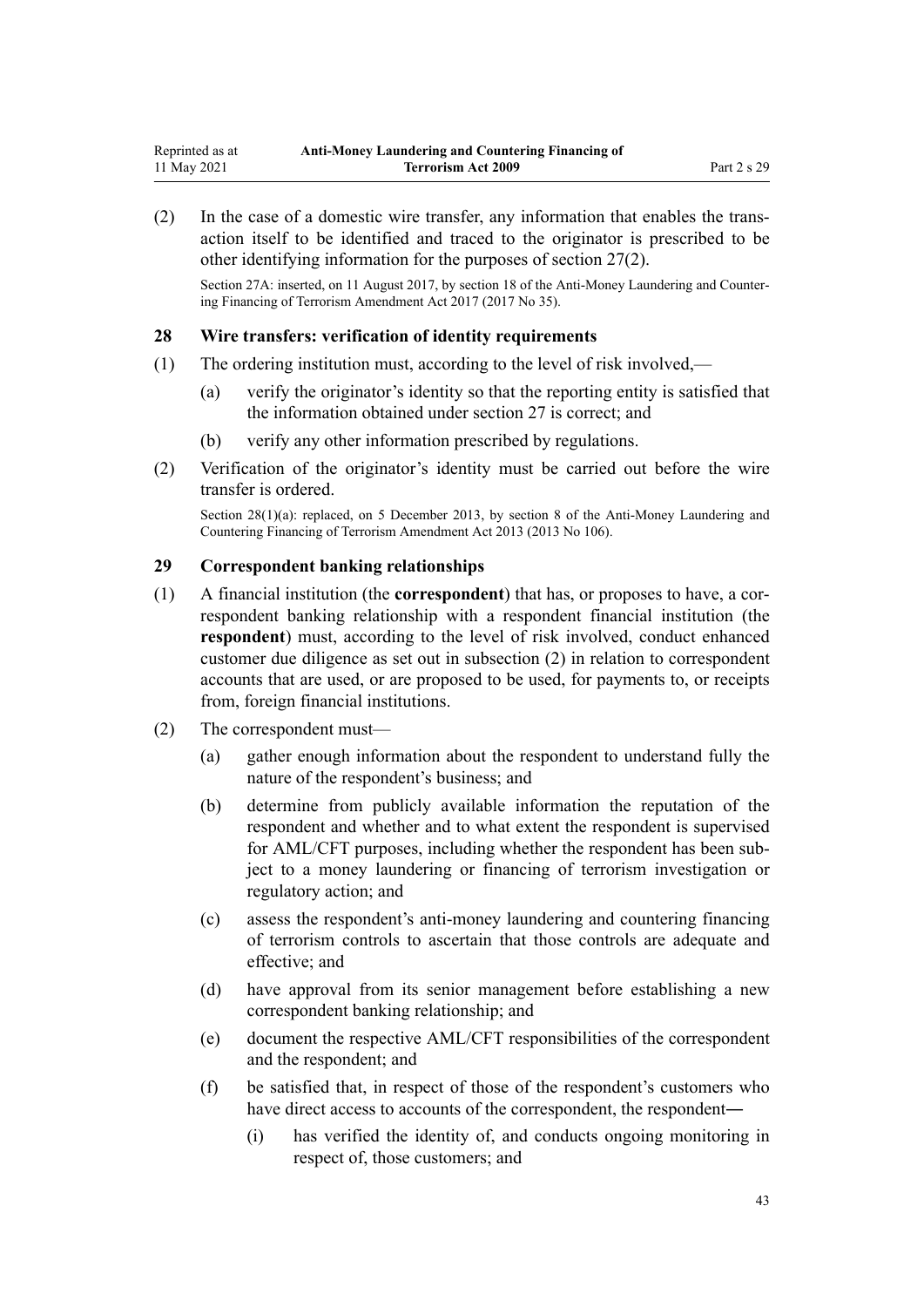(2) In the case of a domestic wire transfer, any information that enables the transaction itself to be identified and traced to the originator is prescribed to be other identifying information for the purposes of section 27(2).

Section 27A: inserted, on 11 August 2017, by section 18 of the Anti-Money Laundering and Countering Financing of Terrorism Amendment Act 2017 (2017 No 35).

### 28 Wire transfers: verification of identity requirements

(1) The ordering institution must, according to the level of risk involved,—

(a) verify the originator's identity so that the reporting entity is satisfied that the information obtained under section 27 is correct; and

(b) verify any other information prescribed by regulations.

(2) Verification of the originator's identity must be carried out before the wire transfer is ordered.

Section 28(1)(a): replaced, on 5 December 2013, by section 8 of the Anti-Money Laundering and Countering Financing of Terrorism Amendment Act 2013 (2013 No 106).

### 29 Correspondent banking relationships

(1) A financial institution (the **correspondent**) that has, or proposes to have, a correspondent banking relationship with a respondent financial institution (the **respondent**) must, according to the level of risk involved, conduct enhanced customer due diligence as set out in subsection (2) in relation to correspondent accounts that are used, or are proposed to be used, for payments to, or receipts from, foreign financial institutions.

(2) The correspondent must—

(a) gather enough information about the respondent to understand fully the nature of the respondent's business; and

(b) determine from publicly available information the reputation of the respondent and whether and to what extent the respondent is supervised for AML/CFT purposes, including whether the respondent has been subject to a money laundering or financing of terrorism investigation or regulatory action; and

(c) assess the respondent's anti-money laundering and countering financing of terrorism controls to ascertain that those controls are adequate and effective; and

(d) have approval from its senior management before establishing a new correspondent banking relationship; and

(e) document the respective AML/CFT responsibilities of the correspondent and the respondent; and

(f) be satisfied that, in respect of those of the respondent's customers who have direct access to accounts of the correspondent, the respondent—

(i) has verified the identity of, and conducts ongoing monitoring in respect of, those customers; and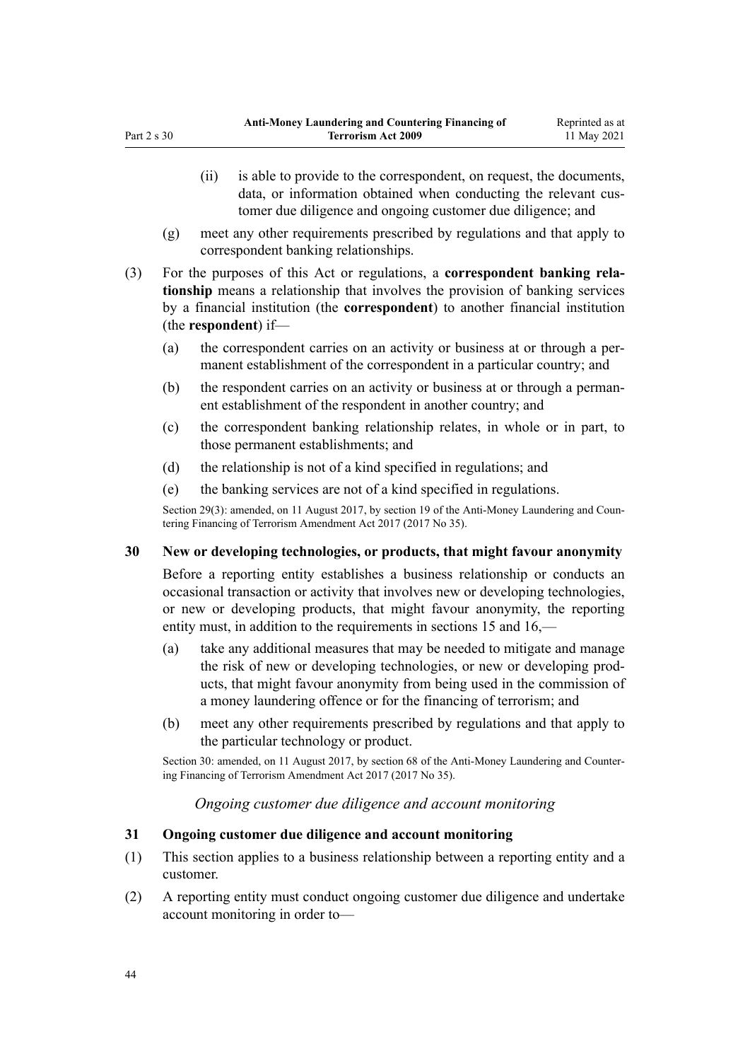(ii) is able to provide to the correspondent, on request, the documents, data, or information obtained when conducting the relevant customer due diligence and ongoing customer due diligence; and

(g) meet any other requirements prescribed by regulations and that apply to correspondent banking relationships.

(3) For the purposes of this Act or regulations, a **correspondent banking relationship** means a relationship that involves the provision of banking services by a financial institution (the **correspondent**) to another financial institution (the **respondent**) if—

(a) the correspondent carries on an activity or business at or through a permanent establishment of the correspondent in a particular country; and

(b) the respondent carries on an activity or business at or through a permanent establishment of the respondent in another country; and

(c) the correspondent banking relationship relates, in whole or in part, to those permanent establishments; and

(d) the relationship is not of a kind specified in regulations; and

(e) the banking services are not of a kind specified in regulations.

Section 29(3): amended, on 11 August 2017, by section 19 of the Anti-Money Laundering and Countering Financing of Terrorism Amendment Act 2017 (2017 No 35).

### 30 New or developing technologies, or products, that might favour anonymity

Before a reporting entity establishes a business relationship or conducts an occasional transaction or activity that involves new or developing technologies, or new or developing products, that might favour anonymity, the reporting entity must, in addition to the requirements in sections 15 and 16,—

(a) take any additional measures that may be needed to mitigate and manage the risk of new or developing technologies, or new or developing products, that might favour anonymity from being used in the commission of a money laundering offence or for the financing of terrorism; and

(b) meet any other requirements prescribed by regulations and that apply to the particular technology or product.

Section 30: amended, on 11 August 2017, by section 68 of the Anti-Money Laundering and Countering Financing of Terrorism Amendment Act 2017 (2017 No 35).

*Ongoing customer due diligence and account monitoring*

### 31 Ongoing customer due diligence and account monitoring

(1) This section applies to a business relationship between a reporting entity and a customer.

(2) A reporting entity must conduct ongoing customer due diligence and undertake account monitoring in order to—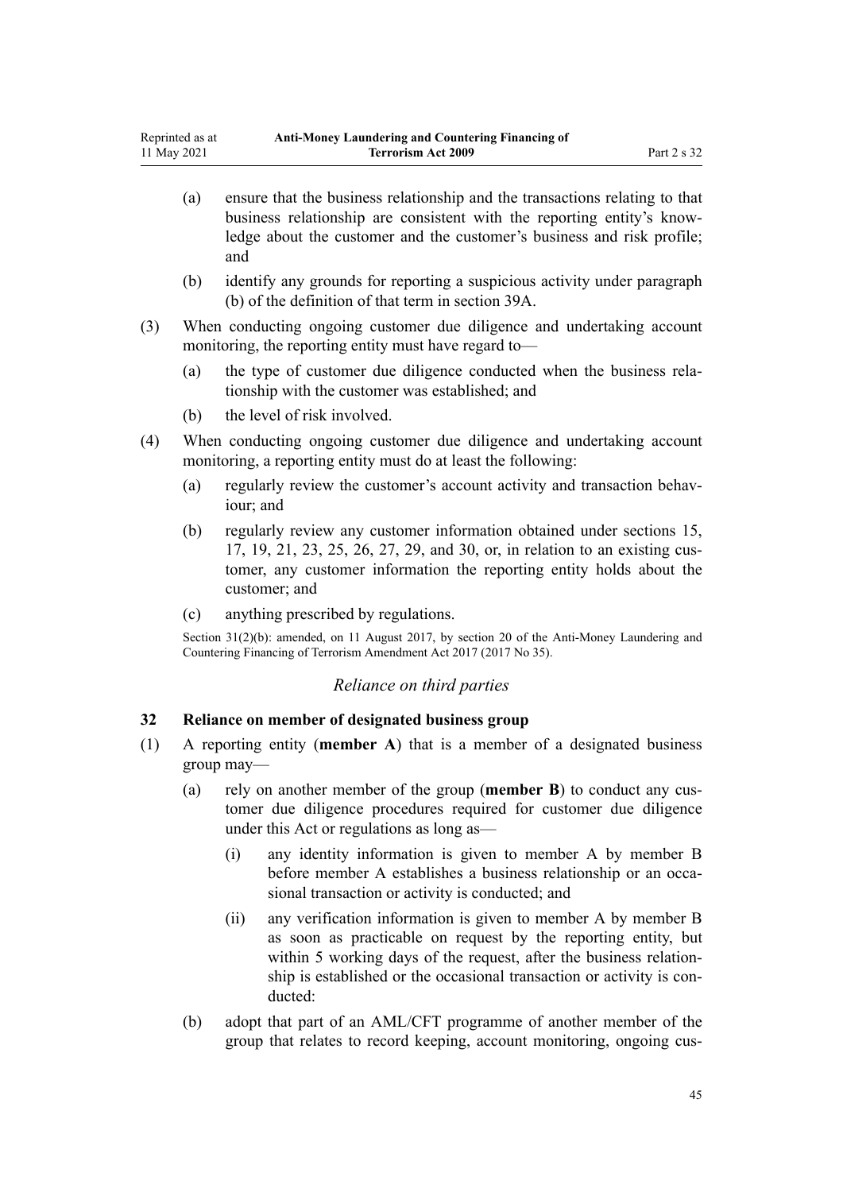(a) ensure that the business relationship and the transactions relating to that business relationship are consistent with the reporting entity's knowledge about the customer and the customer's business and risk profile; and

(b) identify any grounds for reporting a suspicious activity under paragraph (b) of the definition of that term in section 39A.

(3) When conducting ongoing customer due diligence and undertaking account monitoring, the reporting entity must have regard to—

(a) the type of customer due diligence conducted when the business relationship with the customer was established; and

(b) the level of risk involved.

(4) When conducting ongoing customer due diligence and undertaking account monitoring, a reporting entity must do at least the following:

(a) regularly review the customer's account activity and transaction behaviour; and

(b) regularly review any customer information obtained under sections 15, 17, 19, 21, 23, 25, 26, 27, 29, and 30, or, in relation to an existing customer, any customer information the reporting entity holds about the customer; and

(c) anything prescribed by regulations.

Section 31(2)(b): amended, on 11 August 2017, by section 20 of the Anti-Money Laundering and Countering Financing of Terrorism Amendment Act 2017 (2017 No 35).

*Reliance on third parties*

### 32 Reliance on member of designated business group

(1) A reporting entity (**member A**) that is a member of a designated business group may—

(a) rely on another member of the group (**member B**) to conduct any customer due diligence procedures required for customer due diligence under this Act or regulations as long as—

(i) any identity information is given to member A by member B before member A establishes a business relationship or an occasional transaction or activity is conducted; and

(ii) any verification information is given to member A by member B as soon as practicable on request by the reporting entity, but within 5 working days of the request, after the business relationship is established or the occasional transaction or activity is conducted:

(b) adopt that part of an AML/CFT programme of another member of the group that relates to record keeping, account monitoring, ongoing cus-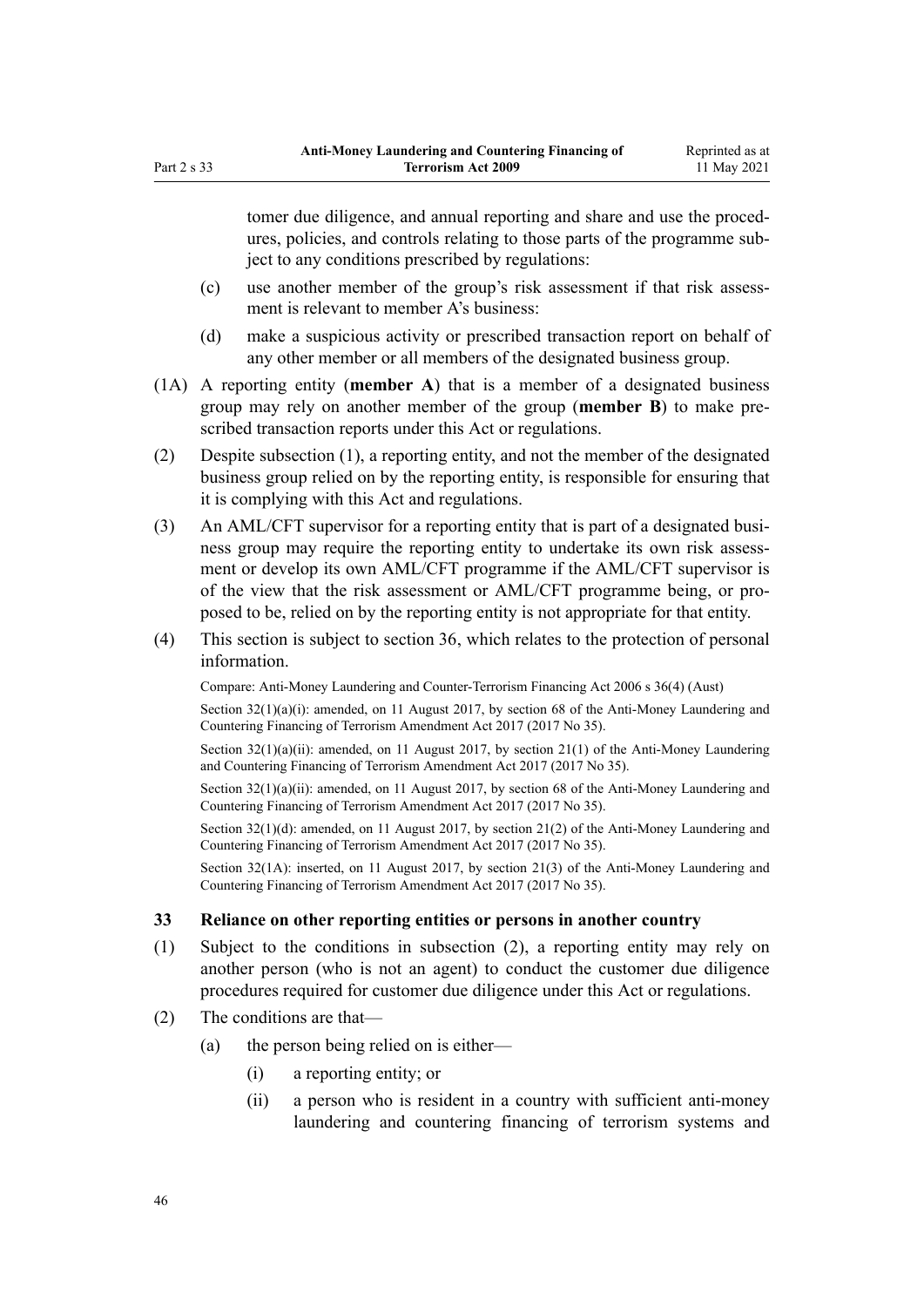tomer due diligence, and annual reporting and share and use the procedures, policies, and controls relating to those parts of the programme subject to any conditions prescribed by regulations:

(c) use another member of the group's risk assessment if that risk assessment is relevant to member A's business:

(d) make a suspicious activity or prescribed transaction report on behalf of any other member or all members of the designated business group.

(1A) A reporting entity (**member A**) that is a member of a designated business group may rely on another member of the group (**member B**) to make prescribed transaction reports under this Act or regulations.

(2) Despite subsection (1), a reporting entity, and not the member of the designated business group relied on by the reporting entity, is responsible for ensuring that it is complying with this Act and regulations.

(3) An AML/CFT supervisor for a reporting entity that is part of a designated business group may require the reporting entity to undertake its own risk assessment or develop its own AML/CFT programme if the AML/CFT supervisor is of the view that the risk assessment or AML/CFT programme being, or proposed to be, relied on by the reporting entity is not appropriate for that entity.

(4) This section is subject to section 36, which relates to the protection of personal information.

Compare: Anti-Money Laundering and Counter-Terrorism Financing Act 2006 s 36(4) (Aust)

Section 32(1)(a)(i): amended, on 11 August 2017, by section 68 of the Anti-Money Laundering and Countering Financing of Terrorism Amendment Act 2017 (2017 No 35).

Section 32(1)(a)(ii): amended, on 11 August 2017, by section 21(1) of the Anti-Money Laundering and Countering Financing of Terrorism Amendment Act 2017 (2017 No 35).

Section 32(1)(a)(ii): amended, on 11 August 2017, by section 68 of the Anti-Money Laundering and Countering Financing of Terrorism Amendment Act 2017 (2017 No 35).

Section 32(1)(d): amended, on 11 August 2017, by section 21(2) of the Anti-Money Laundering and Countering Financing of Terrorism Amendment Act 2017 (2017 No 35).

Section 32(1A): inserted, on 11 August 2017, by section 21(3) of the Anti-Money Laundering and Countering Financing of Terrorism Amendment Act 2017 (2017 No 35).

### 33 Reliance on other reporting entities or persons in another country

(1) Subject to the conditions in subsection (2), a reporting entity may rely on another person (who is not an agent) to conduct the customer due diligence procedures required for customer due diligence under this Act or regulations.

(2) The conditions are that—

(a) the person being relied on is either—

(i) a reporting entity; or

(ii) a person who is resident in a country with sufficient anti-money laundering and countering financing of terrorism systems and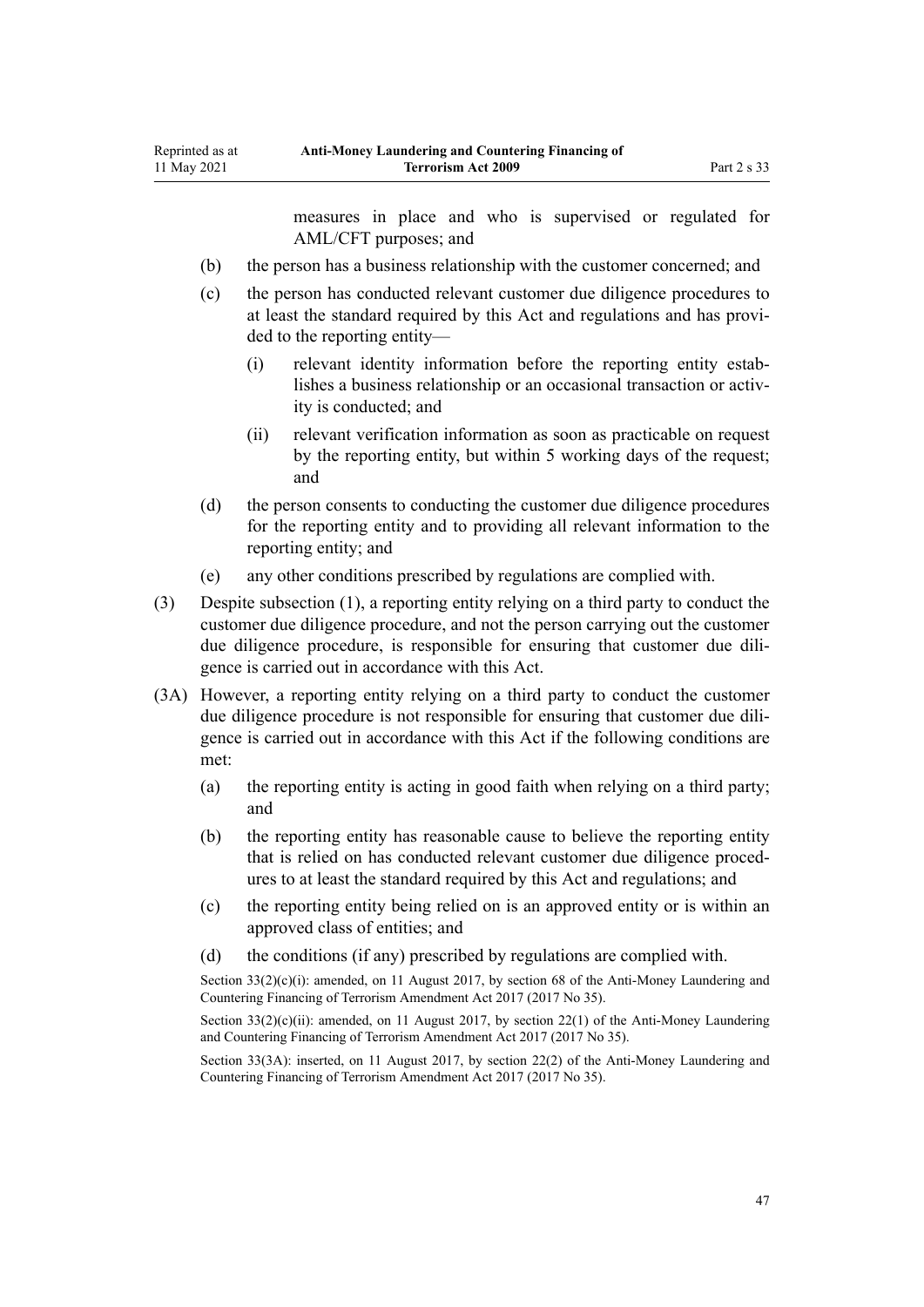measures in place and who is supervised or regulated for AML/CFT purposes; and

(b) the person has a business relationship with the customer concerned; and

(c) the person has conducted relevant customer due diligence procedures to at least the standard required by this Act and regulations and has provided to the reporting entity—

   (i) relevant identity information before the reporting entity establishes a business relationship or an occasional transaction or activity is conducted; and

   (ii) relevant verification information as soon as practicable on request by the reporting entity, but within 5 working days of the request; and

(d) the person consents to conducting the customer due diligence procedures for the reporting entity and to providing all relevant information to the reporting entity; and

(e) any other conditions prescribed by regulations are complied with.

(3) Despite subsection (1), a reporting entity relying on a third party to conduct the customer due diligence procedure, and not the person carrying out the customer due diligence procedure, is responsible for ensuring that customer due diligence is carried out in accordance with this Act.

(3A) However, a reporting entity relying on a third party to conduct the customer due diligence procedure is not responsible for ensuring that customer due diligence is carried out in accordance with this Act if the following conditions are met:

(a) the reporting entity is acting in good faith when relying on a third party; and

(b) the reporting entity has reasonable cause to believe the reporting entity that is relied on has conducted relevant customer due diligence procedures to at least the standard required by this Act and regulations; and

(c) the reporting entity being relied on is an approved entity or is within an approved class of entities; and

(d) the conditions (if any) prescribed by regulations are complied with.

Section 33(2)(c)(i): amended, on 11 August 2017, by section 68 of the Anti-Money Laundering and Countering Financing of Terrorism Amendment Act 2017 (2017 No 35).

Section 33(2)(c)(ii): amended, on 11 August 2017, by section 22(1) of the Anti-Money Laundering and Countering Financing of Terrorism Amendment Act 2017 (2017 No 35).

Section 33(3A): inserted, on 11 August 2017, by section 22(2) of the Anti-Money Laundering and Countering Financing of Terrorism Amendment Act 2017 (2017 No 35).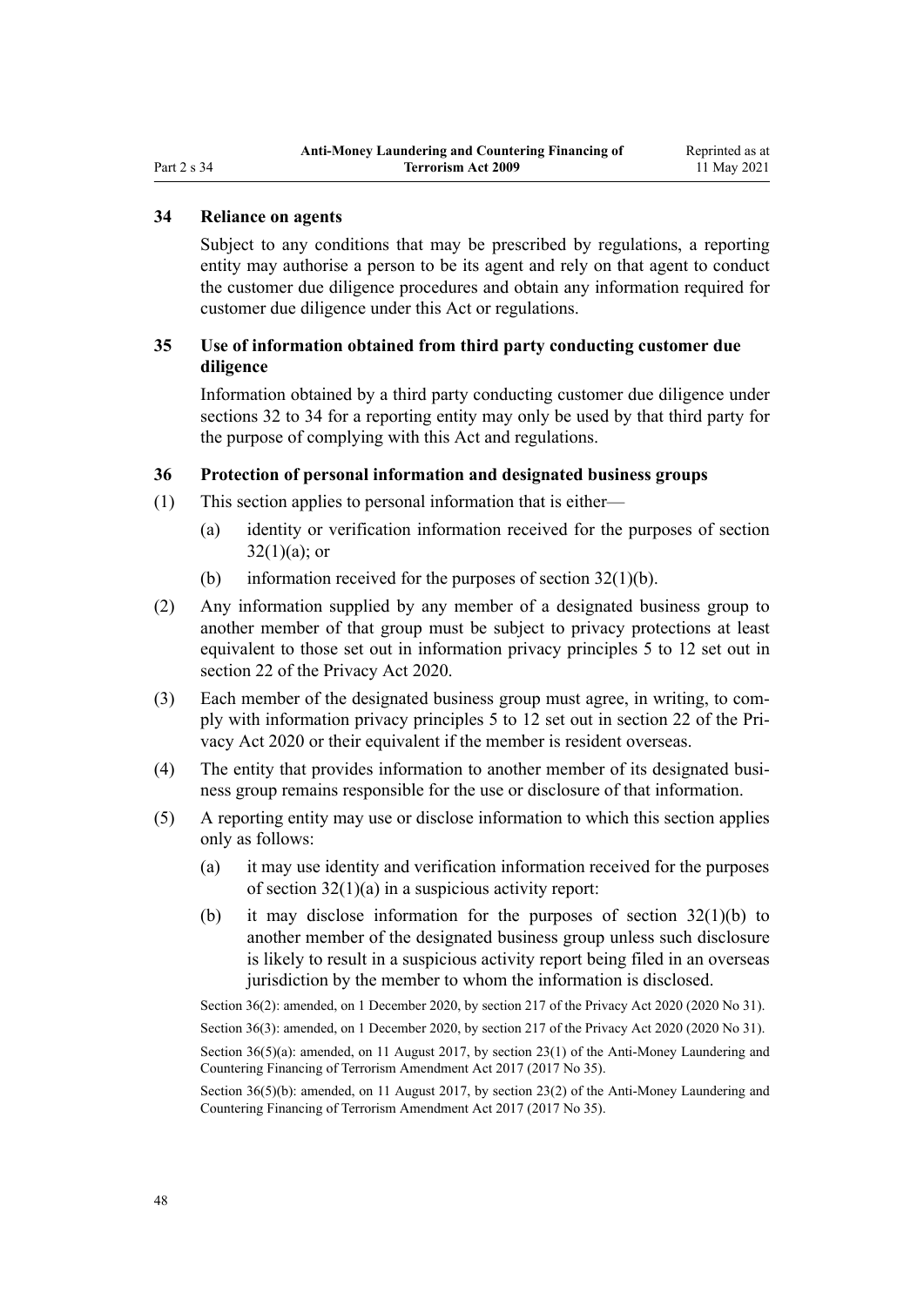### 34 Reliance on agents

Subject to any conditions that may be prescribed by regulations, a reporting entity may authorise a person to be its agent and rely on that agent to conduct the customer due diligence procedures and obtain any information required for customer due diligence under this Act or regulations.

### 35 Use of information obtained from third party conducting customer due diligence

Information obtained by a third party conducting customer due diligence under sections 32 to 34 for a reporting entity may only be used by that third party for the purpose of complying with this Act and regulations.

### 36 Protection of personal information and designated business groups

(1) This section applies to personal information that is either—

- (a) identity or verification information received for the purposes of section 32(1)(a); or
- (b) information received for the purposes of section 32(1)(b).

(2) Any information supplied by any member of a designated business group to another member of that group must be subject to privacy protections at least equivalent to those set out in information privacy principles 5 to 12 set out in section 22 of the Privacy Act 2020.

(3) Each member of the designated business group must agree, in writing, to comply with information privacy principles 5 to 12 set out in section 22 of the Privacy Act 2020 or their equivalent if the member is resident overseas.

(4) The entity that provides information to another member of its designated business group remains responsible for the use or disclosure of that information.

(5) A reporting entity may use or disclose information to which this section applies only as follows:

- (a) it may use identity and verification information received for the purposes of section 32(1)(a) in a suspicious activity report:
- (b) it may disclose information for the purposes of section 32(1)(b) to another member of the designated business group unless such disclosure is likely to result in a suspicious activity report being filed in an overseas jurisdiction by the member to whom the information is disclosed.

Section 36(2): amended, on 1 December 2020, by section 217 of the Privacy Act 2020 (2020 No 31).

Section 36(3): amended, on 1 December 2020, by section 217 of the Privacy Act 2020 (2020 No 31).

Section 36(5)(a): amended, on 11 August 2017, by section 23(1) of the Anti-Money Laundering and Countering Financing of Terrorism Amendment Act 2017 (2017 No 35).

Section 36(5)(b): amended, on 11 August 2017, by section 23(2) of the Anti-Money Laundering and Countering Financing of Terrorism Amendment Act 2017 (2017 No 35).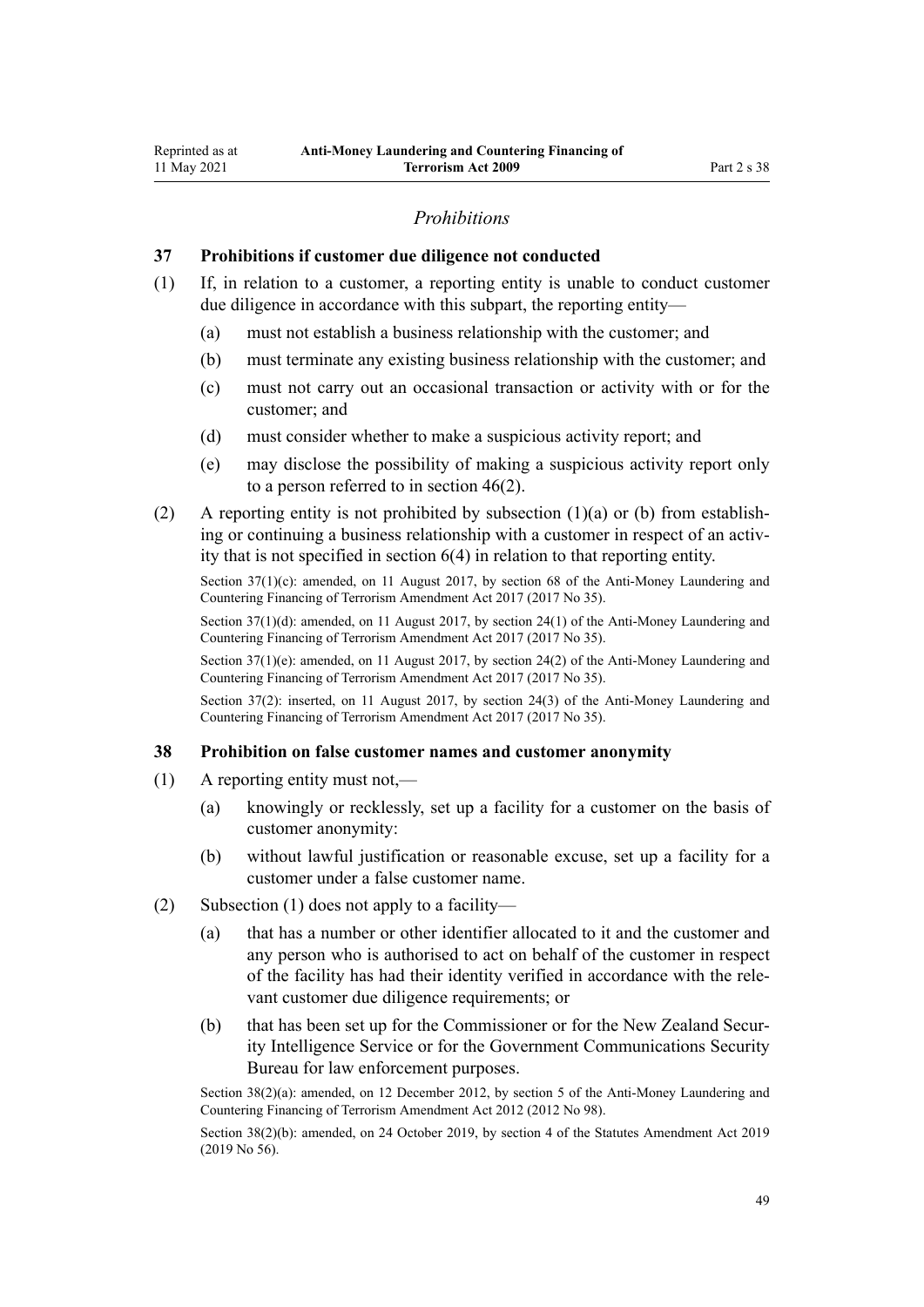*Prohibitions*

**37 Prohibitions if customer due diligence not conducted**

(1) If, in relation to a customer, a reporting entity is unable to conduct customer due diligence in accordance with this subpart, the reporting entity—

(a) must not establish a business relationship with the customer; and

(b) must terminate any existing business relationship with the customer; and

(c) must not carry out an occasional transaction or activity with or for the customer; and

(d) must consider whether to make a suspicious activity report; and

(e) may disclose the possibility of making a suspicious activity report only to a person referred to in section 46(2).

(2) A reporting entity is not prohibited by subsection (1)(a) or (b) from establishing or continuing a business relationship with a customer in respect of an activity that is not specified in section 6(4) in relation to that reporting entity.

Section 37(1)(c): amended, on 11 August 2017, by section 68 of the Anti-Money Laundering and Countering Financing of Terrorism Amendment Act 2017 (2017 No 35).

Section 37(1)(d): amended, on 11 August 2017, by section 24(1) of the Anti-Money Laundering and Countering Financing of Terrorism Amendment Act 2017 (2017 No 35).

Section 37(1)(e): amended, on 11 August 2017, by section 24(2) of the Anti-Money Laundering and Countering Financing of Terrorism Amendment Act 2017 (2017 No 35).

Section 37(2): inserted, on 11 August 2017, by section 24(3) of the Anti-Money Laundering and Countering Financing of Terrorism Amendment Act 2017 (2017 No 35).

**38 Prohibition on false customer names and customer anonymity**

(1) A reporting entity must not,—

(a) knowingly or recklessly, set up a facility for a customer on the basis of customer anonymity:

(b) without lawful justification or reasonable excuse, set up a facility for a customer under a false customer name.

(2) Subsection (1) does not apply to a facility—

(a) that has a number or other identifier allocated to it and the customer and any person who is authorised to act on behalf of the customer in respect of the facility has had their identity verified in accordance with the relevant customer due diligence requirements; or

(b) that has been set up for the Commissioner or for the New Zealand Security Intelligence Service or for the Government Communications Security Bureau for law enforcement purposes.

Section 38(2)(a): amended, on 12 December 2012, by section 5 of the Anti-Money Laundering and Countering Financing of Terrorism Amendment Act 2012 (2012 No 98).

Section 38(2)(b): amended, on 24 October 2019, by section 4 of the Statutes Amendment Act 2019 (2019 No 56).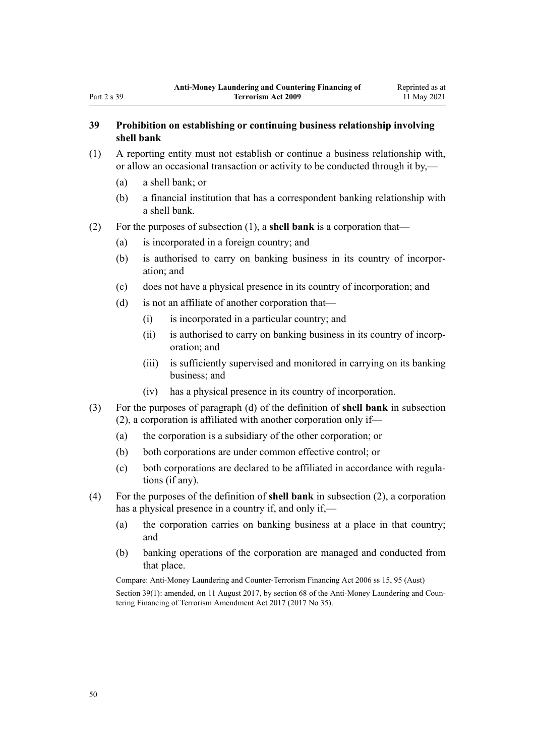## 39 Prohibition on establishing or continuing business relationship involving shell bank

(1) A reporting entity must not establish or continue a business relationship with, or allow an occasional transaction or activity to be conducted through it by,—

- (a) a shell bank; or
- (b) a financial institution that has a correspondent banking relationship with a shell bank.

(2) For the purposes of subsection (1), a **shell bank** is a corporation that—

- (a) is incorporated in a foreign country; and
- (b) is authorised to carry on banking business in its country of incorporation; and
- (c) does not have a physical presence in its country of incorporation; and
- (d) is not an affiliate of another corporation that—
  - (i) is incorporated in a particular country; and
  - (ii) is authorised to carry on banking business in its country of incorporation; and
  - (iii) is sufficiently supervised and monitored in carrying on its banking business; and
  - (iv) has a physical presence in its country of incorporation.

(3) For the purposes of paragraph (d) of the definition of **shell bank** in subsection (2), a corporation is affiliated with another corporation only if—

- (a) the corporation is a subsidiary of the other corporation; or
- (b) both corporations are under common effective control; or
- (c) both corporations are declared to be affiliated in accordance with regulations (if any).

(4) For the purposes of the definition of **shell bank** in subsection (2), a corporation has a physical presence in a country if, and only if,—

- (a) the corporation carries on banking business at a place in that country; and
- (b) banking operations of the corporation are managed and conducted from that place.

Compare: Anti-Money Laundering and Counter-Terrorism Financing Act 2006 ss 15, 95 (Aust)

Section 39(1): amended, on 11 August 2017, by section 68 of the Anti-Money Laundering and Countering Financing of Terrorism Amendment Act 2017 (2017 No 35).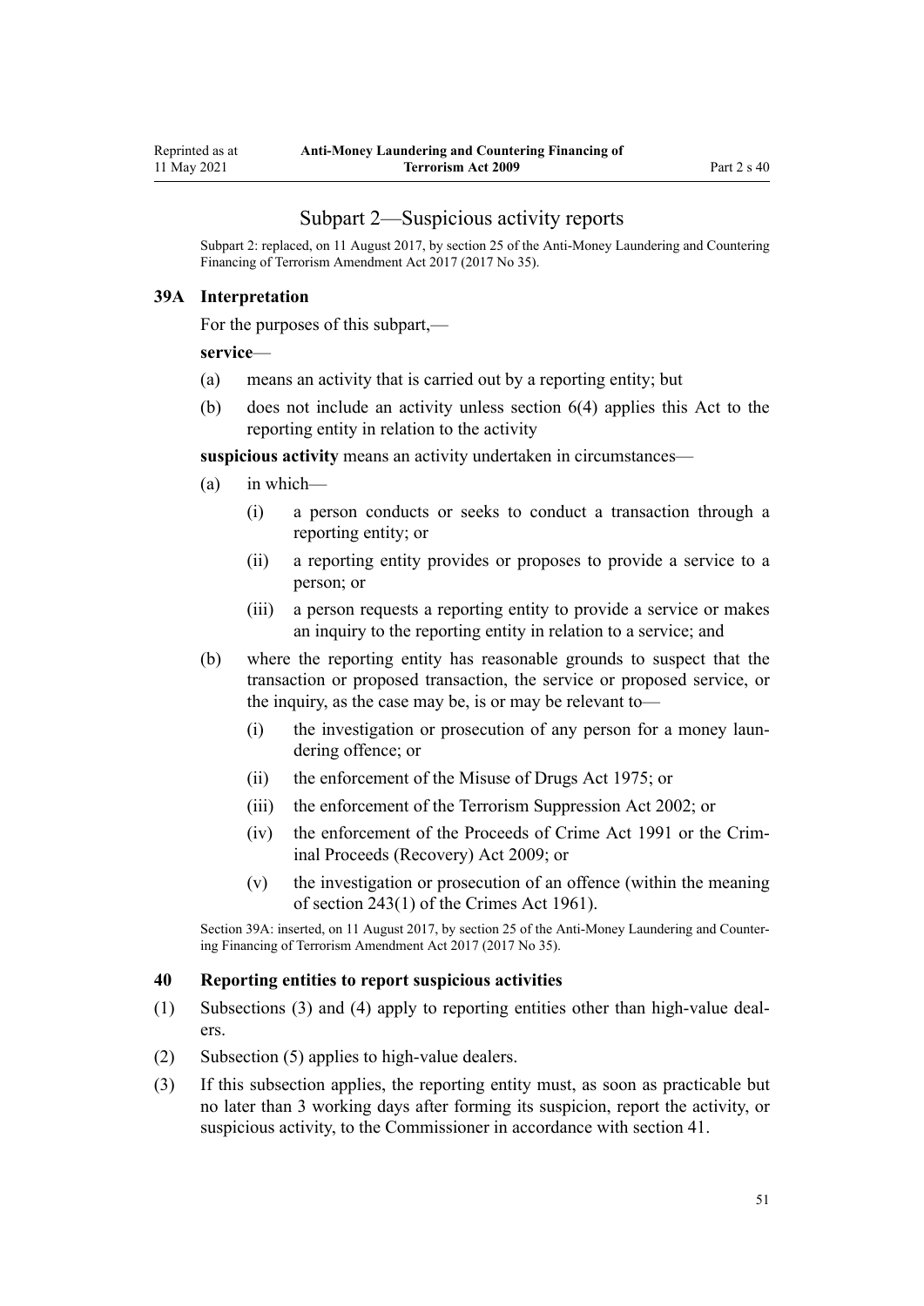## Subpart 2—Suspicious activity reports

Subpart 2: replaced, on 11 August 2017, by section 25 of the Anti-Money Laundering and Countering Financing of Terrorism Amendment Act 2017 (2017 No 35).

### 39A Interpretation

For the purposes of this subpart,—

**service**—

- (a) means an activity that is carried out by a reporting entity; but
- (b) does not include an activity unless section 6(4) applies this Act to the reporting entity in relation to the activity

**suspicious activity** means an activity undertaken in circumstances—

- (a) in which—
  - (i) a person conducts or seeks to conduct a transaction through a reporting entity; or
  - (ii) a reporting entity provides or proposes to provide a service to a person; or
  - (iii) a person requests a reporting entity to provide a service or makes an inquiry to the reporting entity in relation to a service; and
- (b) where the reporting entity has reasonable grounds to suspect that the transaction or proposed transaction, the service or proposed service, or the inquiry, as the case may be, is or may be relevant to—
  - (i) the investigation or prosecution of any person for a money laundering offence; or
  - (ii) the enforcement of the Misuse of Drugs Act 1975; or
  - (iii) the enforcement of the Terrorism Suppression Act 2002; or
  - (iv) the enforcement of the Proceeds of Crime Act 1991 or the Criminal Proceeds (Recovery) Act 2009; or
  - (v) the investigation or prosecution of an offence (within the meaning of section 243(1) of the Crimes Act 1961).

Section 39A: inserted, on 11 August 2017, by section 25 of the Anti-Money Laundering and Countering Financing of Terrorism Amendment Act 2017 (2017 No 35).

### 40 Reporting entities to report suspicious activities

(1) Subsections (3) and (4) apply to reporting entities other than high-value dealers.

(2) Subsection (5) applies to high-value dealers.

(3) If this subsection applies, the reporting entity must, as soon as practicable but no later than 3 working days after forming its suspicion, report the activity, or suspicious activity, to the Commissioner in accordance with section 41.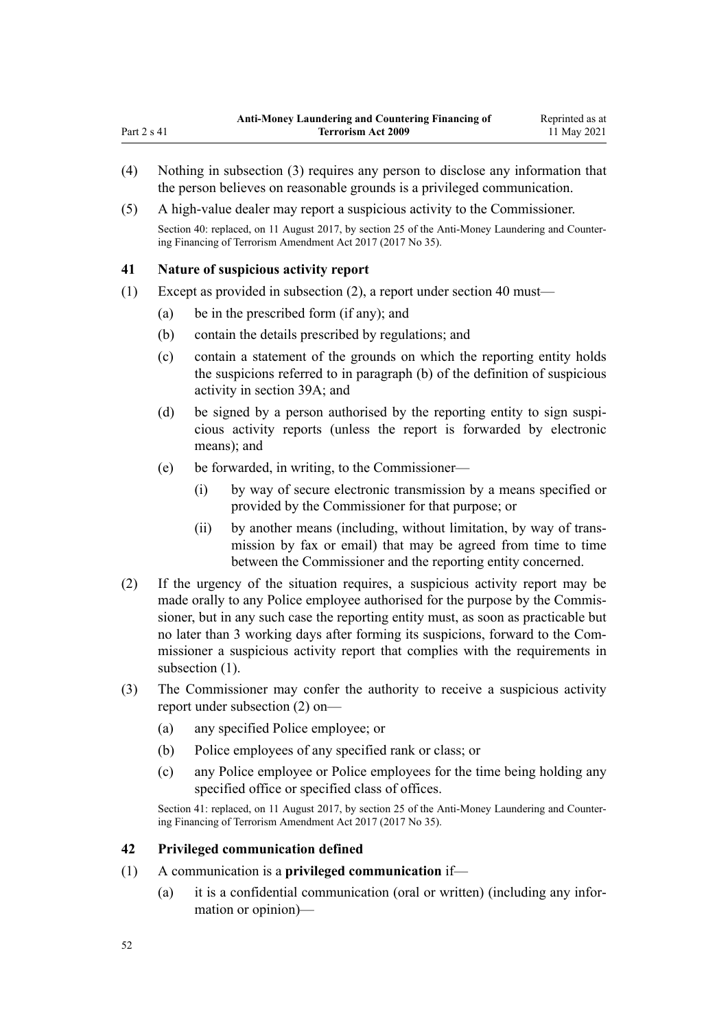(4) Nothing in subsection (3) requires any person to disclose any information that the person believes on reasonable grounds is a privileged communication.

(5) A high-value dealer may report a suspicious activity to the Commissioner.

Section 40: replaced, on 11 August 2017, by section 25 of the Anti-Money Laundering and Countering Financing of Terrorism Amendment Act 2017 (2017 No 35).

### 41 Nature of suspicious activity report

(1) Except as provided in subsection (2), a report under section 40 must—

  (a) be in the prescribed form (if any); and

  (b) contain the details prescribed by regulations; and

  (c) contain a statement of the grounds on which the reporting entity holds the suspicions referred to in paragraph (b) of the definition of suspicious activity in section 39A; and

  (d) be signed by a person authorised by the reporting entity to sign suspicious activity reports (unless the report is forwarded by electronic means); and

  (e) be forwarded, in writing, to the Commissioner—

    (i) by way of secure electronic transmission by a means specified or provided by the Commissioner for that purpose; or

    (ii) by another means (including, without limitation, by way of transmission by fax or email) that may be agreed from time to time between the Commissioner and the reporting entity concerned.

(2) If the urgency of the situation requires, a suspicious activity report may be made orally to any Police employee authorised for the purpose by the Commissioner, but in any such case the reporting entity must, as soon as practicable but no later than 3 working days after forming its suspicions, forward to the Commissioner a suspicious activity report that complies with the requirements in subsection (1).

(3) The Commissioner may confer the authority to receive a suspicious activity report under subsection (2) on—

  (a) any specified Police employee; or

  (b) Police employees of any specified rank or class; or

  (c) any Police employee or Police employees for the time being holding any specified office or specified class of offices.

Section 41: replaced, on 11 August 2017, by section 25 of the Anti-Money Laundering and Countering Financing of Terrorism Amendment Act 2017 (2017 No 35).

### 42 Privileged communication defined

(1) A communication is a **privileged communication** if—

  (a) it is a confidential communication (oral or written) (including any information or opinion)—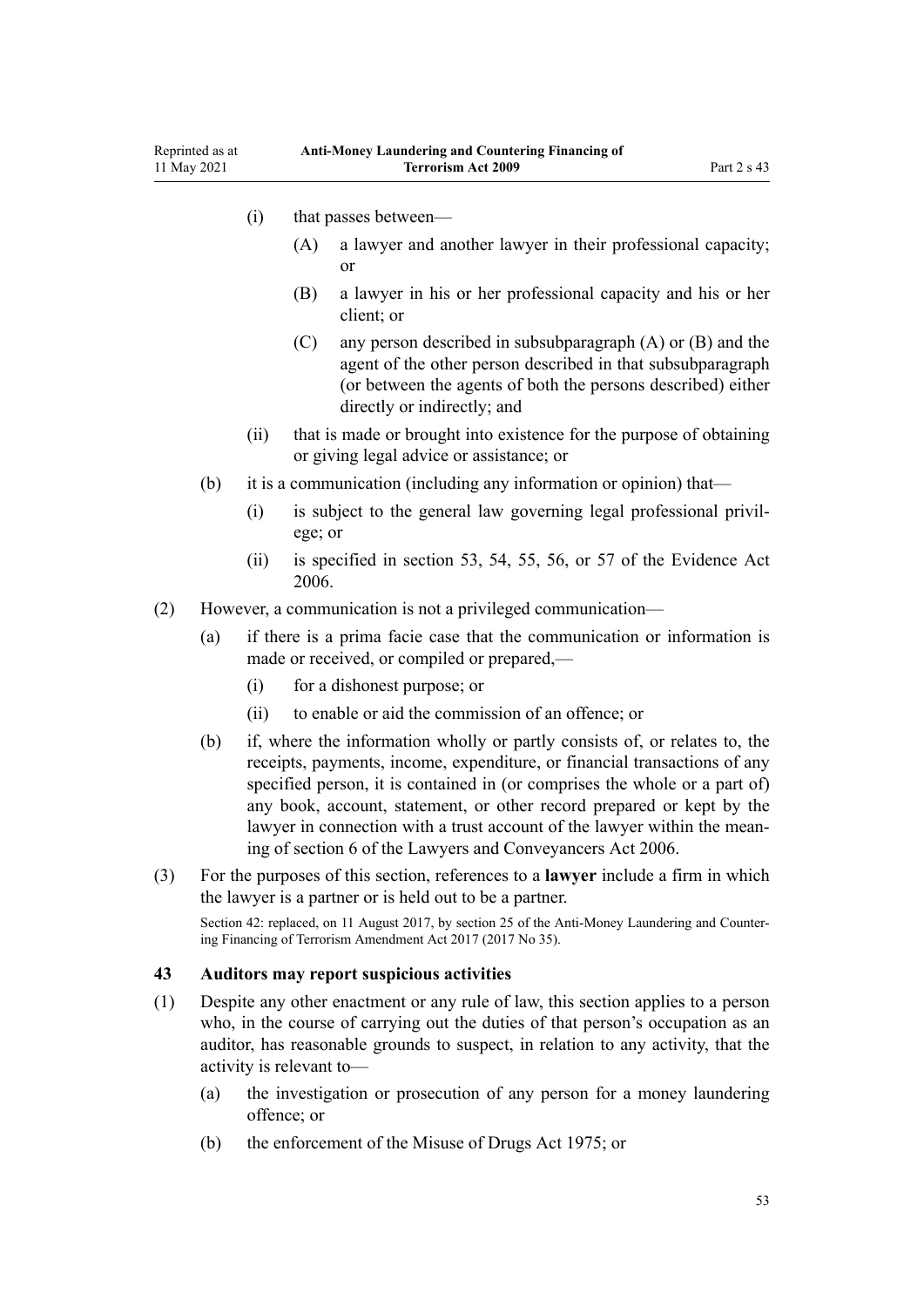(i) that passes between—

(A) a lawyer and another lawyer in their professional capacity; or

(B) a lawyer in his or her professional capacity and his or her client; or

(C) any person described in subsubparagraph (A) or (B) and the agent of the other person described in that subsubparagraph (or between the agents of both the persons described) either directly or indirectly; and

(ii) that is made or brought into existence for the purpose of obtaining or giving legal advice or assistance; or

(b) it is a communication (including any information or opinion) that—

(i) is subject to the general law governing legal professional privilege; or

(ii) is specified in section 53, 54, 55, 56, or 57 of the Evidence Act 2006.

(2) However, a communication is not a privileged communication—

(a) if there is a prima facie case that the communication or information is made or received, or compiled or prepared,—

(i) for a dishonest purpose; or

(ii) to enable or aid the commission of an offence; or

(b) if, where the information wholly or partly consists of, or relates to, the receipts, payments, income, expenditure, or financial transactions of any specified person, it is contained in (or comprises the whole or a part of) any book, account, statement, or other record prepared or kept by the lawyer in connection with a trust account of the lawyer within the meaning of section 6 of the Lawyers and Conveyancers Act 2006.

(3) For the purposes of this section, references to a **lawyer** include a firm in which the lawyer is a partner or is held out to be a partner.

Section 42: replaced, on 11 August 2017, by section 25 of the Anti-Money Laundering and Countering Financing of Terrorism Amendment Act 2017 (2017 No 35).

### 43 Auditors may report suspicious activities

(1) Despite any other enactment or any rule of law, this section applies to a person who, in the course of carrying out the duties of that person's occupation as an auditor, has reasonable grounds to suspect, in relation to any activity, that the activity is relevant to—

(a) the investigation or prosecution of any person for a money laundering offence; or

(b) the enforcement of the Misuse of Drugs Act 1975; or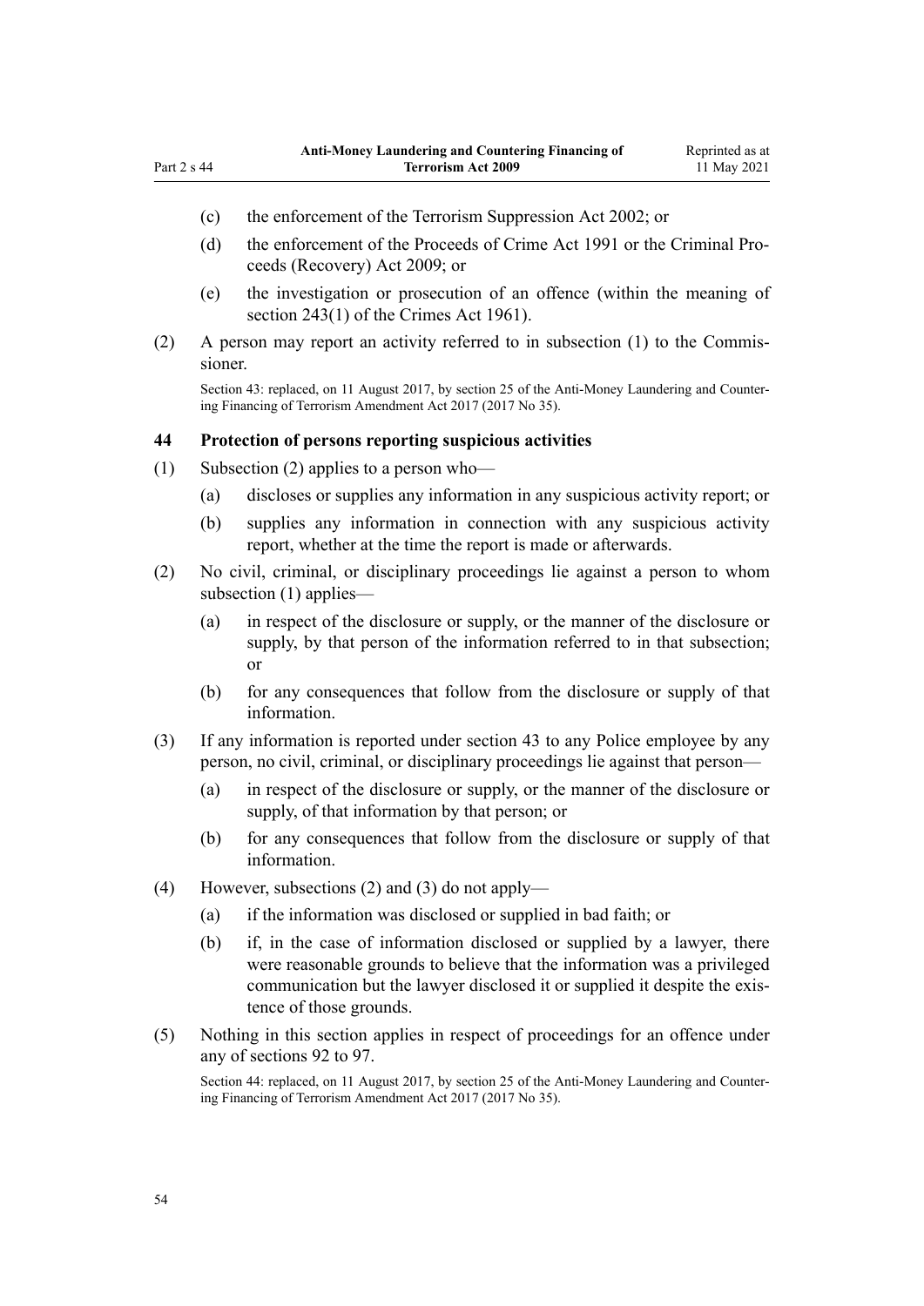(c) the enforcement of the Terrorism Suppression Act 2002; or

(d) the enforcement of the Proceeds of Crime Act 1991 or the Criminal Proceeds (Recovery) Act 2009; or

(e) the investigation or prosecution of an offence (within the meaning of section 243(1) of the Crimes Act 1961).

(2) A person may report an activity referred to in subsection (1) to the Commissioner.

Section 43: replaced, on 11 August 2017, by section 25 of the Anti-Money Laundering and Countering Financing of Terrorism Amendment Act 2017 (2017 No 35).

### 44 Protection of persons reporting suspicious activities

(1) Subsection (2) applies to a person who—

(a) discloses or supplies any information in any suspicious activity report; or

(b) supplies any information in connection with any suspicious activity report, whether at the time the report is made or afterwards.

(2) No civil, criminal, or disciplinary proceedings lie against a person to whom subsection (1) applies—

(a) in respect of the disclosure or supply, or the manner of the disclosure or supply, by that person of the information referred to in that subsection; or

(b) for any consequences that follow from the disclosure or supply of that information.

(3) If any information is reported under section 43 to any Police employee by any person, no civil, criminal, or disciplinary proceedings lie against that person—

(a) in respect of the disclosure or supply, or the manner of the disclosure or supply, of that information by that person; or

(b) for any consequences that follow from the disclosure or supply of that information.

(4) However, subsections (2) and (3) do not apply—

(a) if the information was disclosed or supplied in bad faith; or

(b) if, in the case of information disclosed or supplied by a lawyer, there were reasonable grounds to believe that the information was a privileged communication but the lawyer disclosed it or supplied it despite the existence of those grounds.

(5) Nothing in this section applies in respect of proceedings for an offence under any of sections 92 to 97.

Section 44: replaced, on 11 August 2017, by section 25 of the Anti-Money Laundering and Countering Financing of Terrorism Amendment Act 2017 (2017 No 35).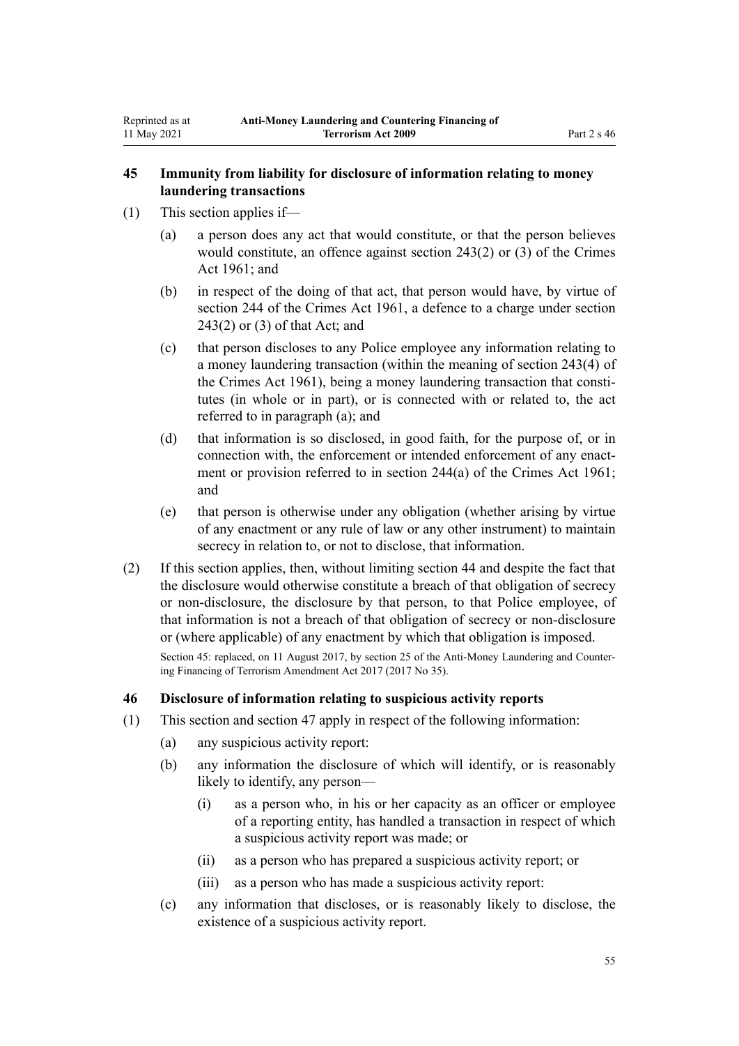### 45 Immunity from liability for disclosure of information relating to money laundering transactions

(1) This section applies if—

(a) a person does any act that would constitute, or that the person believes would constitute, an offence against section 243(2) or (3) of the Crimes Act 1961; and

(b) in respect of the doing of that act, that person would have, by virtue of section 244 of the Crimes Act 1961, a defence to a charge under section 243(2) or (3) of that Act; and

(c) that person discloses to any Police employee any information relating to a money laundering transaction (within the meaning of section 243(4) of the Crimes Act 1961), being a money laundering transaction that constitutes (in whole or in part), or is connected with or related to, the act referred to in paragraph (a); and

(d) that information is so disclosed, in good faith, for the purpose of, or in connection with, the enforcement or intended enforcement of any enactment or provision referred to in section 244(a) of the Crimes Act 1961; and

(e) that person is otherwise under any obligation (whether arising by virtue of any enactment or any rule of law or any other instrument) to maintain secrecy in relation to, or not to disclose, that information.

(2) If this section applies, then, without limiting section 44 and despite the fact that the disclosure would otherwise constitute a breach of that obligation of secrecy or non-disclosure, the disclosure by that person, to that Police employee, of that information is not a breach of that obligation of secrecy or non-disclosure or (where applicable) of any enactment by which that obligation is imposed.

Section 45: replaced, on 11 August 2017, by section 25 of the Anti-Money Laundering and Countering Financing of Terrorism Amendment Act 2017 (2017 No 35).

### 46 Disclosure of information relating to suspicious activity reports

(1) This section and section 47 apply in respect of the following information:

(a) any suspicious activity report:

(b) any information the disclosure of which will identify, or is reasonably likely to identify, any person—

(i) as a person who, in his or her capacity as an officer or employee of a reporting entity, has handled a transaction in respect of which a suspicious activity report was made; or

(ii) as a person who has prepared a suspicious activity report; or

(iii) as a person who has made a suspicious activity report:

(c) any information that discloses, or is reasonably likely to disclose, the existence of a suspicious activity report.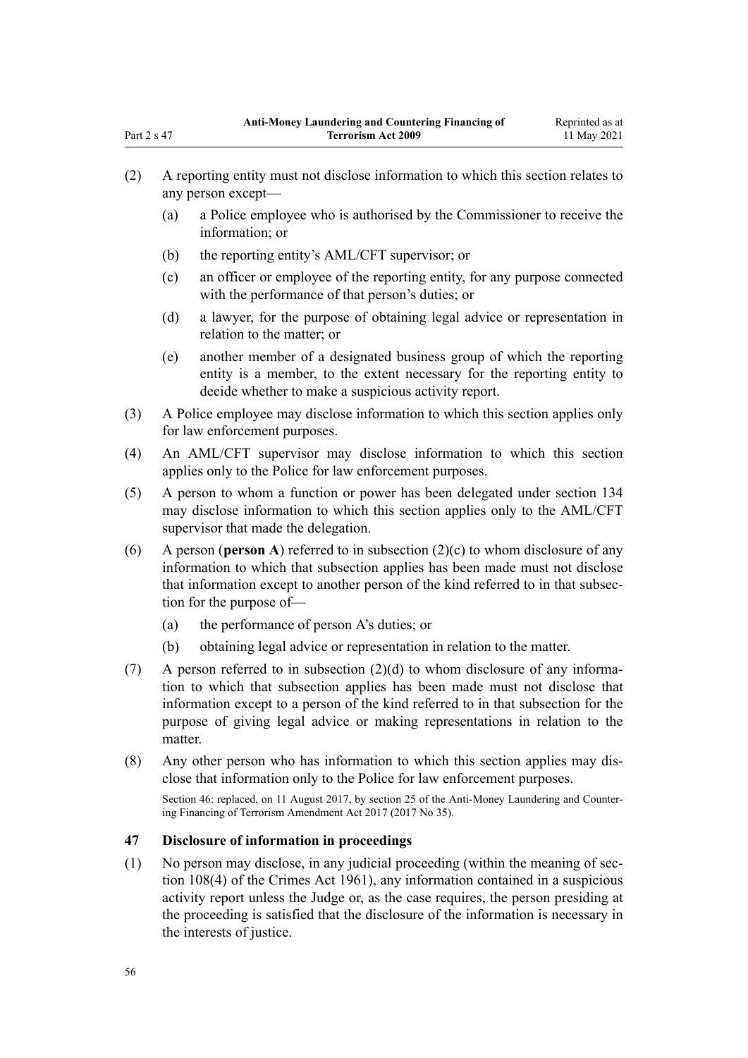(2) A reporting entity must not disclose information to which this section relates to any person except—

(a) a Police employee who is authorised by the Commissioner to receive the information; or

(b) the reporting entity's AML/CFT supervisor; or

(c) an officer or employee of the reporting entity, for any purpose connected with the performance of that person's duties; or

(d) a lawyer, for the purpose of obtaining legal advice or representation in relation to the matter; or

(e) another member of a designated business group of which the reporting entity is a member, to the extent necessary for the reporting entity to decide whether to make a suspicious activity report.

(3) A Police employee may disclose information to which this section applies only for law enforcement purposes.

(4) An AML/CFT supervisor may disclose information to which this section applies only to the Police for law enforcement purposes.

(5) A person to whom a function or power has been delegated under section 134 may disclose information to which this section applies only to the AML/CFT supervisor that made the delegation.

(6) A person (**person A**) referred to in subsection (2)(c) to whom disclosure of any information to which that subsection applies has been made must not disclose that information except to another person of the kind referred to in that subsection for the purpose of—

(a) the performance of person A's duties; or

(b) obtaining legal advice or representation in relation to the matter.

(7) A person referred to in subsection (2)(d) to whom disclosure of any information to which that subsection applies has been made must not disclose that information except to a person of the kind referred to in that subsection for the purpose of giving legal advice or making representations in relation to the matter.

(8) Any other person who has information to which this section applies may disclose that information only to the Police for law enforcement purposes.

Section 46: replaced, on 11 August 2017, by section 25 of the Anti-Money Laundering and Countering Financing of Terrorism Amendment Act 2017 (2017 No 35).

### 47 Disclosure of information in proceedings

(1) No person may disclose, in any judicial proceeding (within the meaning of section 108(4) of the Crimes Act 1961), any information contained in a suspicious activity report unless the Judge or, as the case requires, the person presiding at the proceeding is satisfied that the disclosure of the information is necessary in the interests of justice.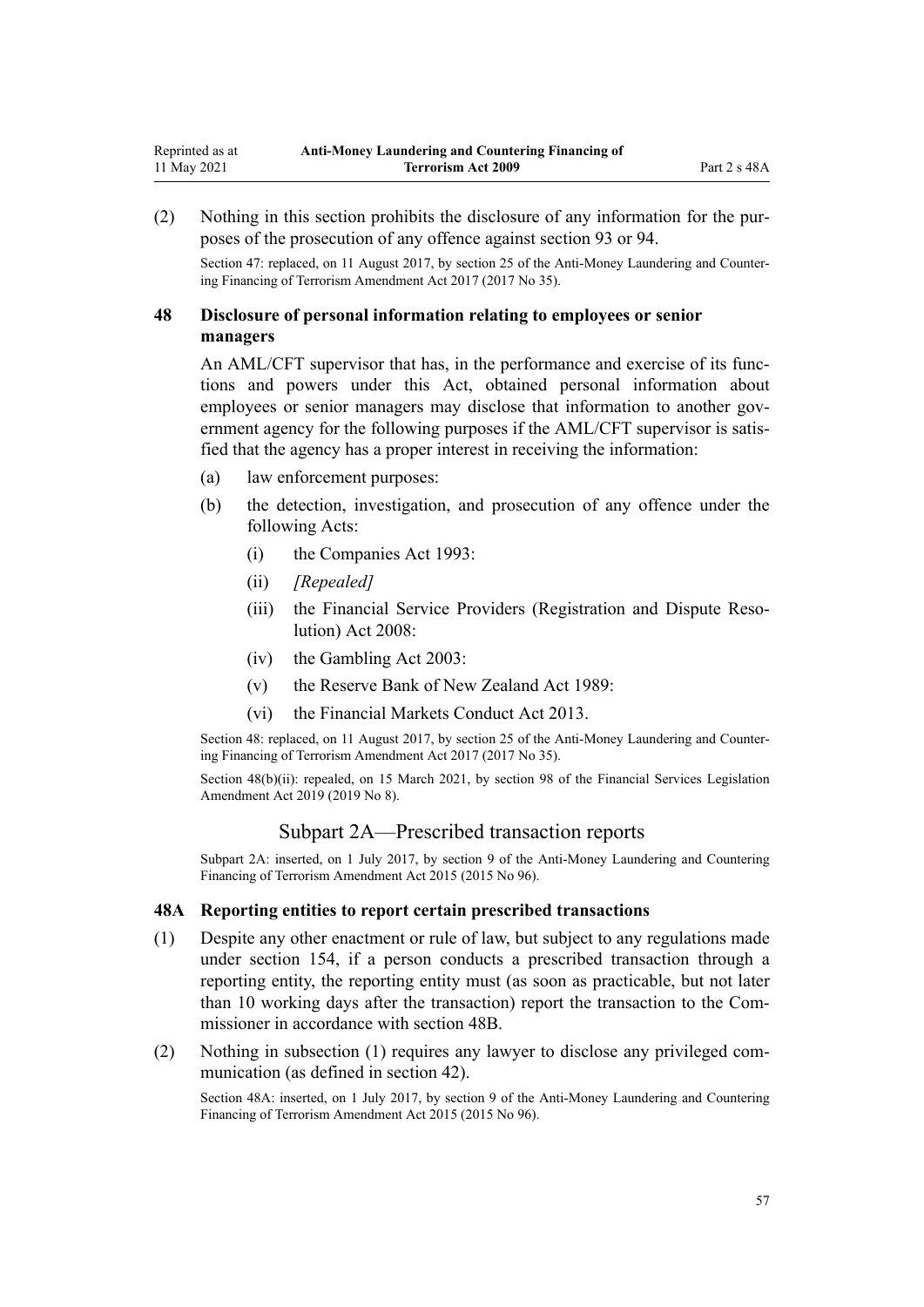(2) Nothing in this section prohibits the disclosure of any information for the purposes of the prosecution of any offence against section 93 or 94.

Section 47: replaced, on 11 August 2017, by section 25 of the Anti-Money Laundering and Countering Financing of Terrorism Amendment Act 2017 (2017 No 35).

### 48 Disclosure of personal information relating to employees or senior managers

An AML/CFT supervisor that has, in the performance and exercise of its functions and powers under this Act, obtained personal information about employees or senior managers may disclose that information to another government agency for the following purposes if the AML/CFT supervisor is satisfied that the agency has a proper interest in receiving the information:

- (a) law enforcement purposes:
- (b) the detection, investigation, and prosecution of any offence under the following Acts:
  - (i) the Companies Act 1993:
  - (ii) *[Repealed]*
  - (iii) the Financial Service Providers (Registration and Dispute Resolution) Act 2008:
  - (iv) the Gambling Act 2003:
  - (v) the Reserve Bank of New Zealand Act 1989:
  - (vi) the Financial Markets Conduct Act 2013.

Section 48: replaced, on 11 August 2017, by section 25 of the Anti-Money Laundering and Countering Financing of Terrorism Amendment Act 2017 (2017 No 35).

Section 48(b)(ii): repealed, on 15 March 2021, by section 98 of the Financial Services Legislation Amendment Act 2019 (2019 No 8).

## Subpart 2A—Prescribed transaction reports

Subpart 2A: inserted, on 1 July 2017, by section 9 of the Anti-Money Laundering and Countering Financing of Terrorism Amendment Act 2015 (2015 No 96).

### 48A Reporting entities to report certain prescribed transactions

(1) Despite any other enactment or rule of law, but subject to any regulations made under section 154, if a person conducts a prescribed transaction through a reporting entity, the reporting entity must (as soon as practicable, but not later than 10 working days after the transaction) report the transaction to the Commissioner in accordance with section 48B.

(2) Nothing in subsection (1) requires any lawyer to disclose any privileged communication (as defined in section 42).

Section 48A: inserted, on 1 July 2017, by section 9 of the Anti-Money Laundering and Countering Financing of Terrorism Amendment Act 2015 (2015 No 96).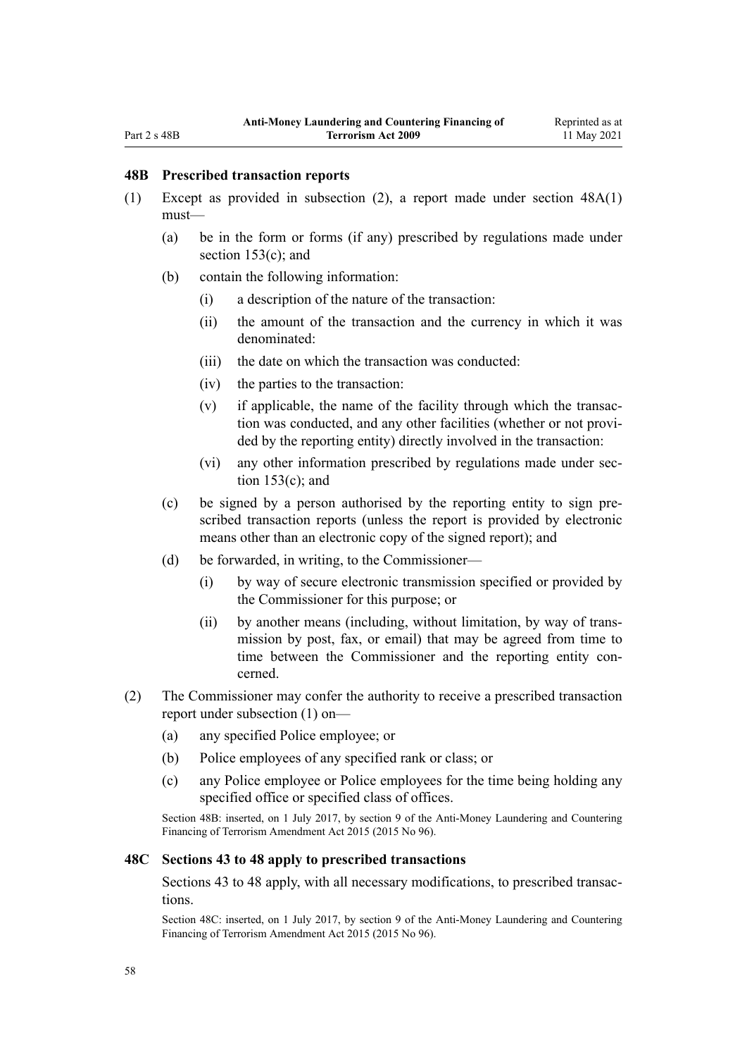### 48B Prescribed transaction reports

(1) Except as provided in subsection (2), a report made under section 48A(1) must—

  (a) be in the form or forms (if any) prescribed by regulations made under section 153(c); and

  (b) contain the following information:

    (i) a description of the nature of the transaction:

    (ii) the amount of the transaction and the currency in which it was denominated:

    (iii) the date on which the transaction was conducted:

    (iv) the parties to the transaction:

    (v) if applicable, the name of the facility through which the transaction was conducted, and any other facilities (whether or not provided by the reporting entity) directly involved in the transaction:

    (vi) any other information prescribed by regulations made under section 153(c); and

  (c) be signed by a person authorised by the reporting entity to sign prescribed transaction reports (unless the report is provided by electronic means other than an electronic copy of the signed report); and

  (d) be forwarded, in writing, to the Commissioner—

    (i) by way of secure electronic transmission specified or provided by the Commissioner for this purpose; or

    (ii) by another means (including, without limitation, by way of transmission by post, fax, or email) that may be agreed from time to time between the Commissioner and the reporting entity concerned.

(2) The Commissioner may confer the authority to receive a prescribed transaction report under subsection (1) on—

  (a) any specified Police employee; or

  (b) Police employees of any specified rank or class; or

  (c) any Police employee or Police employees for the time being holding any specified office or specified class of offices.

Section 48B: inserted, on 1 July 2017, by section 9 of the Anti-Money Laundering and Countering Financing of Terrorism Amendment Act 2015 (2015 No 96).

### 48C Sections 43 to 48 apply to prescribed transactions

Sections 43 to 48 apply, with all necessary modifications, to prescribed transactions.

Section 48C: inserted, on 1 July 2017, by section 9 of the Anti-Money Laundering and Countering Financing of Terrorism Amendment Act 2015 (2015 No 96).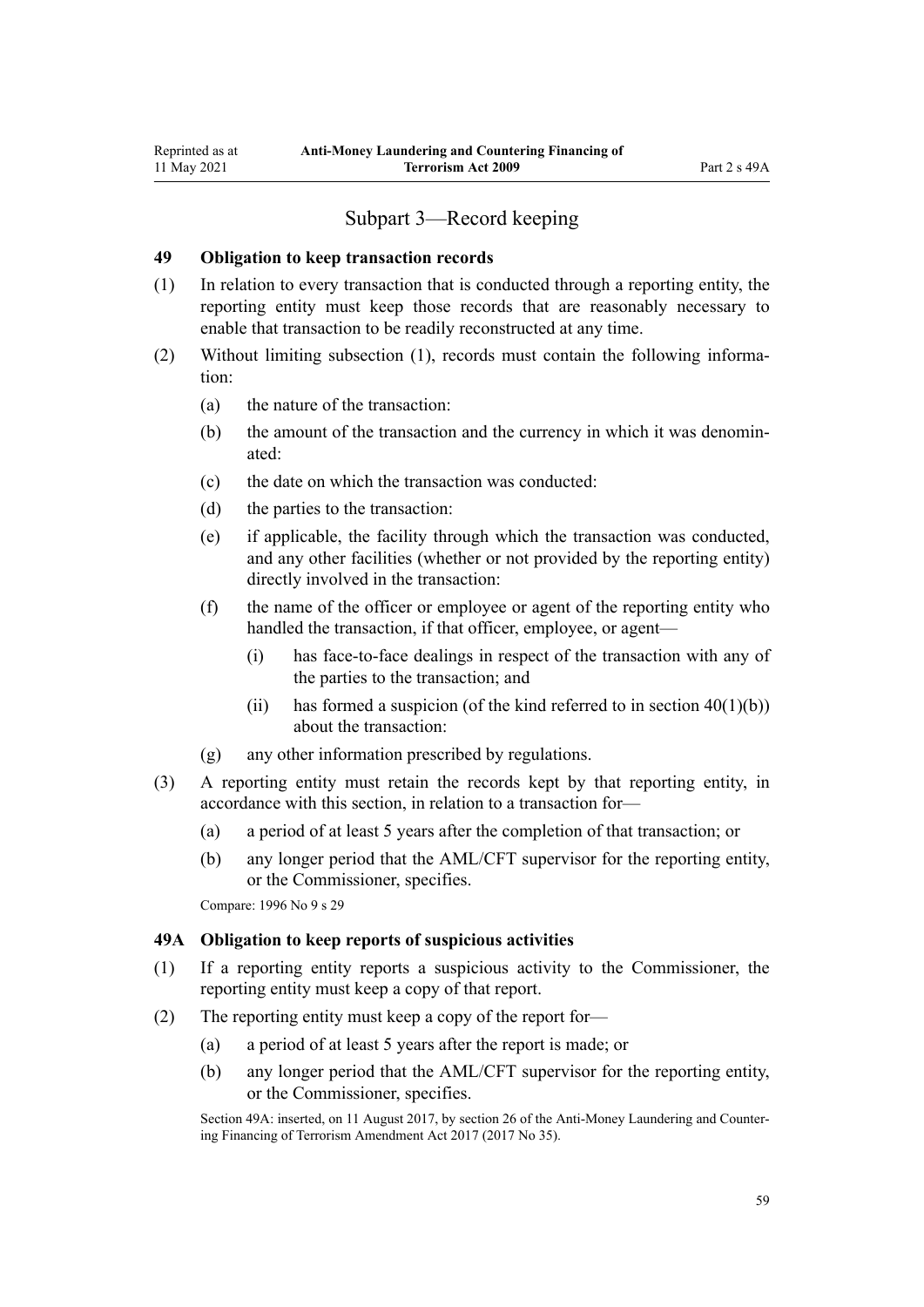## Subpart 3—Record keeping

### 49 Obligation to keep transaction records

(1) In relation to every transaction that is conducted through a reporting entity, the reporting entity must keep those records that are reasonably necessary to enable that transaction to be readily reconstructed at any time.

(2) Without limiting subsection (1), records must contain the following information:

  (a) the nature of the transaction:

  (b) the amount of the transaction and the currency in which it was denominated:

  (c) the date on which the transaction was conducted:

  (d) the parties to the transaction:

  (e) if applicable, the facility through which the transaction was conducted, and any other facilities (whether or not provided by the reporting entity) directly involved in the transaction:

  (f) the name of the officer or employee or agent of the reporting entity who handled the transaction, if that officer, employee, or agent—

    (i) has face-to-face dealings in respect of the transaction with any of the parties to the transaction; and

    (ii) has formed a suspicion (of the kind referred to in section 40(1)(b)) about the transaction:

  (g) any other information prescribed by regulations.

(3) A reporting entity must retain the records kept by that reporting entity, in accordance with this section, in relation to a transaction for—

  (a) a period of at least 5 years after the completion of that transaction; or

  (b) any longer period that the AML/CFT supervisor for the reporting entity, or the Commissioner, specifies.

Compare: 1996 No 9 s 29

### 49A Obligation to keep reports of suspicious activities

(1) If a reporting entity reports a suspicious activity to the Commissioner, the reporting entity must keep a copy of that report.

(2) The reporting entity must keep a copy of the report for—

  (a) a period of at least 5 years after the report is made; or

  (b) any longer period that the AML/CFT supervisor for the reporting entity, or the Commissioner, specifies.

Section 49A: inserted, on 11 August 2017, by section 26 of the Anti-Money Laundering and Countering Financing of Terrorism Amendment Act 2017 (2017 No 35).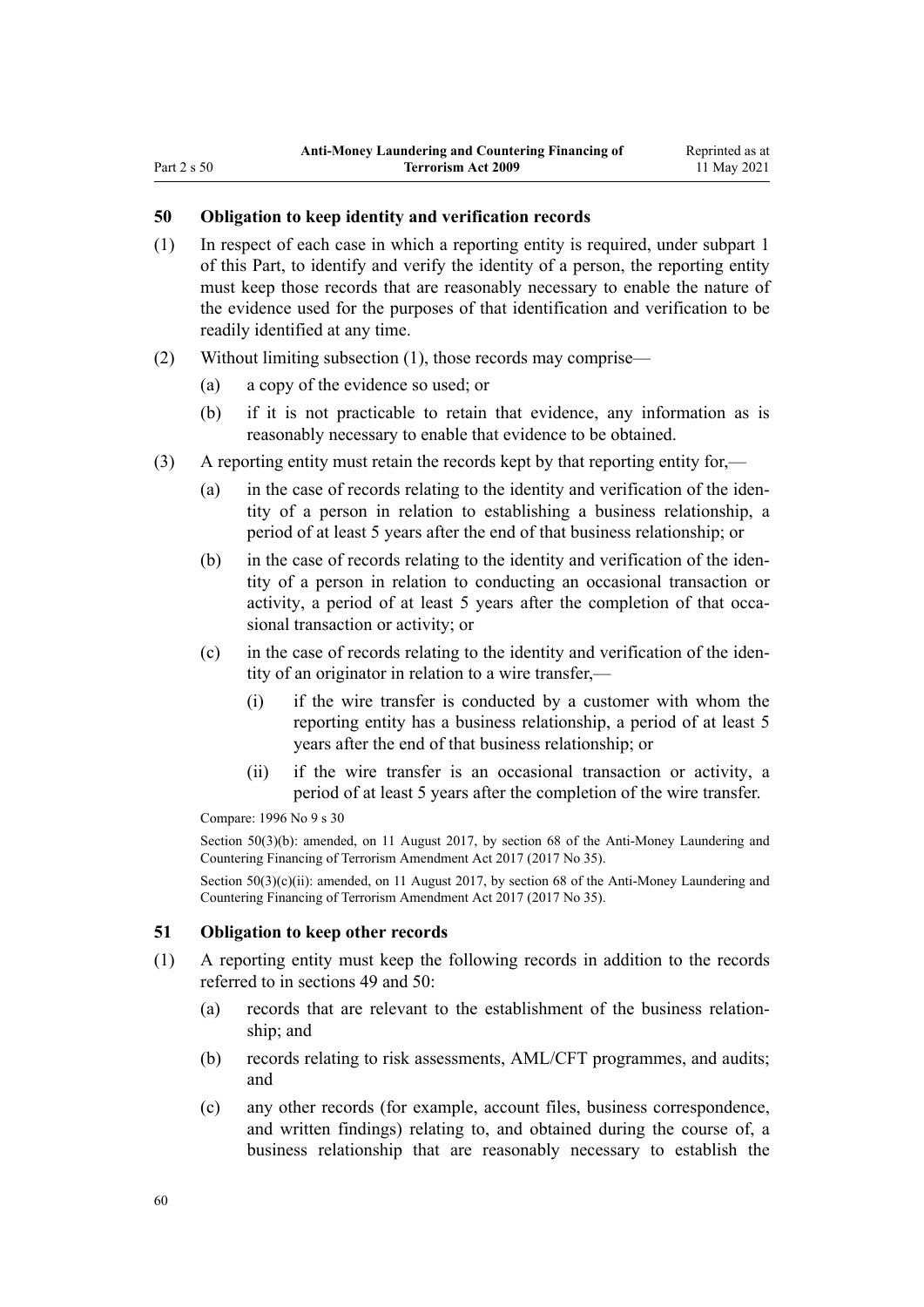### 50 Obligation to keep identity and verification records

(1) In respect of each case in which a reporting entity is required, under subpart 1 of this Part, to identify and verify the identity of a person, the reporting entity must keep those records that are reasonably necessary to enable the nature of the evidence used for the purposes of that identification and verification to be readily identified at any time.

(2) Without limiting subsection (1), those records may comprise—

(a) a copy of the evidence so used; or

(b) if it is not practicable to retain that evidence, any information as is reasonably necessary to enable that evidence to be obtained.

(3) A reporting entity must retain the records kept by that reporting entity for,—

(a) in the case of records relating to the identity and verification of the identity of a person in relation to establishing a business relationship, a period of at least 5 years after the end of that business relationship; or

(b) in the case of records relating to the identity and verification of the identity of a person in relation to conducting an occasional transaction or activity, a period of at least 5 years after the completion of that occasional transaction or activity; or

(c) in the case of records relating to the identity and verification of the identity of an originator in relation to a wire transfer,—

(i) if the wire transfer is conducted by a customer with whom the reporting entity has a business relationship, a period of at least 5 years after the end of that business relationship; or

(ii) if the wire transfer is an occasional transaction or activity, a period of at least 5 years after the completion of the wire transfer.

Compare: 1996 No 9 s 30

Section 50(3)(b): amended, on 11 August 2017, by section 68 of the Anti-Money Laundering and Countering Financing of Terrorism Amendment Act 2017 (2017 No 35).

Section 50(3)(c)(ii): amended, on 11 August 2017, by section 68 of the Anti-Money Laundering and Countering Financing of Terrorism Amendment Act 2017 (2017 No 35).

### 51 Obligation to keep other records

(1) A reporting entity must keep the following records in addition to the records referred to in sections 49 and 50:

(a) records that are relevant to the establishment of the business relationship; and

(b) records relating to risk assessments, AML/CFT programmes, and audits; and

(c) any other records (for example, account files, business correspondence, and written findings) relating to, and obtained during the course of, a business relationship that are reasonably necessary to establish the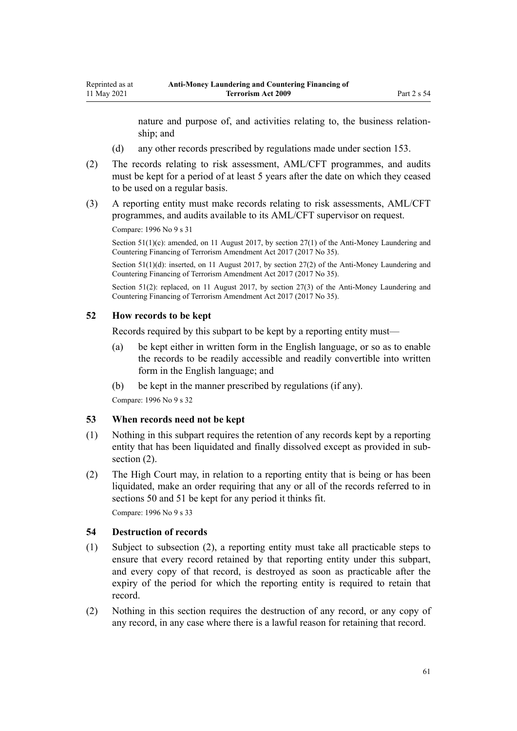nature and purpose of, and activities relating to, the business relationship; and

(d) any other records prescribed by regulations made under section 153.

(2) The records relating to risk assessment, AML/CFT programmes, and audits must be kept for a period of at least 5 years after the date on which they ceased to be used on a regular basis.

(3) A reporting entity must make records relating to risk assessments, AML/CFT programmes, and audits available to its AML/CFT supervisor on request.

Compare: 1996 No 9 s 31

Section 51(1)(c): amended, on 11 August 2017, by section 27(1) of the Anti-Money Laundering and Countering Financing of Terrorism Amendment Act 2017 (2017 No 35).

Section 51(1)(d): inserted, on 11 August 2017, by section 27(2) of the Anti-Money Laundering and Countering Financing of Terrorism Amendment Act 2017 (2017 No 35).

Section 51(2): replaced, on 11 August 2017, by section 27(3) of the Anti-Money Laundering and Countering Financing of Terrorism Amendment Act 2017 (2017 No 35).

### 52 How records to be kept

Records required by this subpart to be kept by a reporting entity must—

(a) be kept either in written form in the English language, or so as to enable the records to be readily accessible and readily convertible into written form in the English language; and

(b) be kept in the manner prescribed by regulations (if any).

Compare: 1996 No 9 s 32

### 53 When records need not be kept

(1) Nothing in this subpart requires the retention of any records kept by a reporting entity that has been liquidated and finally dissolved except as provided in subsection (2).

(2) The High Court may, in relation to a reporting entity that is being or has been liquidated, make an order requiring that any or all of the records referred to in sections 50 and 51 be kept for any period it thinks fit.

Compare: 1996 No 9 s 33

### 54 Destruction of records

(1) Subject to subsection (2), a reporting entity must take all practicable steps to ensure that every record retained by that reporting entity under this subpart, and every copy of that record, is destroyed as soon as practicable after the expiry of the period for which the reporting entity is required to retain that record.

(2) Nothing in this section requires the destruction of any record, or any copy of any record, in any case where there is a lawful reason for retaining that record.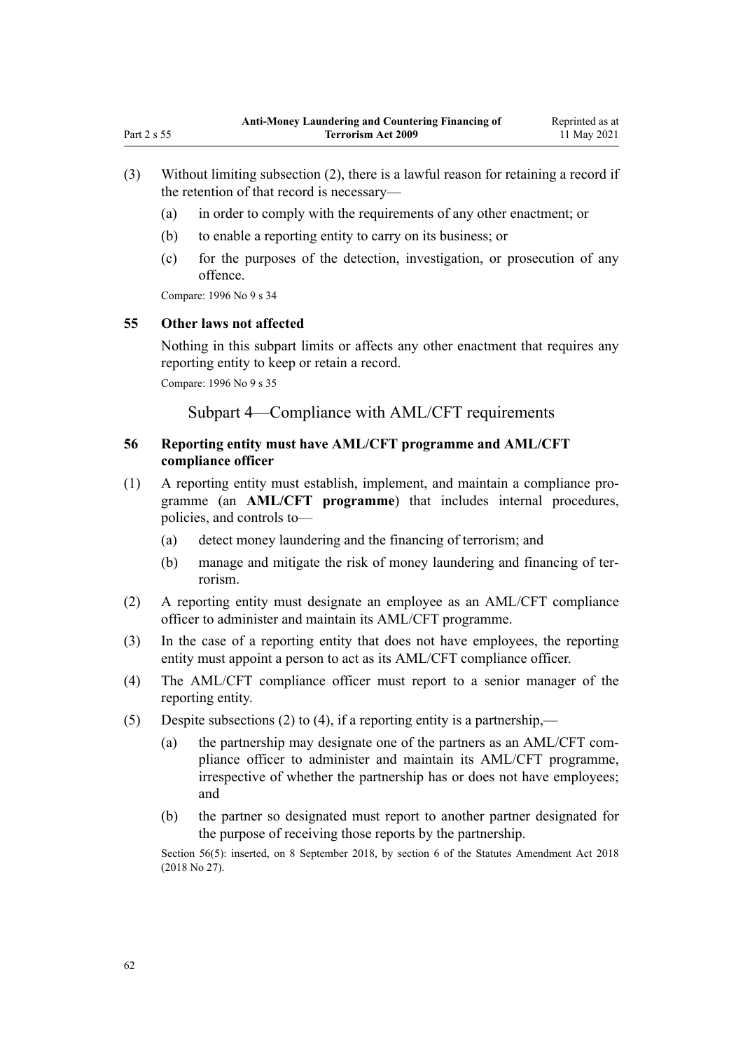(3) Without limiting subsection (2), there is a lawful reason for retaining a record if the retention of that record is necessary—

   (a) in order to comply with the requirements of any other enactment; or

   (b) to enable a reporting entity to carry on its business; or

   (c) for the purposes of the detection, investigation, or prosecution of any offence.

Compare: 1996 No 9 s 34

### 55 Other laws not affected

Nothing in this subpart limits or affects any other enactment that requires any reporting entity to keep or retain a record.

Compare: 1996 No 9 s 35

## Subpart 4—Compliance with AML/CFT requirements

### 56 Reporting entity must have AML/CFT programme and AML/CFT compliance officer

(1) A reporting entity must establish, implement, and maintain a compliance programme (an **AML/CFT programme**) that includes internal procedures, policies, and controls to—

   (a) detect money laundering and the financing of terrorism; and

   (b) manage and mitigate the risk of money laundering and financing of terrorism.

(2) A reporting entity must designate an employee as an AML/CFT compliance officer to administer and maintain its AML/CFT programme.

(3) In the case of a reporting entity that does not have employees, the reporting entity must appoint a person to act as its AML/CFT compliance officer.

(4) The AML/CFT compliance officer must report to a senior manager of the reporting entity.

(5) Despite subsections (2) to (4), if a reporting entity is a partnership,—

   (a) the partnership may designate one of the partners as an AML/CFT compliance officer to administer and maintain its AML/CFT programme, irrespective of whether the partnership has or does not have employees; and

   (b) the partner so designated must report to another partner designated for the purpose of receiving those reports by the partnership.

Section 56(5): inserted, on 8 September 2018, by section 6 of the Statutes Amendment Act 2018 (2018 No 27).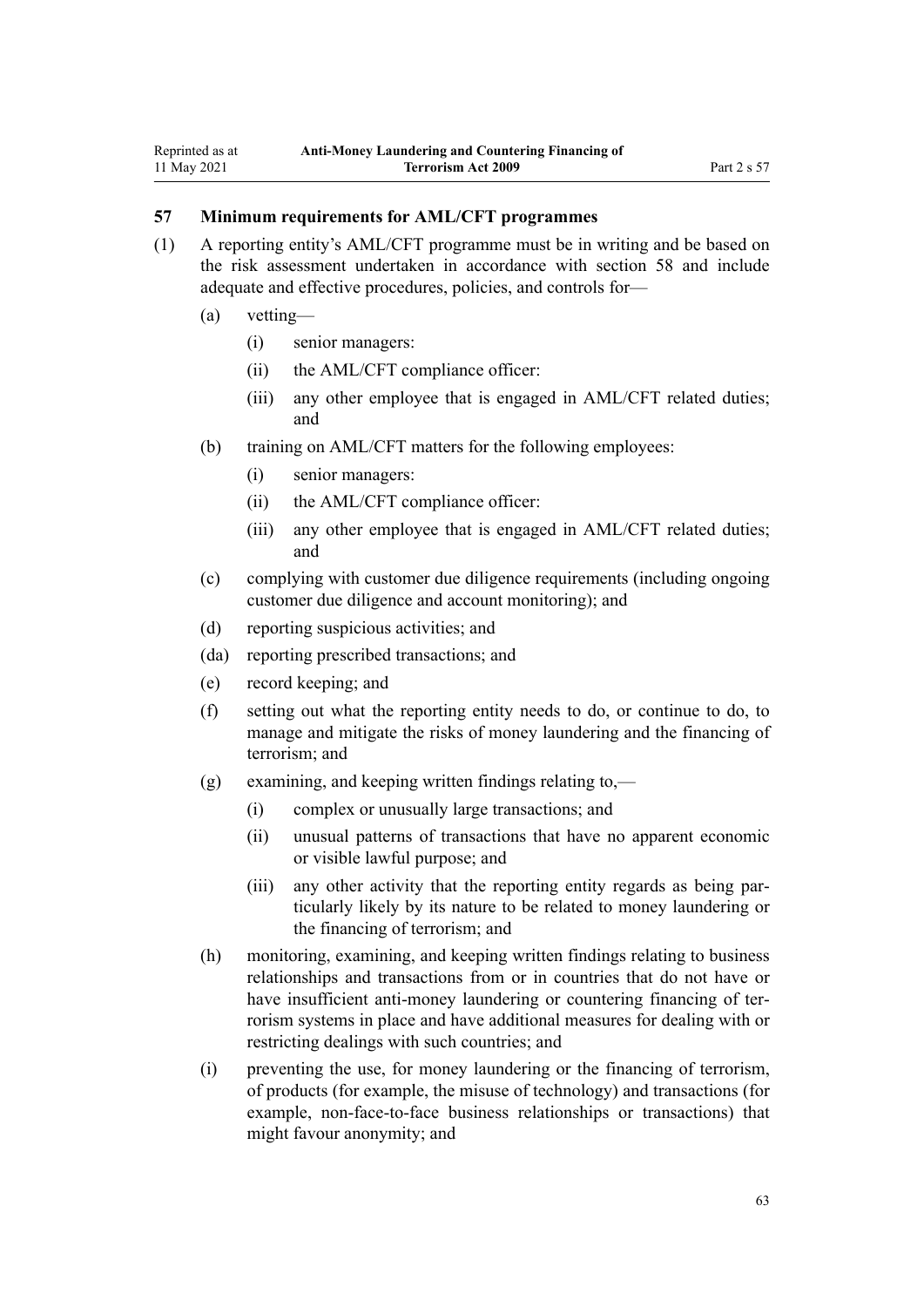## 57 Minimum requirements for AML/CFT programmes

(1) A reporting entity's AML/CFT programme must be in writing and be based on the risk assessment undertaken in accordance with section 58 and include adequate and effective procedures, policies, and controls for—

- (a) vetting—
  - (i) senior managers:
  - (ii) the AML/CFT compliance officer:
  - (iii) any other employee that is engaged in AML/CFT related duties; and
- (b) training on AML/CFT matters for the following employees:
  - (i) senior managers:
  - (ii) the AML/CFT compliance officer:
  - (iii) any other employee that is engaged in AML/CFT related duties; and
- (c) complying with customer due diligence requirements (including ongoing customer due diligence and account monitoring); and
- (d) reporting suspicious activities; and
- (da) reporting prescribed transactions; and
- (e) record keeping; and
- (f) setting out what the reporting entity needs to do, or continue to do, to manage and mitigate the risks of money laundering and the financing of terrorism; and
- (g) examining, and keeping written findings relating to,—
  - (i) complex or unusually large transactions; and
  - (ii) unusual patterns of transactions that have no apparent economic or visible lawful purpose; and
  - (iii) any other activity that the reporting entity regards as being particularly likely by its nature to be related to money laundering or the financing of terrorism; and
- (h) monitoring, examining, and keeping written findings relating to business relationships and transactions from or in countries that do not have or have insufficient anti-money laundering or countering financing of terrorism systems in place and have additional measures for dealing with or restricting dealings with such countries; and
- (i) preventing the use, for money laundering or the financing of terrorism, of products (for example, the misuse of technology) and transactions (for example, non-face-to-face business relationships or transactions) that might favour anonymity; and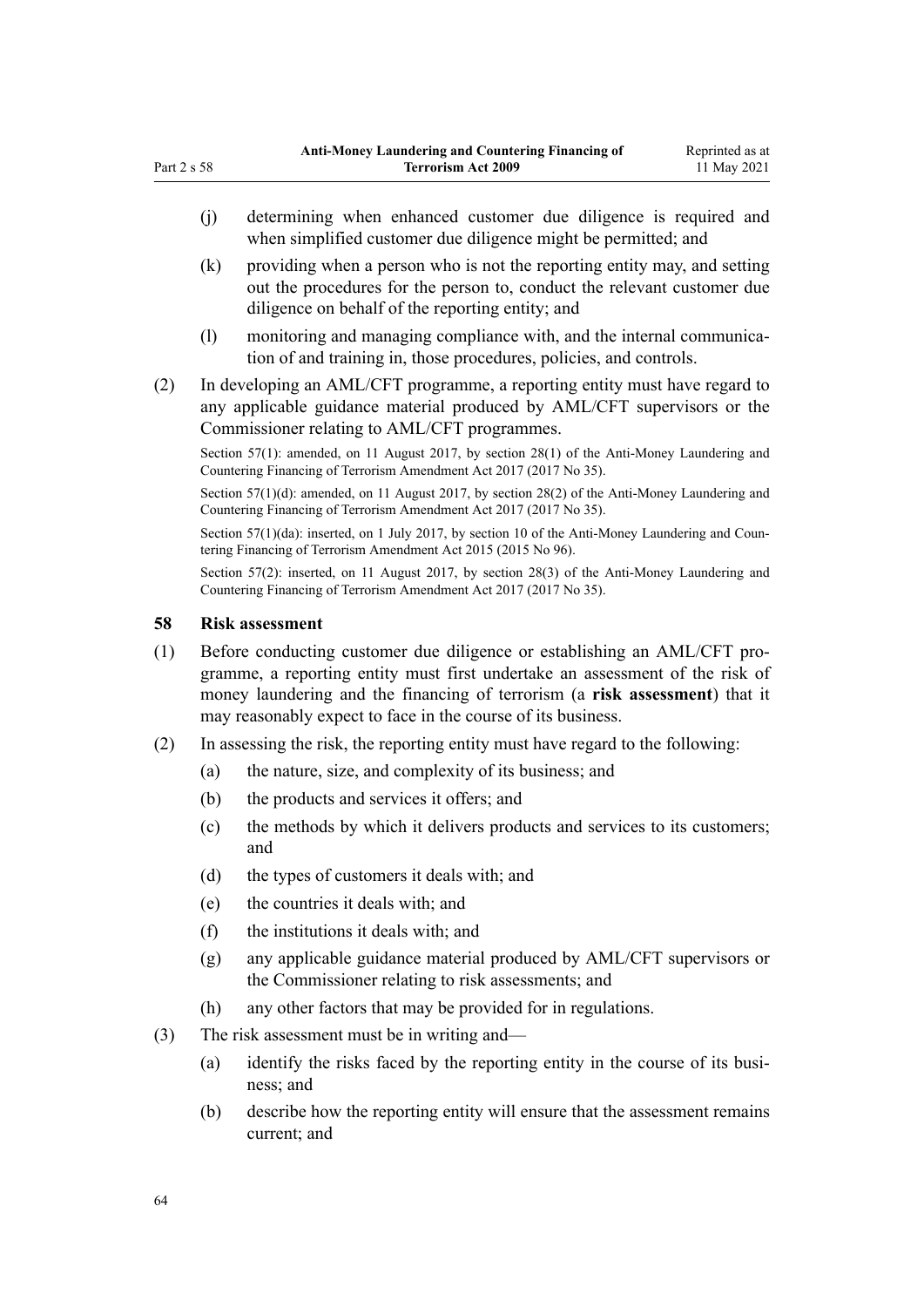(j) determining when enhanced customer due diligence is required and when simplified customer due diligence might be permitted; and

(k) providing when a person who is not the reporting entity may, and setting out the procedures for the person to, conduct the relevant customer due diligence on behalf of the reporting entity; and

(l) monitoring and managing compliance with, and the internal communication of and training in, those procedures, policies, and controls.

(2) In developing an AML/CFT programme, a reporting entity must have regard to any applicable guidance material produced by AML/CFT supervisors or the Commissioner relating to AML/CFT programmes.

Section 57(1): amended, on 11 August 2017, by section 28(1) of the Anti-Money Laundering and Countering Financing of Terrorism Amendment Act 2017 (2017 No 35).

Section 57(1)(d): amended, on 11 August 2017, by section 28(2) of the Anti-Money Laundering and Countering Financing of Terrorism Amendment Act 2017 (2017 No 35).

Section 57(1)(da): inserted, on 1 July 2017, by section 10 of the Anti-Money Laundering and Countering Financing of Terrorism Amendment Act 2015 (2015 No 96).

Section 57(2): inserted, on 11 August 2017, by section 28(3) of the Anti-Money Laundering and Countering Financing of Terrorism Amendment Act 2017 (2017 No 35).

### 58 Risk assessment

(1) Before conducting customer due diligence or establishing an AML/CFT programme, a reporting entity must first undertake an assessment of the risk of money laundering and the financing of terrorism (a **risk assessment**) that it may reasonably expect to face in the course of its business.

(2) In assessing the risk, the reporting entity must have regard to the following:

(a) the nature, size, and complexity of its business; and

(b) the products and services it offers; and

(c) the methods by which it delivers products and services to its customers; and

(d) the types of customers it deals with; and

(e) the countries it deals with; and

(f) the institutions it deals with; and

(g) any applicable guidance material produced by AML/CFT supervisors or the Commissioner relating to risk assessments; and

(h) any other factors that may be provided for in regulations.

(3) The risk assessment must be in writing and—

(a) identify the risks faced by the reporting entity in the course of its business; and

(b) describe how the reporting entity will ensure that the assessment remains current; and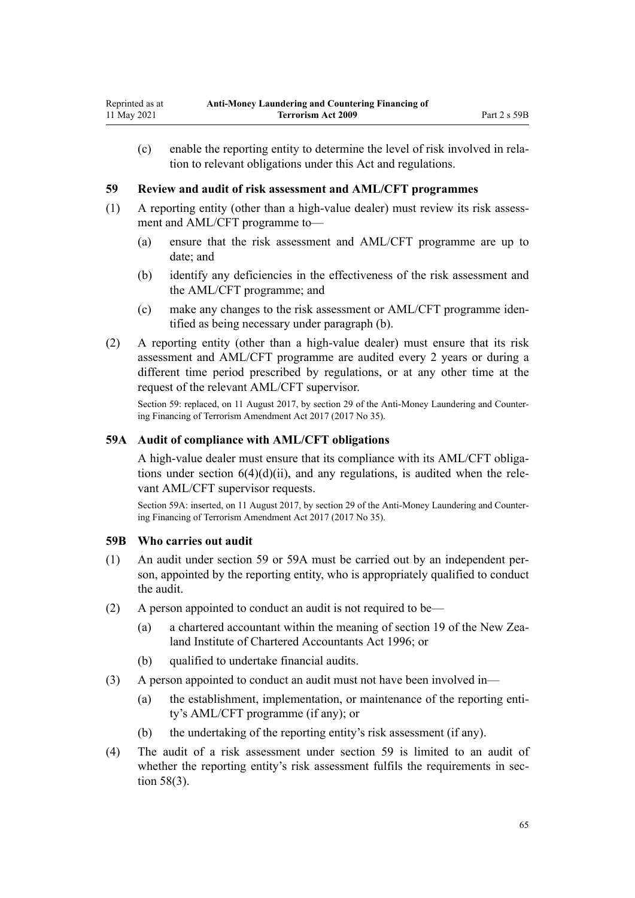(c) enable the reporting entity to determine the level of risk involved in relation to relevant obligations under this Act and regulations.

### 59 Review and audit of risk assessment and AML/CFT programmes

(1) A reporting entity (other than a high-value dealer) must review its risk assessment and AML/CFT programme to—

(a) ensure that the risk assessment and AML/CFT programme are up to date; and

(b) identify any deficiencies in the effectiveness of the risk assessment and the AML/CFT programme; and

(c) make any changes to the risk assessment or AML/CFT programme identified as being necessary under paragraph (b).

(2) A reporting entity (other than a high-value dealer) must ensure that its risk assessment and AML/CFT programme are audited every 2 years or during a different time period prescribed by regulations, or at any other time at the request of the relevant AML/CFT supervisor.

Section 59: replaced, on 11 August 2017, by section 29 of the Anti-Money Laundering and Countering Financing of Terrorism Amendment Act 2017 (2017 No 35).

### 59A Audit of compliance with AML/CFT obligations

A high-value dealer must ensure that its compliance with its AML/CFT obligations under section 6(4)(d)(ii), and any regulations, is audited when the relevant AML/CFT supervisor requests.

Section 59A: inserted, on 11 August 2017, by section 29 of the Anti-Money Laundering and Countering Financing of Terrorism Amendment Act 2017 (2017 No 35).

### 59B Who carries out audit

(1) An audit under section 59 or 59A must be carried out by an independent person, appointed by the reporting entity, who is appropriately qualified to conduct the audit.

(2) A person appointed to conduct an audit is not required to be—

(a) a chartered accountant within the meaning of section 19 of the New Zealand Institute of Chartered Accountants Act 1996; or

(b) qualified to undertake financial audits.

(3) A person appointed to conduct an audit must not have been involved in—

(a) the establishment, implementation, or maintenance of the reporting entity's AML/CFT programme (if any); or

(b) the undertaking of the reporting entity's risk assessment (if any).

(4) The audit of a risk assessment under section 59 is limited to an audit of whether the reporting entity's risk assessment fulfils the requirements in section 58(3).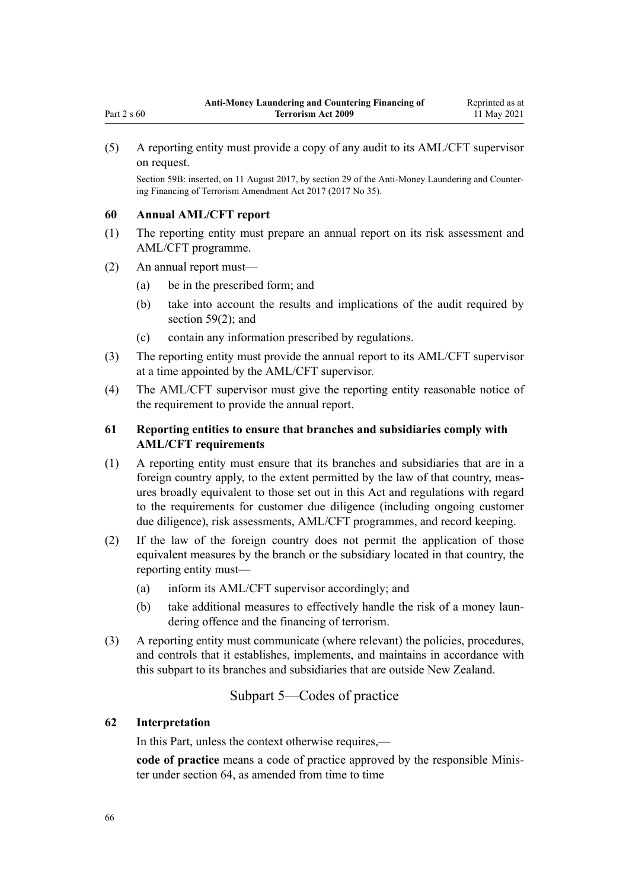(5) A reporting entity must provide a copy of any audit to its AML/CFT supervisor on request.

Section 59B: inserted, on 11 August 2017, by section 29 of the Anti-Money Laundering and Countering Financing of Terrorism Amendment Act 2017 (2017 No 35).

### 60 Annual AML/CFT report

(1) The reporting entity must prepare an annual report on its risk assessment and AML/CFT programme.

(2) An annual report must—

- (a) be in the prescribed form; and
- (b) take into account the results and implications of the audit required by section 59(2); and
- (c) contain any information prescribed by regulations.

(3) The reporting entity must provide the annual report to its AML/CFT supervisor at a time appointed by the AML/CFT supervisor.

(4) The AML/CFT supervisor must give the reporting entity reasonable notice of the requirement to provide the annual report.

### 61 Reporting entities to ensure that branches and subsidiaries comply with AML/CFT requirements

(1) A reporting entity must ensure that its branches and subsidiaries that are in a foreign country apply, to the extent permitted by the law of that country, measures broadly equivalent to those set out in this Act and regulations with regard to the requirements for customer due diligence (including ongoing customer due diligence), risk assessments, AML/CFT programmes, and record keeping.

(2) If the law of the foreign country does not permit the application of those equivalent measures by the branch or the subsidiary located in that country, the reporting entity must—

- (a) inform its AML/CFT supervisor accordingly; and
- (b) take additional measures to effectively handle the risk of a money laundering offence and the financing of terrorism.

(3) A reporting entity must communicate (where relevant) the policies, procedures, and controls that it establishes, implements, and maintains in accordance with this subpart to its branches and subsidiaries that are outside New Zealand.

## Subpart 5—Codes of practice

### 62 Interpretation

In this Part, unless the context otherwise requires,—

**code of practice** means a code of practice approved by the responsible Minister under section 64, as amended from time to time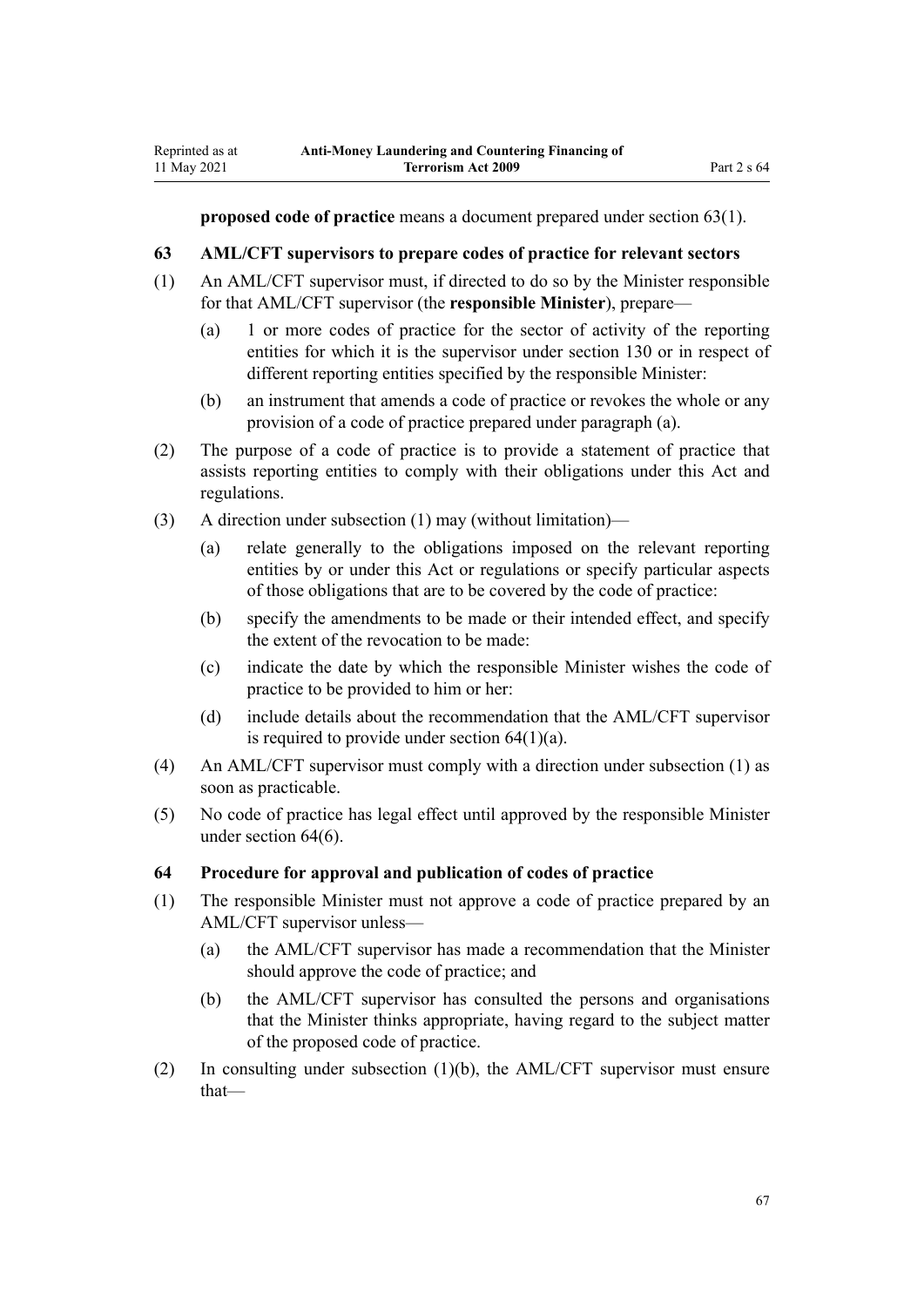**proposed code of practice** means a document prepared under section 63(1).

### 63 AML/CFT supervisors to prepare codes of practice for relevant sectors

(1) An AML/CFT supervisor must, if directed to do so by the Minister responsible for that AML/CFT supervisor (the **responsible Minister**), prepare—

   (a) 1 or more codes of practice for the sector of activity of the reporting entities for which it is the supervisor under section 130 or in respect of different reporting entities specified by the responsible Minister:

   (b) an instrument that amends a code of practice or revokes the whole or any provision of a code of practice prepared under paragraph (a).

(2) The purpose of a code of practice is to provide a statement of practice that assists reporting entities to comply with their obligations under this Act and regulations.

(3) A direction under subsection (1) may (without limitation)—

   (a) relate generally to the obligations imposed on the relevant reporting entities by or under this Act or regulations or specify particular aspects of those obligations that are to be covered by the code of practice:

   (b) specify the amendments to be made or their intended effect, and specify the extent of the revocation to be made:

   (c) indicate the date by which the responsible Minister wishes the code of practice to be provided to him or her:

   (d) include details about the recommendation that the AML/CFT supervisor is required to provide under section 64(1)(a).

(4) An AML/CFT supervisor must comply with a direction under subsection (1) as soon as practicable.

(5) No code of practice has legal effect until approved by the responsible Minister under section 64(6).

### 64 Procedure for approval and publication of codes of practice

(1) The responsible Minister must not approve a code of practice prepared by an AML/CFT supervisor unless—

   (a) the AML/CFT supervisor has made a recommendation that the Minister should approve the code of practice; and

   (b) the AML/CFT supervisor has consulted the persons and organisations that the Minister thinks appropriate, having regard to the subject matter of the proposed code of practice.

(2) In consulting under subsection (1)(b), the AML/CFT supervisor must ensure that—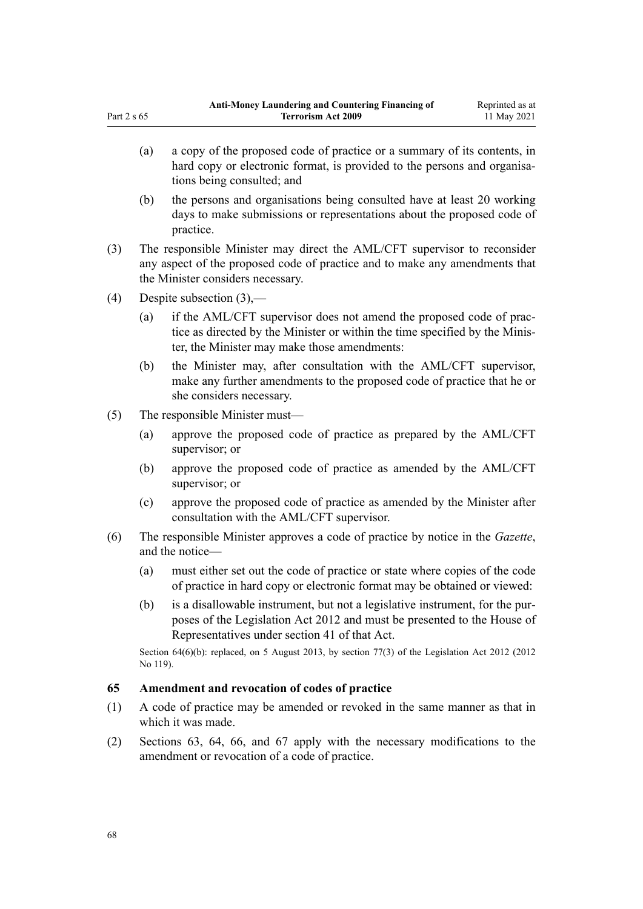(a) a copy of the proposed code of practice or a summary of its contents, in hard copy or electronic format, is provided to the persons and organisations being consulted; and

(b) the persons and organisations being consulted have at least 20 working days to make submissions or representations about the proposed code of practice.

(3) The responsible Minister may direct the AML/CFT supervisor to reconsider any aspect of the proposed code of practice and to make any amendments that the Minister considers necessary.

(4) Despite subsection (3),—

(a) if the AML/CFT supervisor does not amend the proposed code of practice as directed by the Minister or within the time specified by the Minister, the Minister may make those amendments:

(b) the Minister may, after consultation with the AML/CFT supervisor, make any further amendments to the proposed code of practice that he or she considers necessary.

(5) The responsible Minister must—

(a) approve the proposed code of practice as prepared by the AML/CFT supervisor; or

(b) approve the proposed code of practice as amended by the AML/CFT supervisor; or

(c) approve the proposed code of practice as amended by the Minister after consultation with the AML/CFT supervisor.

(6) The responsible Minister approves a code of practice by notice in the *Gazette*, and the notice—

(a) must either set out the code of practice or state where copies of the code of practice in hard copy or electronic format may be obtained or viewed:

(b) is a disallowable instrument, but not a legislative instrument, for the purposes of the Legislation Act 2012 and must be presented to the House of Representatives under section 41 of that Act.

Section 64(6)(b): replaced, on 5 August 2013, by section 77(3) of the Legislation Act 2012 (2012 No 119).

### 65 Amendment and revocation of codes of practice

(1) A code of practice may be amended or revoked in the same manner as that in which it was made.

(2) Sections 63, 64, 66, and 67 apply with the necessary modifications to the amendment or revocation of a code of practice.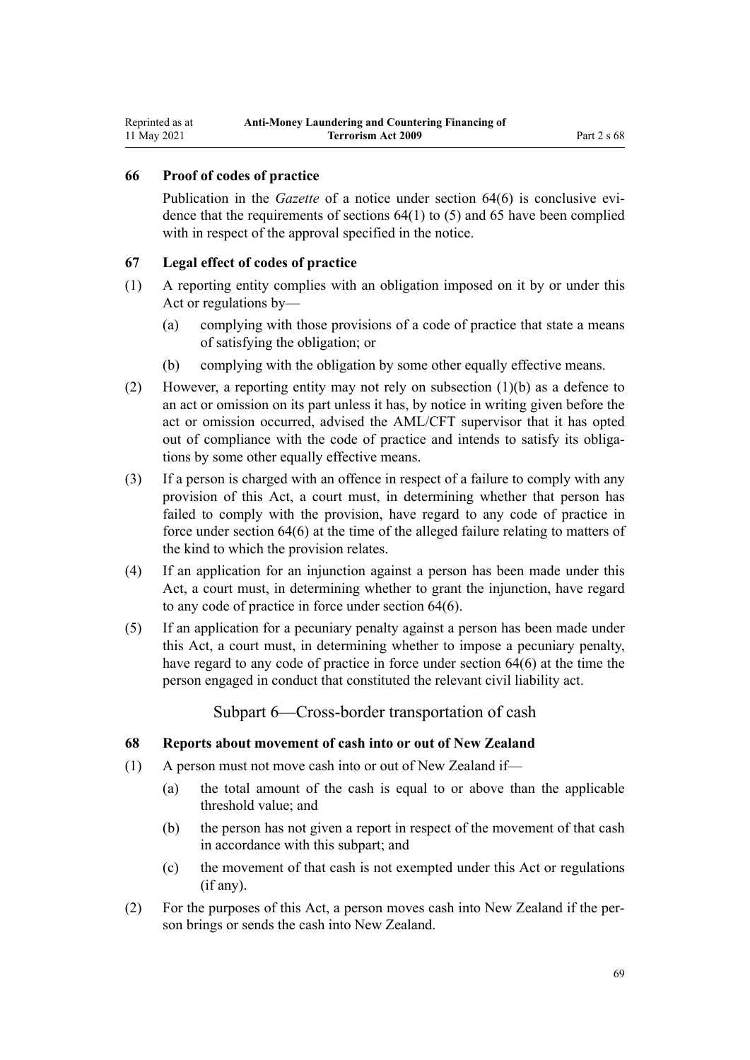## 66 Proof of codes of practice

Publication in the *Gazette* of a notice under section 64(6) is conclusive evidence that the requirements of sections 64(1) to (5) and 65 have been complied with in respect of the approval specified in the notice.

## 67 Legal effect of codes of practice

(1) A reporting entity complies with an obligation imposed on it by or under this Act or regulations by—

 (a) complying with those provisions of a code of practice that state a means of satisfying the obligation; or

 (b) complying with the obligation by some other equally effective means.

(2) However, a reporting entity may not rely on subsection (1)(b) as a defence to an act or omission on its part unless it has, by notice in writing given before the act or omission occurred, advised the AML/CFT supervisor that it has opted out of compliance with the code of practice and intends to satisfy its obligations by some other equally effective means.

(3) If a person is charged with an offence in respect of a failure to comply with any provision of this Act, a court must, in determining whether that person has failed to comply with the provision, have regard to any code of practice in force under section 64(6) at the time of the alleged failure relating to matters of the kind to which the provision relates.

(4) If an application for an injunction against a person has been made under this Act, a court must, in determining whether to grant the injunction, have regard to any code of practice in force under section 64(6).

(5) If an application for a pecuniary penalty against a person has been made under this Act, a court must, in determining whether to impose a pecuniary penalty, have regard to any code of practice in force under section 64(6) at the time the person engaged in conduct that constituted the relevant civil liability act.

# Subpart 6—Cross-border transportation of cash

## 68 Reports about movement of cash into or out of New Zealand

(1) A person must not move cash into or out of New Zealand if—

 (a) the total amount of the cash is equal to or above than the applicable threshold value; and

 (b) the person has not given a report in respect of the movement of that cash in accordance with this subpart; and

 (c) the movement of that cash is not exempted under this Act or regulations (if any).

(2) For the purposes of this Act, a person moves cash into New Zealand if the person brings or sends the cash into New Zealand.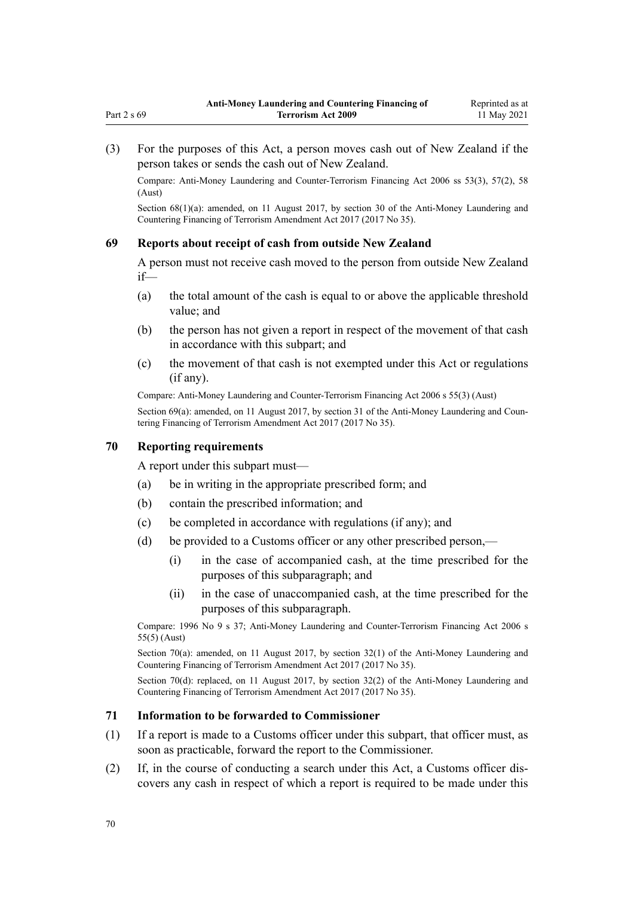(3) For the purposes of this Act, a person moves cash out of New Zealand if the person takes or sends the cash out of New Zealand.

Compare: Anti-Money Laundering and Counter-Terrorism Financing Act 2006 ss 53(3), 57(2), 58 (Aust)

Section 68(1)(a): amended, on 11 August 2017, by section 30 of the Anti-Money Laundering and Countering Financing of Terrorism Amendment Act 2017 (2017 No 35).

### 69 Reports about receipt of cash from outside New Zealand

A person must not receive cash moved to the person from outside New Zealand if—

(a) the total amount of the cash is equal to or above the applicable threshold value; and

(b) the person has not given a report in respect of the movement of that cash in accordance with this subpart; and

(c) the movement of that cash is not exempted under this Act or regulations (if any).

Compare: Anti-Money Laundering and Counter-Terrorism Financing Act 2006 s 55(3) (Aust)

Section 69(a): amended, on 11 August 2017, by section 31 of the Anti-Money Laundering and Countering Financing of Terrorism Amendment Act 2017 (2017 No 35).

### 70 Reporting requirements

A report under this subpart must—

(a) be in writing in the appropriate prescribed form; and

(b) contain the prescribed information; and

(c) be completed in accordance with regulations (if any); and

(d) be provided to a Customs officer or any other prescribed person,—

(i) in the case of accompanied cash, at the time prescribed for the purposes of this subparagraph; and

(ii) in the case of unaccompanied cash, at the time prescribed for the purposes of this subparagraph.

Compare: 1996 No 9 s 37; Anti-Money Laundering and Counter-Terrorism Financing Act 2006 s 55(5) (Aust)

Section 70(a): amended, on 11 August 2017, by section 32(1) of the Anti-Money Laundering and Countering Financing of Terrorism Amendment Act 2017 (2017 No 35).

Section 70(d): replaced, on 11 August 2017, by section 32(2) of the Anti-Money Laundering and Countering Financing of Terrorism Amendment Act 2017 (2017 No 35).

### 71 Information to be forwarded to Commissioner

(1) If a report is made to a Customs officer under this subpart, that officer must, as soon as practicable, forward the report to the Commissioner.

(2) If, in the course of conducting a search under this Act, a Customs officer discovers any cash in respect of which a report is required to be made under this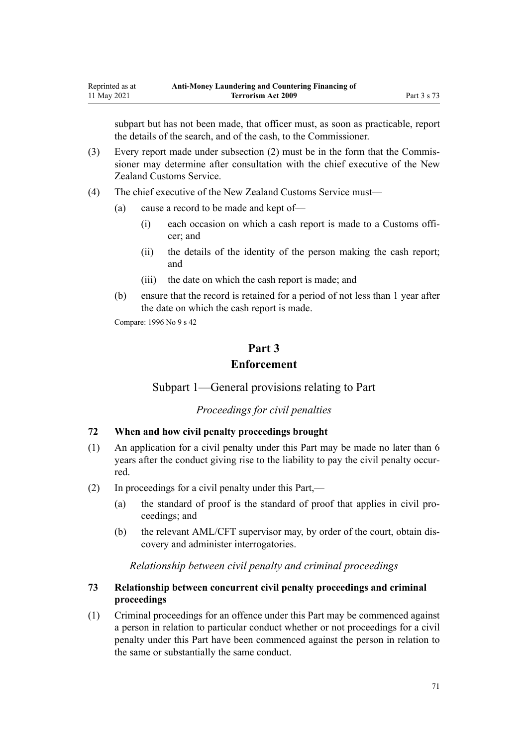subpart but has not been made, that officer must, as soon as practicable, report the details of the search, and of the cash, to the Commissioner.

(3) Every report made under subsection (2) must be in the form that the Commissioner may determine after consultation with the chief executive of the New Zealand Customs Service.

(4) The chief executive of the New Zealand Customs Service must—

  (a) cause a record to be made and kept of—

    (i) each occasion on which a cash report is made to a Customs officer; and

    (ii) the details of the identity of the person making the cash report; and

    (iii) the date on which the cash report is made; and

  (b) ensure that the record is retained for a period of not less than 1 year after the date on which the cash report is made.

Compare: 1996 No 9 s 42

# Part 3
# Enforcement

## Subpart 1—General provisions relating to Part

*Proceedings for civil penalties*

### 72 When and how civil penalty proceedings brought

(1) An application for a civil penalty under this Part may be made no later than 6 years after the conduct giving rise to the liability to pay the civil penalty occurred.

(2) In proceedings for a civil penalty under this Part,—

  (a) the standard of proof is the standard of proof that applies in civil proceedings; and

  (b) the relevant AML/CFT supervisor may, by order of the court, obtain discovery and administer interrogatories.

*Relationship between civil penalty and criminal proceedings*

### 73 Relationship between concurrent civil penalty proceedings and criminal proceedings

(1) Criminal proceedings for an offence under this Part may be commenced against a person in relation to particular conduct whether or not proceedings for a civil penalty under this Part have been commenced against the person in relation to the same or substantially the same conduct.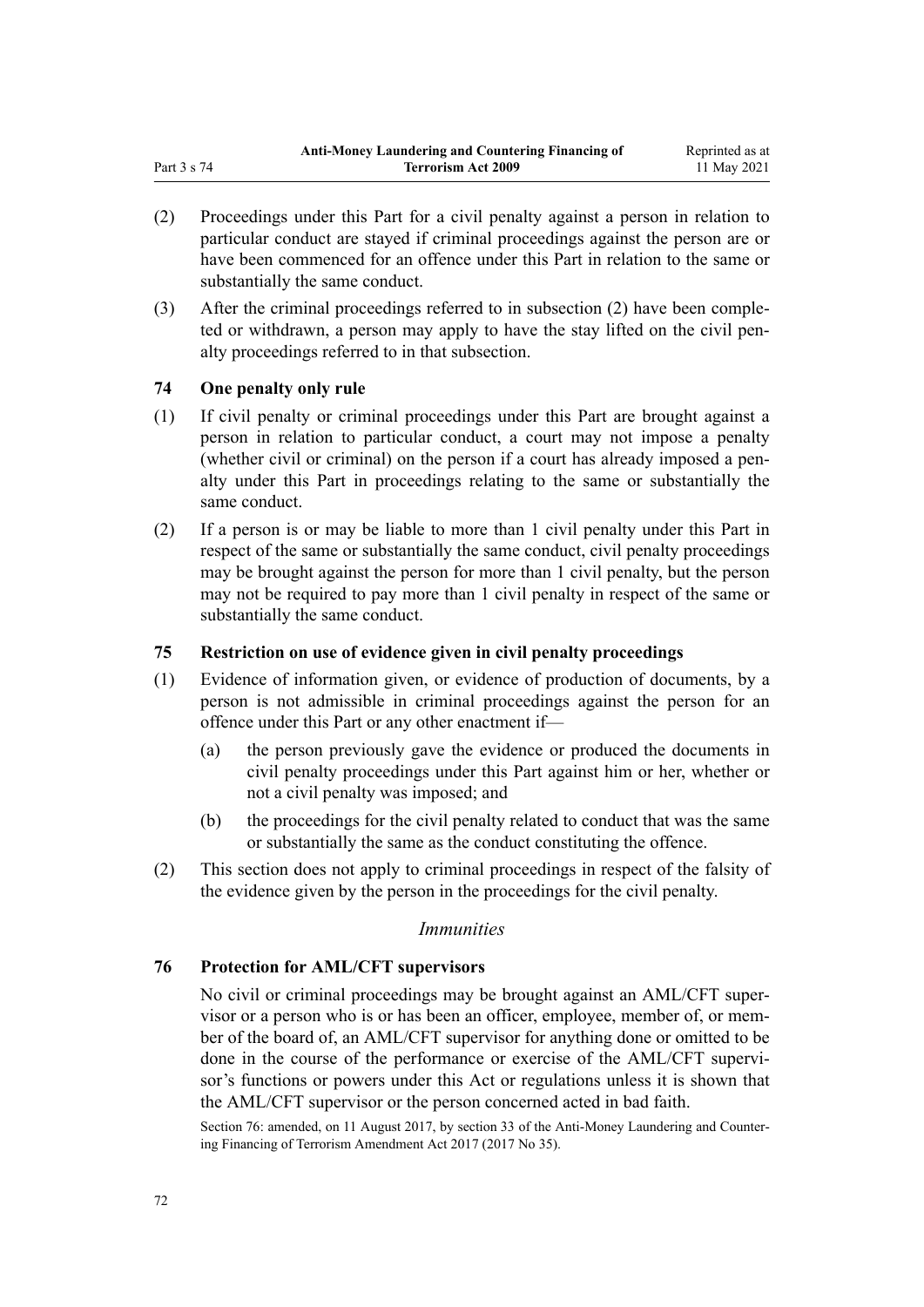(2) Proceedings under this Part for a civil penalty against a person in relation to particular conduct are stayed if criminal proceedings against the person are or have been commenced for an offence under this Part in relation to the same or substantially the same conduct.

(3) After the criminal proceedings referred to in subsection (2) have been completed or withdrawn, a person may apply to have the stay lifted on the civil penalty proceedings referred to in that subsection.

### 74 One penalty only rule

(1) If civil penalty or criminal proceedings under this Part are brought against a person in relation to particular conduct, a court may not impose a penalty (whether civil or criminal) on the person if a court has already imposed a penalty under this Part in proceedings relating to the same or substantially the same conduct.

(2) If a person is or may be liable to more than 1 civil penalty under this Part in respect of the same or substantially the same conduct, civil penalty proceedings may be brought against the person for more than 1 civil penalty, but the person may not be required to pay more than 1 civil penalty in respect of the same or substantially the same conduct.

### 75 Restriction on use of evidence given in civil penalty proceedings

(1) Evidence of information given, or evidence of production of documents, by a person is not admissible in criminal proceedings against the person for an offence under this Part or any other enactment if—

   (a) the person previously gave the evidence or produced the documents in civil penalty proceedings under this Part against him or her, whether or not a civil penalty was imposed; and

   (b) the proceedings for the civil penalty related to conduct that was the same or substantially the same as the conduct constituting the offence.

(2) This section does not apply to criminal proceedings in respect of the falsity of the evidence given by the person in the proceedings for the civil penalty.

*Immunities*

### 76 Protection for AML/CFT supervisors

No civil or criminal proceedings may be brought against an AML/CFT supervisor or a person who is or has been an officer, employee, member of, or member of the board of, an AML/CFT supervisor for anything done or omitted to be done in the course of the performance or exercise of the AML/CFT supervisor's functions or powers under this Act or regulations unless it is shown that the AML/CFT supervisor or the person concerned acted in bad faith.

Section 76: amended, on 11 August 2017, by section 33 of the Anti-Money Laundering and Countering Financing of Terrorism Amendment Act 2017 (2017 No 35).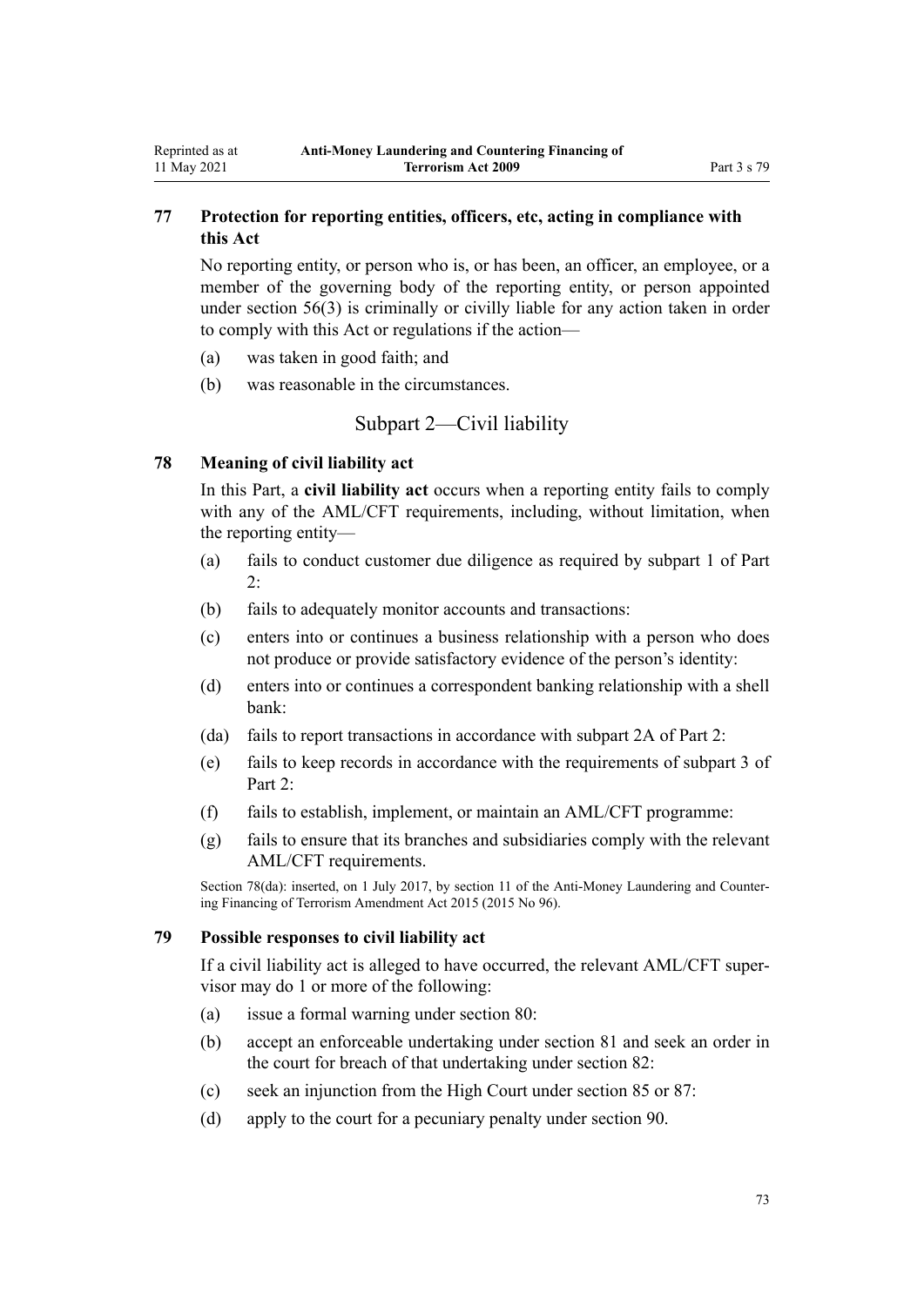### 77 Protection for reporting entities, officers, etc, acting in compliance with this Act

No reporting entity, or person who is, or has been, an officer, an employee, or a member of the governing body of the reporting entity, or person appointed under section 56(3) is criminally or civilly liable for any action taken in order to comply with this Act or regulations if the action—

(a) was taken in good faith; and

(b) was reasonable in the circumstances.

## Subpart 2—Civil liability

### 78 Meaning of civil liability act

In this Part, a **civil liability act** occurs when a reporting entity fails to comply with any of the AML/CFT requirements, including, without limitation, when the reporting entity—

(a) fails to conduct customer due diligence as required by subpart 1 of Part 2:

(b) fails to adequately monitor accounts and transactions:

(c) enters into or continues a business relationship with a person who does not produce or provide satisfactory evidence of the person's identity:

(d) enters into or continues a correspondent banking relationship with a shell bank:

(da) fails to report transactions in accordance with subpart 2A of Part 2:

(e) fails to keep records in accordance with the requirements of subpart 3 of Part 2:

(f) fails to establish, implement, or maintain an AML/CFT programme:

(g) fails to ensure that its branches and subsidiaries comply with the relevant AML/CFT requirements.

Section 78(da): inserted, on 1 July 2017, by section 11 of the Anti-Money Laundering and Countering Financing of Terrorism Amendment Act 2015 (2015 No 96).

### 79 Possible responses to civil liability act

If a civil liability act is alleged to have occurred, the relevant AML/CFT supervisor may do 1 or more of the following:

(a) issue a formal warning under section 80:

(b) accept an enforceable undertaking under section 81 and seek an order in the court for breach of that undertaking under section 82:

(c) seek an injunction from the High Court under section 85 or 87:

(d) apply to the court for a pecuniary penalty under section 90.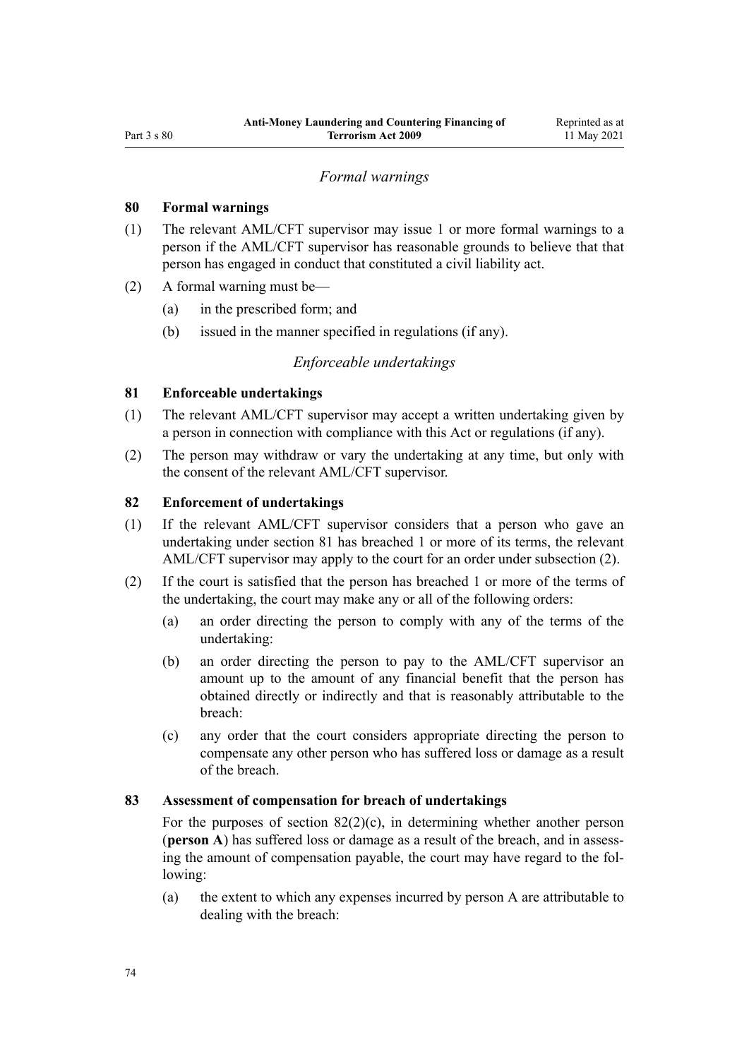*Formal warnings*

### 80 Formal warnings

(1) The relevant AML/CFT supervisor may issue 1 or more formal warnings to a person if the AML/CFT supervisor has reasonable grounds to believe that that person has engaged in conduct that constituted a civil liability act.

(2) A formal warning must be—

- (a) in the prescribed form; and
- (b) issued in the manner specified in regulations (if any).

*Enforceable undertakings*

### 81 Enforceable undertakings

(1) The relevant AML/CFT supervisor may accept a written undertaking given by a person in connection with compliance with this Act or regulations (if any).

(2) The person may withdraw or vary the undertaking at any time, but only with the consent of the relevant AML/CFT supervisor.

### 82 Enforcement of undertakings

(1) If the relevant AML/CFT supervisor considers that a person who gave an undertaking under section 81 has breached 1 or more of its terms, the relevant AML/CFT supervisor may apply to the court for an order under subsection (2).

(2) If the court is satisfied that the person has breached 1 or more of the terms of the undertaking, the court may make any or all of the following orders:

- (a) an order directing the person to comply with any of the terms of the undertaking:
- (b) an order directing the person to pay to the AML/CFT supervisor an amount up to the amount of any financial benefit that the person has obtained directly or indirectly and that is reasonably attributable to the breach:
- (c) any order that the court considers appropriate directing the person to compensate any other person who has suffered loss or damage as a result of the breach.

### 83 Assessment of compensation for breach of undertakings

For the purposes of section 82(2)(c), in determining whether another person (**person A**) has suffered loss or damage as a result of the breach, and in assessing the amount of compensation payable, the court may have regard to the following:

- (a) the extent to which any expenses incurred by person A are attributable to dealing with the breach: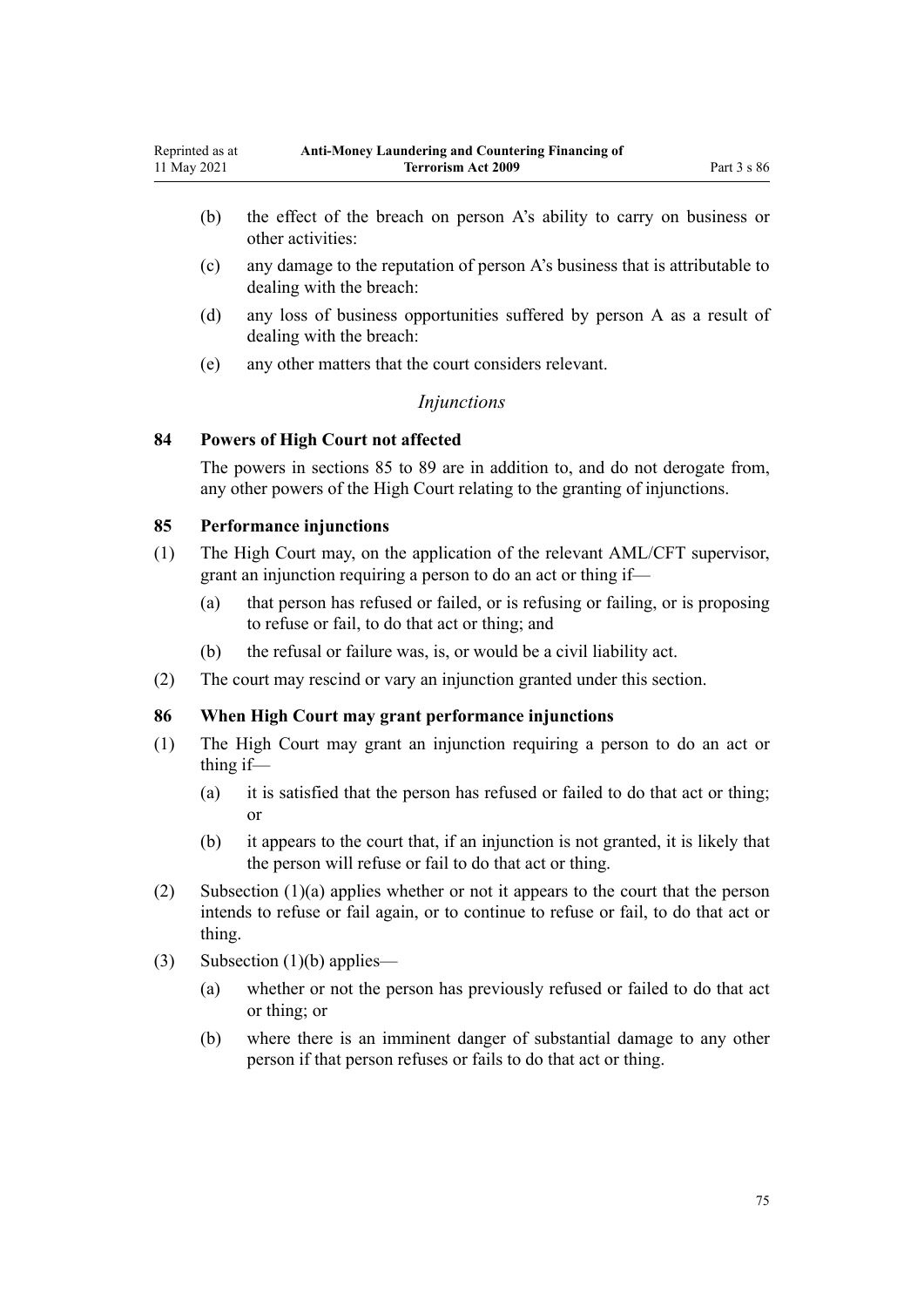(b) the effect of the breach on person A's ability to carry on business or other activities:

(c) any damage to the reputation of person A's business that is attributable to dealing with the breach:

(d) any loss of business opportunities suffered by person A as a result of dealing with the breach:

(e) any other matters that the court considers relevant.

### *Injunctions*

### 84 Powers of High Court not affected

The powers in sections 85 to 89 are in addition to, and do not derogate from, any other powers of the High Court relating to the granting of injunctions.

### 85 Performance injunctions

(1) The High Court may, on the application of the relevant AML/CFT supervisor, grant an injunction requiring a person to do an act or thing if—

(a) that person has refused or failed, or is refusing or failing, or is proposing to refuse or fail, to do that act or thing; and

(b) the refusal or failure was, is, or would be a civil liability act.

(2) The court may rescind or vary an injunction granted under this section.

### 86 When High Court may grant performance injunctions

(1) The High Court may grant an injunction requiring a person to do an act or thing if—

(a) it is satisfied that the person has refused or failed to do that act or thing; or

(b) it appears to the court that, if an injunction is not granted, it is likely that the person will refuse or fail to do that act or thing.

(2) Subsection (1)(a) applies whether or not it appears to the court that the person intends to refuse or fail again, or to continue to refuse or fail, to do that act or thing.

(3) Subsection (1)(b) applies—

(a) whether or not the person has previously refused or failed to do that act or thing; or

(b) where there is an imminent danger of substantial damage to any other person if that person refuses or fails to do that act or thing.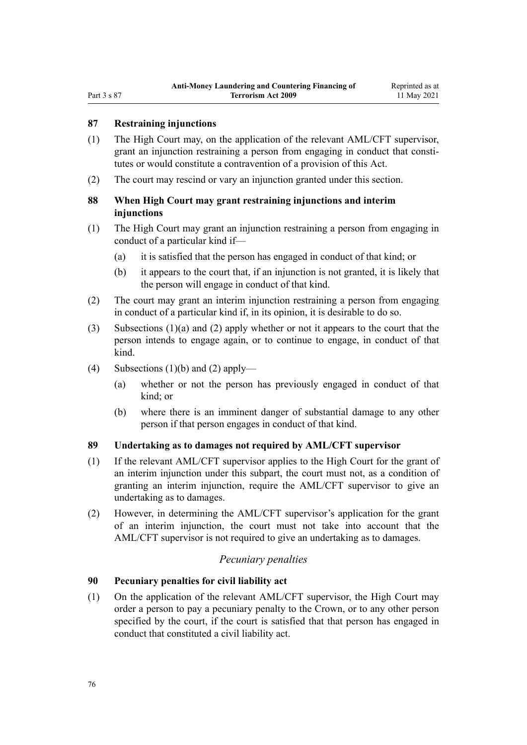### 87 Restraining injunctions

(1) The High Court may, on the application of the relevant AML/CFT supervisor, grant an injunction restraining a person from engaging in conduct that constitutes or would constitute a contravention of a provision of this Act.

(2) The court may rescind or vary an injunction granted under this section.

### 88 When High Court may grant restraining injunctions and interim injunctions

(1) The High Court may grant an injunction restraining a person from engaging in conduct of a particular kind if—

(a) it is satisfied that the person has engaged in conduct of that kind; or

(b) it appears to the court that, if an injunction is not granted, it is likely that the person will engage in conduct of that kind.

(2) The court may grant an interim injunction restraining a person from engaging in conduct of a particular kind if, in its opinion, it is desirable to do so.

(3) Subsections (1)(a) and (2) apply whether or not it appears to the court that the person intends to engage again, or to continue to engage, in conduct of that kind.

(4) Subsections (1)(b) and (2) apply—

(a) whether or not the person has previously engaged in conduct of that kind; or

(b) where there is an imminent danger of substantial damage to any other person if that person engages in conduct of that kind.

### 89 Undertaking as to damages not required by AML/CFT supervisor

(1) If the relevant AML/CFT supervisor applies to the High Court for the grant of an interim injunction under this subpart, the court must not, as a condition of granting an interim injunction, require the AML/CFT supervisor to give an undertaking as to damages.

(2) However, in determining the AML/CFT supervisor's application for the grant of an interim injunction, the court must not take into account that the AML/CFT supervisor is not required to give an undertaking as to damages.

*Pecuniary penalties*

### 90 Pecuniary penalties for civil liability act

(1) On the application of the relevant AML/CFT supervisor, the High Court may order a person to pay a pecuniary penalty to the Crown, or to any other person specified by the court, if the court is satisfied that that person has engaged in conduct that constituted a civil liability act.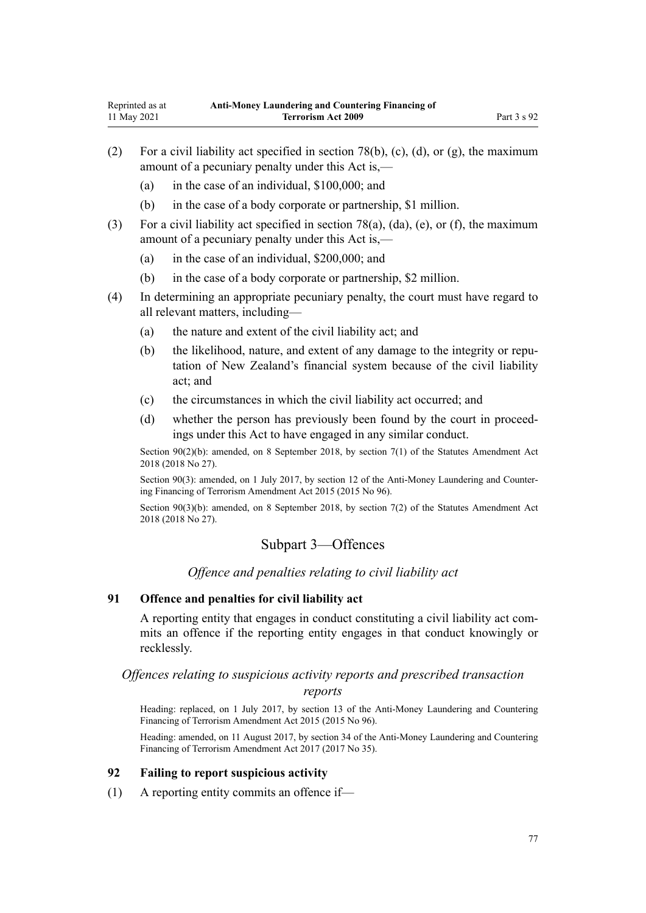(2) For a civil liability act specified in section 78(b), (c), (d), or (g), the maximum amount of a pecuniary penalty under this Act is,—

  (a) in the case of an individual, $100,000; and

  (b) in the case of a body corporate or partnership, $1 million.

(3) For a civil liability act specified in section 78(a), (da), (e), or (f), the maximum amount of a pecuniary penalty under this Act is,—

  (a) in the case of an individual, $200,000; and

  (b) in the case of a body corporate or partnership, $2 million.

(4) In determining an appropriate pecuniary penalty, the court must have regard to all relevant matters, including—

  (a) the nature and extent of the civil liability act; and

  (b) the likelihood, nature, and extent of any damage to the integrity or reputation of New Zealand's financial system because of the civil liability act; and

  (c) the circumstances in which the civil liability act occurred; and

  (d) whether the person has previously been found by the court in proceedings under this Act to have engaged in any similar conduct.

Section 90(2)(b): amended, on 8 September 2018, by section 7(1) of the Statutes Amendment Act 2018 (2018 No 27).

Section 90(3): amended, on 1 July 2017, by section 12 of the Anti-Money Laundering and Countering Financing of Terrorism Amendment Act 2015 (2015 No 96).

Section 90(3)(b): amended, on 8 September 2018, by section 7(2) of the Statutes Amendment Act 2018 (2018 No 27).

## Subpart 3—Offences

*Offence and penalties relating to civil liability act*

### 91 Offence and penalties for civil liability act

A reporting entity that engages in conduct constituting a civil liability act commits an offence if the reporting entity engages in that conduct knowingly or recklessly.

*Offences relating to suspicious activity reports and prescribed transaction reports*

Heading: replaced, on 1 July 2017, by section 13 of the Anti-Money Laundering and Countering Financing of Terrorism Amendment Act 2015 (2015 No 96).

Heading: amended, on 11 August 2017, by section 34 of the Anti-Money Laundering and Countering Financing of Terrorism Amendment Act 2017 (2017 No 35).

### 92 Failing to report suspicious activity

(1) A reporting entity commits an offence if—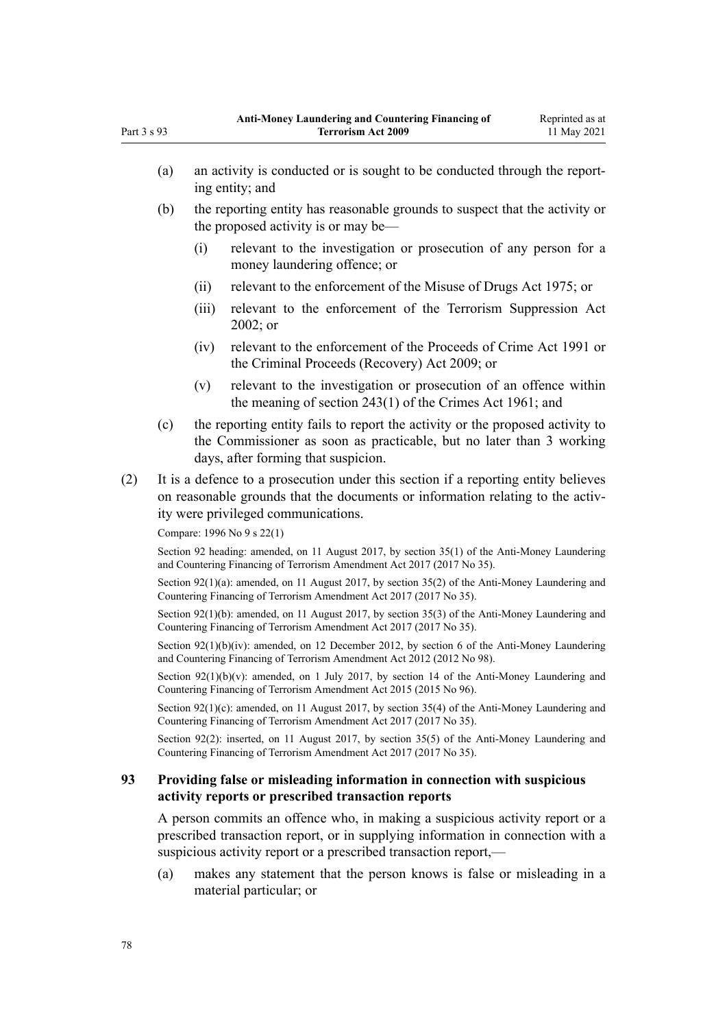(a) an activity is conducted or is sought to be conducted through the reporting entity; and

(b) the reporting entity has reasonable grounds to suspect that the activity or the proposed activity is or may be—

(i) relevant to the investigation or prosecution of any person for a money laundering offence; or

(ii) relevant to the enforcement of the Misuse of Drugs Act 1975; or

(iii) relevant to the enforcement of the Terrorism Suppression Act 2002; or

(iv) relevant to the enforcement of the Proceeds of Crime Act 1991 or the Criminal Proceeds (Recovery) Act 2009; or

(v) relevant to the investigation or prosecution of an offence within the meaning of section 243(1) of the Crimes Act 1961; and

(c) the reporting entity fails to report the activity or the proposed activity to the Commissioner as soon as practicable, but no later than 3 working days, after forming that suspicion.

(2) It is a defence to a prosecution under this section if a reporting entity believes on reasonable grounds that the documents or information relating to the activity were privileged communications.

Compare: 1996 No 9 s 22(1)

Section 92 heading: amended, on 11 August 2017, by section 35(1) of the Anti-Money Laundering and Countering Financing of Terrorism Amendment Act 2017 (2017 No 35).

Section 92(1)(a): amended, on 11 August 2017, by section 35(2) of the Anti-Money Laundering and Countering Financing of Terrorism Amendment Act 2017 (2017 No 35).

Section 92(1)(b): amended, on 11 August 2017, by section 35(3) of the Anti-Money Laundering and Countering Financing of Terrorism Amendment Act 2017 (2017 No 35).

Section 92(1)(b)(iv): amended, on 12 December 2012, by section 6 of the Anti-Money Laundering and Countering Financing of Terrorism Amendment Act 2012 (2012 No 98).

Section 92(1)(b)(v): amended, on 1 July 2017, by section 14 of the Anti-Money Laundering and Countering Financing of Terrorism Amendment Act 2015 (2015 No 96).

Section 92(1)(c): amended, on 11 August 2017, by section 35(4) of the Anti-Money Laundering and Countering Financing of Terrorism Amendment Act 2017 (2017 No 35).

Section 92(2): inserted, on 11 August 2017, by section 35(5) of the Anti-Money Laundering and Countering Financing of Terrorism Amendment Act 2017 (2017 No 35).

### 93 Providing false or misleading information in connection with suspicious activity reports or prescribed transaction reports

A person commits an offence who, in making a suspicious activity report or a prescribed transaction report, or in supplying information in connection with a suspicious activity report or a prescribed transaction report,—

(a) makes any statement that the person knows is false or misleading in a material particular; or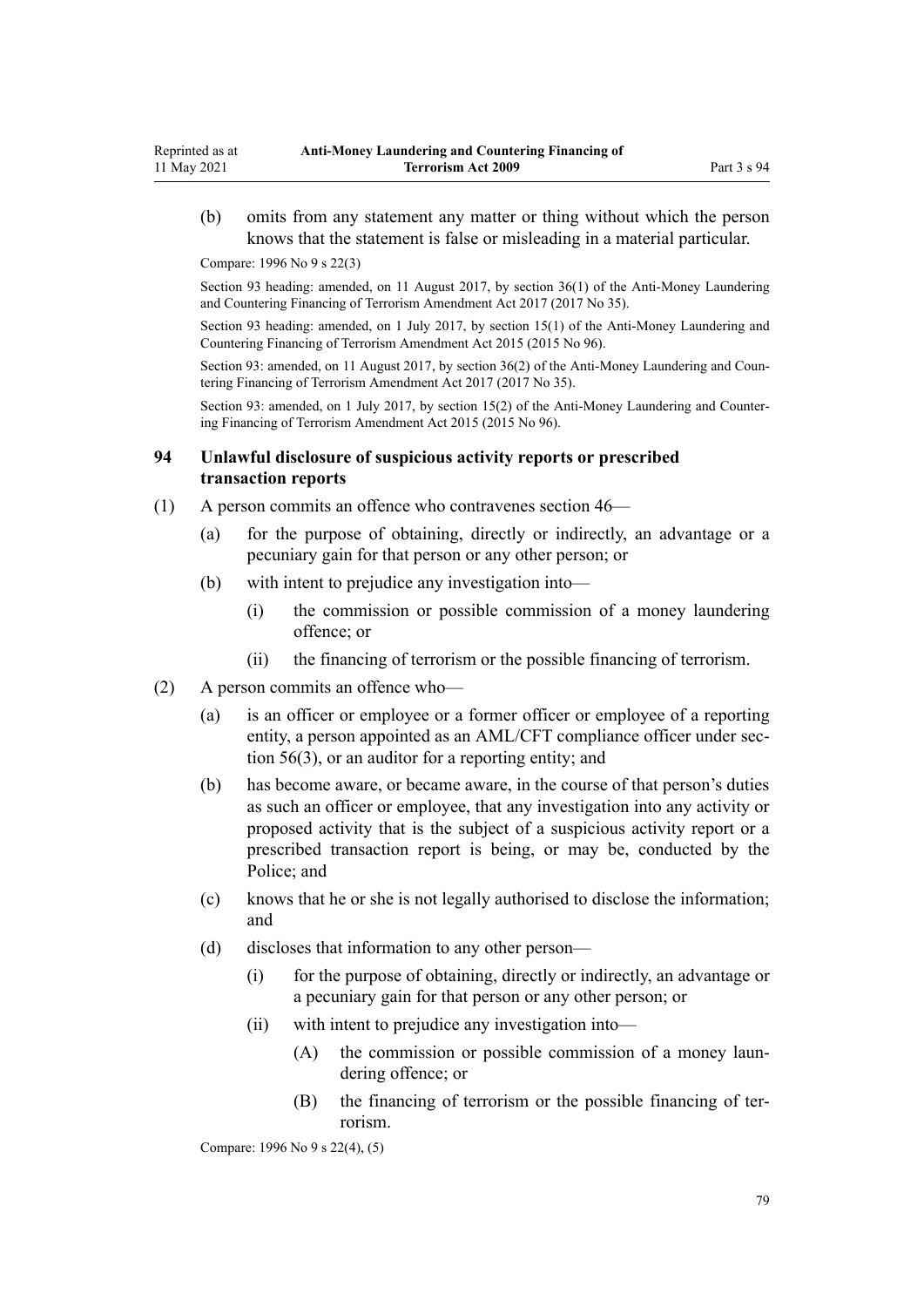(b) omits from any statement any matter or thing without which the person knows that the statement is false or misleading in a material particular.

Compare: 1996 No 9 s 22(3)

Section 93 heading: amended, on 11 August 2017, by section 36(1) of the Anti-Money Laundering and Countering Financing of Terrorism Amendment Act 2017 (2017 No 35).

Section 93 heading: amended, on 1 July 2017, by section 15(1) of the Anti-Money Laundering and Countering Financing of Terrorism Amendment Act 2015 (2015 No 96).

Section 93: amended, on 11 August 2017, by section 36(2) of the Anti-Money Laundering and Countering Financing of Terrorism Amendment Act 2017 (2017 No 35).

Section 93: amended, on 1 July 2017, by section 15(2) of the Anti-Money Laundering and Countering Financing of Terrorism Amendment Act 2015 (2015 No 96).

### 94 Unlawful disclosure of suspicious activity reports or prescribed transaction reports

(1) A person commits an offence who contravenes section 46—

(a) for the purpose of obtaining, directly or indirectly, an advantage or a pecuniary gain for that person or any other person; or

(b) with intent to prejudice any investigation into—

(i) the commission or possible commission of a money laundering offence; or

(ii) the financing of terrorism or the possible financing of terrorism.

(2) A person commits an offence who—

(a) is an officer or employee or a former officer or employee of a reporting entity, a person appointed as an AML/CFT compliance officer under section 56(3), or an auditor for a reporting entity; and

(b) has become aware, or became aware, in the course of that person's duties as such an officer or employee, that any investigation into any activity or proposed activity that is the subject of a suspicious activity report or a prescribed transaction report is being, or may be, conducted by the Police; and

(c) knows that he or she is not legally authorised to disclose the information; and

(d) discloses that information to any other person—

(i) for the purpose of obtaining, directly or indirectly, an advantage or a pecuniary gain for that person or any other person; or

(ii) with intent to prejudice any investigation into—

(A) the commission or possible commission of a money laundering offence; or

(B) the financing of terrorism or the possible financing of terrorism.

Compare: 1996 No 9 s 22(4), (5)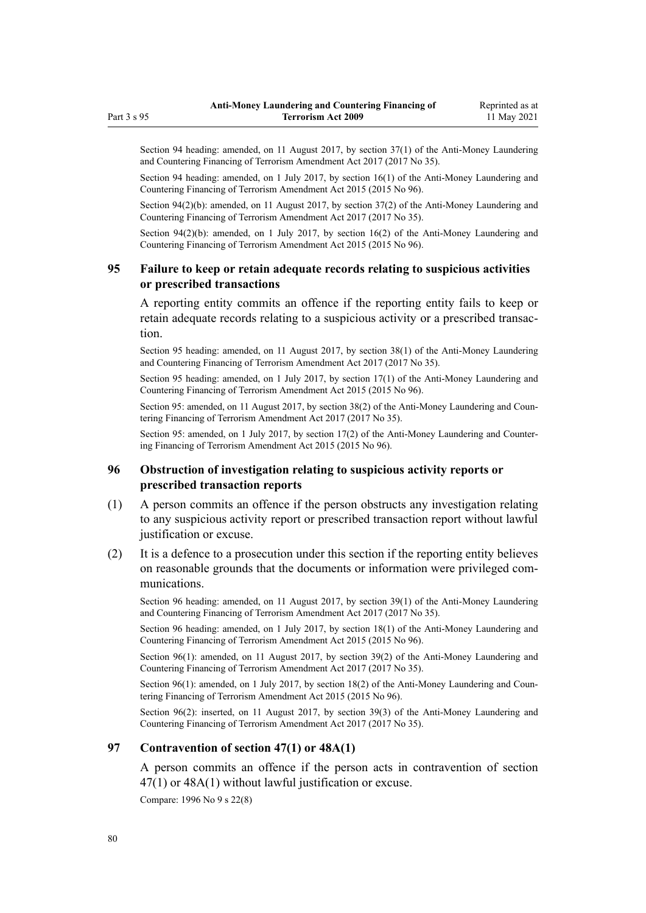Section 94 heading: amended, on 11 August 2017, by section 37(1) of the Anti-Money Laundering and Countering Financing of Terrorism Amendment Act 2017 (2017 No 35).

Section 94 heading: amended, on 1 July 2017, by section 16(1) of the Anti-Money Laundering and Countering Financing of Terrorism Amendment Act 2015 (2015 No 96).

Section 94(2)(b): amended, on 11 August 2017, by section 37(2) of the Anti-Money Laundering and Countering Financing of Terrorism Amendment Act 2017 (2017 No 35).

Section 94(2)(b): amended, on 1 July 2017, by section 16(2) of the Anti-Money Laundering and Countering Financing of Terrorism Amendment Act 2015 (2015 No 96).

### 95 Failure to keep or retain adequate records relating to suspicious activities or prescribed transactions

A reporting entity commits an offence if the reporting entity fails to keep or retain adequate records relating to a suspicious activity or a prescribed transaction.

Section 95 heading: amended, on 11 August 2017, by section 38(1) of the Anti-Money Laundering and Countering Financing of Terrorism Amendment Act 2017 (2017 No 35).

Section 95 heading: amended, on 1 July 2017, by section 17(1) of the Anti-Money Laundering and Countering Financing of Terrorism Amendment Act 2015 (2015 No 96).

Section 95: amended, on 11 August 2017, by section 38(2) of the Anti-Money Laundering and Countering Financing of Terrorism Amendment Act 2017 (2017 No 35).

Section 95: amended, on 1 July 2017, by section 17(2) of the Anti-Money Laundering and Countering Financing of Terrorism Amendment Act 2015 (2015 No 96).

### 96 Obstruction of investigation relating to suspicious activity reports or prescribed transaction reports

(1) A person commits an offence if the person obstructs any investigation relating to any suspicious activity report or prescribed transaction report without lawful justification or excuse.

(2) It is a defence to a prosecution under this section if the reporting entity believes on reasonable grounds that the documents or information were privileged communications.

Section 96 heading: amended, on 11 August 2017, by section 39(1) of the Anti-Money Laundering and Countering Financing of Terrorism Amendment Act 2017 (2017 No 35).

Section 96 heading: amended, on 1 July 2017, by section 18(1) of the Anti-Money Laundering and Countering Financing of Terrorism Amendment Act 2015 (2015 No 96).

Section 96(1): amended, on 11 August 2017, by section 39(2) of the Anti-Money Laundering and Countering Financing of Terrorism Amendment Act 2017 (2017 No 35).

Section 96(1): amended, on 1 July 2017, by section 18(2) of the Anti-Money Laundering and Countering Financing of Terrorism Amendment Act 2015 (2015 No 96).

Section 96(2): inserted, on 11 August 2017, by section 39(3) of the Anti-Money Laundering and Countering Financing of Terrorism Amendment Act 2017 (2017 No 35).

### 97 Contravention of section 47(1) or 48A(1)

A person commits an offence if the person acts in contravention of section 47(1) or 48A(1) without lawful justification or excuse.

Compare: 1996 No 9 s 22(8)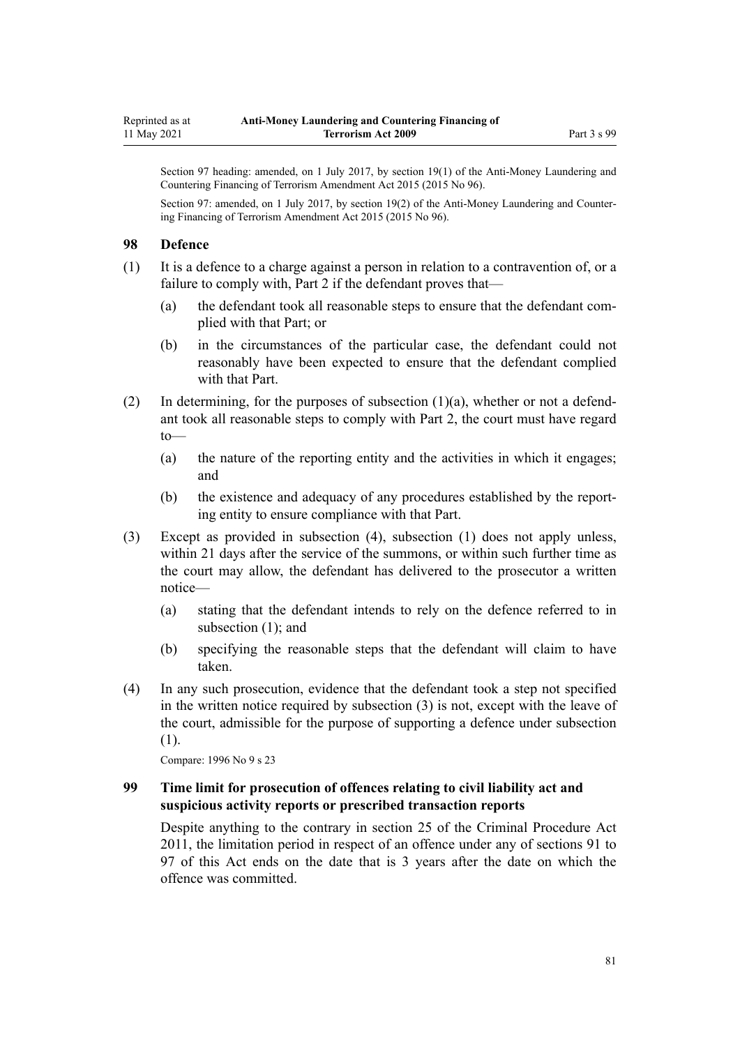Section 97 heading: amended, on 1 July 2017, by section 19(1) of the Anti-Money Laundering and Countering Financing of Terrorism Amendment Act 2015 (2015 No 96).

Section 97: amended, on 1 July 2017, by section 19(2) of the Anti-Money Laundering and Countering Financing of Terrorism Amendment Act 2015 (2015 No 96).

## 98 Defence

(1) It is a defence to a charge against a person in relation to a contravention of, or a failure to comply with, Part 2 if the defendant proves that—

  (a) the defendant took all reasonable steps to ensure that the defendant complied with that Part; or

  (b) in the circumstances of the particular case, the defendant could not reasonably have been expected to ensure that the defendant complied with that Part.

(2) In determining, for the purposes of subsection (1)(a), whether or not a defendant took all reasonable steps to comply with Part 2, the court must have regard to—

  (a) the nature of the reporting entity and the activities in which it engages; and

  (b) the existence and adequacy of any procedures established by the reporting entity to ensure compliance with that Part.

(3) Except as provided in subsection (4), subsection (1) does not apply unless, within 21 days after the service of the summons, or within such further time as the court may allow, the defendant has delivered to the prosecutor a written notice—

  (a) stating that the defendant intends to rely on the defence referred to in subsection (1); and

  (b) specifying the reasonable steps that the defendant will claim to have taken.

(4) In any such prosecution, evidence that the defendant took a step not specified in the written notice required by subsection (3) is not, except with the leave of the court, admissible for the purpose of supporting a defence under subsection (1).

Compare: 1996 No 9 s 23

## 99 Time limit for prosecution of offences relating to civil liability act and suspicious activity reports or prescribed transaction reports

Despite anything to the contrary in section 25 of the Criminal Procedure Act 2011, the limitation period in respect of an offence under any of sections 91 to 97 of this Act ends on the date that is 3 years after the date on which the offence was committed.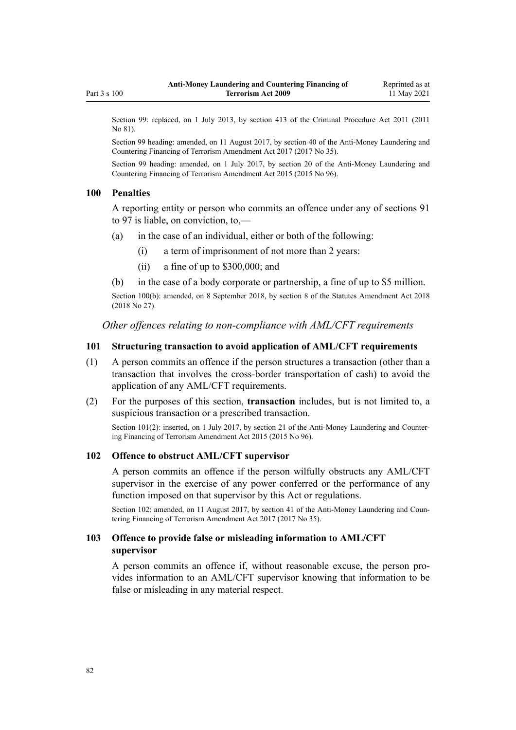Section 99: replaced, on 1 July 2013, by section 413 of the Criminal Procedure Act 2011 (2011 No 81).

Section 99 heading: amended, on 11 August 2017, by section 40 of the Anti-Money Laundering and Countering Financing of Terrorism Amendment Act 2017 (2017 No 35).

Section 99 heading: amended, on 1 July 2017, by section 20 of the Anti-Money Laundering and Countering Financing of Terrorism Amendment Act 2015 (2015 No 96).

### 100 Penalties

A reporting entity or person who commits an offence under any of sections 91 to 97 is liable, on conviction, to,—

(a) in the case of an individual, either or both of the following:

  (i) a term of imprisonment of not more than 2 years:

  (ii) a fine of up to $300,000; and

(b) in the case of a body corporate or partnership, a fine of up to $5 million.

Section 100(b): amended, on 8 September 2018, by section 8 of the Statutes Amendment Act 2018 (2018 No 27).

*Other offences relating to non-compliance with AML/CFT requirements*

### 101 Structuring transaction to avoid application of AML/CFT requirements

(1) A person commits an offence if the person structures a transaction (other than a transaction that involves the cross-border transportation of cash) to avoid the application of any AML/CFT requirements.

(2) For the purposes of this section, **transaction** includes, but is not limited to, a suspicious transaction or a prescribed transaction.

Section 101(2): inserted, on 1 July 2017, by section 21 of the Anti-Money Laundering and Countering Financing of Terrorism Amendment Act 2015 (2015 No 96).

### 102 Offence to obstruct AML/CFT supervisor

A person commits an offence if the person wilfully obstructs any AML/CFT supervisor in the exercise of any power conferred or the performance of any function imposed on that supervisor by this Act or regulations.

Section 102: amended, on 11 August 2017, by section 41 of the Anti-Money Laundering and Countering Financing of Terrorism Amendment Act 2017 (2017 No 35).

### 103 Offence to provide false or misleading information to AML/CFT supervisor

A person commits an offence if, without reasonable excuse, the person provides information to an AML/CFT supervisor knowing that information to be false or misleading in any material respect.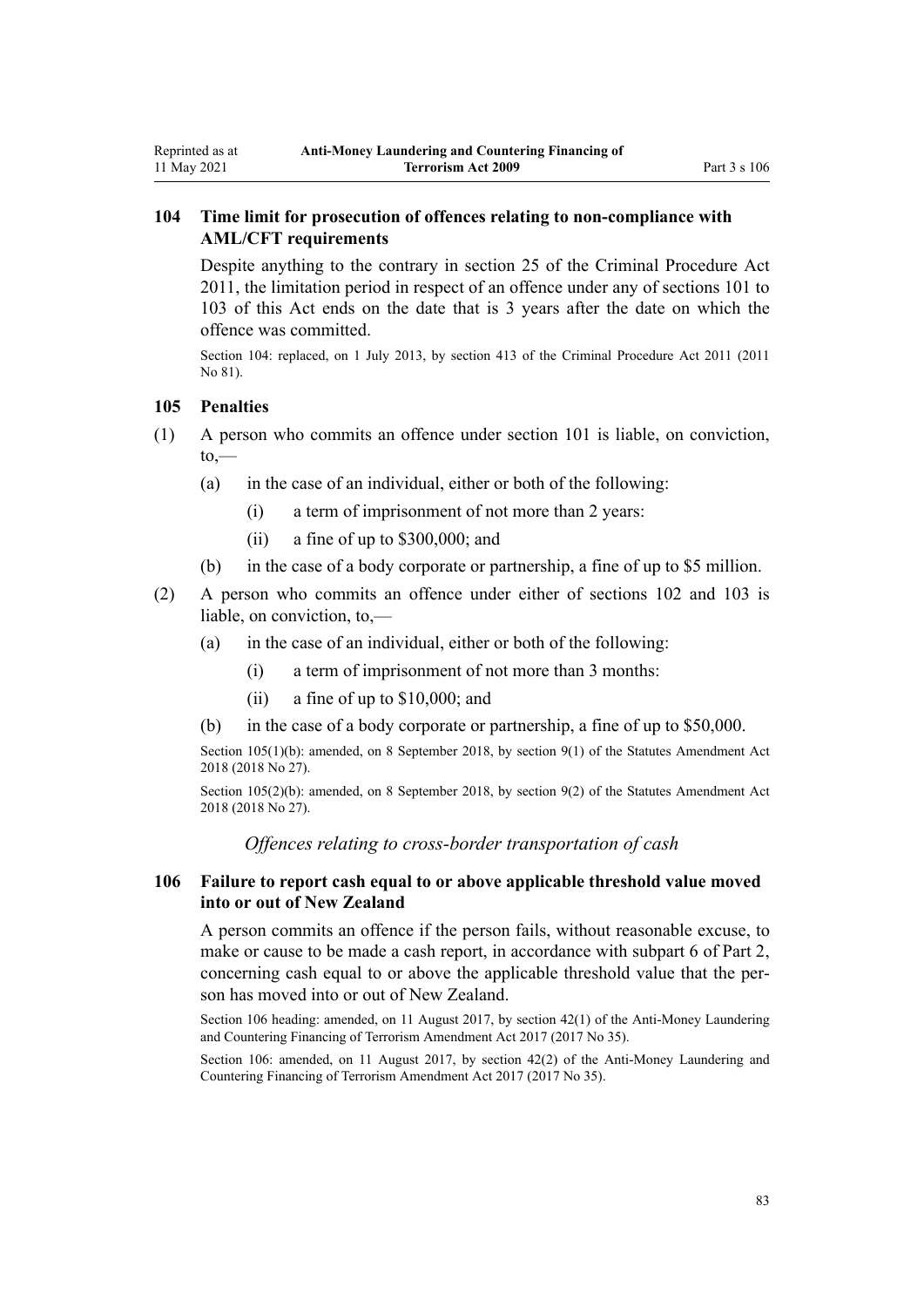### 104 Time limit for prosecution of offences relating to non-compliance with AML/CFT requirements

Despite anything to the contrary in section 25 of the Criminal Procedure Act 2011, the limitation period in respect of an offence under any of sections 101 to 103 of this Act ends on the date that is 3 years after the date on which the offence was committed.

Section 104: replaced, on 1 July 2013, by section 413 of the Criminal Procedure Act 2011 (2011 No 81).

### 105 Penalties

(1) A person who commits an offence under section 101 is liable, on conviction, to,—

- (a) in the case of an individual, either or both of the following:
  - (i) a term of imprisonment of not more than 2 years:
  - (ii) a fine of up to $300,000; and
- (b) in the case of a body corporate or partnership, a fine of up to $5 million.

(2) A person who commits an offence under either of sections 102 and 103 is liable, on conviction, to,—

- (a) in the case of an individual, either or both of the following:
  - (i) a term of imprisonment of not more than 3 months:
  - (ii) a fine of up to $10,000; and
- (b) in the case of a body corporate or partnership, a fine of up to $50,000.

Section 105(1)(b): amended, on 8 September 2018, by section 9(1) of the Statutes Amendment Act 2018 (2018 No 27).

Section 105(2)(b): amended, on 8 September 2018, by section 9(2) of the Statutes Amendment Act 2018 (2018 No 27).

*Offences relating to cross-border transportation of cash*

### 106 Failure to report cash equal to or above applicable threshold value moved into or out of New Zealand

A person commits an offence if the person fails, without reasonable excuse, to make or cause to be made a cash report, in accordance with subpart 6 of Part 2, concerning cash equal to or above the applicable threshold value that the person has moved into or out of New Zealand.

Section 106 heading: amended, on 11 August 2017, by section 42(1) of the Anti-Money Laundering and Countering Financing of Terrorism Amendment Act 2017 (2017 No 35).

Section 106: amended, on 11 August 2017, by section 42(2) of the Anti-Money Laundering and Countering Financing of Terrorism Amendment Act 2017 (2017 No 35).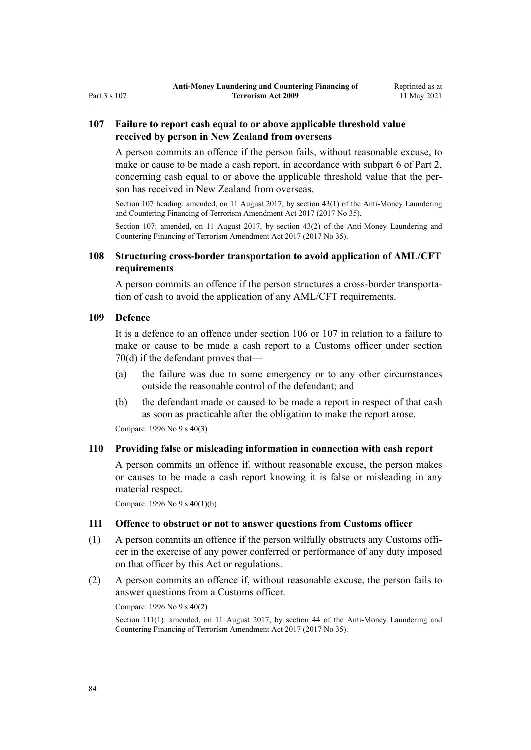### 107 Failure to report cash equal to or above applicable threshold value received by person in New Zealand from overseas

A person commits an offence if the person fails, without reasonable excuse, to make or cause to be made a cash report, in accordance with subpart 6 of Part 2, concerning cash equal to or above the applicable threshold value that the person has received in New Zealand from overseas.

Section 107 heading: amended, on 11 August 2017, by section 43(1) of the Anti-Money Laundering and Countering Financing of Terrorism Amendment Act 2017 (2017 No 35).

Section 107: amended, on 11 August 2017, by section 43(2) of the Anti-Money Laundering and Countering Financing of Terrorism Amendment Act 2017 (2017 No 35).

### 108 Structuring cross-border transportation to avoid application of AML/CFT requirements

A person commits an offence if the person structures a cross-border transportation of cash to avoid the application of any AML/CFT requirements.

### 109 Defence

It is a defence to an offence under section 106 or 107 in relation to a failure to make or cause to be made a cash report to a Customs officer under section 70(d) if the defendant proves that—

(a) the failure was due to some emergency or to any other circumstances outside the reasonable control of the defendant; and

(b) the defendant made or caused to be made a report in respect of that cash as soon as practicable after the obligation to make the report arose.

Compare: 1996 No 9 s 40(3)

### 110 Providing false or misleading information in connection with cash report

A person commits an offence if, without reasonable excuse, the person makes or causes to be made a cash report knowing it is false or misleading in any material respect.

Compare: 1996 No 9 s 40(1)(b)

### 111 Offence to obstruct or not to answer questions from Customs officer

(1) A person commits an offence if the person wilfully obstructs any Customs officer in the exercise of any power conferred or performance of any duty imposed on that officer by this Act or regulations.

(2) A person commits an offence if, without reasonable excuse, the person fails to answer questions from a Customs officer.

Compare: 1996 No 9 s 40(2)

Section 111(1): amended, on 11 August 2017, by section 44 of the Anti-Money Laundering and Countering Financing of Terrorism Amendment Act 2017 (2017 No 35).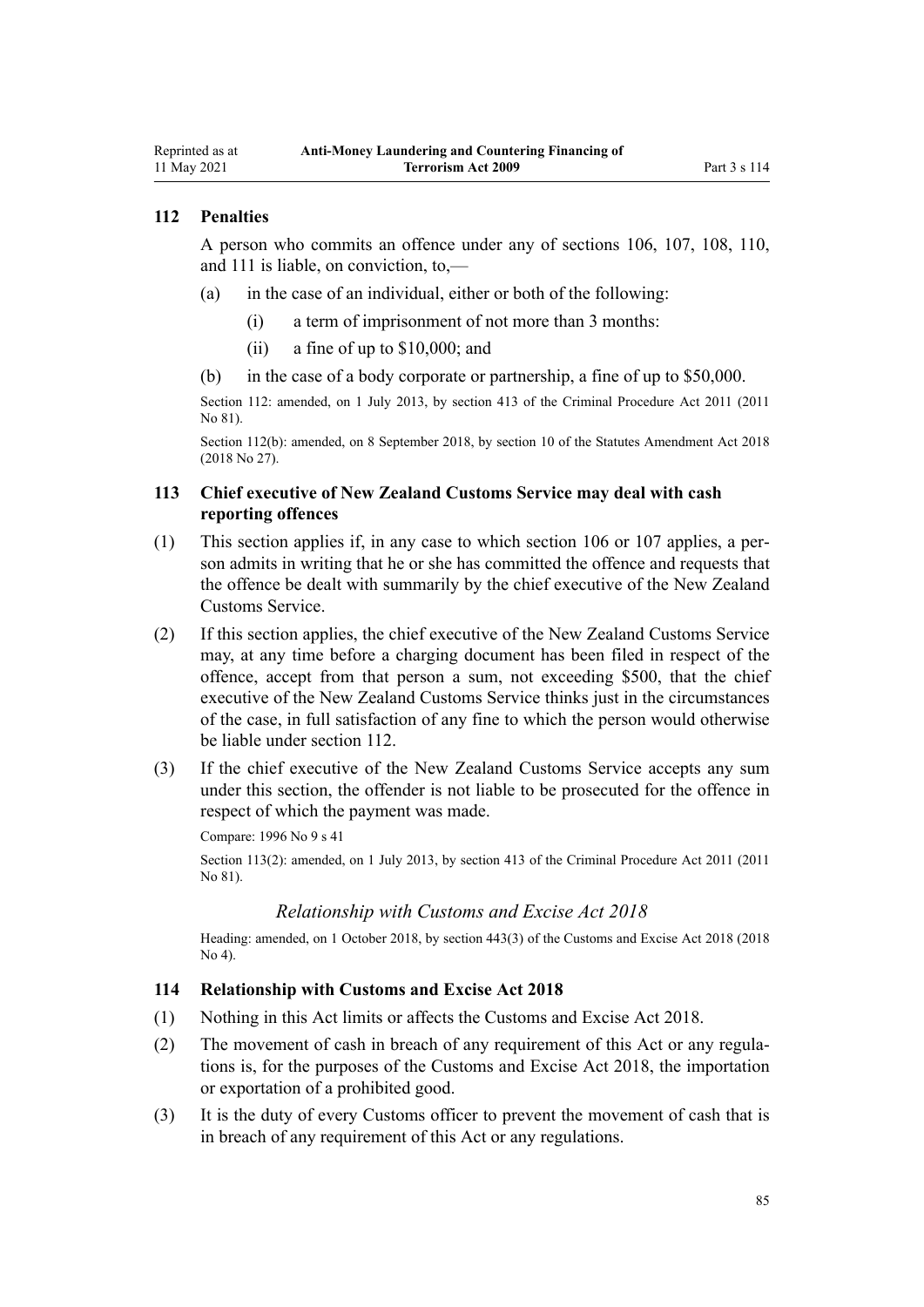### 112 Penalties

A person who commits an offence under any of sections 106, 107, 108, 110, and 111 is liable, on conviction, to,—

(a) in the case of an individual, either or both of the following:

  (i) a term of imprisonment of not more than 3 months:

  (ii) a fine of up to $10,000; and

(b) in the case of a body corporate or partnership, a fine of up to $50,000.

Section 112: amended, on 1 July 2013, by section 413 of the Criminal Procedure Act 2011 (2011 No 81).

Section 112(b): amended, on 8 September 2018, by section 10 of the Statutes Amendment Act 2018 (2018 No 27).

### 113 Chief executive of New Zealand Customs Service may deal with cash reporting offences

(1) This section applies if, in any case to which section 106 or 107 applies, a person admits in writing that he or she has committed the offence and requests that the offence be dealt with summarily by the chief executive of the New Zealand Customs Service.

(2) If this section applies, the chief executive of the New Zealand Customs Service may, at any time before a charging document has been filed in respect of the offence, accept from that person a sum, not exceeding $500, that the chief executive of the New Zealand Customs Service thinks just in the circumstances of the case, in full satisfaction of any fine to which the person would otherwise be liable under section 112.

(3) If the chief executive of the New Zealand Customs Service accepts any sum under this section, the offender is not liable to be prosecuted for the offence in respect of which the payment was made.

Compare: 1996 No 9 s 41

Section 113(2): amended, on 1 July 2013, by section 413 of the Criminal Procedure Act 2011 (2011 No 81).

*Relationship with Customs and Excise Act 2018*

Heading: amended, on 1 October 2018, by section 443(3) of the Customs and Excise Act 2018 (2018 No 4).

### 114 Relationship with Customs and Excise Act 2018

(1) Nothing in this Act limits or affects the Customs and Excise Act 2018.

(2) The movement of cash in breach of any requirement of this Act or any regulations is, for the purposes of the Customs and Excise Act 2018, the importation or exportation of a prohibited good.

(3) It is the duty of every Customs officer to prevent the movement of cash that is in breach of any requirement of this Act or any regulations.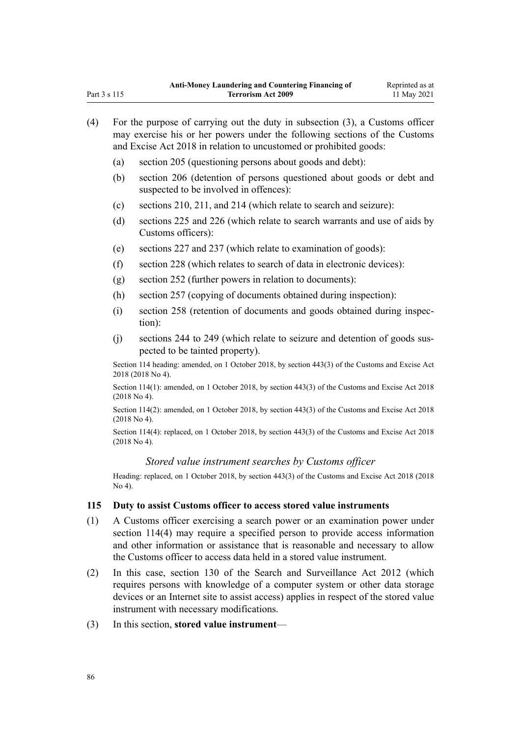(4) For the purpose of carrying out the duty in subsection (3), a Customs officer may exercise his or her powers under the following sections of the Customs and Excise Act 2018 in relation to uncustomed or prohibited goods:

  (a) section 205 (questioning persons about goods and debt):

  (b) section 206 (detention of persons questioned about goods or debt and suspected to be involved in offences):

  (c) sections 210, 211, and 214 (which relate to search and seizure):

  (d) sections 225 and 226 (which relate to search warrants and use of aids by Customs officers):

  (e) sections 227 and 237 (which relate to examination of goods):

  (f) section 228 (which relates to search of data in electronic devices):

  (g) section 252 (further powers in relation to documents):

  (h) section 257 (copying of documents obtained during inspection):

  (i) section 258 (retention of documents and goods obtained during inspection):

  (j) sections 244 to 249 (which relate to seizure and detention of goods suspected to be tainted property).

Section 114 heading: amended, on 1 October 2018, by section 443(3) of the Customs and Excise Act 2018 (2018 No 4).

Section 114(1): amended, on 1 October 2018, by section 443(3) of the Customs and Excise Act 2018 (2018 No 4).

Section 114(2): amended, on 1 October 2018, by section 443(3) of the Customs and Excise Act 2018 (2018 No 4).

Section 114(4): replaced, on 1 October 2018, by section 443(3) of the Customs and Excise Act 2018 (2018 No 4).

### *Stored value instrument searches by Customs officer*

Heading: replaced, on 1 October 2018, by section 443(3) of the Customs and Excise Act 2018 (2018 No 4).

### 115 Duty to assist Customs officer to access stored value instruments

(1) A Customs officer exercising a search power or an examination power under section 114(4) may require a specified person to provide access information and other information or assistance that is reasonable and necessary to allow the Customs officer to access data held in a stored value instrument.

(2) In this case, section 130 of the Search and Surveillance Act 2012 (which requires persons with knowledge of a computer system or other data storage devices or an Internet site to assist access) applies in respect of the stored value instrument with necessary modifications.

(3) In this section, **stored value instrument**—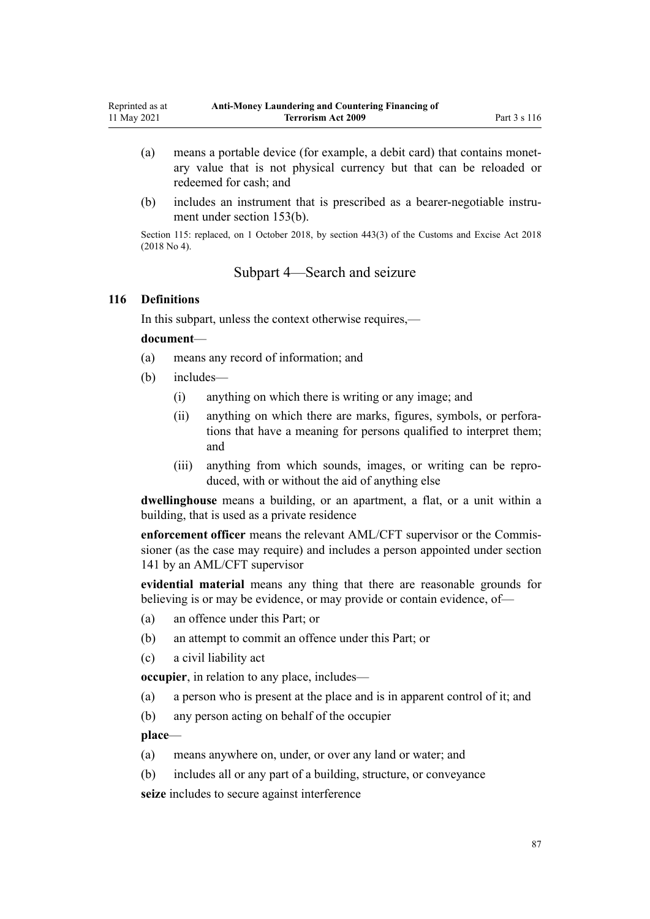(a) means a portable device (for example, a debit card) that contains monetary value that is not physical currency but that can be reloaded or redeemed for cash; and

(b) includes an instrument that is prescribed as a bearer-negotiable instrument under section 153(b).

Section 115: replaced, on 1 October 2018, by section 443(3) of the Customs and Excise Act 2018 (2018 No 4).

## Subpart 4—Search and seizure

### 116 Definitions

In this subpart, unless the context otherwise requires,—

**document**—

(a) means any record of information; and

(b) includes—

   (i) anything on which there is writing or any image; and

   (ii) anything on which there are marks, figures, symbols, or perforations that have a meaning for persons qualified to interpret them; and

   (iii) anything from which sounds, images, or writing can be reproduced, with or without the aid of anything else

**dwellinghouse** means a building, or an apartment, a flat, or a unit within a building, that is used as a private residence

**enforcement officer** means the relevant AML/CFT supervisor or the Commissioner (as the case may require) and includes a person appointed under section 141 by an AML/CFT supervisor

**evidential material** means any thing that there are reasonable grounds for believing is or may be evidence, or may provide or contain evidence, of—

(a) an offence under this Part; or

(b) an attempt to commit an offence under this Part; or

(c) a civil liability act

**occupier**, in relation to any place, includes—

(a) a person who is present at the place and is in apparent control of it; and

(b) any person acting on behalf of the occupier

**place**—

(a) means anywhere on, under, or over any land or water; and

(b) includes all or any part of a building, structure, or conveyance

**seize** includes to secure against interference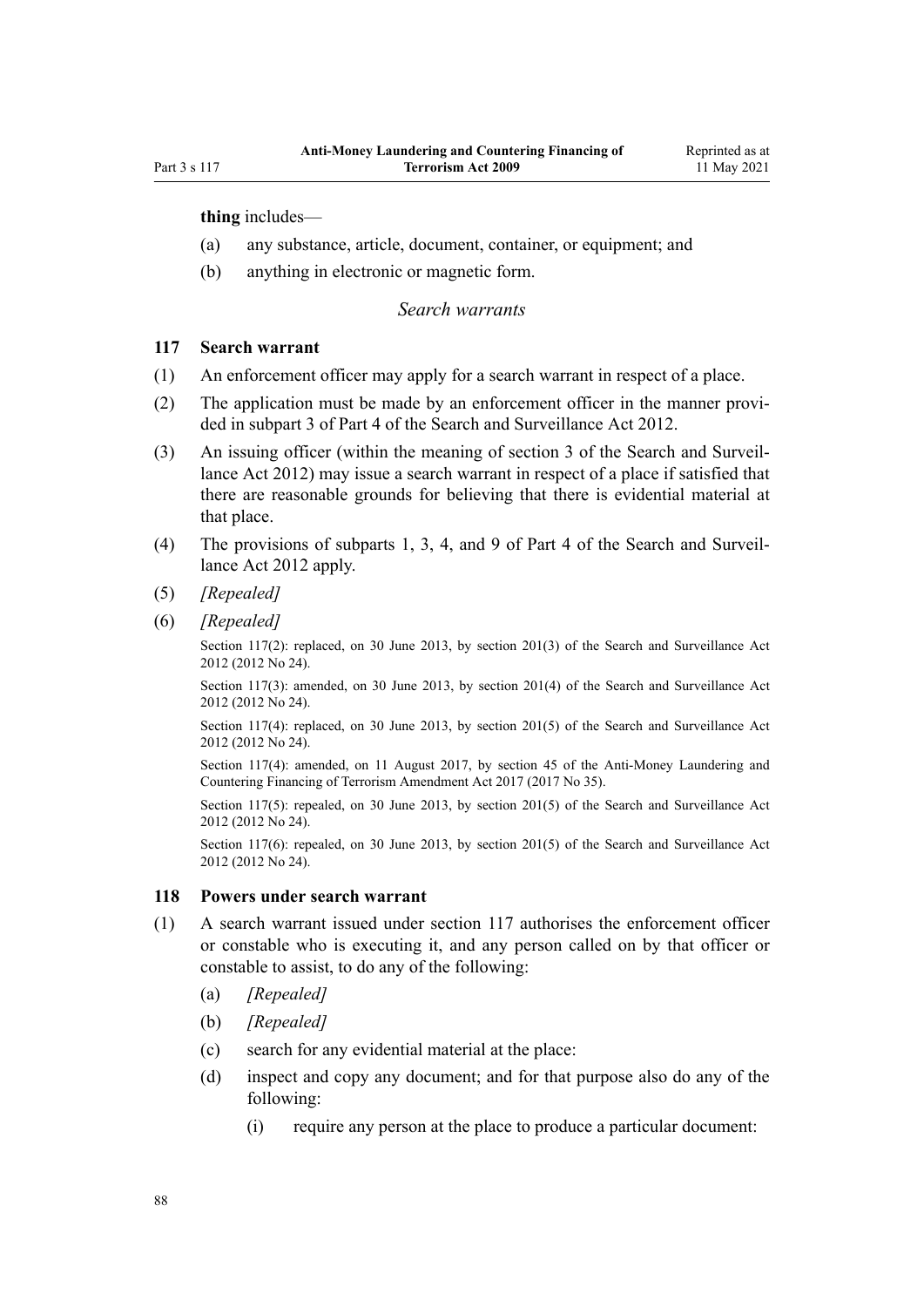**thing** includes—

- (a) any substance, article, document, container, or equipment; and
- (b) anything in electronic or magnetic form.

### *Search warrants*

### 117 Search warrant

(1) An enforcement officer may apply for a search warrant in respect of a place.

(2) The application must be made by an enforcement officer in the manner provided in subpart 3 of Part 4 of the Search and Surveillance Act 2012.

(3) An issuing officer (within the meaning of section 3 of the Search and Surveillance Act 2012) may issue a search warrant in respect of a place if satisfied that there are reasonable grounds for believing that there is evidential material at that place.

(4) The provisions of subparts 1, 3, 4, and 9 of Part 4 of the Search and Surveillance Act 2012 apply.

(5) *[Repealed]*

(6) *[Repealed]*

Section 117(2): replaced, on 30 June 2013, by section 201(3) of the Search and Surveillance Act 2012 (2012 No 24).

Section 117(3): amended, on 30 June 2013, by section 201(4) of the Search and Surveillance Act 2012 (2012 No 24).

Section 117(4): replaced, on 30 June 2013, by section 201(5) of the Search and Surveillance Act 2012 (2012 No 24).

Section 117(4): amended, on 11 August 2017, by section 45 of the Anti-Money Laundering and Countering Financing of Terrorism Amendment Act 2017 (2017 No 35).

Section 117(5): repealed, on 30 June 2013, by section 201(5) of the Search and Surveillance Act 2012 (2012 No 24).

Section 117(6): repealed, on 30 June 2013, by section 201(5) of the Search and Surveillance Act 2012 (2012 No 24).

### 118 Powers under search warrant

(1) A search warrant issued under section 117 authorises the enforcement officer or constable who is executing it, and any person called on by that officer or constable to assist, to do any of the following:

- (a) *[Repealed]*
- (b) *[Repealed]*
- (c) search for any evidential material at the place:
- (d) inspect and copy any document; and for that purpose also do any of the following:
    - (i) require any person at the place to produce a particular document: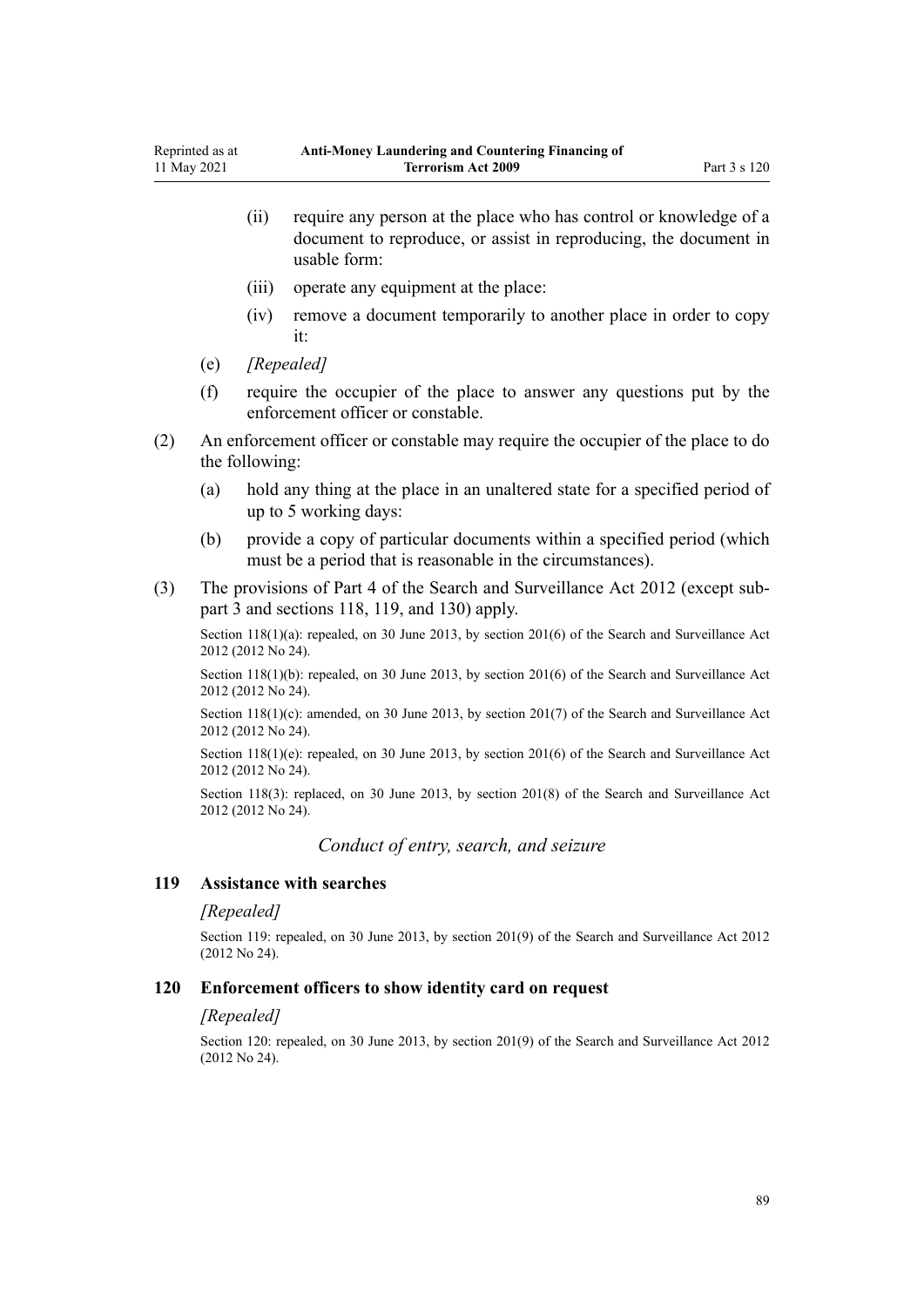(ii) require any person at the place who has control or knowledge of a document to reproduce, or assist in reproducing, the document in usable form:

(iii) operate any equipment at the place:

(iv) remove a document temporarily to another place in order to copy it:

(e) *[Repealed]*

(f) require the occupier of the place to answer any questions put by the enforcement officer or constable.

(2) An enforcement officer or constable may require the occupier of the place to do the following:

(a) hold any thing at the place in an unaltered state for a specified period of up to 5 working days:

(b) provide a copy of particular documents within a specified period (which must be a period that is reasonable in the circumstances).

(3) The provisions of Part 4 of the Search and Surveillance Act 2012 (except subpart 3 and sections 118, 119, and 130) apply.

Section 118(1)(a): repealed, on 30 June 2013, by section 201(6) of the Search and Surveillance Act 2012 (2012 No 24).

Section 118(1)(b): repealed, on 30 June 2013, by section 201(6) of the Search and Surveillance Act 2012 (2012 No 24).

Section 118(1)(c): amended, on 30 June 2013, by section 201(7) of the Search and Surveillance Act 2012 (2012 No 24).

Section 118(1)(e): repealed, on 30 June 2013, by section 201(6) of the Search and Surveillance Act 2012 (2012 No 24).

Section 118(3): replaced, on 30 June 2013, by section 201(8) of the Search and Surveillance Act 2012 (2012 No 24).

### *Conduct of entry, search, and seizure*

#### 119 Assistance with searches

*[Repealed]*

Section 119: repealed, on 30 June 2013, by section 201(9) of the Search and Surveillance Act 2012 (2012 No 24).

#### 120 Enforcement officers to show identity card on request

*[Repealed]*

Section 120: repealed, on 30 June 2013, by section 201(9) of the Search and Surveillance Act 2012 (2012 No 24).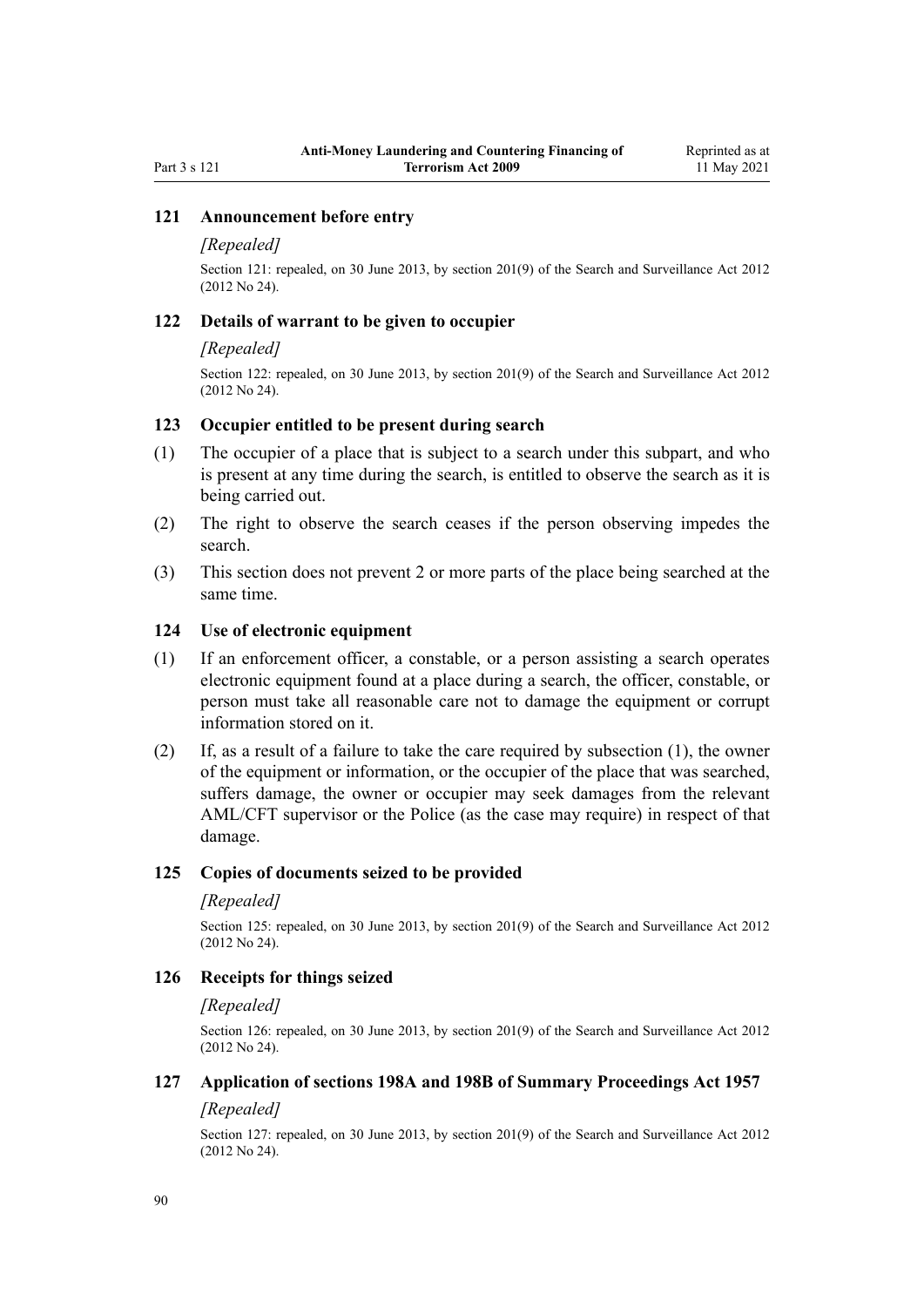### 121 Announcement before entry

*[Repealed]*

Section 121: repealed, on 30 June 2013, by section 201(9) of the Search and Surveillance Act 2012 (2012 No 24).

### 122 Details of warrant to be given to occupier

*[Repealed]*

Section 122: repealed, on 30 June 2013, by section 201(9) of the Search and Surveillance Act 2012 (2012 No 24).

### 123 Occupier entitled to be present during search

(1) The occupier of a place that is subject to a search under this subpart, and who is present at any time during the search, is entitled to observe the search as it is being carried out.

(2) The right to observe the search ceases if the person observing impedes the search.

(3) This section does not prevent 2 or more parts of the place being searched at the same time.

### 124 Use of electronic equipment

(1) If an enforcement officer, a constable, or a person assisting a search operates electronic equipment found at a place during a search, the officer, constable, or person must take all reasonable care not to damage the equipment or corrupt information stored on it.

(2) If, as a result of a failure to take the care required by subsection (1), the owner of the equipment or information, or the occupier of the place that was searched, suffers damage, the owner or occupier may seek damages from the relevant AML/CFT supervisor or the Police (as the case may require) in respect of that damage.

### 125 Copies of documents seized to be provided

*[Repealed]*

Section 125: repealed, on 30 June 2013, by section 201(9) of the Search and Surveillance Act 2012 (2012 No 24).

### 126 Receipts for things seized

*[Repealed]*

Section 126: repealed, on 30 June 2013, by section 201(9) of the Search and Surveillance Act 2012 (2012 No 24).

### 127 Application of sections 198A and 198B of Summary Proceedings Act 1957

*[Repealed]*

Section 127: repealed, on 30 June 2013, by section 201(9) of the Search and Surveillance Act 2012 (2012 No 24).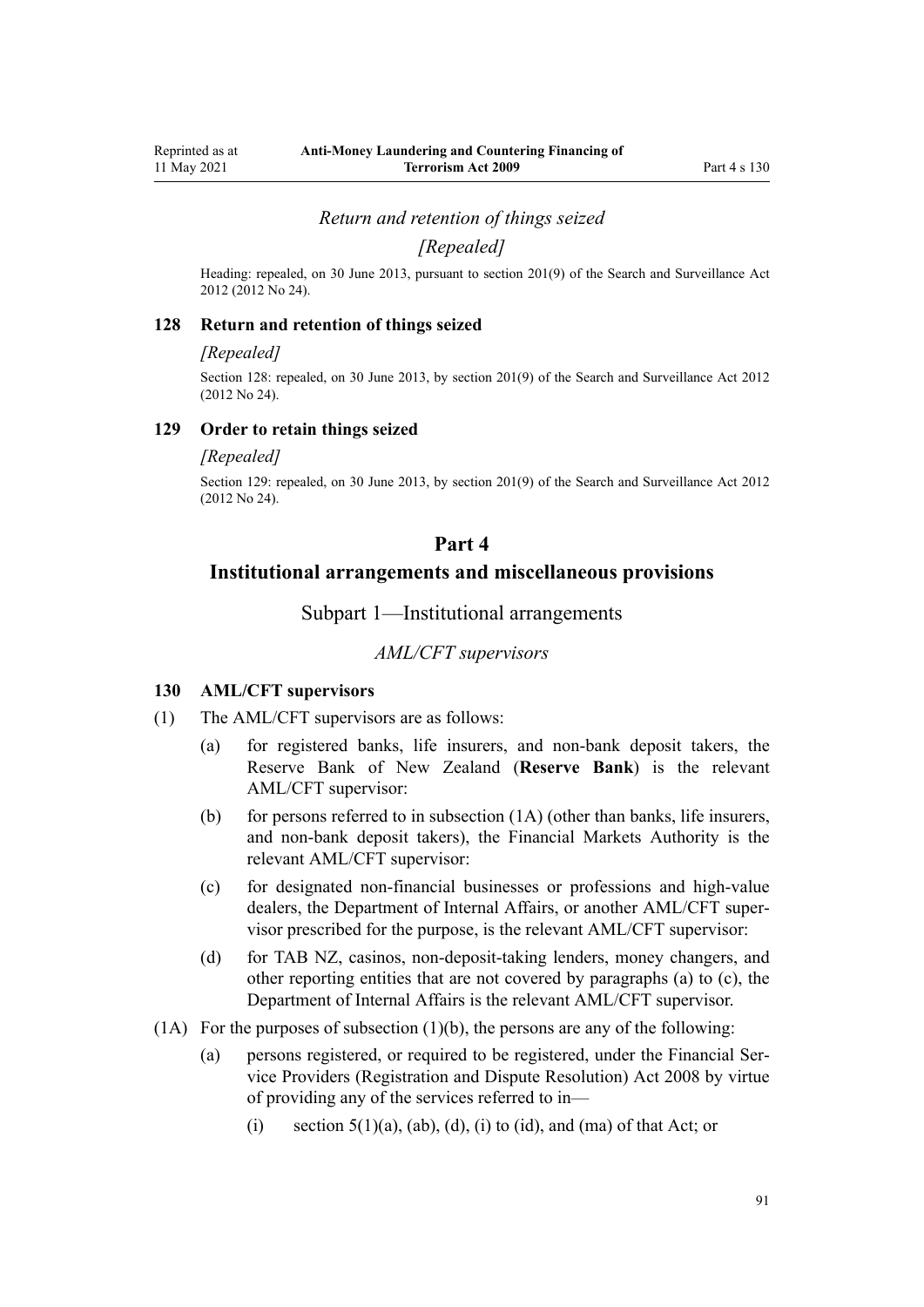*Return and retention of things seized*

*[Repealed]*

Heading: repealed, on 30 June 2013, pursuant to section 201(9) of the Search and Surveillance Act 2012 (2012 No 24).

**128 Return and retention of things seized**

*[Repealed]*

Section 128: repealed, on 30 June 2013, by section 201(9) of the Search and Surveillance Act 2012 (2012 No 24).

**129 Order to retain things seized**

*[Repealed]*

Section 129: repealed, on 30 June 2013, by section 201(9) of the Search and Surveillance Act 2012 (2012 No 24).

# Part 4
# Institutional arrangements and miscellaneous provisions

## Subpart 1—Institutional arrangements

*AML/CFT supervisors*

**130 AML/CFT supervisors**

(1) The AML/CFT supervisors are as follows:

(a) for registered banks, life insurers, and non-bank deposit takers, the Reserve Bank of New Zealand (**Reserve Bank**) is the relevant AML/CFT supervisor:

(b) for persons referred to in subsection (1A) (other than banks, life insurers, and non-bank deposit takers), the Financial Markets Authority is the relevant AML/CFT supervisor:

(c) for designated non-financial businesses or professions and high-value dealers, the Department of Internal Affairs, or another AML/CFT supervisor prescribed for the purpose, is the relevant AML/CFT supervisor:

(d) for TAB NZ, casinos, non-deposit-taking lenders, money changers, and other reporting entities that are not covered by paragraphs (a) to (c), the Department of Internal Affairs is the relevant AML/CFT supervisor.

(1A) For the purposes of subsection (1)(b), the persons are any of the following:

(a) persons registered, or required to be registered, under the Financial Service Providers (Registration and Dispute Resolution) Act 2008 by virtue of providing any of the services referred to in—

(i) section 5(1)(a), (ab), (d), (i) to (id), and (ma) of that Act; or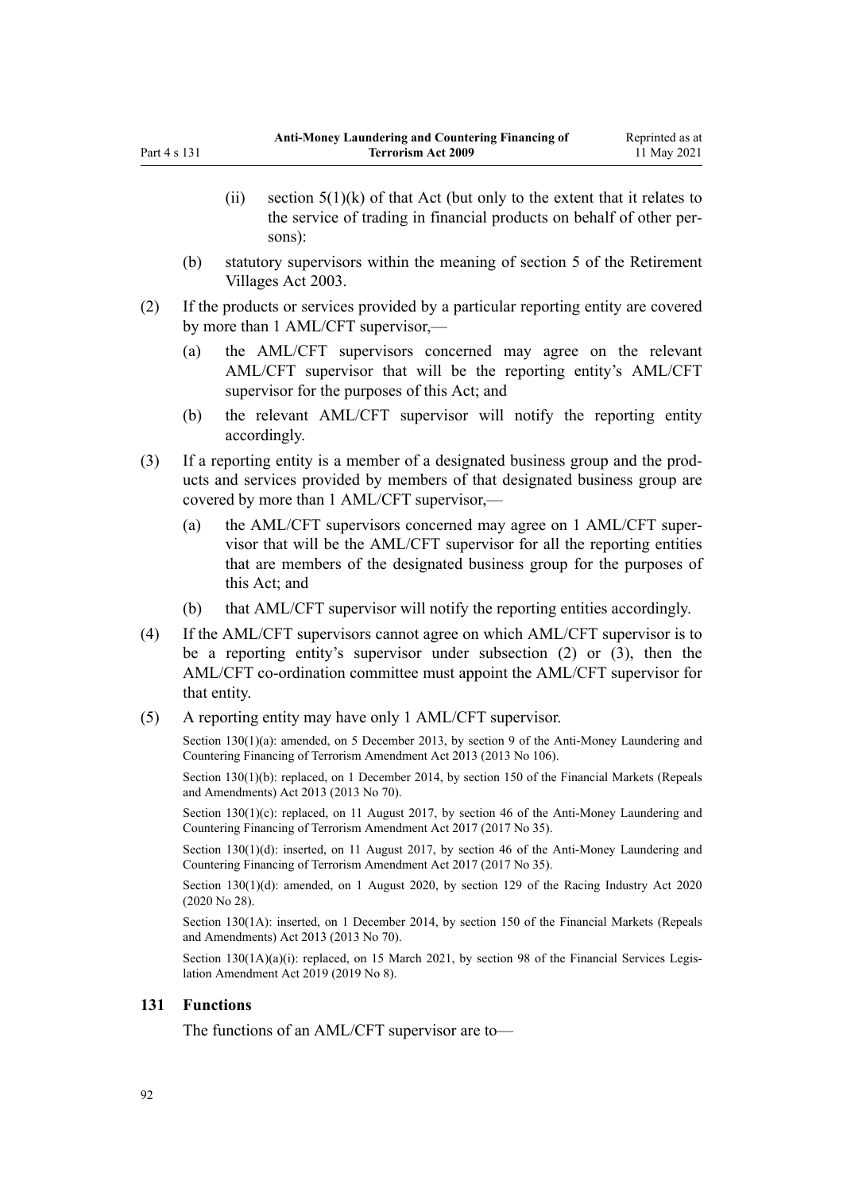(ii) section 5(1)(k) of that Act (but only to the extent that it relates to the service of trading in financial products on behalf of other persons):

(b) statutory supervisors within the meaning of section 5 of the Retirement Villages Act 2003.

(2) If the products or services provided by a particular reporting entity are covered by more than 1 AML/CFT supervisor,—

(a) the AML/CFT supervisors concerned may agree on the relevant AML/CFT supervisor that will be the reporting entity's AML/CFT supervisor for the purposes of this Act; and

(b) the relevant AML/CFT supervisor will notify the reporting entity accordingly.

(3) If a reporting entity is a member of a designated business group and the products and services provided by members of that designated business group are covered by more than 1 AML/CFT supervisor,—

(a) the AML/CFT supervisors concerned may agree on 1 AML/CFT supervisor that will be the AML/CFT supervisor for all the reporting entities that are members of the designated business group for the purposes of this Act; and

(b) that AML/CFT supervisor will notify the reporting entities accordingly.

(4) If the AML/CFT supervisors cannot agree on which AML/CFT supervisor is to be a reporting entity's supervisor under subsection (2) or (3), then the AML/CFT co-ordination committee must appoint the AML/CFT supervisor for that entity.

(5) A reporting entity may have only 1 AML/CFT supervisor.

Section 130(1)(a): amended, on 5 December 2013, by section 9 of the Anti-Money Laundering and Countering Financing of Terrorism Amendment Act 2013 (2013 No 106).

Section 130(1)(b): replaced, on 1 December 2014, by section 150 of the Financial Markets (Repeals and Amendments) Act 2013 (2013 No 70).

Section 130(1)(c): replaced, on 11 August 2017, by section 46 of the Anti-Money Laundering and Countering Financing of Terrorism Amendment Act 2017 (2017 No 35).

Section 130(1)(d): inserted, on 11 August 2017, by section 46 of the Anti-Money Laundering and Countering Financing of Terrorism Amendment Act 2017 (2017 No 35).

Section 130(1)(d): amended, on 1 August 2020, by section 129 of the Racing Industry Act 2020 (2020 No 28).

Section 130(1A): inserted, on 1 December 2014, by section 150 of the Financial Markets (Repeals and Amendments) Act 2013 (2013 No 70).

Section 130(1A)(a)(i): replaced, on 15 March 2021, by section 98 of the Financial Services Legislation Amendment Act 2019 (2019 No 8).

### 131 Functions

The functions of an AML/CFT supervisor are to—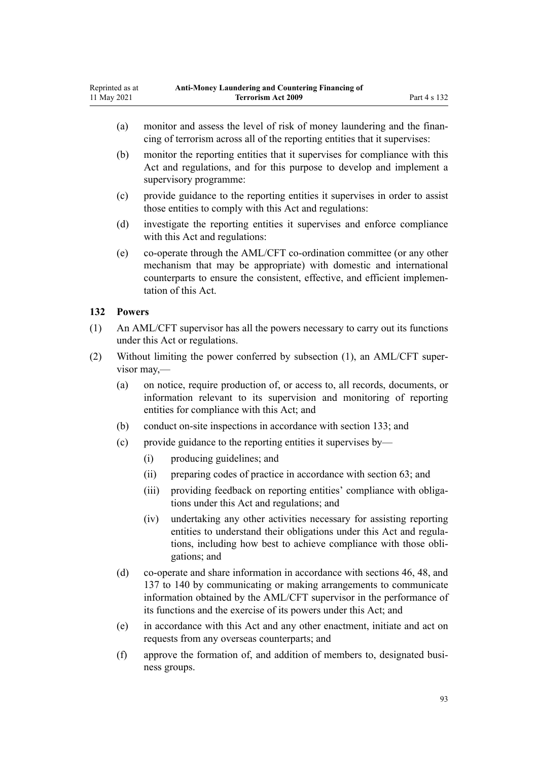(a) monitor and assess the level of risk of money laundering and the financing of terrorism across all of the reporting entities that it supervises:

(b) monitor the reporting entities that it supervises for compliance with this Act and regulations, and for this purpose to develop and implement a supervisory programme:

(c) provide guidance to the reporting entities it supervises in order to assist those entities to comply with this Act and regulations:

(d) investigate the reporting entities it supervises and enforce compliance with this Act and regulations:

(e) co-operate through the AML/CFT co-ordination committee (or any other mechanism that may be appropriate) with domestic and international counterparts to ensure the consistent, effective, and efficient implementation of this Act.

## 132 Powers

(1) An AML/CFT supervisor has all the powers necessary to carry out its functions under this Act or regulations.

(2) Without limiting the power conferred by subsection (1), an AML/CFT supervisor may,—

(a) on notice, require production of, or access to, all records, documents, or information relevant to its supervision and monitoring of reporting entities for compliance with this Act; and

(b) conduct on-site inspections in accordance with section 133; and

(c) provide guidance to the reporting entities it supervises by—

(i) producing guidelines; and

(ii) preparing codes of practice in accordance with section 63; and

(iii) providing feedback on reporting entities' compliance with obligations under this Act and regulations; and

(iv) undertaking any other activities necessary for assisting reporting entities to understand their obligations under this Act and regulations, including how best to achieve compliance with those obligations; and

(d) co-operate and share information in accordance with sections 46, 48, and 137 to 140 by communicating or making arrangements to communicate information obtained by the AML/CFT supervisor in the performance of its functions and the exercise of its powers under this Act; and

(e) in accordance with this Act and any other enactment, initiate and act on requests from any overseas counterparts; and

(f) approve the formation of, and addition of members to, designated business groups.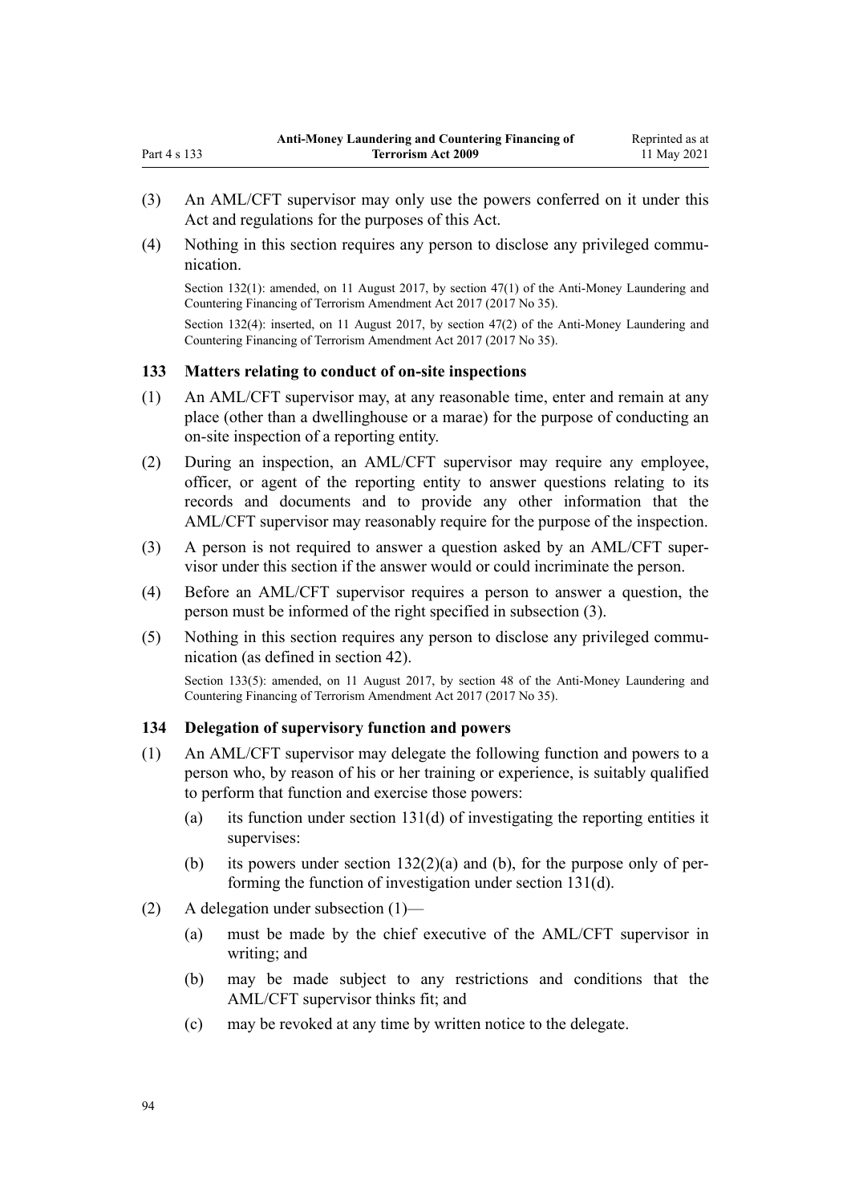(3) An AML/CFT supervisor may only use the powers conferred on it under this Act and regulations for the purposes of this Act.

(4) Nothing in this section requires any person to disclose any privileged communication.

Section 132(1): amended, on 11 August 2017, by section 47(1) of the Anti-Money Laundering and Countering Financing of Terrorism Amendment Act 2017 (2017 No 35).

Section 132(4): inserted, on 11 August 2017, by section 47(2) of the Anti-Money Laundering and Countering Financing of Terrorism Amendment Act 2017 (2017 No 35).

### 133 Matters relating to conduct of on-site inspections

(1) An AML/CFT supervisor may, at any reasonable time, enter and remain at any place (other than a dwellinghouse or a marae) for the purpose of conducting an on-site inspection of a reporting entity.

(2) During an inspection, an AML/CFT supervisor may require any employee, officer, or agent of the reporting entity to answer questions relating to its records and documents and to provide any other information that the AML/CFT supervisor may reasonably require for the purpose of the inspection.

(3) A person is not required to answer a question asked by an AML/CFT supervisor under this section if the answer would or could incriminate the person.

(4) Before an AML/CFT supervisor requires a person to answer a question, the person must be informed of the right specified in subsection (3).

(5) Nothing in this section requires any person to disclose any privileged communication (as defined in section 42).

Section 133(5): amended, on 11 August 2017, by section 48 of the Anti-Money Laundering and Countering Financing of Terrorism Amendment Act 2017 (2017 No 35).

### 134 Delegation of supervisory function and powers

(1) An AML/CFT supervisor may delegate the following function and powers to a person who, by reason of his or her training or experience, is suitably qualified to perform that function and exercise those powers:

- (a) its function under section 131(d) of investigating the reporting entities it supervises:
- (b) its powers under section 132(2)(a) and (b), for the purpose only of performing the function of investigation under section 131(d).

(2) A delegation under subsection (1)—

- (a) must be made by the chief executive of the AML/CFT supervisor in writing; and
- (b) may be made subject to any restrictions and conditions that the AML/CFT supervisor thinks fit; and
- (c) may be revoked at any time by written notice to the delegate.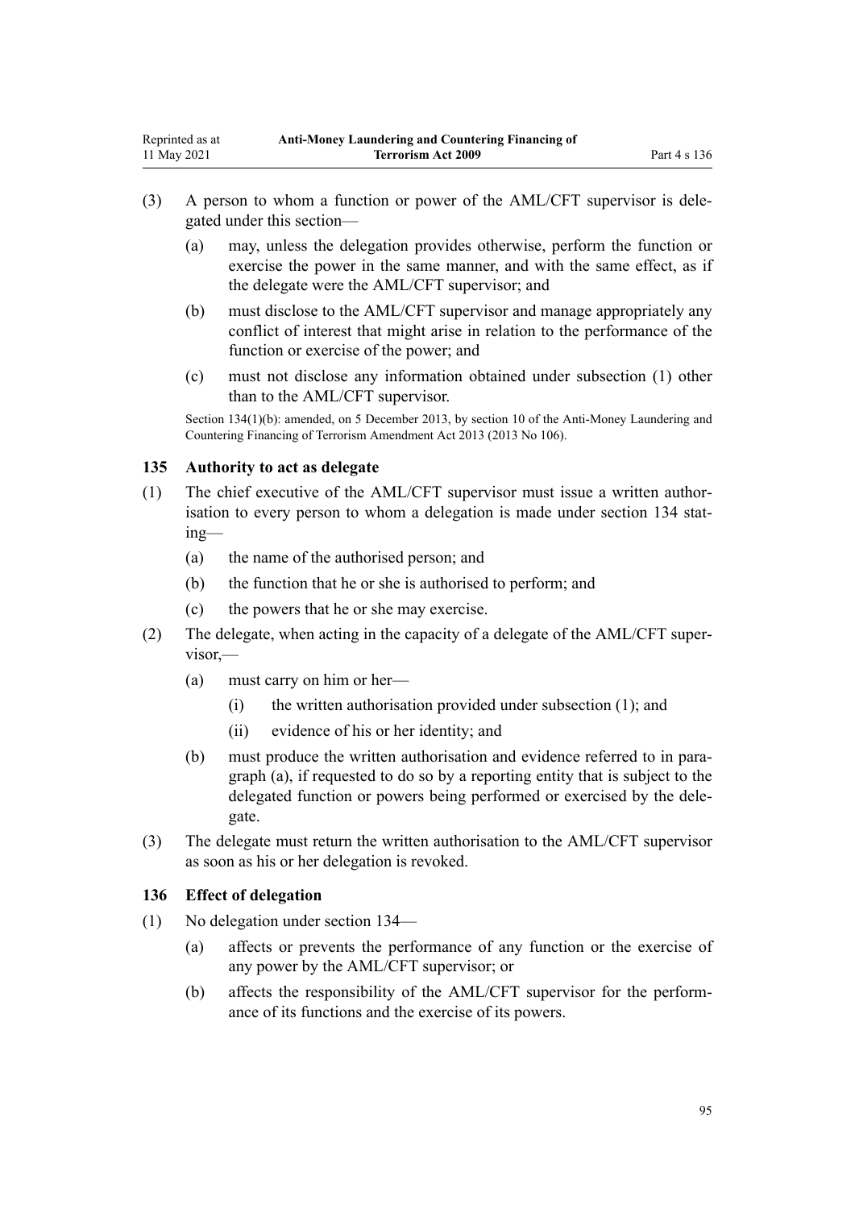(3) A person to whom a function or power of the AML/CFT supervisor is delegated under this section—

(a) may, unless the delegation provides otherwise, perform the function or exercise the power in the same manner, and with the same effect, as if the delegate were the AML/CFT supervisor; and

(b) must disclose to the AML/CFT supervisor and manage appropriately any conflict of interest that might arise in relation to the performance of the function or exercise of the power; and

(c) must not disclose any information obtained under subsection (1) other than to the AML/CFT supervisor.

Section 134(1)(b): amended, on 5 December 2013, by section 10 of the Anti-Money Laundering and Countering Financing of Terrorism Amendment Act 2013 (2013 No 106).

### 135 Authority to act as delegate

(1) The chief executive of the AML/CFT supervisor must issue a written authorisation to every person to whom a delegation is made under section 134 stating—

(a) the name of the authorised person; and

(b) the function that he or she is authorised to perform; and

(c) the powers that he or she may exercise.

(2) The delegate, when acting in the capacity of a delegate of the AML/CFT supervisor,—

(a) must carry on him or her—

(i) the written authorisation provided under subsection (1); and

(ii) evidence of his or her identity; and

(b) must produce the written authorisation and evidence referred to in paragraph (a), if requested to do so by a reporting entity that is subject to the delegated function or powers being performed or exercised by the delegate.

(3) The delegate must return the written authorisation to the AML/CFT supervisor as soon as his or her delegation is revoked.

### 136 Effect of delegation

(1) No delegation under section 134—

(a) affects or prevents the performance of any function or the exercise of any power by the AML/CFT supervisor; or

(b) affects the responsibility of the AML/CFT supervisor for the performance of its functions and the exercise of its powers.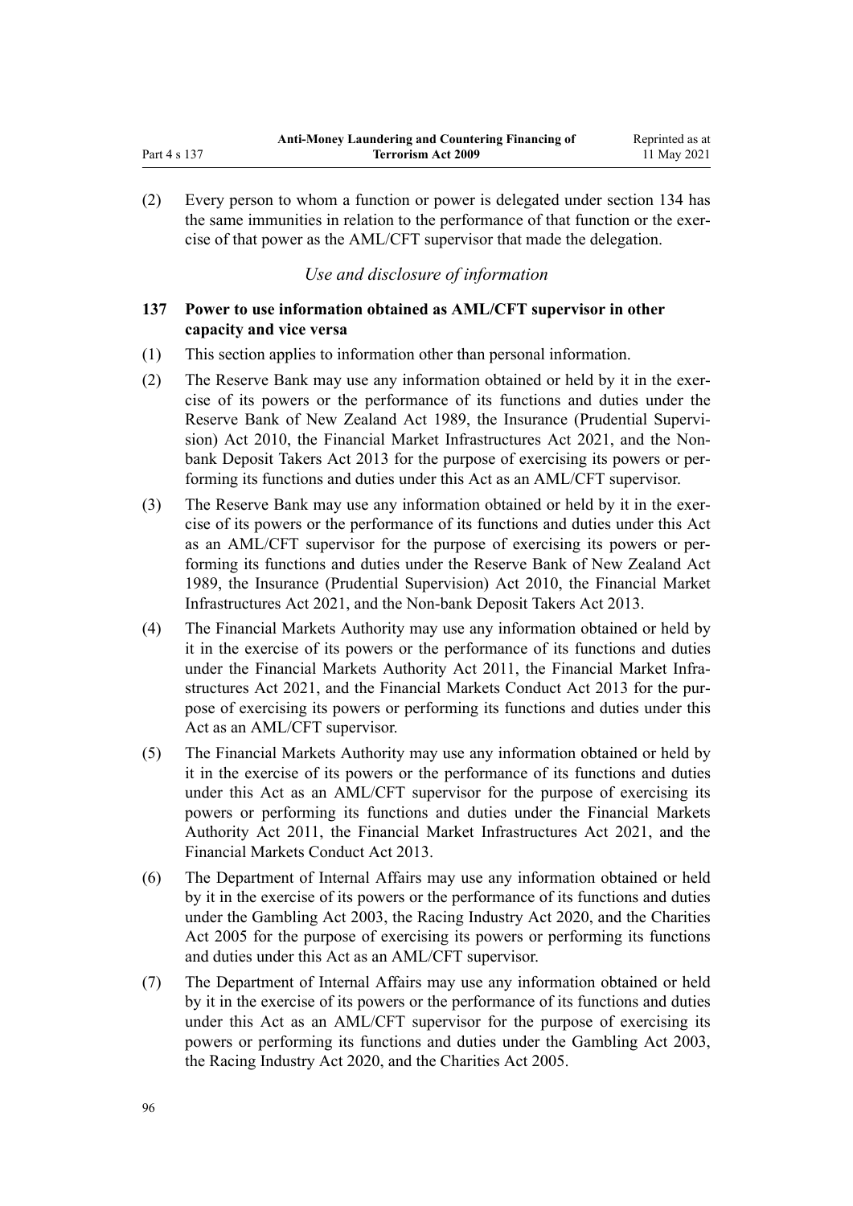(2) Every person to whom a function or power is delegated under section 134 has the same immunities in relation to the performance of that function or the exercise of that power as the AML/CFT supervisor that made the delegation.

*Use and disclosure of information*

### 137 Power to use information obtained as AML/CFT supervisor in other capacity and vice versa

(1) This section applies to information other than personal information.

(2) The Reserve Bank may use any information obtained or held by it in the exercise of its powers or the performance of its functions and duties under the Reserve Bank of New Zealand Act 1989, the Insurance (Prudential Supervision) Act 2010, the Financial Market Infrastructures Act 2021, and the Non-bank Deposit Takers Act 2013 for the purpose of exercising its powers or performing its functions and duties under this Act as an AML/CFT supervisor.

(3) The Reserve Bank may use any information obtained or held by it in the exercise of its powers or the performance of its functions and duties under this Act as an AML/CFT supervisor for the purpose of exercising its powers or performing its functions and duties under the Reserve Bank of New Zealand Act 1989, the Insurance (Prudential Supervision) Act 2010, the Financial Market Infrastructures Act 2021, and the Non-bank Deposit Takers Act 2013.

(4) The Financial Markets Authority may use any information obtained or held by it in the exercise of its powers or the performance of its functions and duties under the Financial Markets Authority Act 2011, the Financial Market Infrastructures Act 2021, and the Financial Markets Conduct Act 2013 for the purpose of exercising its powers or performing its functions and duties under this Act as an AML/CFT supervisor.

(5) The Financial Markets Authority may use any information obtained or held by it in the exercise of its powers or the performance of its functions and duties under this Act as an AML/CFT supervisor for the purpose of exercising its powers or performing its functions and duties under the Financial Markets Authority Act 2011, the Financial Market Infrastructures Act 2021, and the Financial Markets Conduct Act 2013.

(6) The Department of Internal Affairs may use any information obtained or held by it in the exercise of its powers or the performance of its functions and duties under the Gambling Act 2003, the Racing Industry Act 2020, and the Charities Act 2005 for the purpose of exercising its powers or performing its functions and duties under this Act as an AML/CFT supervisor.

(7) The Department of Internal Affairs may use any information obtained or held by it in the exercise of its powers or the performance of its functions and duties under this Act as an AML/CFT supervisor for the purpose of exercising its powers or performing its functions and duties under the Gambling Act 2003, the Racing Industry Act 2020, and the Charities Act 2005.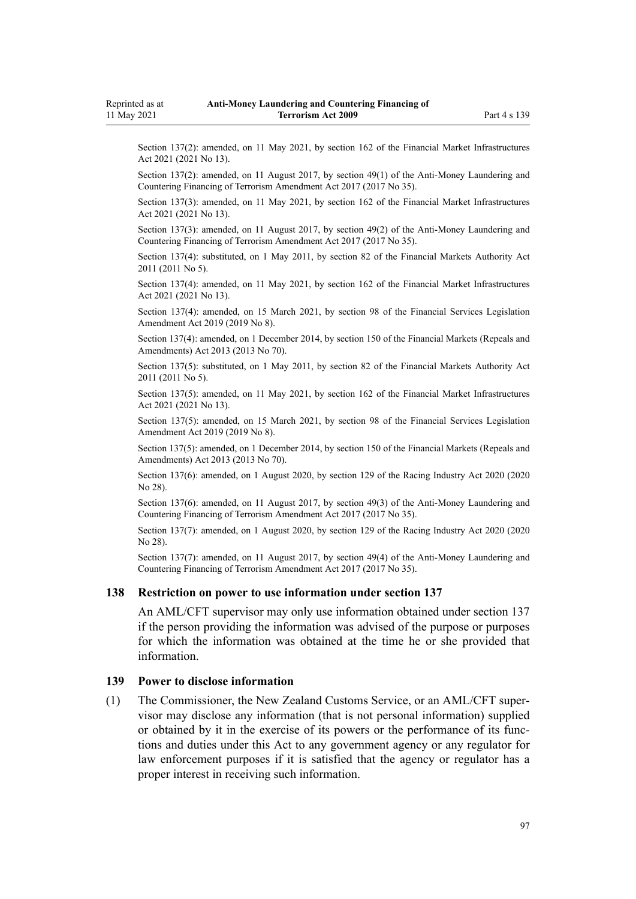Section 137(2): amended, on 11 May 2021, by section 162 of the Financial Market Infrastructures Act 2021 (2021 No 13).

Section 137(2): amended, on 11 August 2017, by section 49(1) of the Anti-Money Laundering and Countering Financing of Terrorism Amendment Act 2017 (2017 No 35).

Section 137(3): amended, on 11 May 2021, by section 162 of the Financial Market Infrastructures Act 2021 (2021 No 13).

Section 137(3): amended, on 11 August 2017, by section 49(2) of the Anti-Money Laundering and Countering Financing of Terrorism Amendment Act 2017 (2017 No 35).

Section 137(4): substituted, on 1 May 2011, by section 82 of the Financial Markets Authority Act 2011 (2011 No 5).

Section 137(4): amended, on 11 May 2021, by section 162 of the Financial Market Infrastructures Act 2021 (2021 No 13).

Section 137(4): amended, on 15 March 2021, by section 98 of the Financial Services Legislation Amendment Act 2019 (2019 No 8).

Section 137(4): amended, on 1 December 2014, by section 150 of the Financial Markets (Repeals and Amendments) Act 2013 (2013 No 70).

Section 137(5): substituted, on 1 May 2011, by section 82 of the Financial Markets Authority Act 2011 (2011 No 5).

Section 137(5): amended, on 11 May 2021, by section 162 of the Financial Market Infrastructures Act 2021 (2021 No 13).

Section 137(5): amended, on 15 March 2021, by section 98 of the Financial Services Legislation Amendment Act 2019 (2019 No 8).

Section 137(5): amended, on 1 December 2014, by section 150 of the Financial Markets (Repeals and Amendments) Act 2013 (2013 No 70).

Section 137(6): amended, on 1 August 2020, by section 129 of the Racing Industry Act 2020 (2020 No 28).

Section 137(6): amended, on 11 August 2017, by section 49(3) of the Anti-Money Laundering and Countering Financing of Terrorism Amendment Act 2017 (2017 No 35).

Section 137(7): amended, on 1 August 2020, by section 129 of the Racing Industry Act 2020 (2020 No 28).

Section 137(7): amended, on 11 August 2017, by section 49(4) of the Anti-Money Laundering and Countering Financing of Terrorism Amendment Act 2017 (2017 No 35).

### 138 Restriction on power to use information under section 137

An AML/CFT supervisor may only use information obtained under section 137 if the person providing the information was advised of the purpose or purposes for which the information was obtained at the time he or she provided that information.

### 139 Power to disclose information

(1) The Commissioner, the New Zealand Customs Service, or an AML/CFT supervisor may disclose any information (that is not personal information) supplied or obtained by it in the exercise of its powers or the performance of its functions and duties under this Act to any government agency or any regulator for law enforcement purposes if it is satisfied that the agency or regulator has a proper interest in receiving such information.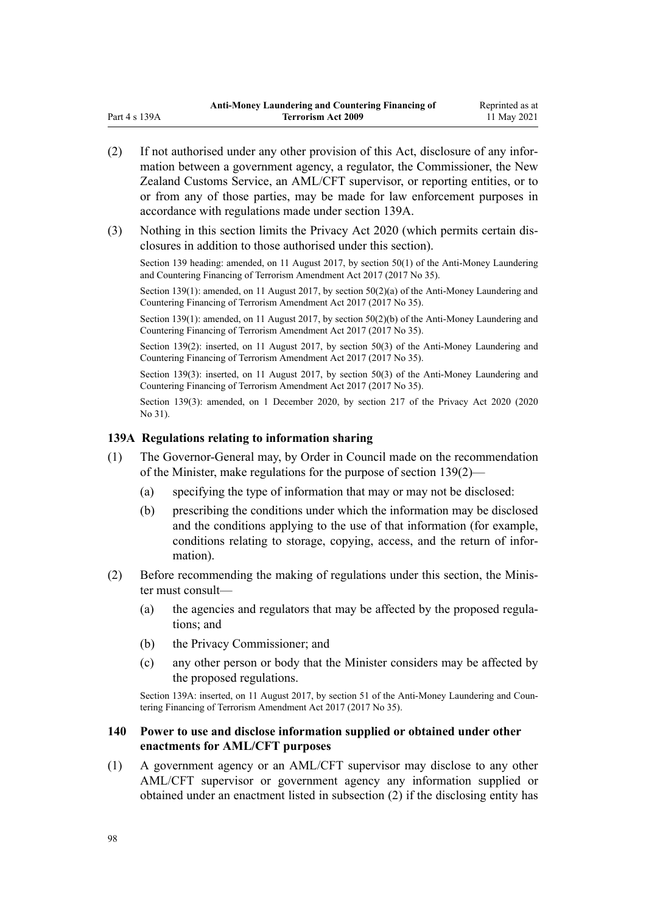(2) If not authorised under any other provision of this Act, disclosure of any information between a government agency, a regulator, the Commissioner, the New Zealand Customs Service, an AML/CFT supervisor, or reporting entities, or to or from any of those parties, may be made for law enforcement purposes in accordance with regulations made under section 139A.

(3) Nothing in this section limits the Privacy Act 2020 (which permits certain disclosures in addition to those authorised under this section).

Section 139 heading: amended, on 11 August 2017, by section 50(1) of the Anti-Money Laundering and Countering Financing of Terrorism Amendment Act 2017 (2017 No 35).

Section 139(1): amended, on 11 August 2017, by section 50(2)(a) of the Anti-Money Laundering and Countering Financing of Terrorism Amendment Act 2017 (2017 No 35).

Section 139(1): amended, on 11 August 2017, by section 50(2)(b) of the Anti-Money Laundering and Countering Financing of Terrorism Amendment Act 2017 (2017 No 35).

Section 139(2): inserted, on 11 August 2017, by section 50(3) of the Anti-Money Laundering and Countering Financing of Terrorism Amendment Act 2017 (2017 No 35).

Section 139(3): inserted, on 11 August 2017, by section 50(3) of the Anti-Money Laundering and Countering Financing of Terrorism Amendment Act 2017 (2017 No 35).

Section 139(3): amended, on 1 December 2020, by section 217 of the Privacy Act 2020 (2020 No 31).

### 139A Regulations relating to information sharing

(1) The Governor-General may, by Order in Council made on the recommendation of the Minister, make regulations for the purpose of section 139(2)—

- (a) specifying the type of information that may or may not be disclosed:
- (b) prescribing the conditions under which the information may be disclosed and the conditions applying to the use of that information (for example, conditions relating to storage, copying, access, and the return of information).

(2) Before recommending the making of regulations under this section, the Minister must consult—

- (a) the agencies and regulators that may be affected by the proposed regulations; and
- (b) the Privacy Commissioner; and
- (c) any other person or body that the Minister considers may be affected by the proposed regulations.

Section 139A: inserted, on 11 August 2017, by section 51 of the Anti-Money Laundering and Countering Financing of Terrorism Amendment Act 2017 (2017 No 35).

### 140 Power to use and disclose information supplied or obtained under other enactments for AML/CFT purposes

(1) A government agency or an AML/CFT supervisor may disclose to any other AML/CFT supervisor or government agency any information supplied or obtained under an enactment listed in subsection (2) if the disclosing entity has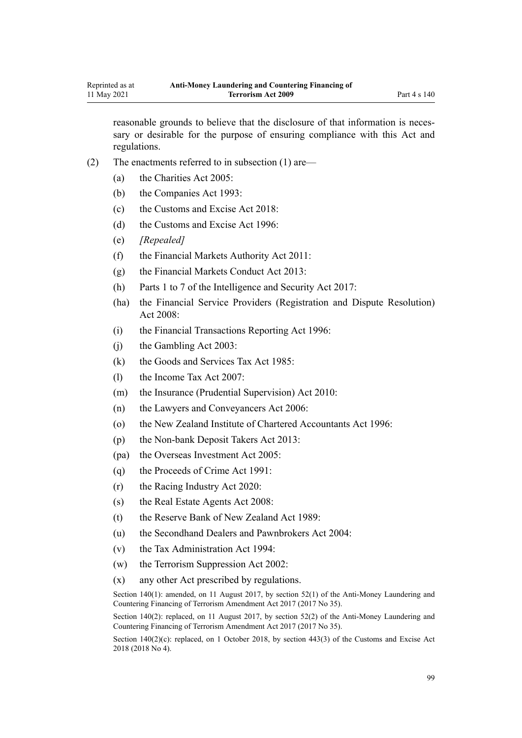reasonable grounds to believe that the disclosure of that information is necessary or desirable for the purpose of ensuring compliance with this Act and regulations.

(2) The enactments referred to in subsection (1) are—

(a) the Charities Act 2005:

(b) the Companies Act 1993:

(c) the Customs and Excise Act 2018:

(d) the Customs and Excise Act 1996:

(e) *[Repealed]*

(f) the Financial Markets Authority Act 2011:

(g) the Financial Markets Conduct Act 2013:

(h) Parts 1 to 7 of the Intelligence and Security Act 2017:

(ha) the Financial Service Providers (Registration and Dispute Resolution) Act 2008:

(i) the Financial Transactions Reporting Act 1996:

(j) the Gambling Act 2003:

(k) the Goods and Services Tax Act 1985:

(l) the Income Tax Act 2007:

(m) the Insurance (Prudential Supervision) Act 2010:

(n) the Lawyers and Conveyancers Act 2006:

(o) the New Zealand Institute of Chartered Accountants Act 1996:

(p) the Non-bank Deposit Takers Act 2013:

(pa) the Overseas Investment Act 2005:

(q) the Proceeds of Crime Act 1991:

(r) the Racing Industry Act 2020:

(s) the Real Estate Agents Act 2008:

(t) the Reserve Bank of New Zealand Act 1989:

(u) the Secondhand Dealers and Pawnbrokers Act 2004:

(v) the Tax Administration Act 1994:

(w) the Terrorism Suppression Act 2002:

(x) any other Act prescribed by regulations.

Section 140(1): amended, on 11 August 2017, by section 52(1) of the Anti-Money Laundering and Countering Financing of Terrorism Amendment Act 2017 (2017 No 35).

Section 140(2): replaced, on 11 August 2017, by section 52(2) of the Anti-Money Laundering and Countering Financing of Terrorism Amendment Act 2017 (2017 No 35).

Section 140(2)(c): replaced, on 1 October 2018, by section 443(3) of the Customs and Excise Act 2018 (2018 No 4).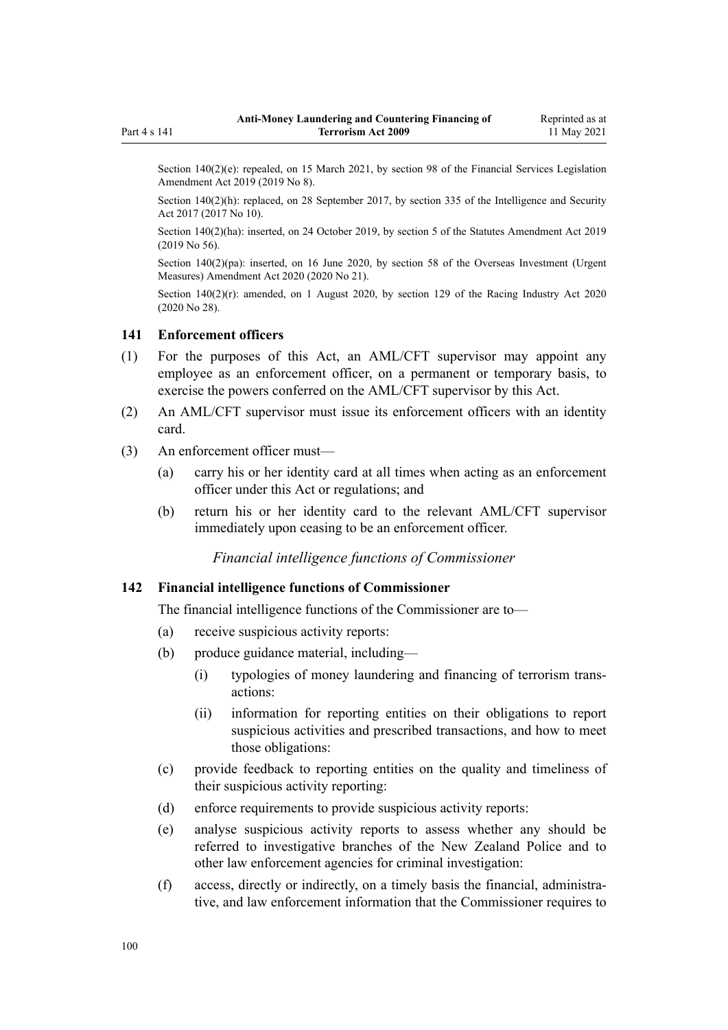Section 140(2)(e): repealed, on 15 March 2021, by section 98 of the Financial Services Legislation Amendment Act 2019 (2019 No 8).

Section 140(2)(h): replaced, on 28 September 2017, by section 335 of the Intelligence and Security Act 2017 (2017 No 10).

Section 140(2)(ha): inserted, on 24 October 2019, by section 5 of the Statutes Amendment Act 2019 (2019 No 56).

Section 140(2)(pa): inserted, on 16 June 2020, by section 58 of the Overseas Investment (Urgent Measures) Amendment Act 2020 (2020 No 21).

Section 140(2)(r): amended, on 1 August 2020, by section 129 of the Racing Industry Act 2020 (2020 No 28).

### 141 Enforcement officers

(1) For the purposes of this Act, an AML/CFT supervisor may appoint any employee as an enforcement officer, on a permanent or temporary basis, to exercise the powers conferred on the AML/CFT supervisor by this Act.

(2) An AML/CFT supervisor must issue its enforcement officers with an identity card.

(3) An enforcement officer must—

- (a) carry his or her identity card at all times when acting as an enforcement officer under this Act or regulations; and
- (b) return his or her identity card to the relevant AML/CFT supervisor immediately upon ceasing to be an enforcement officer.

*Financial intelligence functions of Commissioner*

### 142 Financial intelligence functions of Commissioner

The financial intelligence functions of the Commissioner are to—

- (a) receive suspicious activity reports:
- (b) produce guidance material, including—
  - (i) typologies of money laundering and financing of terrorism transactions:
  - (ii) information for reporting entities on their obligations to report suspicious activities and prescribed transactions, and how to meet those obligations:
- (c) provide feedback to reporting entities on the quality and timeliness of their suspicious activity reporting:
- (d) enforce requirements to provide suspicious activity reports:
- (e) analyse suspicious activity reports to assess whether any should be referred to investigative branches of the New Zealand Police and to other law enforcement agencies for criminal investigation:
- (f) access, directly or indirectly, on a timely basis the financial, administrative, and law enforcement information that the Commissioner requires to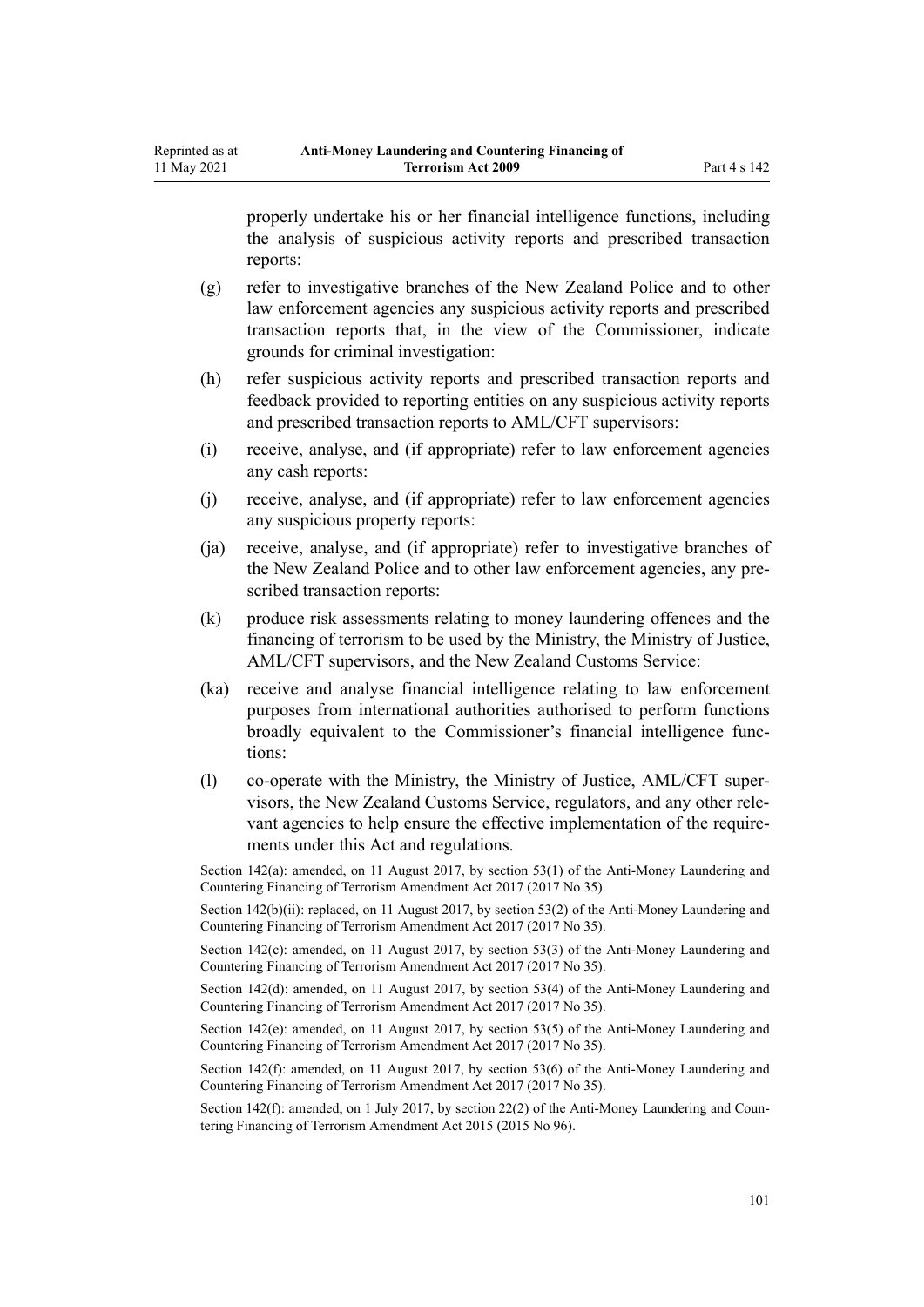properly undertake his or her financial intelligence functions, including the analysis of suspicious activity reports and prescribed transaction reports:

(g) refer to investigative branches of the New Zealand Police and to other law enforcement agencies any suspicious activity reports and prescribed transaction reports that, in the view of the Commissioner, indicate grounds for criminal investigation:

(h) refer suspicious activity reports and prescribed transaction reports and feedback provided to reporting entities on any suspicious activity reports and prescribed transaction reports to AML/CFT supervisors:

(i) receive, analyse, and (if appropriate) refer to law enforcement agencies any cash reports:

(j) receive, analyse, and (if appropriate) refer to law enforcement agencies any suspicious property reports:

(ja) receive, analyse, and (if appropriate) refer to investigative branches of the New Zealand Police and to other law enforcement agencies, any prescribed transaction reports:

(k) produce risk assessments relating to money laundering offences and the financing of terrorism to be used by the Ministry, the Ministry of Justice, AML/CFT supervisors, and the New Zealand Customs Service:

(ka) receive and analyse financial intelligence relating to law enforcement purposes from international authorities authorised to perform functions broadly equivalent to the Commissioner's financial intelligence functions:

(l) co-operate with the Ministry, the Ministry of Justice, AML/CFT supervisors, the New Zealand Customs Service, regulators, and any other relevant agencies to help ensure the effective implementation of the requirements under this Act and regulations.

Section 142(a): amended, on 11 August 2017, by section 53(1) of the Anti-Money Laundering and Countering Financing of Terrorism Amendment Act 2017 (2017 No 35).

Section 142(b)(ii): replaced, on 11 August 2017, by section 53(2) of the Anti-Money Laundering and Countering Financing of Terrorism Amendment Act 2017 (2017 No 35).

Section 142(c): amended, on 11 August 2017, by section 53(3) of the Anti-Money Laundering and Countering Financing of Terrorism Amendment Act 2017 (2017 No 35).

Section 142(d): amended, on 11 August 2017, by section 53(4) of the Anti-Money Laundering and Countering Financing of Terrorism Amendment Act 2017 (2017 No 35).

Section 142(e): amended, on 11 August 2017, by section 53(5) of the Anti-Money Laundering and Countering Financing of Terrorism Amendment Act 2017 (2017 No 35).

Section 142(f): amended, on 11 August 2017, by section 53(6) of the Anti-Money Laundering and Countering Financing of Terrorism Amendment Act 2017 (2017 No 35).

Section 142(f): amended, on 1 July 2017, by section 22(2) of the Anti-Money Laundering and Countering Financing of Terrorism Amendment Act 2015 (2015 No 96).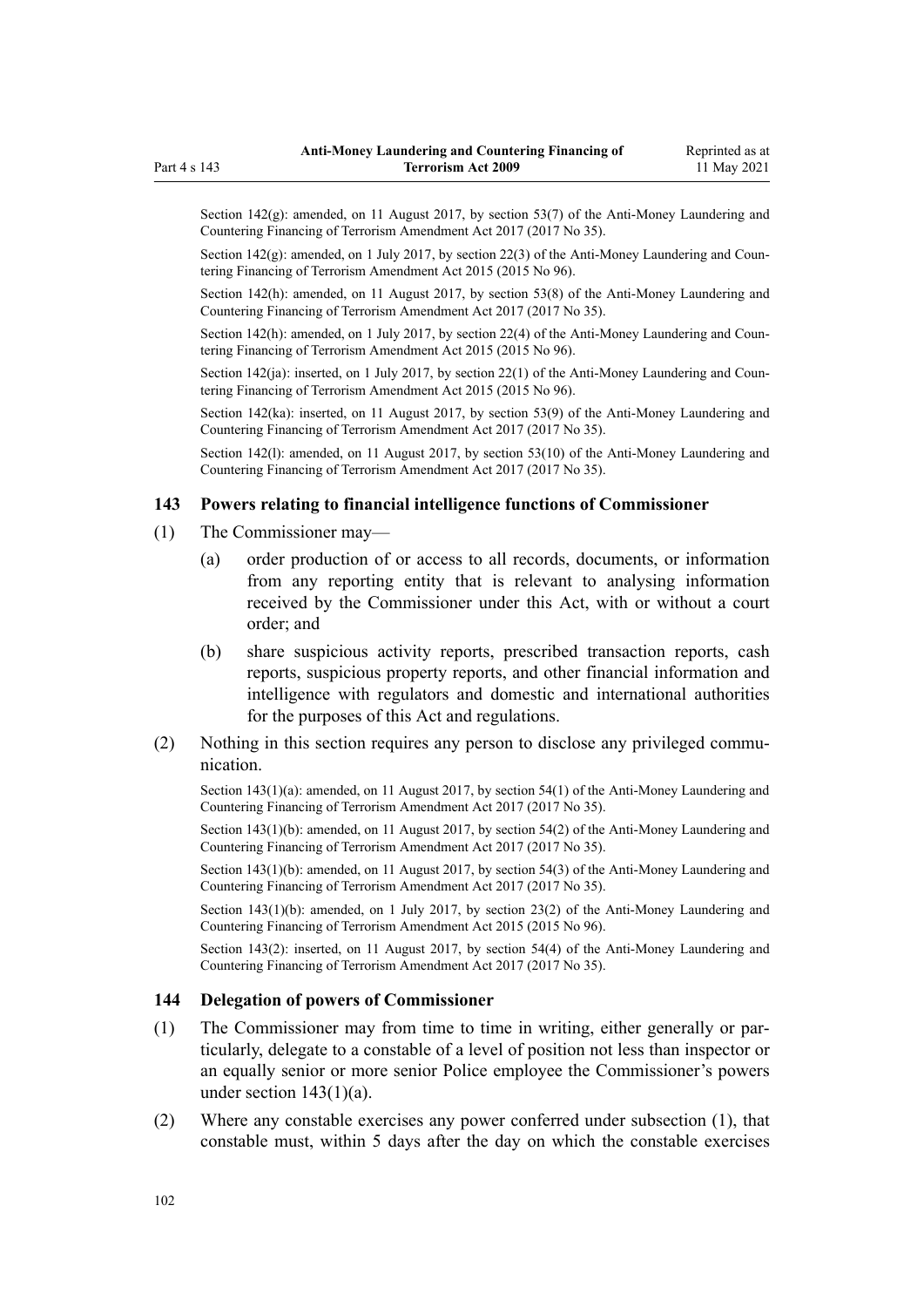Section 142(g): amended, on 11 August 2017, by section 53(7) of the Anti-Money Laundering and Countering Financing of Terrorism Amendment Act 2017 (2017 No 35).

Section 142(g): amended, on 1 July 2017, by section 22(3) of the Anti-Money Laundering and Countering Financing of Terrorism Amendment Act 2015 (2015 No 96).

Section 142(h): amended, on 11 August 2017, by section 53(8) of the Anti-Money Laundering and Countering Financing of Terrorism Amendment Act 2017 (2017 No 35).

Section 142(h): amended, on 1 July 2017, by section 22(4) of the Anti-Money Laundering and Countering Financing of Terrorism Amendment Act 2015 (2015 No 96).

Section 142(ja): inserted, on 1 July 2017, by section 22(1) of the Anti-Money Laundering and Countering Financing of Terrorism Amendment Act 2015 (2015 No 96).

Section 142(ka): inserted, on 11 August 2017, by section 53(9) of the Anti-Money Laundering and Countering Financing of Terrorism Amendment Act 2017 (2017 No 35).

Section 142(l): amended, on 11 August 2017, by section 53(10) of the Anti-Money Laundering and Countering Financing of Terrorism Amendment Act 2017 (2017 No 35).

### 143 Powers relating to financial intelligence functions of Commissioner

(1) The Commissioner may—

(a) order production of or access to all records, documents, or information from any reporting entity that is relevant to analysing information received by the Commissioner under this Act, with or without a court order; and

(b) share suspicious activity reports, prescribed transaction reports, cash reports, suspicious property reports, and other financial information and intelligence with regulators and domestic and international authorities for the purposes of this Act and regulations.

(2) Nothing in this section requires any person to disclose any privileged communication.

Section 143(1)(a): amended, on 11 August 2017, by section 54(1) of the Anti-Money Laundering and Countering Financing of Terrorism Amendment Act 2017 (2017 No 35).

Section 143(1)(b): amended, on 11 August 2017, by section 54(2) of the Anti-Money Laundering and Countering Financing of Terrorism Amendment Act 2017 (2017 No 35).

Section 143(1)(b): amended, on 11 August 2017, by section 54(3) of the Anti-Money Laundering and Countering Financing of Terrorism Amendment Act 2017 (2017 No 35).

Section 143(1)(b): amended, on 1 July 2017, by section 23(2) of the Anti-Money Laundering and Countering Financing of Terrorism Amendment Act 2015 (2015 No 96).

Section 143(2): inserted, on 11 August 2017, by section 54(4) of the Anti-Money Laundering and Countering Financing of Terrorism Amendment Act 2017 (2017 No 35).

### 144 Delegation of powers of Commissioner

(1) The Commissioner may from time to time in writing, either generally or particularly, delegate to a constable of a level of position not less than inspector or an equally senior or more senior Police employee the Commissioner's powers under section 143(1)(a).

(2) Where any constable exercises any power conferred under subsection (1), that constable must, within 5 days after the day on which the constable exercises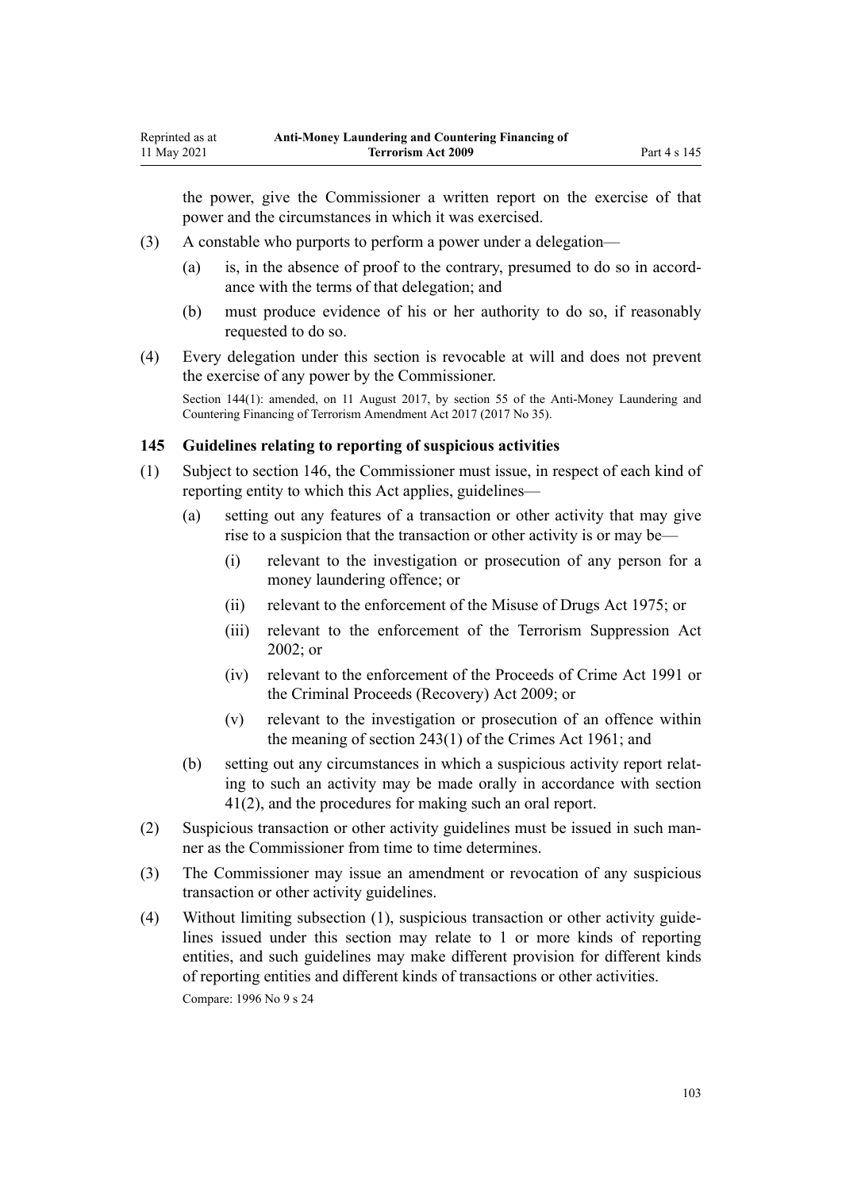the power, give the Commissioner a written report on the exercise of that power and the circumstances in which it was exercised.

(3) A constable who purports to perform a power under a delegation—

- (a) is, in the absence of proof to the contrary, presumed to do so in accordance with the terms of that delegation; and
- (b) must produce evidence of his or her authority to do so, if reasonably requested to do so.

(4) Every delegation under this section is revocable at will and does not prevent the exercise of any power by the Commissioner.

Section 144(1): amended, on 11 August 2017, by section 55 of the Anti-Money Laundering and Countering Financing of Terrorism Amendment Act 2017 (2017 No 35).

### 145 Guidelines relating to reporting of suspicious activities

(1) Subject to section 146, the Commissioner must issue, in respect of each kind of reporting entity to which this Act applies, guidelines—

- (a) setting out any features of a transaction or other activity that may give rise to a suspicion that the transaction or other activity is or may be—
  - (i) relevant to the investigation or prosecution of any person for a money laundering offence; or
  - (ii) relevant to the enforcement of the Misuse of Drugs Act 1975; or
  - (iii) relevant to the enforcement of the Terrorism Suppression Act 2002; or
  - (iv) relevant to the enforcement of the Proceeds of Crime Act 1991 or the Criminal Proceeds (Recovery) Act 2009; or
  - (v) relevant to the investigation or prosecution of an offence within the meaning of section 243(1) of the Crimes Act 1961; and
- (b) setting out any circumstances in which a suspicious activity report relating to such an activity may be made orally in accordance with section 41(2), and the procedures for making such an oral report.

(2) Suspicious transaction or other activity guidelines must be issued in such manner as the Commissioner from time to time determines.

(3) The Commissioner may issue an amendment or revocation of any suspicious transaction or other activity guidelines.

(4) Without limiting subsection (1), suspicious transaction or other activity guidelines issued under this section may relate to 1 or more kinds of reporting entities, and such guidelines may make different provision for different kinds of reporting entities and different kinds of transactions or other activities.

Compare: 1996 No 9 s 24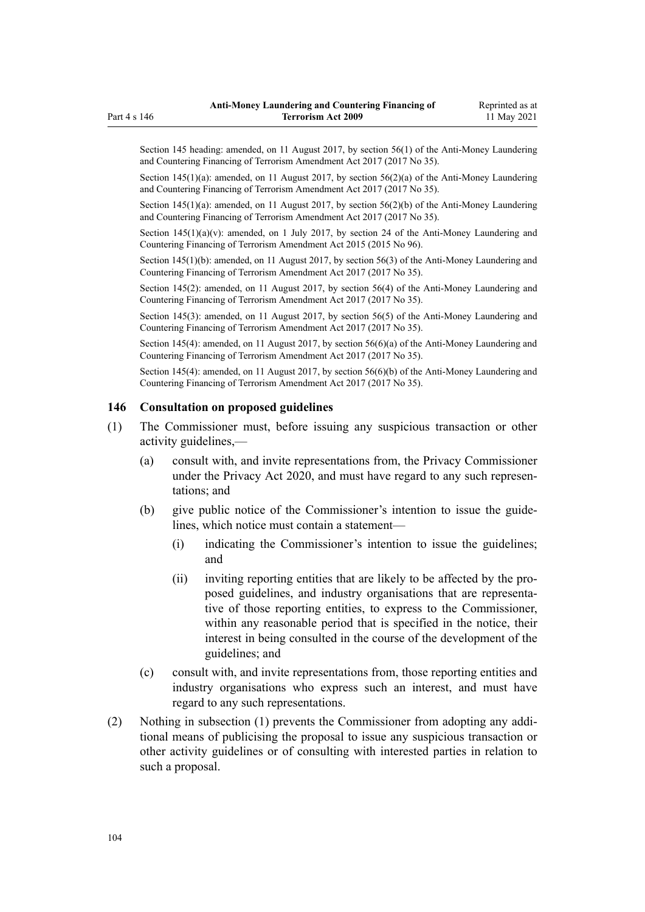Section 145 heading: amended, on 11 August 2017, by section 56(1) of the Anti-Money Laundering and Countering Financing of Terrorism Amendment Act 2017 (2017 No 35).

Section 145(1)(a): amended, on 11 August 2017, by section 56(2)(a) of the Anti-Money Laundering and Countering Financing of Terrorism Amendment Act 2017 (2017 No 35).

Section 145(1)(a): amended, on 11 August 2017, by section 56(2)(b) of the Anti-Money Laundering and Countering Financing of Terrorism Amendment Act 2017 (2017 No 35).

Section 145(1)(a)(v): amended, on 1 July 2017, by section 24 of the Anti-Money Laundering and Countering Financing of Terrorism Amendment Act 2015 (2015 No 96).

Section 145(1)(b): amended, on 11 August 2017, by section 56(3) of the Anti-Money Laundering and Countering Financing of Terrorism Amendment Act 2017 (2017 No 35).

Section 145(2): amended, on 11 August 2017, by section 56(4) of the Anti-Money Laundering and Countering Financing of Terrorism Amendment Act 2017 (2017 No 35).

Section 145(3): amended, on 11 August 2017, by section 56(5) of the Anti-Money Laundering and Countering Financing of Terrorism Amendment Act 2017 (2017 No 35).

Section 145(4): amended, on 11 August 2017, by section 56(6)(a) of the Anti-Money Laundering and Countering Financing of Terrorism Amendment Act 2017 (2017 No 35).

Section 145(4): amended, on 11 August 2017, by section 56(6)(b) of the Anti-Money Laundering and Countering Financing of Terrorism Amendment Act 2017 (2017 No 35).

### 146 Consultation on proposed guidelines

(1) The Commissioner must, before issuing any suspicious transaction or other activity guidelines,—

  (a) consult with, and invite representations from, the Privacy Commissioner under the Privacy Act 2020, and must have regard to any such representations; and

  (b) give public notice of the Commissioner's intention to issue the guidelines, which notice must contain a statement—

    (i) indicating the Commissioner's intention to issue the guidelines; and

    (ii) inviting reporting entities that are likely to be affected by the proposed guidelines, and industry organisations that are representative of those reporting entities, to express to the Commissioner, within any reasonable period that is specified in the notice, their interest in being consulted in the course of the development of the guidelines; and

  (c) consult with, and invite representations from, those reporting entities and industry organisations who express such an interest, and must have regard to any such representations.

(2) Nothing in subsection (1) prevents the Commissioner from adopting any additional means of publicising the proposal to issue any suspicious transaction or other activity guidelines or of consulting with interested parties in relation to such a proposal.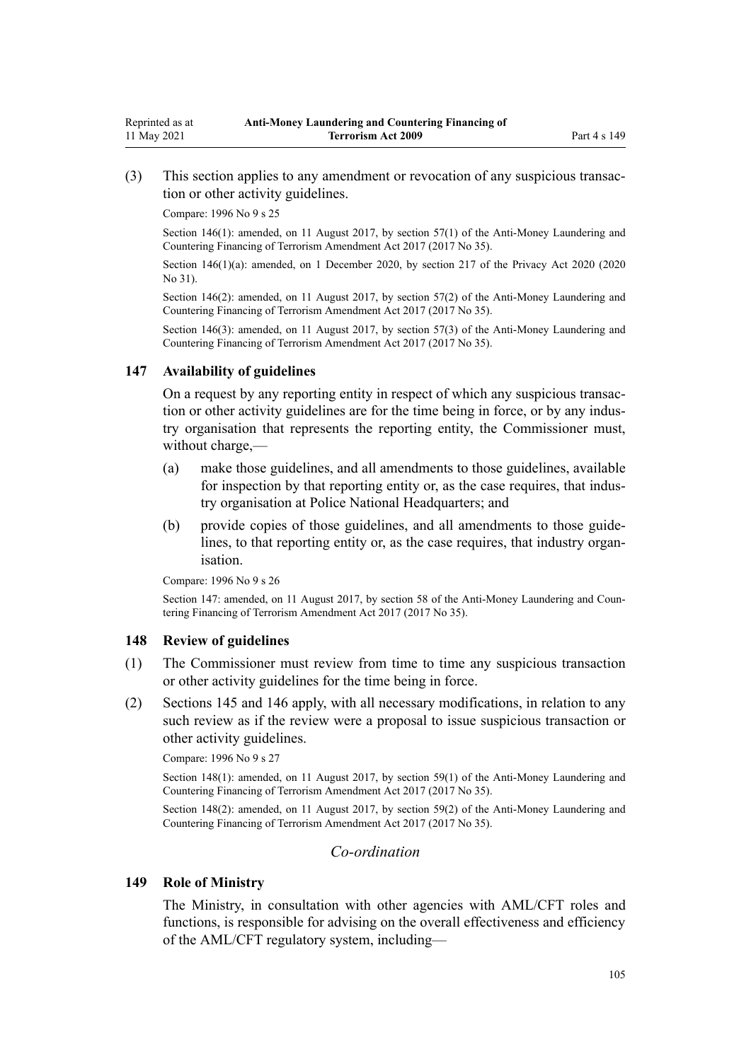(3) This section applies to any amendment or revocation of any suspicious transaction or other activity guidelines.

Compare: 1996 No 9 s 25

Section 146(1): amended, on 11 August 2017, by section 57(1) of the Anti-Money Laundering and Countering Financing of Terrorism Amendment Act 2017 (2017 No 35).

Section 146(1)(a): amended, on 1 December 2020, by section 217 of the Privacy Act 2020 (2020 No 31).

Section 146(2): amended, on 11 August 2017, by section 57(2) of the Anti-Money Laundering and Countering Financing of Terrorism Amendment Act 2017 (2017 No 35).

Section 146(3): amended, on 11 August 2017, by section 57(3) of the Anti-Money Laundering and Countering Financing of Terrorism Amendment Act 2017 (2017 No 35).

### 147 Availability of guidelines

On a request by any reporting entity in respect of which any suspicious transaction or other activity guidelines are for the time being in force, or by any industry organisation that represents the reporting entity, the Commissioner must, without charge,—

(a) make those guidelines, and all amendments to those guidelines, available for inspection by that reporting entity or, as the case requires, that industry organisation at Police National Headquarters; and

(b) provide copies of those guidelines, and all amendments to those guidelines, to that reporting entity or, as the case requires, that industry organisation.

Compare: 1996 No 9 s 26

Section 147: amended, on 11 August 2017, by section 58 of the Anti-Money Laundering and Countering Financing of Terrorism Amendment Act 2017 (2017 No 35).

### 148 Review of guidelines

(1) The Commissioner must review from time to time any suspicious transaction or other activity guidelines for the time being in force.

(2) Sections 145 and 146 apply, with all necessary modifications, in relation to any such review as if the review were a proposal to issue suspicious transaction or other activity guidelines.

Compare: 1996 No 9 s 27

Section 148(1): amended, on 11 August 2017, by section 59(1) of the Anti-Money Laundering and Countering Financing of Terrorism Amendment Act 2017 (2017 No 35).

Section 148(2): amended, on 11 August 2017, by section 59(2) of the Anti-Money Laundering and Countering Financing of Terrorism Amendment Act 2017 (2017 No 35).

## *Co-ordination*

### 149 Role of Ministry

The Ministry, in consultation with other agencies with AML/CFT roles and functions, is responsible for advising on the overall effectiveness and efficiency of the AML/CFT regulatory system, including—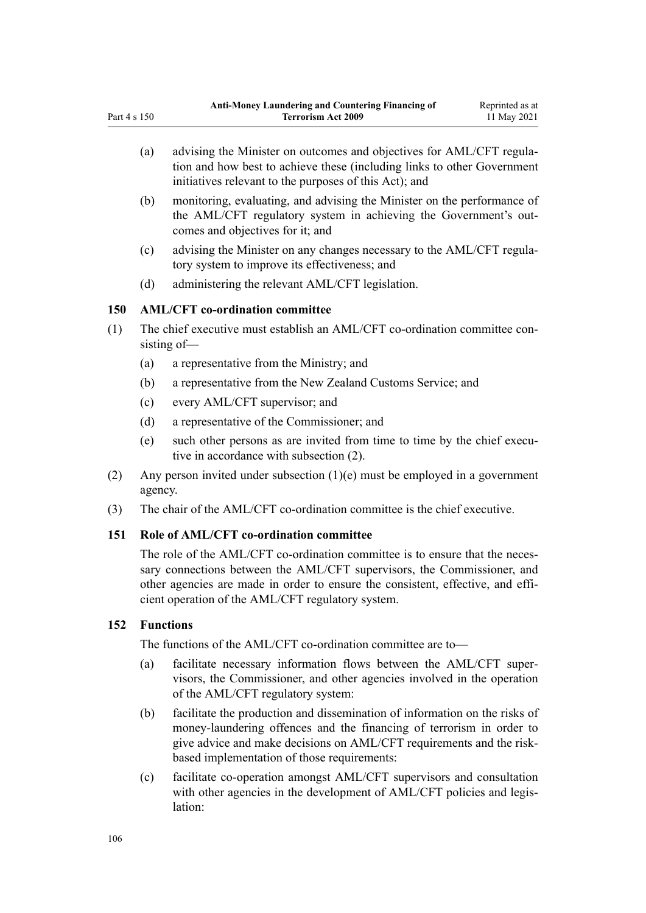(a) advising the Minister on outcomes and objectives for AML/CFT regulation and how best to achieve these (including links to other Government initiatives relevant to the purposes of this Act); and

(b) monitoring, evaluating, and advising the Minister on the performance of the AML/CFT regulatory system in achieving the Government's outcomes and objectives for it; and

(c) advising the Minister on any changes necessary to the AML/CFT regulatory system to improve its effectiveness; and

(d) administering the relevant AML/CFT legislation.

### 150 AML/CFT co-ordination committee

(1) The chief executive must establish an AML/CFT co-ordination committee consisting of—

(a) a representative from the Ministry; and

(b) a representative from the New Zealand Customs Service; and

(c) every AML/CFT supervisor; and

(d) a representative of the Commissioner; and

(e) such other persons as are invited from time to time by the chief executive in accordance with subsection (2).

(2) Any person invited under subsection (1)(e) must be employed in a government agency.

(3) The chair of the AML/CFT co-ordination committee is the chief executive.

### 151 Role of AML/CFT co-ordination committee

The role of the AML/CFT co-ordination committee is to ensure that the necessary connections between the AML/CFT supervisors, the Commissioner, and other agencies are made in order to ensure the consistent, effective, and efficient operation of the AML/CFT regulatory system.

### 152 Functions

The functions of the AML/CFT co-ordination committee are to—

(a) facilitate necessary information flows between the AML/CFT supervisors, the Commissioner, and other agencies involved in the operation of the AML/CFT regulatory system:

(b) facilitate the production and dissemination of information on the risks of money-laundering offences and the financing of terrorism in order to give advice and make decisions on AML/CFT requirements and the risk-based implementation of those requirements:

(c) facilitate co-operation amongst AML/CFT supervisors and consultation with other agencies in the development of AML/CFT policies and legislation: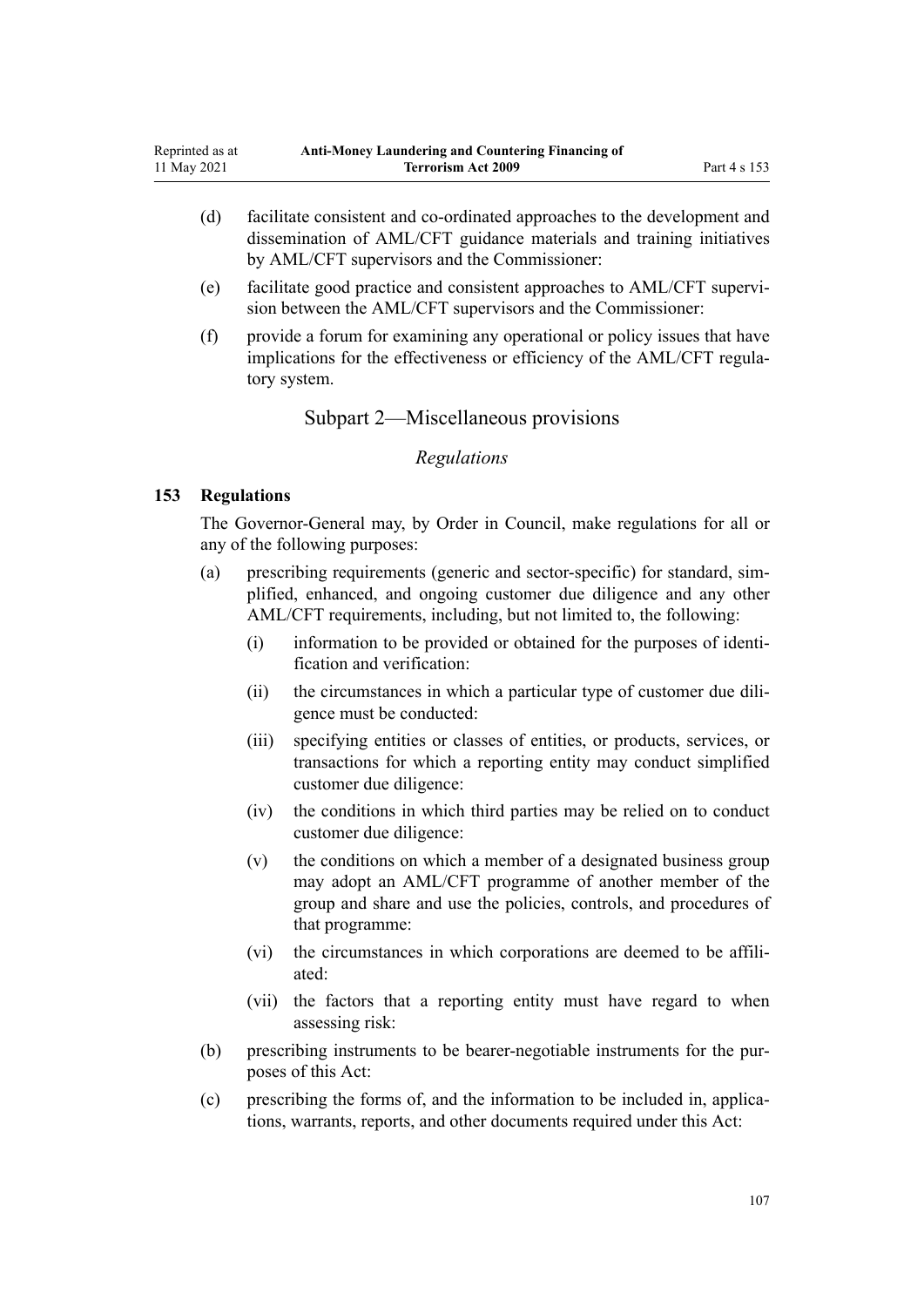(d) facilitate consistent and co-ordinated approaches to the development and dissemination of AML/CFT guidance materials and training initiatives by AML/CFT supervisors and the Commissioner:

(e) facilitate good practice and consistent approaches to AML/CFT supervision between the AML/CFT supervisors and the Commissioner:

(f) provide a forum for examining any operational or policy issues that have implications for the effectiveness or efficiency of the AML/CFT regulatory system.

## Subpart 2—Miscellaneous provisions

### *Regulations*

#### 153 Regulations

The Governor-General may, by Order in Council, make regulations for all or any of the following purposes:

(a) prescribing requirements (generic and sector-specific) for standard, simplified, enhanced, and ongoing customer due diligence and any other AML/CFT requirements, including, but not limited to, the following:

- (i) information to be provided or obtained for the purposes of identification and verification:
- (ii) the circumstances in which a particular type of customer due diligence must be conducted:
- (iii) specifying entities or classes of entities, or products, services, or transactions for which a reporting entity may conduct simplified customer due diligence:
- (iv) the conditions in which third parties may be relied on to conduct customer due diligence:
- (v) the conditions on which a member of a designated business group may adopt an AML/CFT programme of another member of the group and share and use the policies, controls, and procedures of that programme:
- (vi) the circumstances in which corporations are deemed to be affiliated:
- (vii) the factors that a reporting entity must have regard to when assessing risk:

(b) prescribing instruments to be bearer-negotiable instruments for the purposes of this Act:

(c) prescribing the forms of, and the information to be included in, applications, warrants, reports, and other documents required under this Act: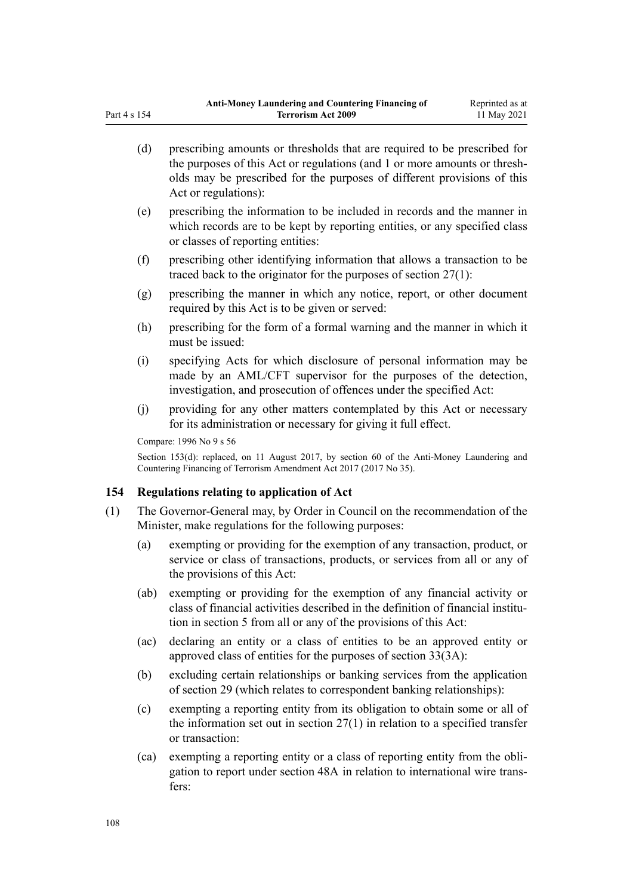(d) prescribing amounts or thresholds that are required to be prescribed for the purposes of this Act or regulations (and 1 or more amounts or thresholds may be prescribed for the purposes of different provisions of this Act or regulations):

(e) prescribing the information to be included in records and the manner in which records are to be kept by reporting entities, or any specified class or classes of reporting entities:

(f) prescribing other identifying information that allows a transaction to be traced back to the originator for the purposes of section 27(1):

(g) prescribing the manner in which any notice, report, or other document required by this Act is to be given or served:

(h) prescribing for the form of a formal warning and the manner in which it must be issued:

(i) specifying Acts for which disclosure of personal information may be made by an AML/CFT supervisor for the purposes of the detection, investigation, and prosecution of offences under the specified Act:

(j) providing for any other matters contemplated by this Act or necessary for its administration or necessary for giving it full effect.

Compare: 1996 No 9 s 56

Section 153(d): replaced, on 11 August 2017, by section 60 of the Anti-Money Laundering and Countering Financing of Terrorism Amendment Act 2017 (2017 No 35).

### 154 Regulations relating to application of Act

(1) The Governor-General may, by Order in Council on the recommendation of the Minister, make regulations for the following purposes:

(a) exempting or providing for the exemption of any transaction, product, or service or class of transactions, products, or services from all or any of the provisions of this Act:

(ab) exempting or providing for the exemption of any financial activity or class of financial activities described in the definition of financial institution in section 5 from all or any of the provisions of this Act:

(ac) declaring an entity or a class of entities to be an approved entity or approved class of entities for the purposes of section 33(3A):

(b) excluding certain relationships or banking services from the application of section 29 (which relates to correspondent banking relationships):

(c) exempting a reporting entity from its obligation to obtain some or all of the information set out in section 27(1) in relation to a specified transfer or transaction:

(ca) exempting a reporting entity or a class of reporting entity from the obligation to report under section 48A in relation to international wire transfers: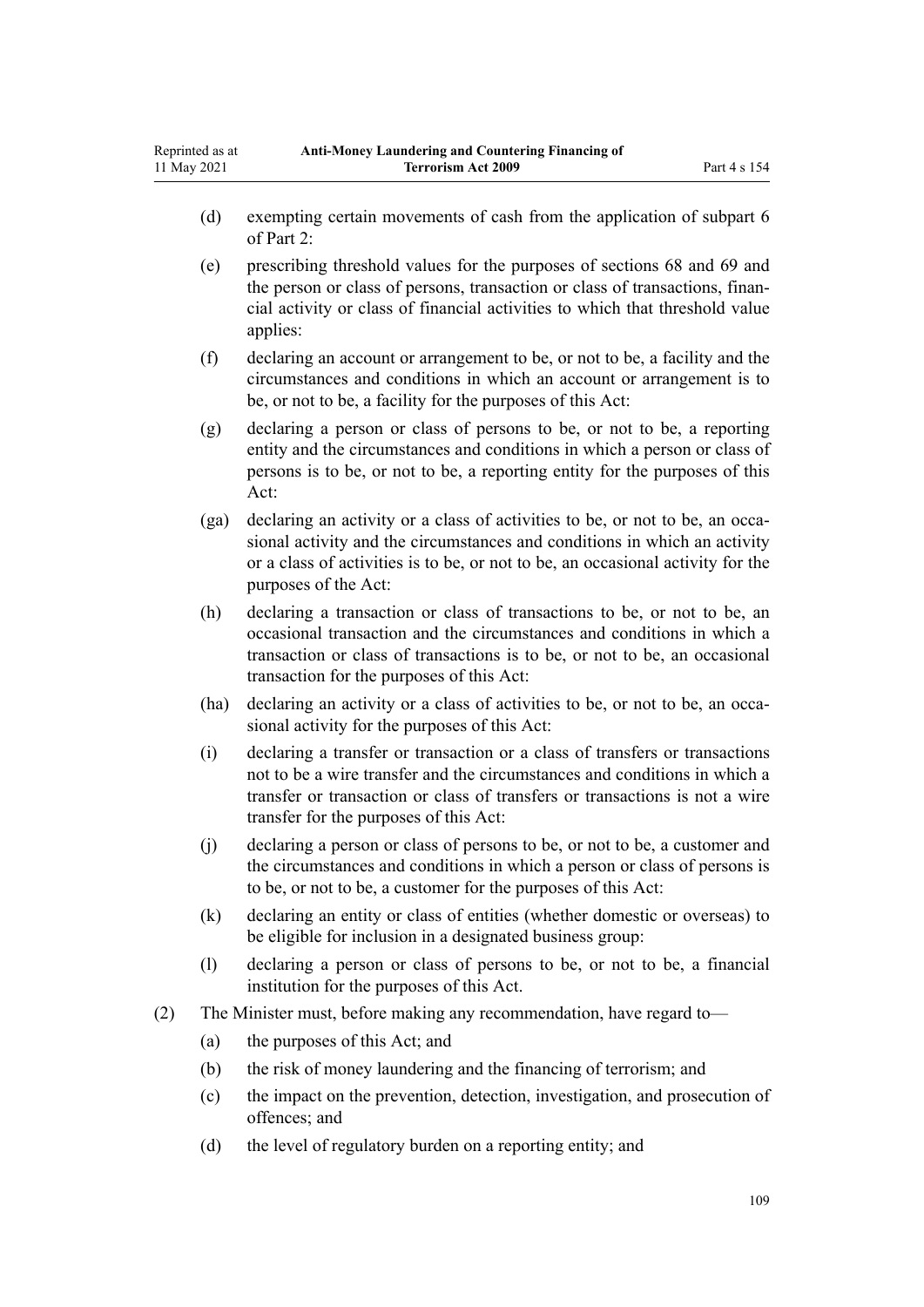(d) exempting certain movements of cash from the application of subpart 6 of Part 2:

(e) prescribing threshold values for the purposes of sections 68 and 69 and the person or class of persons, transaction or class of transactions, financial activity or class of financial activities to which that threshold value applies:

(f) declaring an account or arrangement to be, or not to be, a facility and the circumstances and conditions in which an account or arrangement is to be, or not to be, a facility for the purposes of this Act:

(g) declaring a person or class of persons to be, or not to be, a reporting entity and the circumstances and conditions in which a person or class of persons is to be, or not to be, a reporting entity for the purposes of this Act:

(ga) declaring an activity or a class of activities to be, or not to be, an occasional activity and the circumstances and conditions in which an activity or a class of activities is to be, or not to be, an occasional activity for the purposes of the Act:

(h) declaring a transaction or class of transactions to be, or not to be, an occasional transaction and the circumstances and conditions in which a transaction or class of transactions is to be, or not to be, an occasional transaction for the purposes of this Act:

(ha) declaring an activity or a class of activities to be, or not to be, an occasional activity for the purposes of this Act:

(i) declaring a transfer or transaction or a class of transfers or transactions not to be a wire transfer and the circumstances and conditions in which a transfer or transaction or class of transfers or transactions is not a wire transfer for the purposes of this Act:

(j) declaring a person or class of persons to be, or not to be, a customer and the circumstances and conditions in which a person or class of persons is to be, or not to be, a customer for the purposes of this Act:

(k) declaring an entity or class of entities (whether domestic or overseas) to be eligible for inclusion in a designated business group:

(l) declaring a person or class of persons to be, or not to be, a financial institution for the purposes of this Act.

(2) The Minister must, before making any recommendation, have regard to—

(a) the purposes of this Act; and

(b) the risk of money laundering and the financing of terrorism; and

(c) the impact on the prevention, detection, investigation, and prosecution of offences; and

(d) the level of regulatory burden on a reporting entity; and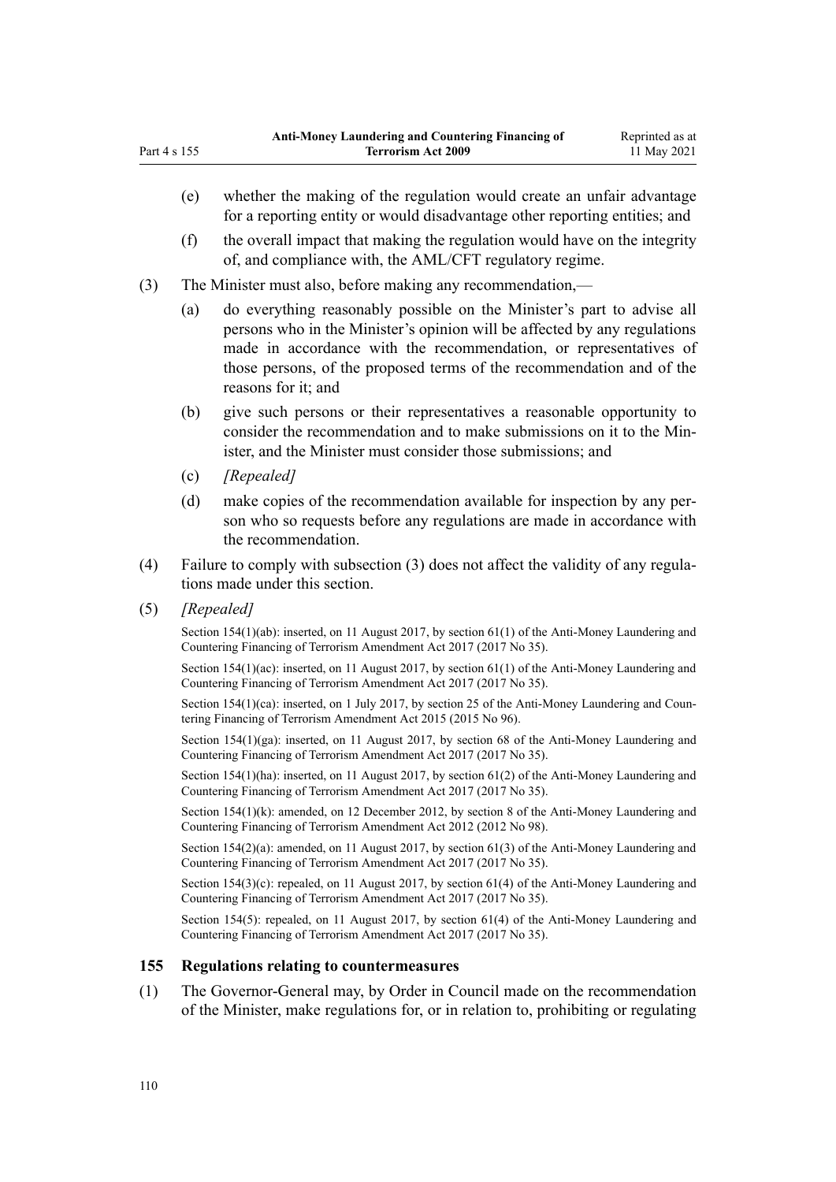(e) whether the making of the regulation would create an unfair advantage for a reporting entity or would disadvantage other reporting entities; and

(f) the overall impact that making the regulation would have on the integrity of, and compliance with, the AML/CFT regulatory regime.

(3) The Minister must also, before making any recommendation,—

(a) do everything reasonably possible on the Minister's part to advise all persons who in the Minister's opinion will be affected by any regulations made in accordance with the recommendation, or representatives of those persons, of the proposed terms of the recommendation and of the reasons for it; and

(b) give such persons or their representatives a reasonable opportunity to consider the recommendation and to make submissions on it to the Minister, and the Minister must consider those submissions; and

(c) *[Repealed]*

(d) make copies of the recommendation available for inspection by any person who so requests before any regulations are made in accordance with the recommendation.

(4) Failure to comply with subsection (3) does not affect the validity of any regulations made under this section.

(5) *[Repealed]*

Section 154(1)(ab): inserted, on 11 August 2017, by section 61(1) of the Anti-Money Laundering and Countering Financing of Terrorism Amendment Act 2017 (2017 No 35).

Section 154(1)(ac): inserted, on 11 August 2017, by section 61(1) of the Anti-Money Laundering and Countering Financing of Terrorism Amendment Act 2017 (2017 No 35).

Section 154(1)(ca): inserted, on 1 July 2017, by section 25 of the Anti-Money Laundering and Countering Financing of Terrorism Amendment Act 2015 (2015 No 96).

Section 154(1)(ga): inserted, on 11 August 2017, by section 68 of the Anti-Money Laundering and Countering Financing of Terrorism Amendment Act 2017 (2017 No 35).

Section 154(1)(ha): inserted, on 11 August 2017, by section 61(2) of the Anti-Money Laundering and Countering Financing of Terrorism Amendment Act 2017 (2017 No 35).

Section 154(1)(k): amended, on 12 December 2012, by section 8 of the Anti-Money Laundering and Countering Financing of Terrorism Amendment Act 2012 (2012 No 98).

Section 154(2)(a): amended, on 11 August 2017, by section 61(3) of the Anti-Money Laundering and Countering Financing of Terrorism Amendment Act 2017 (2017 No 35).

Section 154(3)(c): repealed, on 11 August 2017, by section 61(4) of the Anti-Money Laundering and Countering Financing of Terrorism Amendment Act 2017 (2017 No 35).

Section 154(5): repealed, on 11 August 2017, by section 61(4) of the Anti-Money Laundering and Countering Financing of Terrorism Amendment Act 2017 (2017 No 35).

### 155 Regulations relating to countermeasures

(1) The Governor-General may, by Order in Council made on the recommendation of the Minister, make regulations for, or in relation to, prohibiting or regulating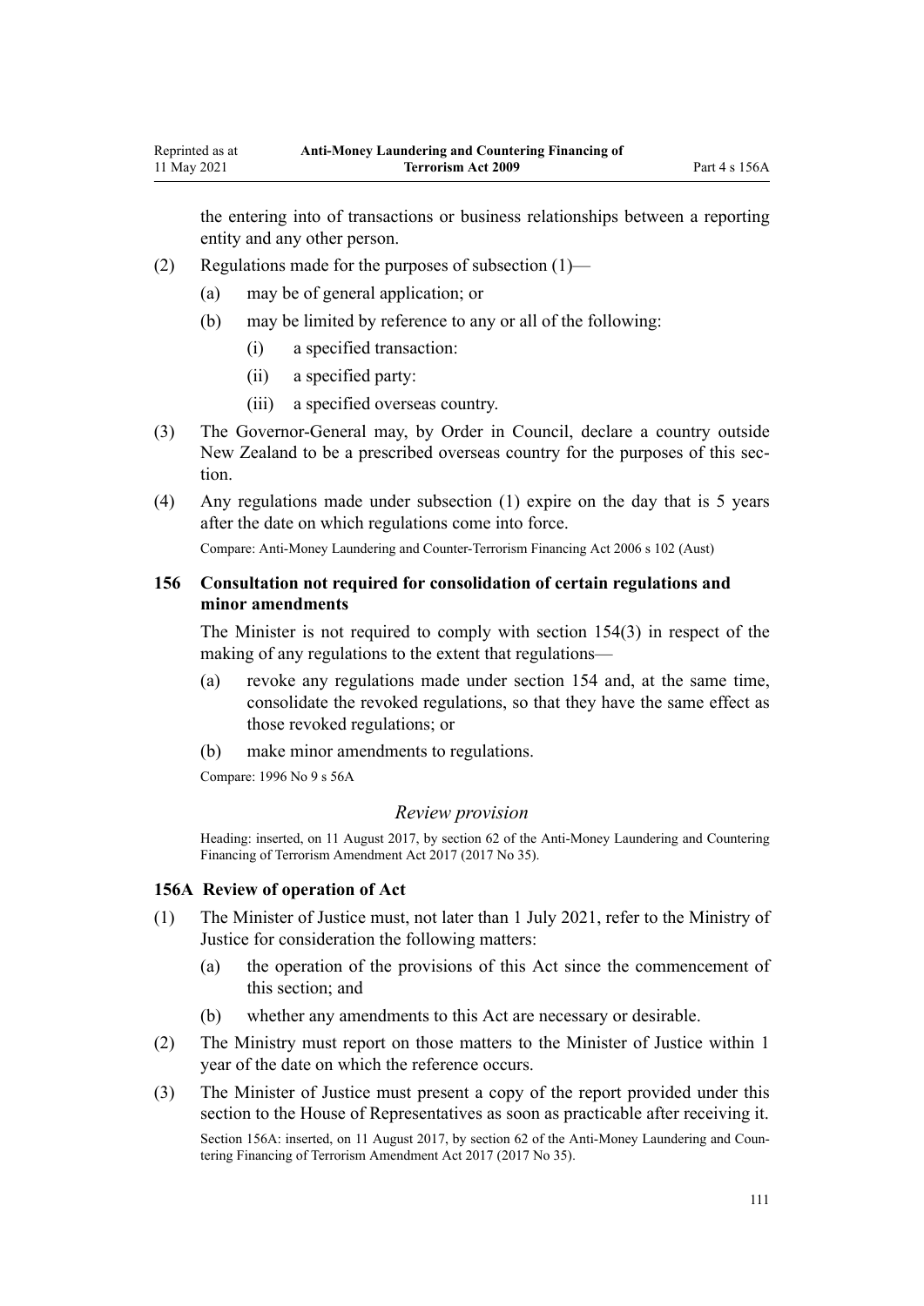the entering into of transactions or business relationships between a reporting entity and any other person.

(2) Regulations made for the purposes of subsection (1)—

- (a) may be of general application; or
- (b) may be limited by reference to any or all of the following:
  - (i) a specified transaction:
  - (ii) a specified party:
  - (iii) a specified overseas country.

(3) The Governor-General may, by Order in Council, declare a country outside New Zealand to be a prescribed overseas country for the purposes of this section.

(4) Any regulations made under subsection (1) expire on the day that is 5 years after the date on which regulations come into force.

Compare: Anti-Money Laundering and Counter-Terrorism Financing Act 2006 s 102 (Aust)

### 156 Consultation not required for consolidation of certain regulations and minor amendments

The Minister is not required to comply with section 154(3) in respect of the making of any regulations to the extent that regulations—

- (a) revoke any regulations made under section 154 and, at the same time, consolidate the revoked regulations, so that they have the same effect as those revoked regulations; or
- (b) make minor amendments to regulations.

Compare: 1996 No 9 s 56A

## *Review provision*

Heading: inserted, on 11 August 2017, by section 62 of the Anti-Money Laundering and Countering Financing of Terrorism Amendment Act 2017 (2017 No 35).

### 156A Review of operation of Act

(1) The Minister of Justice must, not later than 1 July 2021, refer to the Ministry of Justice for consideration the following matters:

- (a) the operation of the provisions of this Act since the commencement of this section; and
- (b) whether any amendments to this Act are necessary or desirable.

(2) The Ministry must report on those matters to the Minister of Justice within 1 year of the date on which the reference occurs.

(3) The Minister of Justice must present a copy of the report provided under this section to the House of Representatives as soon as practicable after receiving it.

Section 156A: inserted, on 11 August 2017, by section 62 of the Anti-Money Laundering and Countering Financing of Terrorism Amendment Act 2017 (2017 No 35).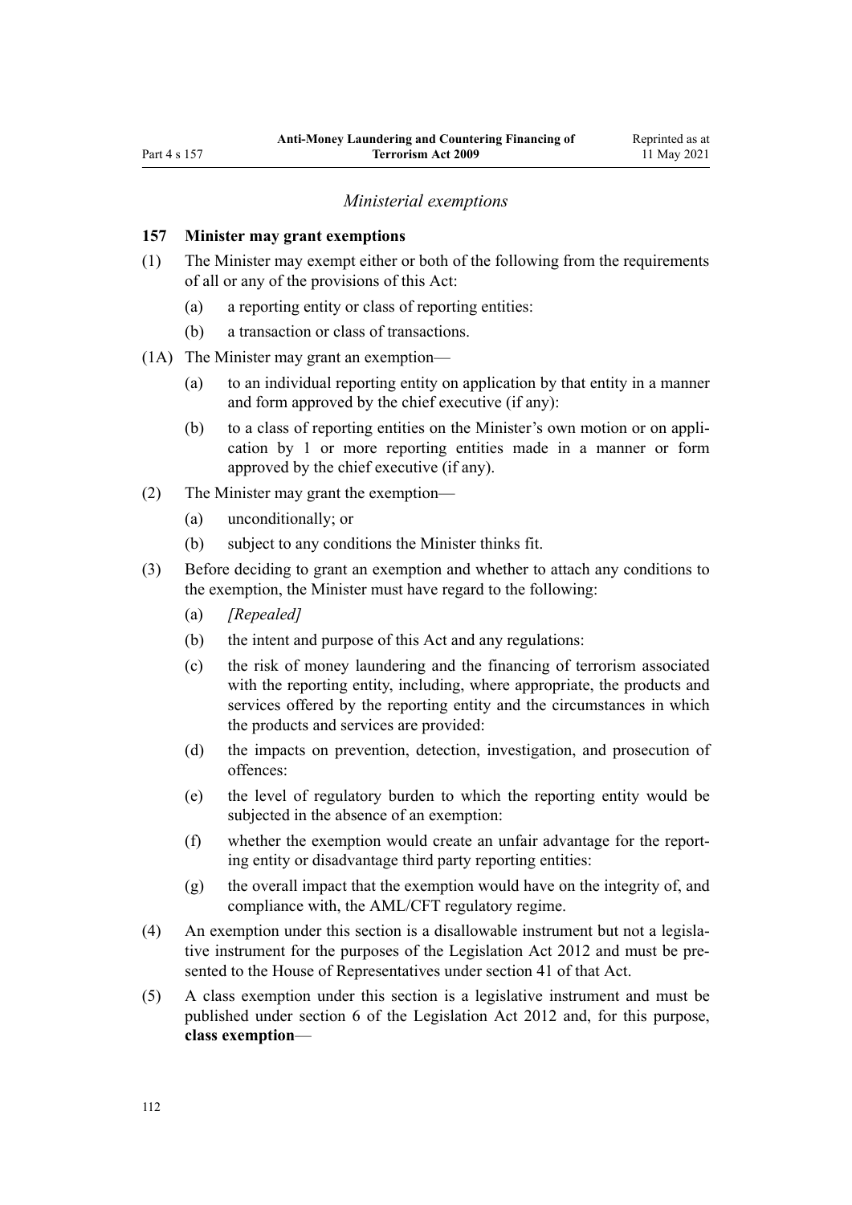*Ministerial exemptions*

### 157 Minister may grant exemptions

(1) The Minister may exempt either or both of the following from the requirements of all or any of the provisions of this Act:

  (a) a reporting entity or class of reporting entities:

  (b) a transaction or class of transactions.

(1A) The Minister may grant an exemption—

  (a) to an individual reporting entity on application by that entity in a manner and form approved by the chief executive (if any):

  (b) to a class of reporting entities on the Minister's own motion or on application by 1 or more reporting entities made in a manner or form approved by the chief executive (if any).

(2) The Minister may grant the exemption—

  (a) unconditionally; or

  (b) subject to any conditions the Minister thinks fit.

(3) Before deciding to grant an exemption and whether to attach any conditions to the exemption, the Minister must have regard to the following:

  (a) *[Repealed]*

  (b) the intent and purpose of this Act and any regulations:

  (c) the risk of money laundering and the financing of terrorism associated with the reporting entity, including, where appropriate, the products and services offered by the reporting entity and the circumstances in which the products and services are provided:

  (d) the impacts on prevention, detection, investigation, and prosecution of offences:

  (e) the level of regulatory burden to which the reporting entity would be subjected in the absence of an exemption:

  (f) whether the exemption would create an unfair advantage for the reporting entity or disadvantage third party reporting entities:

  (g) the overall impact that the exemption would have on the integrity of, and compliance with, the AML/CFT regulatory regime.

(4) An exemption under this section is a disallowable instrument but not a legislative instrument for the purposes of the Legislation Act 2012 and must be presented to the House of Representatives under section 41 of that Act.

(5) A class exemption under this section is a legislative instrument and must be published under section 6 of the Legislation Act 2012 and, for this purpose, **class exemption**—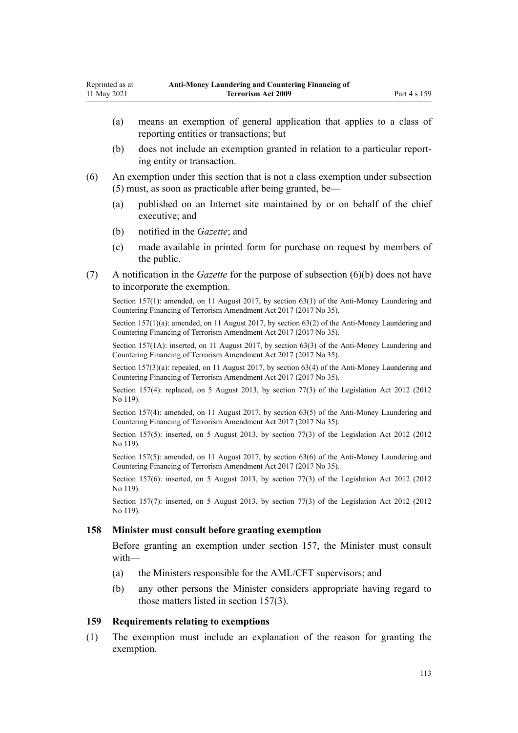(a) means an exemption of general application that applies to a class of reporting entities or transactions; but

(b) does not include an exemption granted in relation to a particular reporting entity or transaction.

(6) An exemption under this section that is not a class exemption under subsection (5) must, as soon as practicable after being granted, be—

(a) published on an Internet site maintained by or on behalf of the chief executive; and

(b) notified in the *Gazette*; and

(c) made available in printed form for purchase on request by members of the public.

(7) A notification in the *Gazette* for the purpose of subsection (6)(b) does not have to incorporate the exemption.

Section 157(1): amended, on 11 August 2017, by section 63(1) of the Anti-Money Laundering and Countering Financing of Terrorism Amendment Act 2017 (2017 No 35).

Section 157(1)(a): amended, on 11 August 2017, by section 63(2) of the Anti-Money Laundering and Countering Financing of Terrorism Amendment Act 2017 (2017 No 35).

Section 157(1A): inserted, on 11 August 2017, by section 63(3) of the Anti-Money Laundering and Countering Financing of Terrorism Amendment Act 2017 (2017 No 35).

Section 157(3)(a): repealed, on 11 August 2017, by section 63(4) of the Anti-Money Laundering and Countering Financing of Terrorism Amendment Act 2017 (2017 No 35).

Section 157(4): replaced, on 5 August 2013, by section 77(3) of the Legislation Act 2012 (2012 No 119).

Section 157(4): amended, on 11 August 2017, by section 63(5) of the Anti-Money Laundering and Countering Financing of Terrorism Amendment Act 2017 (2017 No 35).

Section 157(5): inserted, on 5 August 2013, by section 77(3) of the Legislation Act 2012 (2012 No 119).

Section 157(5): amended, on 11 August 2017, by section 63(6) of the Anti-Money Laundering and Countering Financing of Terrorism Amendment Act 2017 (2017 No 35).

Section 157(6): inserted, on 5 August 2013, by section 77(3) of the Legislation Act 2012 (2012 No 119).

Section 157(7): inserted, on 5 August 2013, by section 77(3) of the Legislation Act 2012 (2012 No 119).

### 158 Minister must consult before granting exemption

Before granting an exemption under section 157, the Minister must consult with—

(a) the Ministers responsible for the AML/CFT supervisors; and

(b) any other persons the Minister considers appropriate having regard to those matters listed in section 157(3).

### 159 Requirements relating to exemptions

(1) The exemption must include an explanation of the reason for granting the exemption.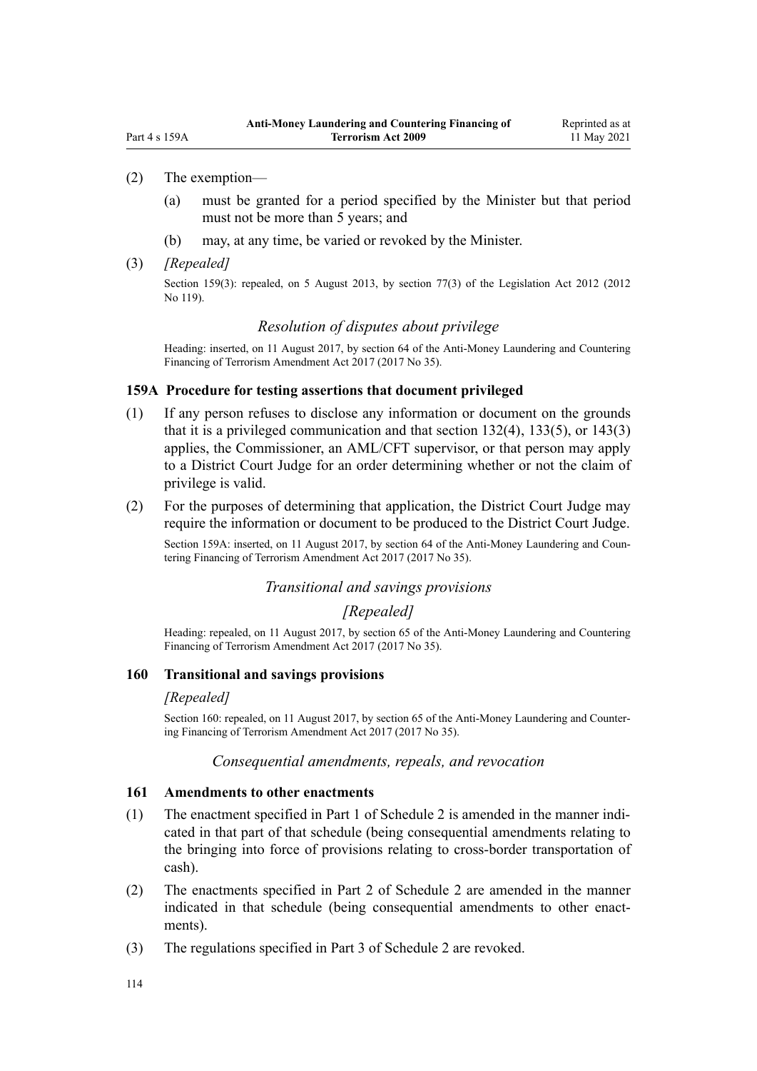(2) The exemption—

(a) must be granted for a period specified by the Minister but that period must not be more than 5 years; and

(b) may, at any time, be varied or revoked by the Minister.

(3) *[Repealed]*

Section 159(3): repealed, on 5 August 2013, by section 77(3) of the Legislation Act 2012 (2012 No 119).

### *Resolution of disputes about privilege*

Heading: inserted, on 11 August 2017, by section 64 of the Anti-Money Laundering and Countering Financing of Terrorism Amendment Act 2017 (2017 No 35).

#### 159A Procedure for testing assertions that document privileged

(1) If any person refuses to disclose any information or document on the grounds that it is a privileged communication and that section 132(4), 133(5), or 143(3) applies, the Commissioner, an AML/CFT supervisor, or that person may apply to a District Court Judge for an order determining whether or not the claim of privilege is valid.

(2) For the purposes of determining that application, the District Court Judge may require the information or document to be produced to the District Court Judge.

Section 159A: inserted, on 11 August 2017, by section 64 of the Anti-Money Laundering and Countering Financing of Terrorism Amendment Act 2017 (2017 No 35).

### *Transitional and savings provisions*

### *[Repealed]*

Heading: repealed, on 11 August 2017, by section 65 of the Anti-Money Laundering and Countering Financing of Terrorism Amendment Act 2017 (2017 No 35).

#### 160 Transitional and savings provisions

*[Repealed]*

Section 160: repealed, on 11 August 2017, by section 65 of the Anti-Money Laundering and Countering Financing of Terrorism Amendment Act 2017 (2017 No 35).

### *Consequential amendments, repeals, and revocation*

#### 161 Amendments to other enactments

(1) The enactment specified in Part 1 of Schedule 2 is amended in the manner indicated in that part of that schedule (being consequential amendments relating to the bringing into force of provisions relating to cross-border transportation of cash).

(2) The enactments specified in Part 2 of Schedule 2 are amended in the manner indicated in that schedule (being consequential amendments to other enactments).

(3) The regulations specified in Part 3 of Schedule 2 are revoked.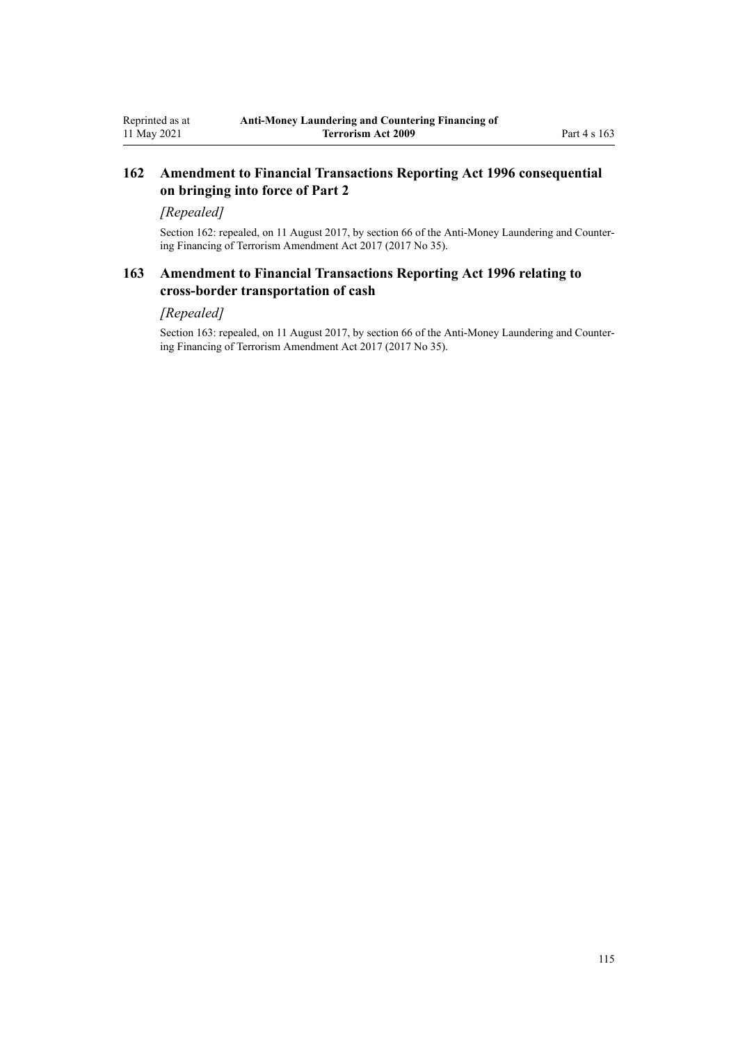## 162 Amendment to Financial Transactions Reporting Act 1996 consequential on bringing into force of Part 2

*[Repealed]*

Section 162: repealed, on 11 August 2017, by section 66 of the Anti-Money Laundering and Countering Financing of Terrorism Amendment Act 2017 (2017 No 35).

## 163 Amendment to Financial Transactions Reporting Act 1996 relating to cross-border transportation of cash

*[Repealed]*

Section 163: repealed, on 11 August 2017, by section 66 of the Anti-Money Laundering and Countering Financing of Terrorism Amendment Act 2017 (2017 No 35).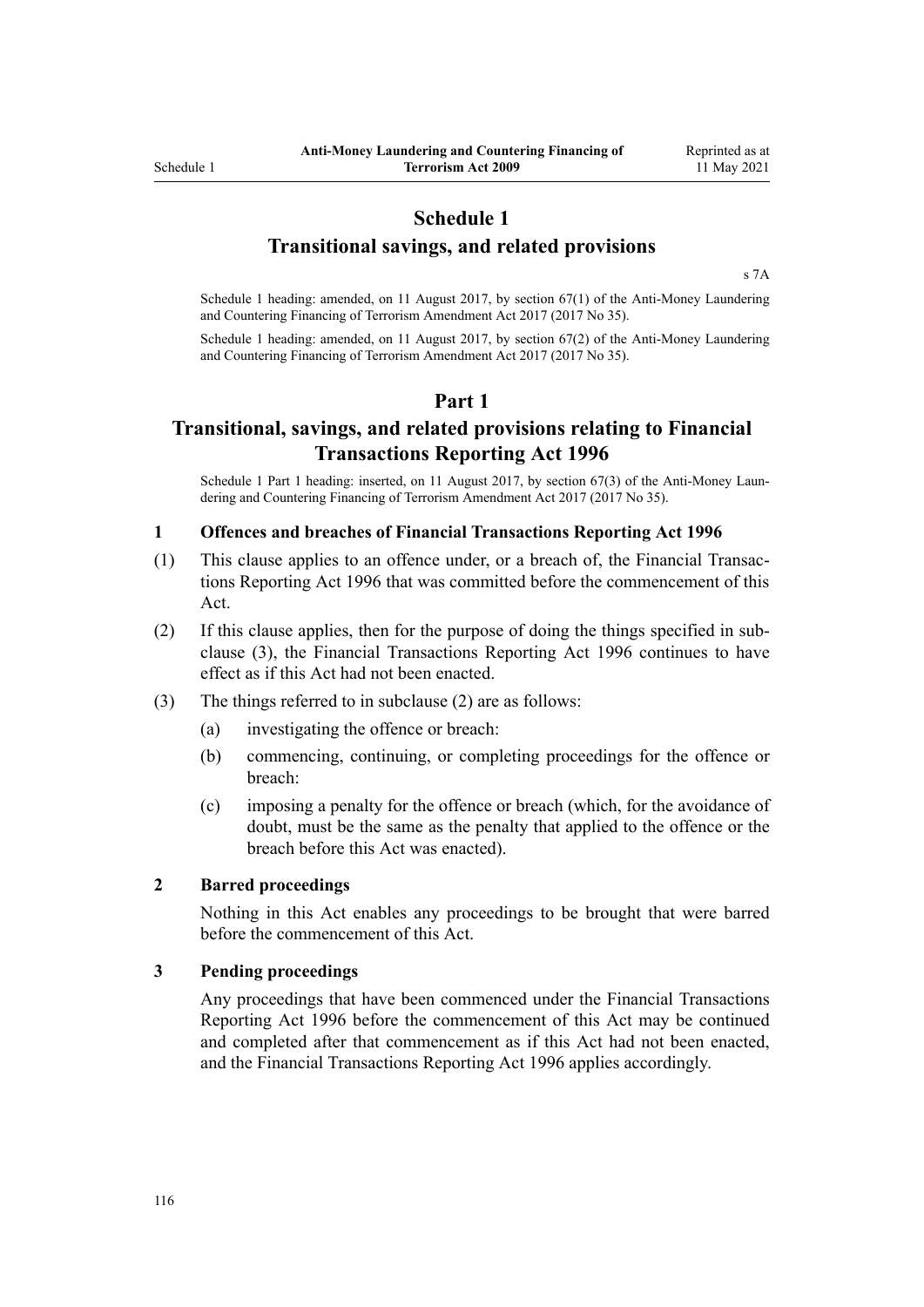# Schedule 1

## Transitional savings, and related provisions

s 7A

Schedule 1 heading: amended, on 11 August 2017, by section 67(1) of the Anti-Money Laundering and Countering Financing of Terrorism Amendment Act 2017 (2017 No 35).

Schedule 1 heading: amended, on 11 August 2017, by section 67(2) of the Anti-Money Laundering and Countering Financing of Terrorism Amendment Act 2017 (2017 No 35).

# Part 1

## Transitional, savings, and related provisions relating to Financial Transactions Reporting Act 1996

Schedule 1 Part 1 heading: inserted, on 11 August 2017, by section 67(3) of the Anti-Money Laundering and Countering Financing of Terrorism Amendment Act 2017 (2017 No 35).

### 1 Offences and breaches of Financial Transactions Reporting Act 1996

(1) This clause applies to an offence under, or a breach of, the Financial Transactions Reporting Act 1996 that was committed before the commencement of this Act.

(2) If this clause applies, then for the purpose of doing the things specified in subclause (3), the Financial Transactions Reporting Act 1996 continues to have effect as if this Act had not been enacted.

(3) The things referred to in subclause (2) are as follows:

- (a) investigating the offence or breach:
- (b) commencing, continuing, or completing proceedings for the offence or breach:
- (c) imposing a penalty for the offence or breach (which, for the avoidance of doubt, must be the same as the penalty that applied to the offence or the breach before this Act was enacted).

### 2 Barred proceedings

Nothing in this Act enables any proceedings to be brought that were barred before the commencement of this Act.

### 3 Pending proceedings

Any proceedings that have been commenced under the Financial Transactions Reporting Act 1996 before the commencement of this Act may be continued and completed after that commencement as if this Act had not been enacted, and the Financial Transactions Reporting Act 1996 applies accordingly.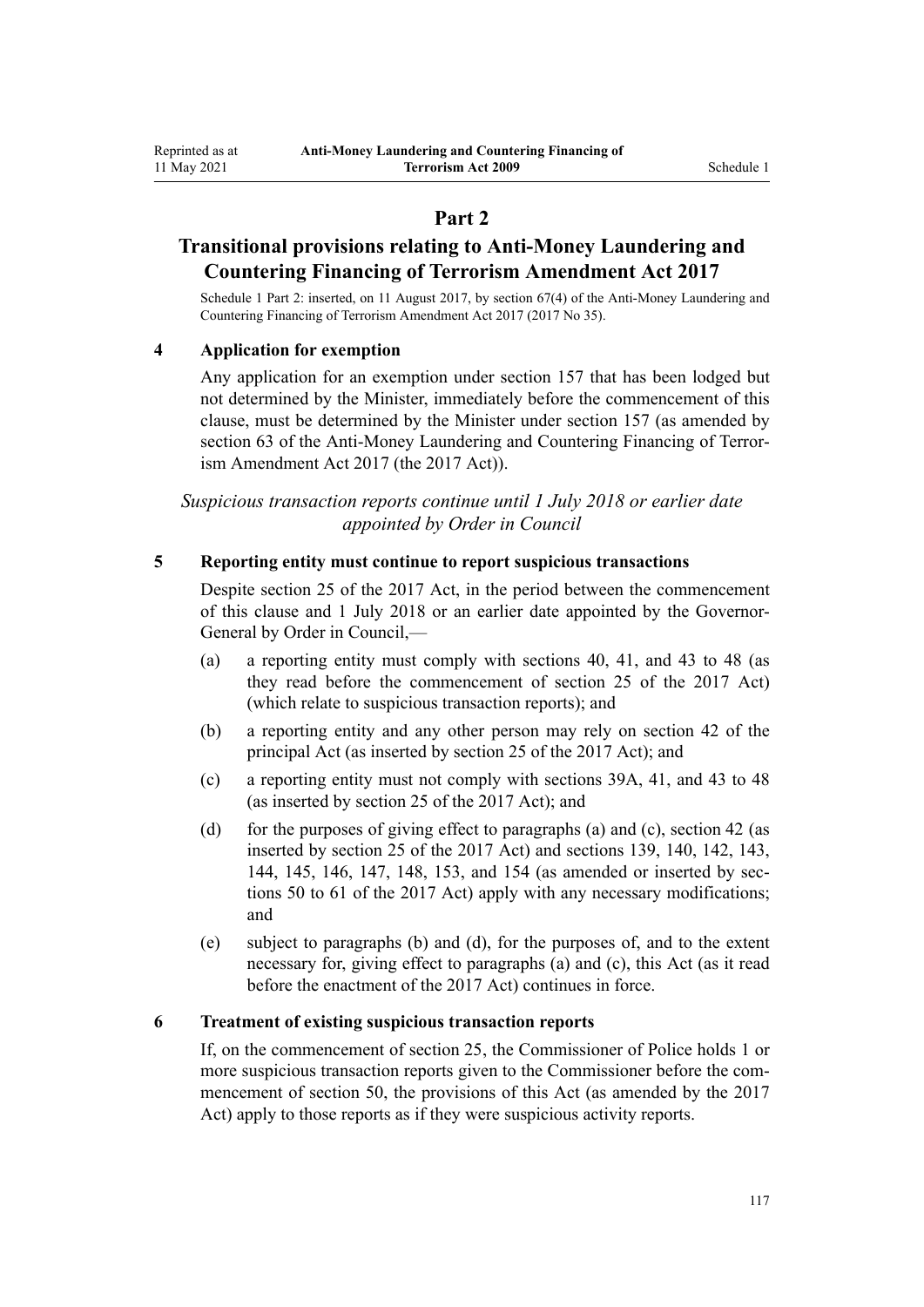## Part 2

## Transitional provisions relating to Anti-Money Laundering and Countering Financing of Terrorism Amendment Act 2017

Schedule 1 Part 2: inserted, on 11 August 2017, by section 67(4) of the Anti-Money Laundering and Countering Financing of Terrorism Amendment Act 2017 (2017 No 35).

### 4 Application for exemption

Any application for an exemption under section 157 that has been lodged but not determined by the Minister, immediately before the commencement of this clause, must be determined by the Minister under section 157 (as amended by section 63 of the Anti-Money Laundering and Countering Financing of Terrorism Amendment Act 2017 (the 2017 Act)).

*Suspicious transaction reports continue until 1 July 2018 or earlier date appointed by Order in Council*

### 5 Reporting entity must continue to report suspicious transactions

Despite section 25 of the 2017 Act, in the period between the commencement of this clause and 1 July 2018 or an earlier date appointed by the Governor-General by Order in Council,—

(a) a reporting entity must comply with sections 40, 41, and 43 to 48 (as they read before the commencement of section 25 of the 2017 Act) (which relate to suspicious transaction reports); and

(b) a reporting entity and any other person may rely on section 42 of the principal Act (as inserted by section 25 of the 2017 Act); and

(c) a reporting entity must not comply with sections 39A, 41, and 43 to 48 (as inserted by section 25 of the 2017 Act); and

(d) for the purposes of giving effect to paragraphs (a) and (c), section 42 (as inserted by section 25 of the 2017 Act) and sections 139, 140, 142, 143, 144, 145, 146, 147, 148, 153, and 154 (as amended or inserted by sections 50 to 61 of the 2017 Act) apply with any necessary modifications; and

(e) subject to paragraphs (b) and (d), for the purposes of, and to the extent necessary for, giving effect to paragraphs (a) and (c), this Act (as it read before the enactment of the 2017 Act) continues in force.

### 6 Treatment of existing suspicious transaction reports

If, on the commencement of section 25, the Commissioner of Police holds 1 or more suspicious transaction reports given to the Commissioner before the commencement of section 50, the provisions of this Act (as amended by the 2017 Act) apply to those reports as if they were suspicious activity reports.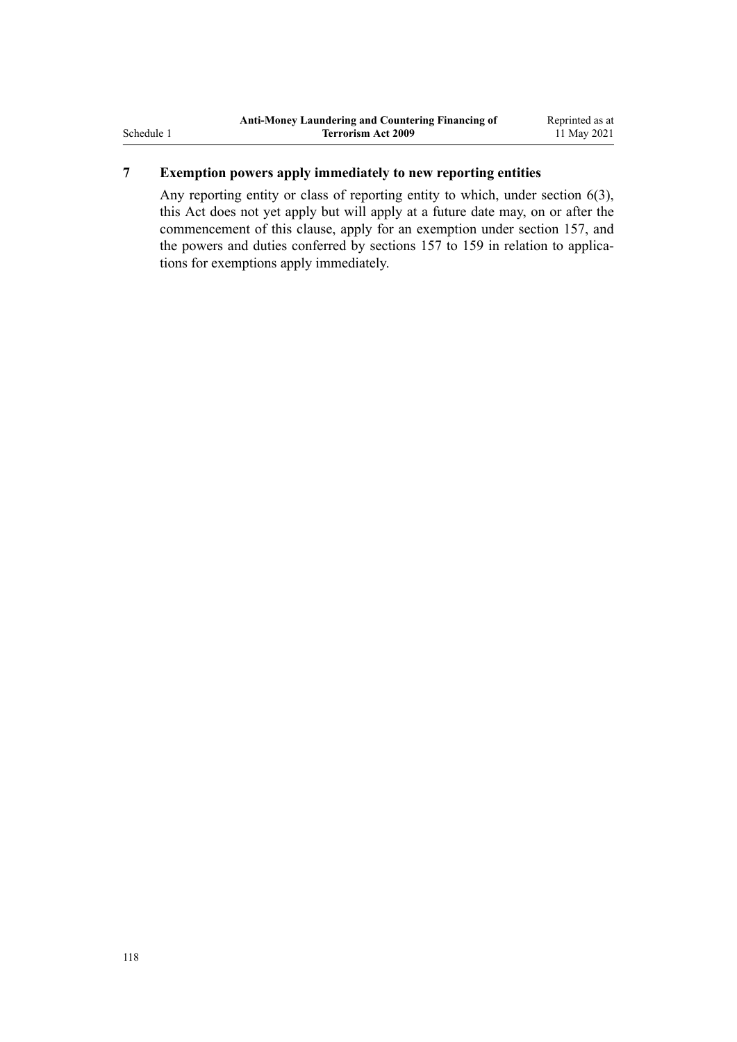### 7 Exemption powers apply immediately to new reporting entities

Any reporting entity or class of reporting entity to which, under section 6(3), this Act does not yet apply but will apply at a future date may, on or after the commencement of this clause, apply for an exemption under section 157, and the powers and duties conferred by sections 157 to 159 in relation to applications for exemptions apply immediately.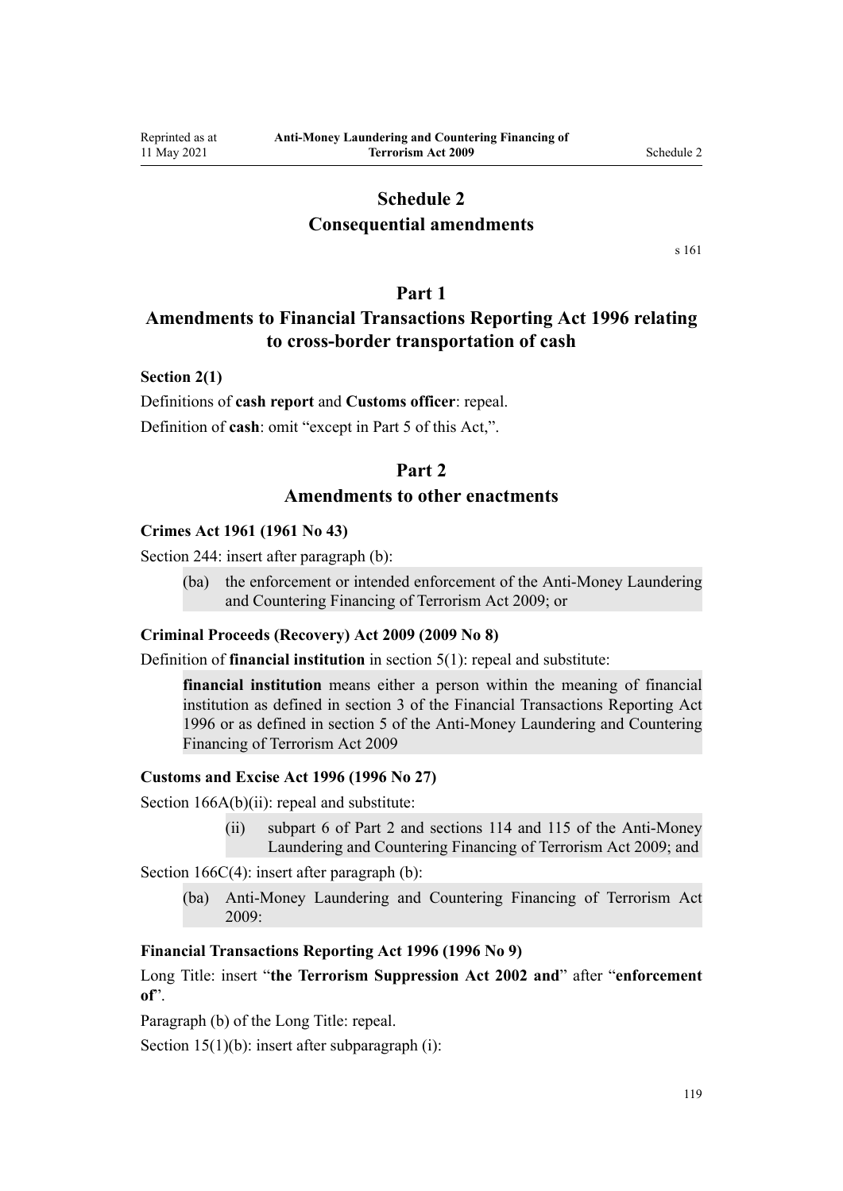# Schedule 2
# Consequential amendments

s 161

## Part 1
## Amendments to Financial Transactions Reporting Act 1996 relating to cross-border transportation of cash

**Section 2(1)**

Definitions of **cash report** and **Customs officer**: repeal.

Definition of **cash**: omit "except in Part 5 of this Act,".

## Part 2
## Amendments to other enactments

**Crimes Act 1961 (1961 No 43)**

Section 244: insert after paragraph (b):

> (ba) the enforcement or intended enforcement of the Anti-Money Laundering and Countering Financing of Terrorism Act 2009; or

**Criminal Proceeds (Recovery) Act 2009 (2009 No 8)**

Definition of **financial institution** in section 5(1): repeal and substitute:

> **financial institution** means either a person within the meaning of financial institution as defined in section 3 of the Financial Transactions Reporting Act 1996 or as defined in section 5 of the Anti-Money Laundering and Countering Financing of Terrorism Act 2009

**Customs and Excise Act 1996 (1996 No 27)**

Section 166A(b)(ii): repeal and substitute:

> (ii) subpart 6 of Part 2 and sections 114 and 115 of the Anti-Money Laundering and Countering Financing of Terrorism Act 2009; and

Section 166C(4): insert after paragraph (b):

> (ba) Anti-Money Laundering and Countering Financing of Terrorism Act 2009:

**Financial Transactions Reporting Act 1996 (1996 No 9)**

Long Title: insert "**the Terrorism Suppression Act 2002 and**" after "**enforcement of**".

Paragraph (b) of the Long Title: repeal.

Section 15(1)(b): insert after subparagraph (i):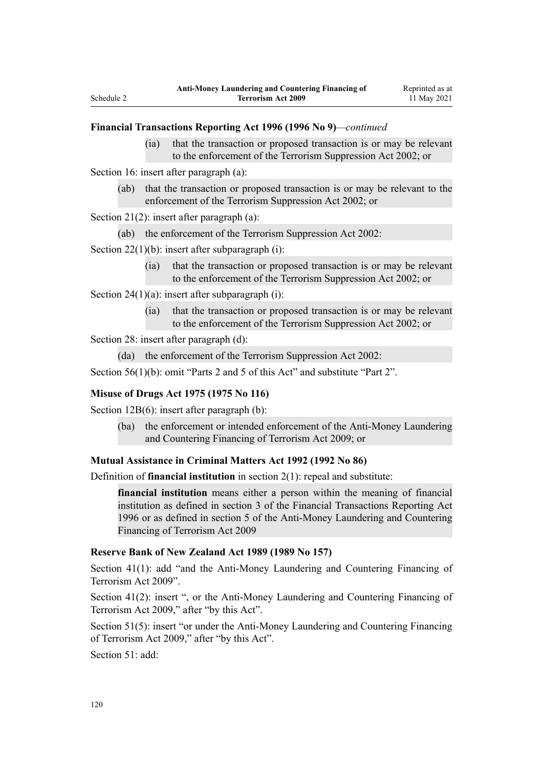**Financial Transactions Reporting Act 1996 (1996 No 9)**—*continued*

(ia) that the transaction or proposed transaction is or may be relevant to the enforcement of the Terrorism Suppression Act 2002; or

Section 16: insert after paragraph (a):

(ab) that the transaction or proposed transaction is or may be relevant to the enforcement of the Terrorism Suppression Act 2002; or

Section 21(2): insert after paragraph (a):

(ab) the enforcement of the Terrorism Suppression Act 2002:

Section 22(1)(b): insert after subparagraph (i):

(ia) that the transaction or proposed transaction is or may be relevant to the enforcement of the Terrorism Suppression Act 2002; or

Section 24(1)(a): insert after subparagraph (i):

(ia) that the transaction or proposed transaction is or may be relevant to the enforcement of the Terrorism Suppression Act 2002; or

Section 28: insert after paragraph (d):

(da) the enforcement of the Terrorism Suppression Act 2002:

Section 56(1)(b): omit "Parts 2 and 5 of this Act" and substitute "Part 2".

**Misuse of Drugs Act 1975 (1975 No 116)**

Section 12B(6): insert after paragraph (b):

(ba) the enforcement or intended enforcement of the Anti-Money Laundering and Countering Financing of Terrorism Act 2009; or

**Mutual Assistance in Criminal Matters Act 1992 (1992 No 86)**

Definition of **financial institution** in section 2(1): repeal and substitute:

**financial institution** means either a person within the meaning of financial institution as defined in section 3 of the Financial Transactions Reporting Act 1996 or as defined in section 5 of the Anti-Money Laundering and Countering Financing of Terrorism Act 2009

**Reserve Bank of New Zealand Act 1989 (1989 No 157)**

Section 41(1): add "and the Anti-Money Laundering and Countering Financing of Terrorism Act 2009".

Section 41(2): insert ", or the Anti-Money Laundering and Countering Financing of Terrorism Act 2009," after "by this Act".

Section 51(5): insert "or under the Anti-Money Laundering and Countering Financing of Terrorism Act 2009," after "by this Act".

Section 51: add: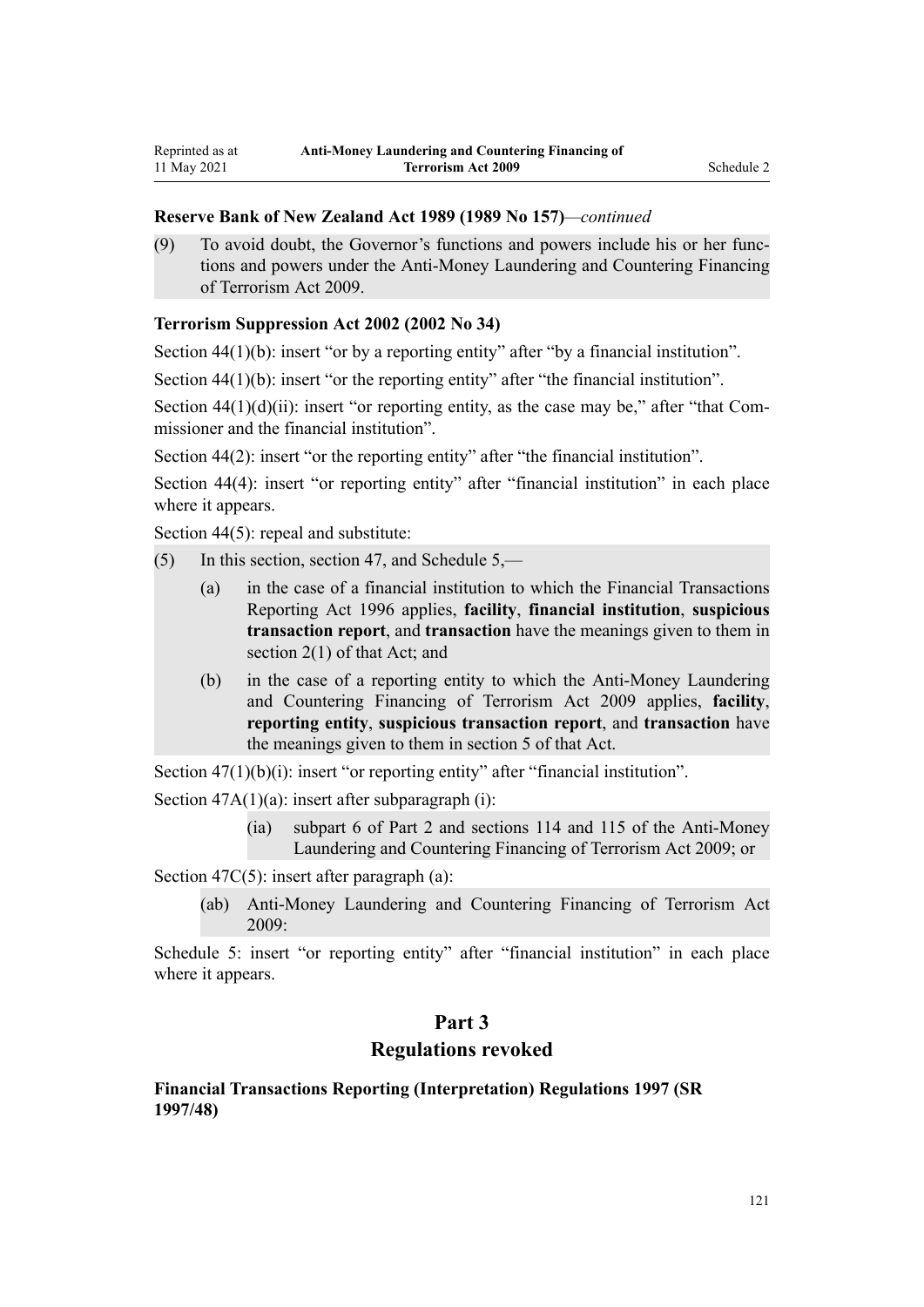**Reserve Bank of New Zealand Act 1989 (1989 No 157)**—*continued*

(9) To avoid doubt, the Governor's functions and powers include his or her functions and powers under the Anti-Money Laundering and Countering Financing of Terrorism Act 2009.

**Terrorism Suppression Act 2002 (2002 No 34)**

Section 44(1)(b): insert "or by a reporting entity" after "by a financial institution".

Section 44(1)(b): insert "or the reporting entity" after "the financial institution".

Section 44(1)(d)(ii): insert "or reporting entity, as the case may be," after "that Commissioner and the financial institution".

Section 44(2): insert "or the reporting entity" after "the financial institution".

Section 44(4): insert "or reporting entity" after "financial institution" in each place where it appears.

Section 44(5): repeal and substitute:

(5) In this section, section 47, and Schedule 5,—

  (a) in the case of a financial institution to which the Financial Transactions Reporting Act 1996 applies, **facility**, **financial institution**, **suspicious transaction report**, and **transaction** have the meanings given to them in section 2(1) of that Act; and

  (b) in the case of a reporting entity to which the Anti-Money Laundering and Countering Financing of Terrorism Act 2009 applies, **facility**, **reporting entity**, **suspicious transaction report**, and **transaction** have the meanings given to them in section 5 of that Act.

Section 47(1)(b)(i): insert "or reporting entity" after "financial institution".

Section 47A(1)(a): insert after subparagraph (i):

  (ia) subpart 6 of Part 2 and sections 114 and 115 of the Anti-Money Laundering and Countering Financing of Terrorism Act 2009; or

Section 47C(5): insert after paragraph (a):

  (ab) Anti-Money Laundering and Countering Financing of Terrorism Act 2009:

Schedule 5: insert "or reporting entity" after "financial institution" in each place where it appears.

## Part 3
## Regulations revoked

**Financial Transactions Reporting (Interpretation) Regulations 1997 (SR 1997/48)**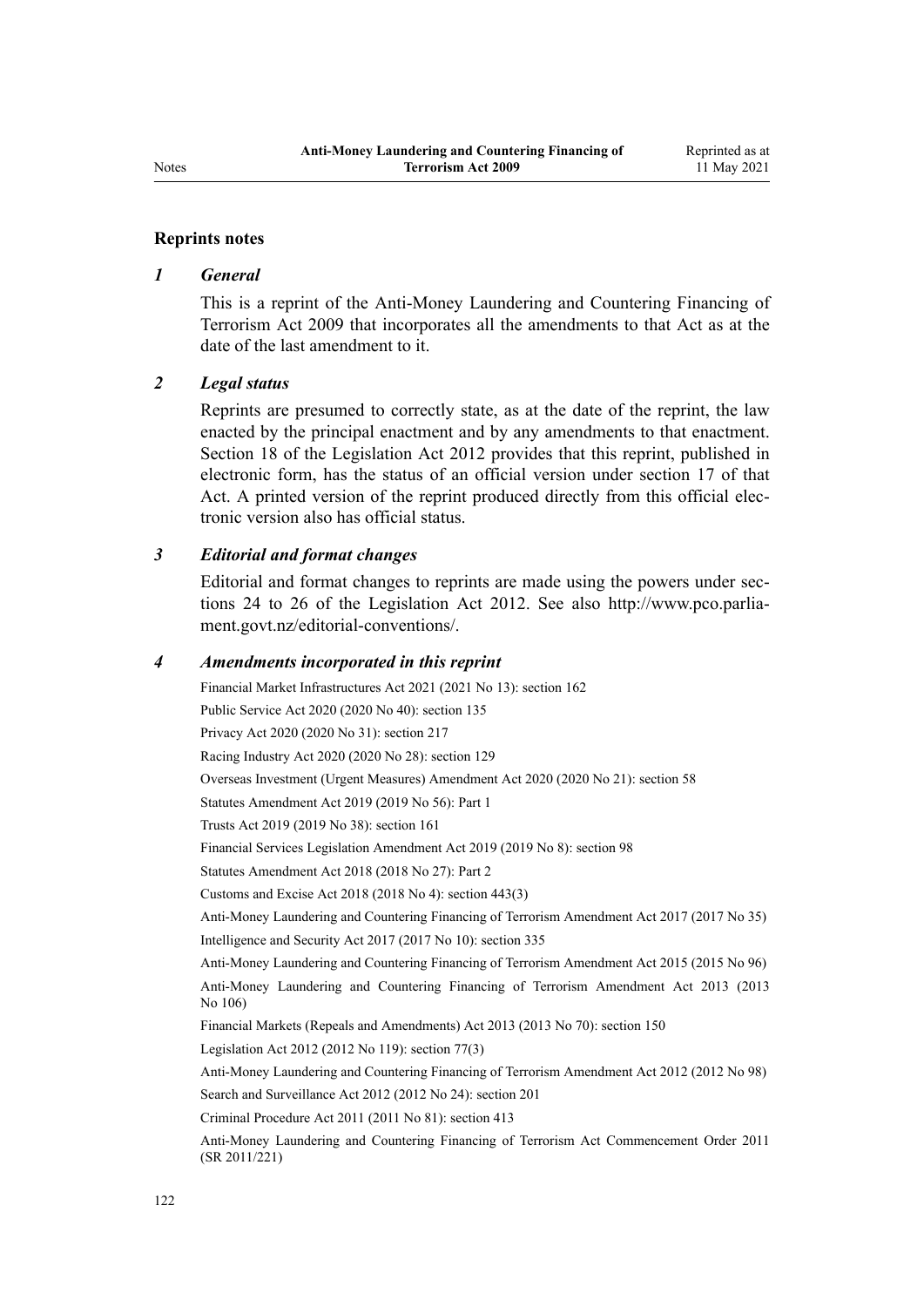## Reprints notes

### *1 General*

This is a reprint of the Anti-Money Laundering and Countering Financing of Terrorism Act 2009 that incorporates all the amendments to that Act as at the date of the last amendment to it.

### *2 Legal status*

Reprints are presumed to correctly state, as at the date of the reprint, the law enacted by the principal enactment and by any amendments to that enactment. Section 18 of the Legislation Act 2012 provides that this reprint, published in electronic form, has the status of an official version under section 17 of that Act. A printed version of the reprint produced directly from this official electronic version also has official status.

### *3 Editorial and format changes*

Editorial and format changes to reprints are made using the powers under sections 24 to 26 of the Legislation Act 2012. See also http://www.pco.parliament.govt.nz/editorial-conventions/.

### *4 Amendments incorporated in this reprint*

Financial Market Infrastructures Act 2021 (2021 No 13): section 162

Public Service Act 2020 (2020 No 40): section 135

Privacy Act 2020 (2020 No 31): section 217

Racing Industry Act 2020 (2020 No 28): section 129

Overseas Investment (Urgent Measures) Amendment Act 2020 (2020 No 21): section 58

Statutes Amendment Act 2019 (2019 No 56): Part 1

Trusts Act 2019 (2019 No 38): section 161

Financial Services Legislation Amendment Act 2019 (2019 No 8): section 98

Statutes Amendment Act 2018 (2018 No 27): Part 2

Customs and Excise Act 2018 (2018 No 4): section 443(3)

Anti-Money Laundering and Countering Financing of Terrorism Amendment Act 2017 (2017 No 35)

Intelligence and Security Act 2017 (2017 No 10): section 335

Anti-Money Laundering and Countering Financing of Terrorism Amendment Act 2015 (2015 No 96)

Anti-Money Laundering and Countering Financing of Terrorism Amendment Act 2013 (2013 No 106)

Financial Markets (Repeals and Amendments) Act 2013 (2013 No 70): section 150

Legislation Act 2012 (2012 No 119): section 77(3)

Anti-Money Laundering and Countering Financing of Terrorism Amendment Act 2012 (2012 No 98)

Search and Surveillance Act 2012 (2012 No 24): section 201

Criminal Procedure Act 2011 (2011 No 81): section 413

Anti-Money Laundering and Countering Financing of Terrorism Act Commencement Order 2011 (SR 2011/221)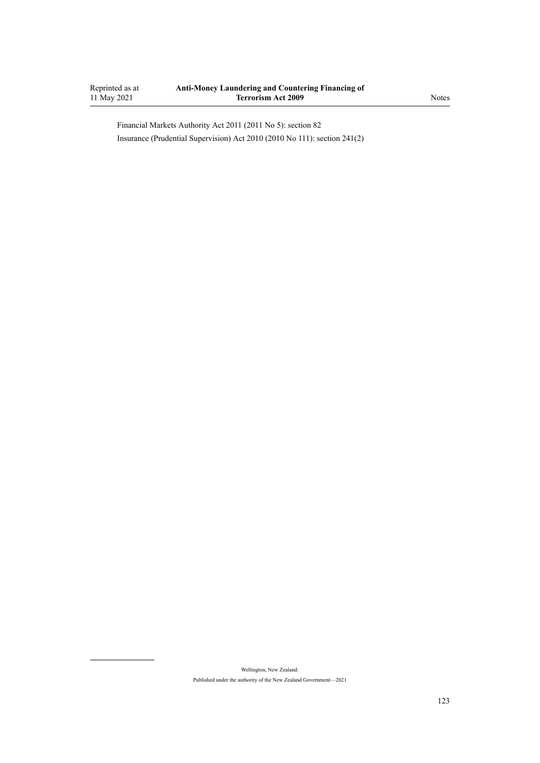Financial Markets Authority Act 2011 (2011 No 5): section 82

Insurance (Prudential Supervision) Act 2010 (2010 No 111): section 241(2)

Wellington, New Zealand:

Published under the authority of the New Zealand Government—2021